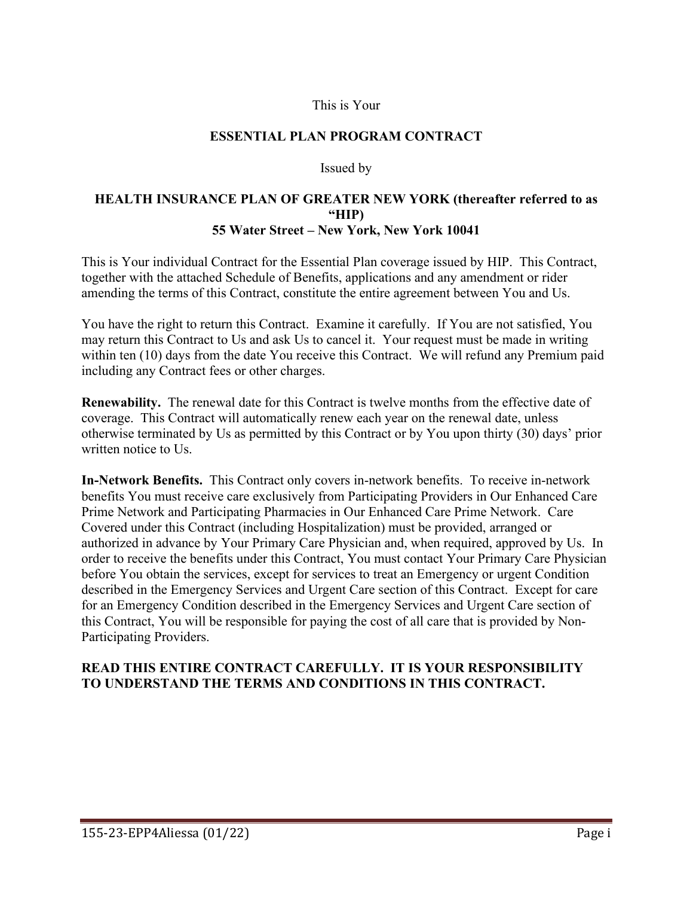This is Your

# ESSENTIAL PLAN PROGRAM CONTRACT

Issued by

**HEALTH INSURANCE PLAN OF GREATER NEW YORK (thereafter referred to as "HIP)**
**55 Water Street – New York, New York 10041**

This is Your individual Contract for the Essential Plan coverage issued by HIP. This Contract, together with the attached Schedule of Benefits, applications and any amendment or rider amending the terms of this Contract, constitute the entire agreement between You and Us.

You have the right to return this Contract. Examine it carefully. If You are not satisfied, You may return this Contract to Us and ask Us to cancel it. Your request must be made in writing within ten (10) days from the date You receive this Contract. We will refund any Premium paid including any Contract fees or other charges.

**Renewability.** The renewal date for this Contract is twelve months from the effective date of coverage. This Contract will automatically renew each year on the renewal date, unless otherwise terminated by Us as permitted by this Contract or by You upon thirty (30) days' prior written notice to Us.

**In-Network Benefits.** This Contract only covers in-network benefits. To receive in-network benefits You must receive care exclusively from Participating Providers in Our Enhanced Care Prime Network and Participating Pharmacies in Our Enhanced Care Prime Network. Care Covered under this Contract (including Hospitalization) must be provided, arranged or authorized in advance by Your Primary Care Physician and, when required, approved by Us. In order to receive the benefits under this Contract, You must contact Your Primary Care Physician before You obtain the services, except for services to treat an Emergency or urgent Condition described in the Emergency Services and Urgent Care section of this Contract. Except for care for an Emergency Condition described in the Emergency Services and Urgent Care section of this Contract, You will be responsible for paying the cost of all care that is provided by Non-Participating Providers.

**READ THIS ENTIRE CONTRACT CAREFULLY. IT IS YOUR RESPONSIBILITY TO UNDERSTAND THE TERMS AND CONDITIONS IN THIS CONTRACT.**

155-23-EPP4Aliessa (01/22)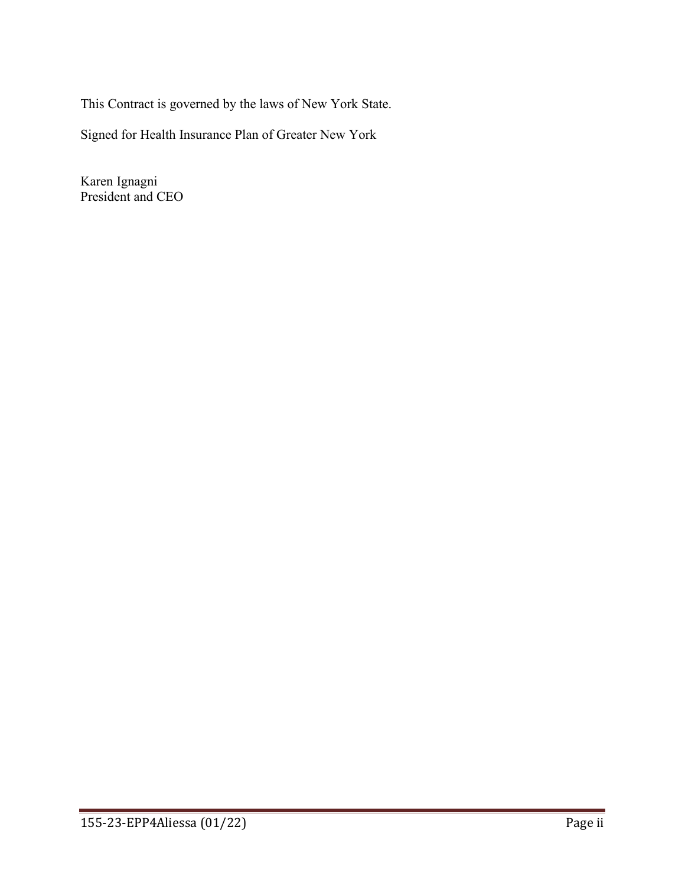This Contract is governed by the laws of New York State.

Signed for Health Insurance Plan of Greater New York

Karen Ignagni  
President and CEO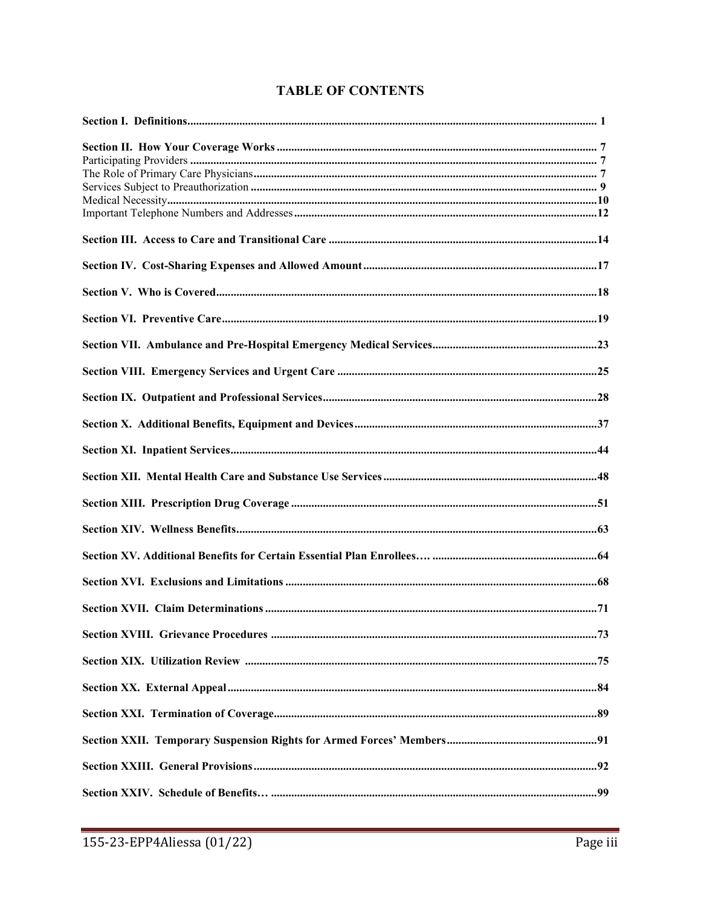# TABLE OF CONTENTS

**Section I. Definitions** ........ **1**

**Section II. How Your Coverage Works** ........ **7**
Participating Providers ........ **7**
The Role of Primary Care Physicians ........ **7**
Services Subject to Preauthorization ........ **9**
Medical Necessity ........ **10**
Important Telephone Numbers and Addresses ........ **12**

**Section III. Access to Care and Transitional Care** ........ **14**

**Section IV. Cost-Sharing Expenses and Allowed Amount** ........ **17**

**Section V. Who is Covered** ........ **18**

**Section VI. Preventive Care** ........ **19**

**Section VII. Ambulance and Pre-Hospital Emergency Medical Services** ........ **23**

**Section VIII. Emergency Services and Urgent Care** ........ **25**

**Section IX. Outpatient and Professional Services** ........ **28**

**Section X. Additional Benefits, Equipment and Devices** ........ **37**

**Section XI. Inpatient Services** ........ **44**

**Section XII. Mental Health Care and Substance Use Services** ........ **48**

**Section XIII. Prescription Drug Coverage** ........ **51**

**Section XIV. Wellness Benefits** ........ **63**

**Section XV. Additional Benefits for Certain Essential Plan Enrollees…** ........ **64**

**Section XVI. Exclusions and Limitations** ........ **68**

**Section XVII. Claim Determinations** ........ **71**

**Section XVIII. Grievance Procedures** ........ **73**

**Section XIX. Utilization Review** ........ **75**

**Section XX. External Appeal** ........ **84**

**Section XXI. Termination of Coverage** ........ **89**

**Section XXII. Temporary Suspension Rights for Armed Forces' Members** ........ **91**

**Section XXIII. General Provisions** ........ **92**

**Section XXIV. Schedule of Benefits…** ........ **99**

155-23-EPP4Aliessa (01/22)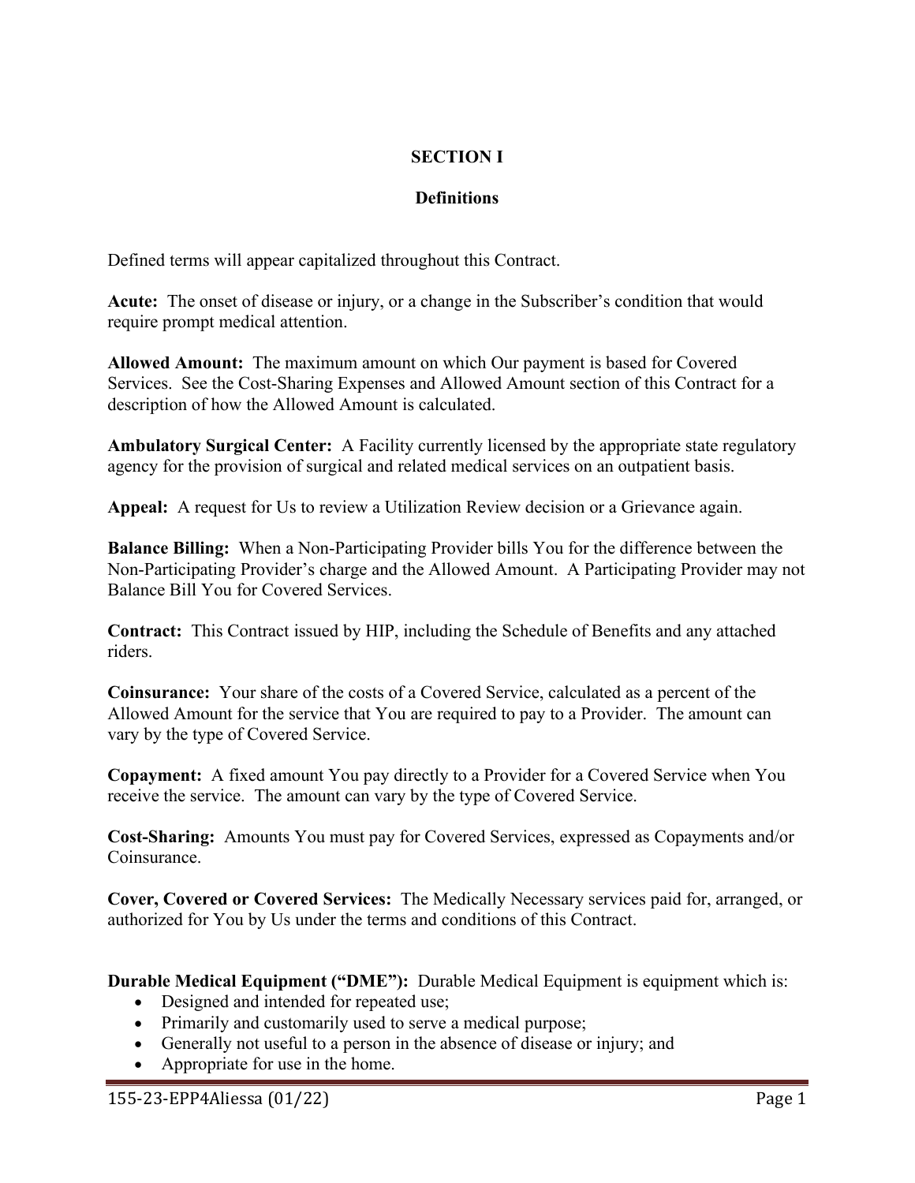# SECTION I

## Definitions

Defined terms will appear capitalized throughout this Contract.

**Acute:** The onset of disease or injury, or a change in the Subscriber's condition that would require prompt medical attention.

**Allowed Amount:** The maximum amount on which Our payment is based for Covered Services. See the Cost-Sharing Expenses and Allowed Amount section of this Contract for a description of how the Allowed Amount is calculated.

**Ambulatory Surgical Center:** A Facility currently licensed by the appropriate state regulatory agency for the provision of surgical and related medical services on an outpatient basis.

**Appeal:** A request for Us to review a Utilization Review decision or a Grievance again.

**Balance Billing:** When a Non-Participating Provider bills You for the difference between the Non-Participating Provider's charge and the Allowed Amount. A Participating Provider may not Balance Bill You for Covered Services.

**Contract:** This Contract issued by HIP, including the Schedule of Benefits and any attached riders.

**Coinsurance:** Your share of the costs of a Covered Service, calculated as a percent of the Allowed Amount for the service that You are required to pay to a Provider. The amount can vary by the type of Covered Service.

**Copayment:** A fixed amount You pay directly to a Provider for a Covered Service when You receive the service. The amount can vary by the type of Covered Service.

**Cost-Sharing:** Amounts You must pay for Covered Services, expressed as Copayments and/or Coinsurance.

**Cover, Covered or Covered Services:** The Medically Necessary services paid for, arranged, or authorized for You by Us under the terms and conditions of this Contract.

**Durable Medical Equipment ("DME"):** Durable Medical Equipment is equipment which is:

- Designed and intended for repeated use;
- Primarily and customarily used to serve a medical purpose;
- Generally not useful to a person in the absence of disease or injury; and
- Appropriate for use in the home.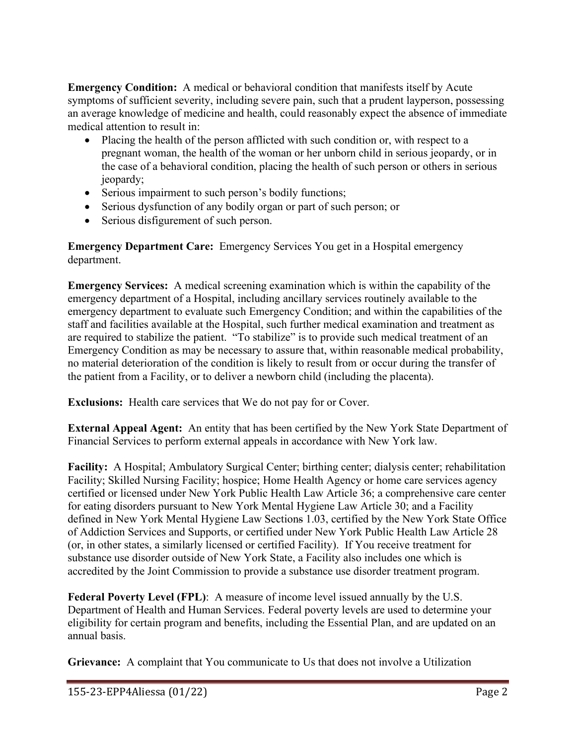**Emergency Condition:** A medical or behavioral condition that manifests itself by Acute symptoms of sufficient severity, including severe pain, such that a prudent layperson, possessing an average knowledge of medicine and health, could reasonably expect the absence of immediate medical attention to result in:

- Placing the health of the person afflicted with such condition or, with respect to a pregnant woman, the health of the woman or her unborn child in serious jeopardy, or in the case of a behavioral condition, placing the health of such person or others in serious jeopardy;
- Serious impairment to such person's bodily functions;
- Serious dysfunction of any bodily organ or part of such person; or
- Serious disfigurement of such person.

**Emergency Department Care:** Emergency Services You get in a Hospital emergency department.

**Emergency Services:** A medical screening examination which is within the capability of the emergency department of a Hospital, including ancillary services routinely available to the emergency department to evaluate such Emergency Condition; and within the capabilities of the staff and facilities available at the Hospital, such further medical examination and treatment as are required to stabilize the patient. "To stabilize" is to provide such medical treatment of an Emergency Condition as may be necessary to assure that, within reasonable medical probability, no material deterioration of the condition is likely to result from or occur during the transfer of the patient from a Facility, or to deliver a newborn child (including the placenta).

**Exclusions:** Health care services that We do not pay for or Cover.

**External Appeal Agent:** An entity that has been certified by the New York State Department of Financial Services to perform external appeals in accordance with New York law.

**Facility:** A Hospital; Ambulatory Surgical Center; birthing center; dialysis center; rehabilitation Facility; Skilled Nursing Facility; hospice; Home Health Agency or home care services agency certified or licensed under New York Public Health Law Article 36; a comprehensive care center for eating disorders pursuant to New York Mental Hygiene Law Article 30; and a Facility defined in New York Mental Hygiene Law Sections 1.03, certified by the New York State Office of Addiction Services and Supports, or certified under New York Public Health Law Article 28 (or, in other states, a similarly licensed or certified Facility). If You receive treatment for substance use disorder outside of New York State, a Facility also includes one which is accredited by the Joint Commission to provide a substance use disorder treatment program.

**Federal Poverty Level (FPL)**: A measure of income level issued annually by the U.S. Department of Health and Human Services. Federal poverty levels are used to determine your eligibility for certain program and benefits, including the Essential Plan, and are updated on an annual basis.

**Grievance:** A complaint that You communicate to Us that does not involve a Utilization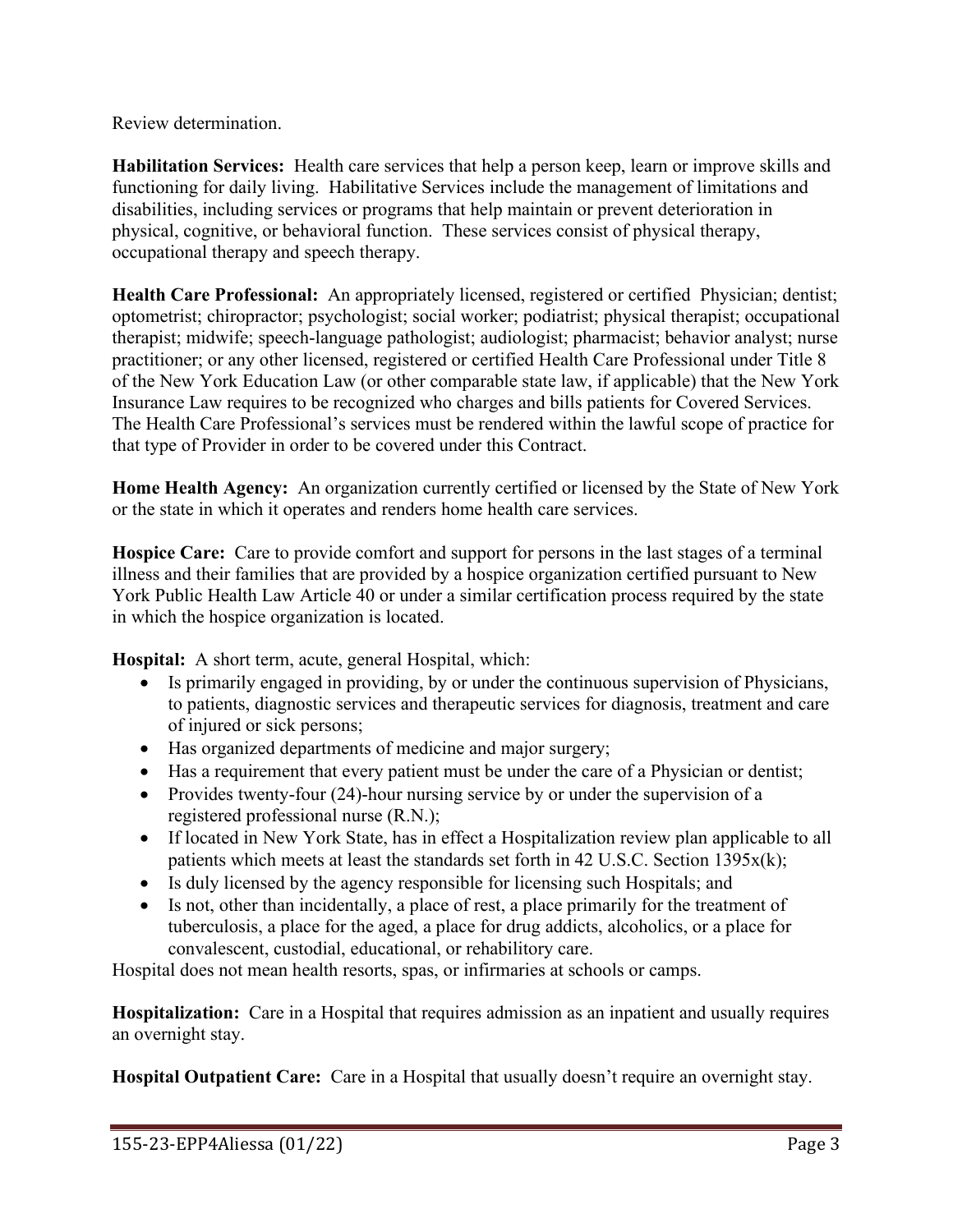Review determination.

**Habilitation Services:** Health care services that help a person keep, learn or improve skills and functioning for daily living. Habilitative Services include the management of limitations and disabilities, including services or programs that help maintain or prevent deterioration in physical, cognitive, or behavioral function. These services consist of physical therapy, occupational therapy and speech therapy.

**Health Care Professional:** An appropriately licensed, registered or certified Physician; dentist; optometrist; chiropractor; psychologist; social worker; podiatrist; physical therapist; occupational therapist; midwife; speech-language pathologist; audiologist; pharmacist; behavior analyst; nurse practitioner; or any other licensed, registered or certified Health Care Professional under Title 8 of the New York Education Law (or other comparable state law, if applicable) that the New York Insurance Law requires to be recognized who charges and bills patients for Covered Services. The Health Care Professional's services must be rendered within the lawful scope of practice for that type of Provider in order to be covered under this Contract.

**Home Health Agency:** An organization currently certified or licensed by the State of New York or the state in which it operates and renders home health care services.

**Hospice Care:** Care to provide comfort and support for persons in the last stages of a terminal illness and their families that are provided by a hospice organization certified pursuant to New York Public Health Law Article 40 or under a similar certification process required by the state in which the hospice organization is located.

**Hospital:** A short term, acute, general Hospital, which:

- Is primarily engaged in providing, by or under the continuous supervision of Physicians, to patients, diagnostic services and therapeutic services for diagnosis, treatment and care of injured or sick persons;
- Has organized departments of medicine and major surgery;
- Has a requirement that every patient must be under the care of a Physician or dentist;
- Provides twenty-four (24)-hour nursing service by or under the supervision of a registered professional nurse (R.N.);
- If located in New York State, has in effect a Hospitalization review plan applicable to all patients which meets at least the standards set forth in 42 U.S.C. Section 1395x(k);
- Is duly licensed by the agency responsible for licensing such Hospitals; and
- Is not, other than incidentally, a place of rest, a place primarily for the treatment of tuberculosis, a place for the aged, a place for drug addicts, alcoholics, or a place for convalescent, custodial, educational, or rehabilitory care.

Hospital does not mean health resorts, spas, or infirmaries at schools or camps.

**Hospitalization:** Care in a Hospital that requires admission as an inpatient and usually requires an overnight stay.

**Hospital Outpatient Care:** Care in a Hospital that usually doesn't require an overnight stay.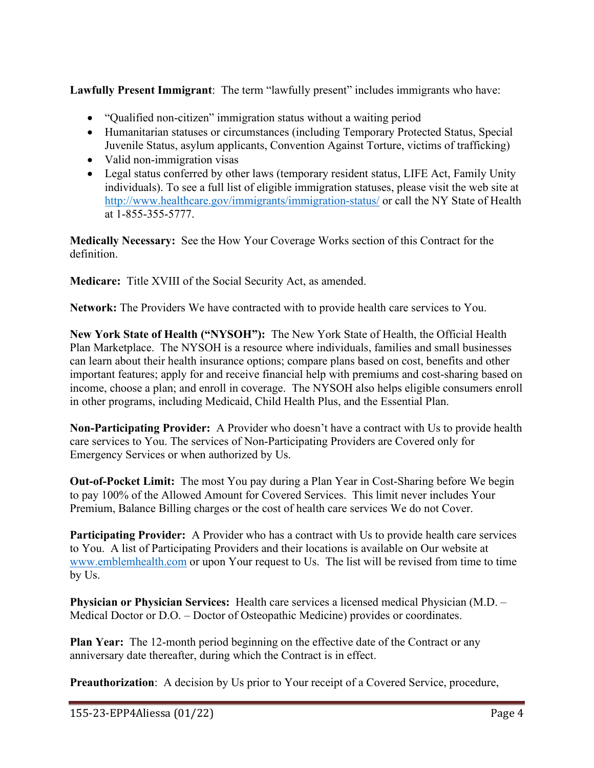**Lawfully Present Immigrant**: The term "lawfully present" includes immigrants who have:

- "Qualified non-citizen" immigration status without a waiting period
- Humanitarian statuses or circumstances (including Temporary Protected Status, Special Juvenile Status, asylum applicants, Convention Against Torture, victims of trafficking)
- Valid non-immigration visas
- Legal status conferred by other laws (temporary resident status, LIFE Act, Family Unity individuals). To see a full list of eligible immigration statuses, please visit the web site at http://www.healthcare.gov/immigrants/immigration-status/ or call the NY State of Health at 1-855-355-5777.

**Medically Necessary:** See the How Your Coverage Works section of this Contract for the definition.

**Medicare:** Title XVIII of the Social Security Act, as amended.

**Network:** The Providers We have contracted with to provide health care services to You.

**New York State of Health ("NYSOH"):** The New York State of Health, the Official Health Plan Marketplace. The NYSOH is a resource where individuals, families and small businesses can learn about their health insurance options; compare plans based on cost, benefits and other important features; apply for and receive financial help with premiums and cost-sharing based on income, choose a plan; and enroll in coverage. The NYSOH also helps eligible consumers enroll in other programs, including Medicaid, Child Health Plus, and the Essential Plan.

**Non-Participating Provider:** A Provider who doesn't have a contract with Us to provide health care services to You. The services of Non-Participating Providers are Covered only for Emergency Services or when authorized by Us.

**Out-of-Pocket Limit:** The most You pay during a Plan Year in Cost-Sharing before We begin to pay 100% of the Allowed Amount for Covered Services. This limit never includes Your Premium, Balance Billing charges or the cost of health care services We do not Cover.

**Participating Provider:** A Provider who has a contract with Us to provide health care services to You. A list of Participating Providers and their locations is available on Our website at www.emblemhealth.com or upon Your request to Us. The list will be revised from time to time by Us.

**Physician or Physician Services:** Health care services a licensed medical Physician (M.D. – Medical Doctor or D.O. – Doctor of Osteopathic Medicine) provides or coordinates.

**Plan Year:** The 12-month period beginning on the effective date of the Contract or any anniversary date thereafter, during which the Contract is in effect.

**Preauthorization**: A decision by Us prior to Your receipt of a Covered Service, procedure,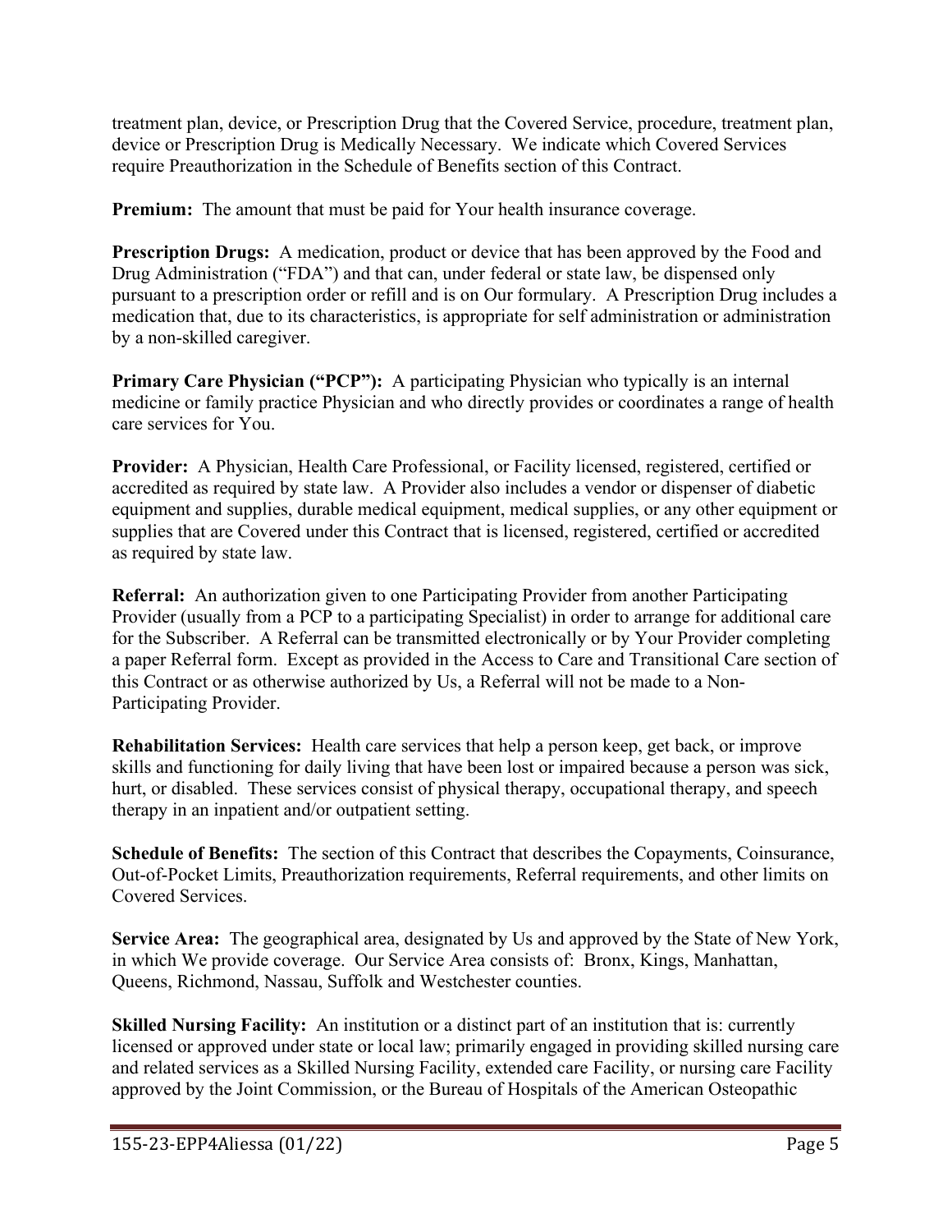treatment plan, device, or Prescription Drug that the Covered Service, procedure, treatment plan, device or Prescription Drug is Medically Necessary. We indicate which Covered Services require Preauthorization in the Schedule of Benefits section of this Contract.

**Premium:** The amount that must be paid for Your health insurance coverage.

**Prescription Drugs:** A medication, product or device that has been approved by the Food and Drug Administration ("FDA") and that can, under federal or state law, be dispensed only pursuant to a prescription order or refill and is on Our formulary. A Prescription Drug includes a medication that, due to its characteristics, is appropriate for self administration or administration by a non-skilled caregiver.

**Primary Care Physician ("PCP"):** A participating Physician who typically is an internal medicine or family practice Physician and who directly provides or coordinates a range of health care services for You.

**Provider:** A Physician, Health Care Professional, or Facility licensed, registered, certified or accredited as required by state law. A Provider also includes a vendor or dispenser of diabetic equipment and supplies, durable medical equipment, medical supplies, or any other equipment or supplies that are Covered under this Contract that is licensed, registered, certified or accredited as required by state law.

**Referral:** An authorization given to one Participating Provider from another Participating Provider (usually from a PCP to a participating Specialist) in order to arrange for additional care for the Subscriber. A Referral can be transmitted electronically or by Your Provider completing a paper Referral form. Except as provided in the Access to Care and Transitional Care section of this Contract or as otherwise authorized by Us, a Referral will not be made to a Non-Participating Provider.

**Rehabilitation Services:** Health care services that help a person keep, get back, or improve skills and functioning for daily living that have been lost or impaired because a person was sick, hurt, or disabled. These services consist of physical therapy, occupational therapy, and speech therapy in an inpatient and/or outpatient setting.

**Schedule of Benefits:** The section of this Contract that describes the Copayments, Coinsurance, Out-of-Pocket Limits, Preauthorization requirements, Referral requirements, and other limits on Covered Services.

**Service Area:** The geographical area, designated by Us and approved by the State of New York, in which We provide coverage. Our Service Area consists of: Bronx, Kings, Manhattan, Queens, Richmond, Nassau, Suffolk and Westchester counties.

**Skilled Nursing Facility:** An institution or a distinct part of an institution that is: currently licensed or approved under state or local law; primarily engaged in providing skilled nursing care and related services as a Skilled Nursing Facility, extended care Facility, or nursing care Facility approved by the Joint Commission, or the Bureau of Hospitals of the American Osteopathic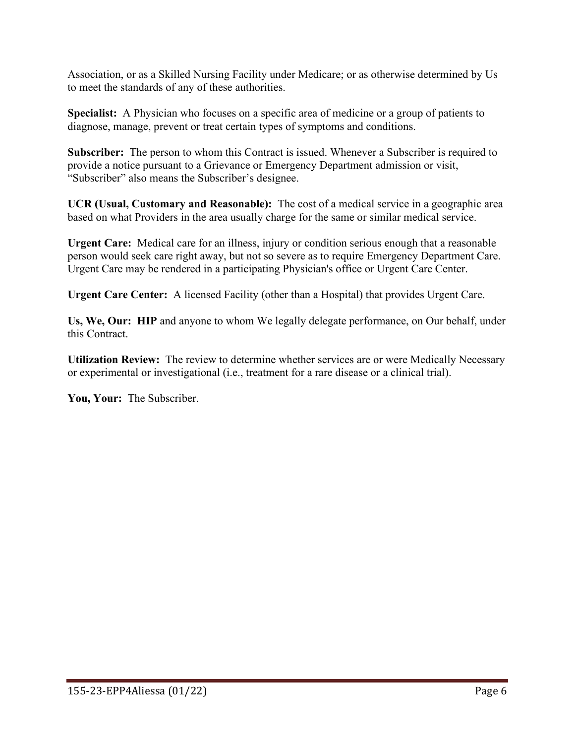Association, or as a Skilled Nursing Facility under Medicare; or as otherwise determined by Us to meet the standards of any of these authorities.

**Specialist:** A Physician who focuses on a specific area of medicine or a group of patients to diagnose, manage, prevent or treat certain types of symptoms and conditions.

**Subscriber:** The person to whom this Contract is issued. Whenever a Subscriber is required to provide a notice pursuant to a Grievance or Emergency Department admission or visit, "Subscriber" also means the Subscriber's designee.

**UCR (Usual, Customary and Reasonable):** The cost of a medical service in a geographic area based on what Providers in the area usually charge for the same or similar medical service.

**Urgent Care:** Medical care for an illness, injury or condition serious enough that a reasonable person would seek care right away, but not so severe as to require Emergency Department Care. Urgent Care may be rendered in a participating Physician's office or Urgent Care Center.

**Urgent Care Center:** A licensed Facility (other than a Hospital) that provides Urgent Care.

**Us, We, Our: HIP** and anyone to whom We legally delegate performance, on Our behalf, under this Contract.

**Utilization Review:** The review to determine whether services are or were Medically Necessary or experimental or investigational (i.e., treatment for a rare disease or a clinical trial).

**You, Your:** The Subscriber.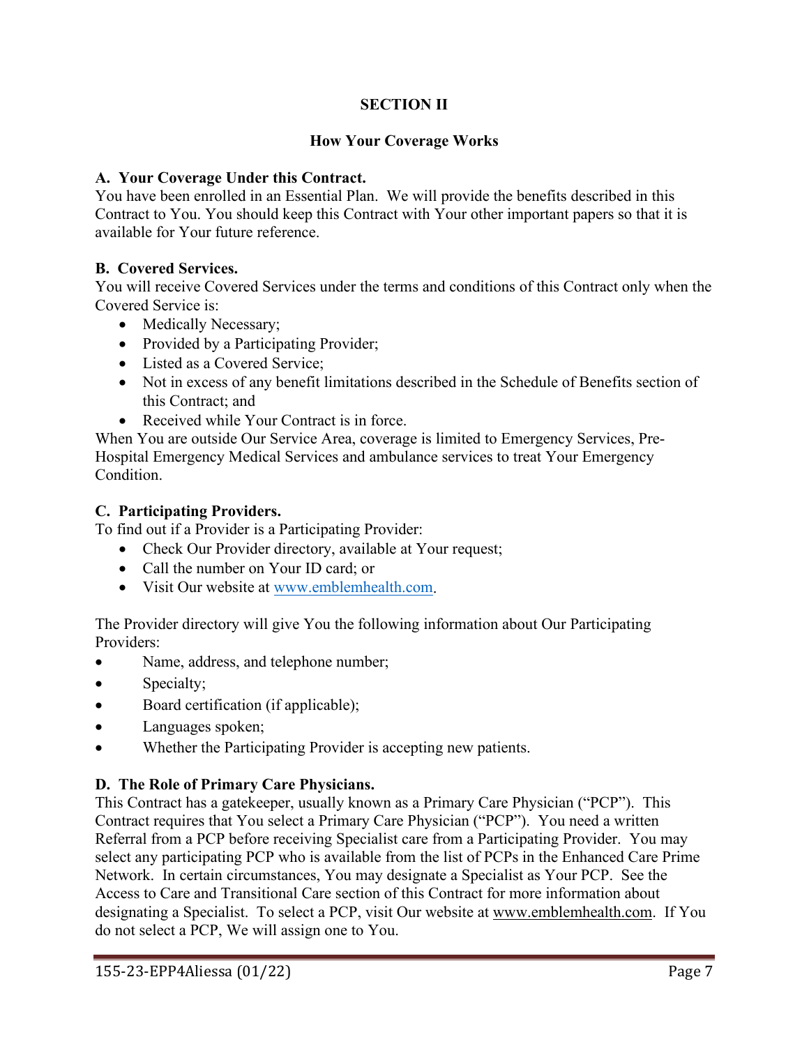# SECTION II

## How Your Coverage Works

### A. Your Coverage Under this Contract.

You have been enrolled in an Essential Plan. We will provide the benefits described in this Contract to You. You should keep this Contract with Your other important papers so that it is available for Your future reference.

### B. Covered Services.

You will receive Covered Services under the terms and conditions of this Contract only when the Covered Service is:

- Medically Necessary;
- Provided by a Participating Provider;
- Listed as a Covered Service;
- Not in excess of any benefit limitations described in the Schedule of Benefits section of this Contract; and
- Received while Your Contract is in force.

When You are outside Our Service Area, coverage is limited to Emergency Services, Pre-Hospital Emergency Medical Services and ambulance services to treat Your Emergency Condition.

### C. Participating Providers.

To find out if a Provider is a Participating Provider:

- Check Our Provider directory, available at Your request;
- Call the number on Your ID card; or
- Visit Our website at www.emblemhealth.com.

The Provider directory will give You the following information about Our Participating Providers:

- Name, address, and telephone number;
- Specialty;
- Board certification (if applicable);
- Languages spoken;
- Whether the Participating Provider is accepting new patients.

### D. The Role of Primary Care Physicians.

This Contract has a gatekeeper, usually known as a Primary Care Physician ("PCP"). This Contract requires that You select a Primary Care Physician ("PCP"). You need a written Referral from a PCP before receiving Specialist care from a Participating Provider. You may select any participating PCP who is available from the list of PCPs in the Enhanced Care Prime Network. In certain circumstances, You may designate a Specialist as Your PCP. See the Access to Care and Transitional Care section of this Contract for more information about designating a Specialist. To select a PCP, visit Our website at www.emblemhealth.com. If You do not select a PCP, We will assign one to You.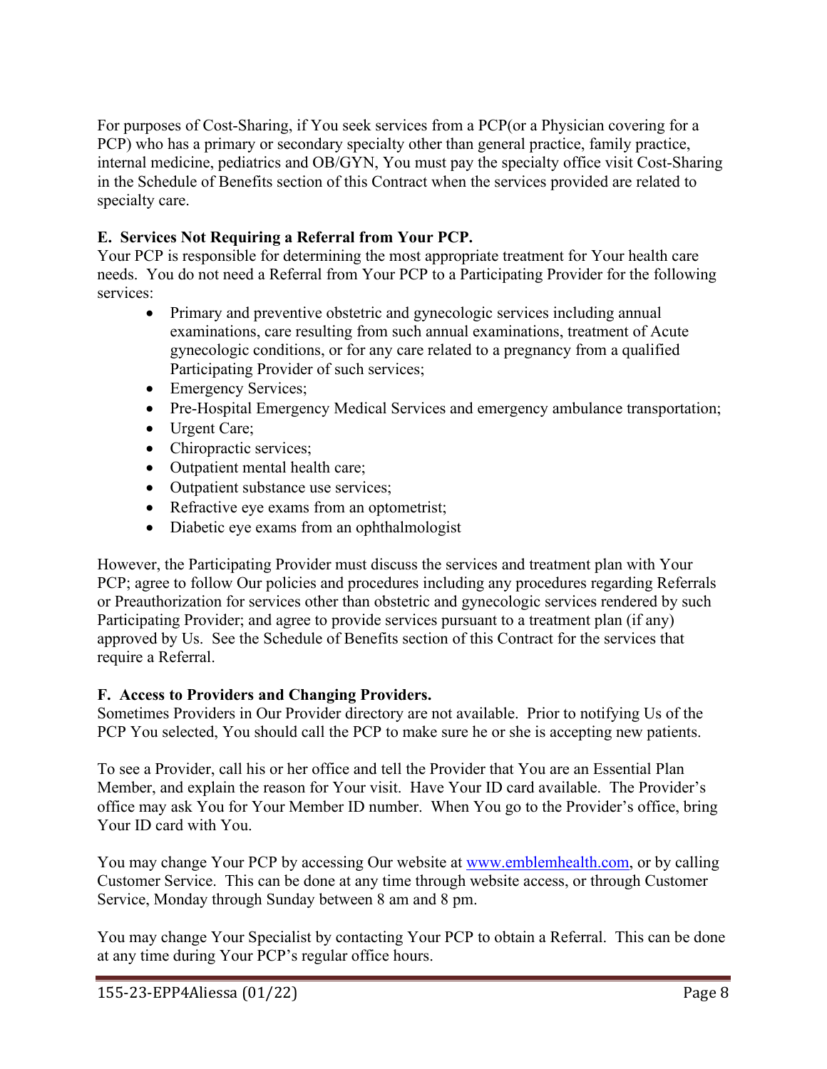For purposes of Cost-Sharing, if You seek services from a PCP(or a Physician covering for a PCP) who has a primary or secondary specialty other than general practice, family practice, internal medicine, pediatrics and OB/GYN, You must pay the specialty office visit Cost-Sharing in the Schedule of Benefits section of this Contract when the services provided are related to specialty care.

**E. Services Not Requiring a Referral from Your PCP.**

Your PCP is responsible for determining the most appropriate treatment for Your health care needs. You do not need a Referral from Your PCP to a Participating Provider for the following services:

- Primary and preventive obstetric and gynecologic services including annual examinations, care resulting from such annual examinations, treatment of Acute gynecologic conditions, or for any care related to a pregnancy from a qualified Participating Provider of such services;
- Emergency Services;
- Pre-Hospital Emergency Medical Services and emergency ambulance transportation;
- Urgent Care;
- Chiropractic services;
- Outpatient mental health care;
- Outpatient substance use services;
- Refractive eye exams from an optometrist;
- Diabetic eye exams from an ophthalmologist

However, the Participating Provider must discuss the services and treatment plan with Your PCP; agree to follow Our policies and procedures including any procedures regarding Referrals or Preauthorization for services other than obstetric and gynecologic services rendered by such Participating Provider; and agree to provide services pursuant to a treatment plan (if any) approved by Us. See the Schedule of Benefits section of this Contract for the services that require a Referral.

**F. Access to Providers and Changing Providers.**

Sometimes Providers in Our Provider directory are not available. Prior to notifying Us of the PCP You selected, You should call the PCP to make sure he or she is accepting new patients.

To see a Provider, call his or her office and tell the Provider that You are an Essential Plan Member, and explain the reason for Your visit. Have Your ID card available. The Provider's office may ask You for Your Member ID number. When You go to the Provider's office, bring Your ID card with You.

You may change Your PCP by accessing Our website at www.emblemhealth.com, or by calling Customer Service. This can be done at any time through website access, or through Customer Service, Monday through Sunday between 8 am and 8 pm.

You may change Your Specialist by contacting Your PCP to obtain a Referral. This can be done at any time during Your PCP's regular office hours.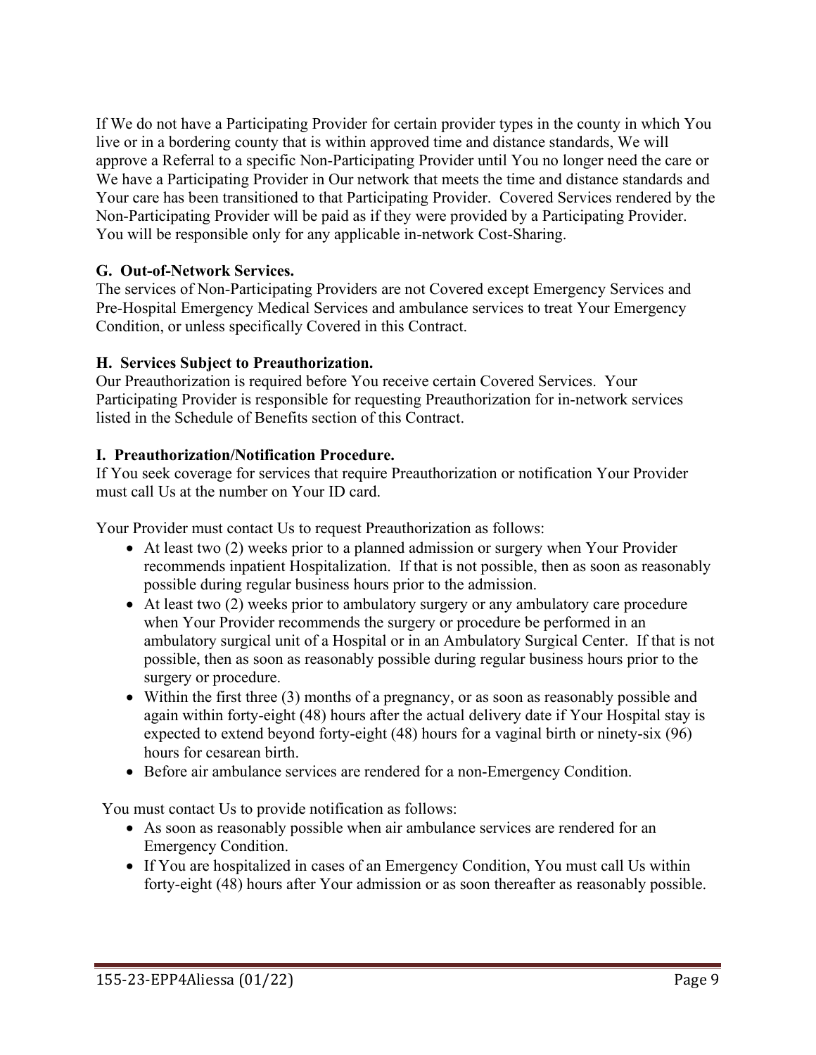If We do not have a Participating Provider for certain provider types in the county in which You live or in a bordering county that is within approved time and distance standards, We will approve a Referral to a specific Non-Participating Provider until You no longer need the care or We have a Participating Provider in Our network that meets the time and distance standards and Your care has been transitioned to that Participating Provider. Covered Services rendered by the Non-Participating Provider will be paid as if they were provided by a Participating Provider. You will be responsible only for any applicable in-network Cost-Sharing.

**G. Out-of-Network Services.**

The services of Non-Participating Providers are not Covered except Emergency Services and Pre-Hospital Emergency Medical Services and ambulance services to treat Your Emergency Condition, or unless specifically Covered in this Contract.

**H. Services Subject to Preauthorization.**

Our Preauthorization is required before You receive certain Covered Services. Your Participating Provider is responsible for requesting Preauthorization for in-network services listed in the Schedule of Benefits section of this Contract.

**I. Preauthorization/Notification Procedure.**

If You seek coverage for services that require Preauthorization or notification Your Provider must call Us at the number on Your ID card.

Your Provider must contact Us to request Preauthorization as follows:

- At least two (2) weeks prior to a planned admission or surgery when Your Provider recommends inpatient Hospitalization. If that is not possible, then as soon as reasonably possible during regular business hours prior to the admission.
- At least two (2) weeks prior to ambulatory surgery or any ambulatory care procedure when Your Provider recommends the surgery or procedure be performed in an ambulatory surgical unit of a Hospital or in an Ambulatory Surgical Center. If that is not possible, then as soon as reasonably possible during regular business hours prior to the surgery or procedure.
- Within the first three (3) months of a pregnancy, or as soon as reasonably possible and again within forty-eight (48) hours after the actual delivery date if Your Hospital stay is expected to extend beyond forty-eight (48) hours for a vaginal birth or ninety-six (96) hours for cesarean birth.
- Before air ambulance services are rendered for a non-Emergency Condition.

You must contact Us to provide notification as follows:

- As soon as reasonably possible when air ambulance services are rendered for an Emergency Condition.
- If You are hospitalized in cases of an Emergency Condition, You must call Us within forty-eight (48) hours after Your admission or as soon thereafter as reasonably possible.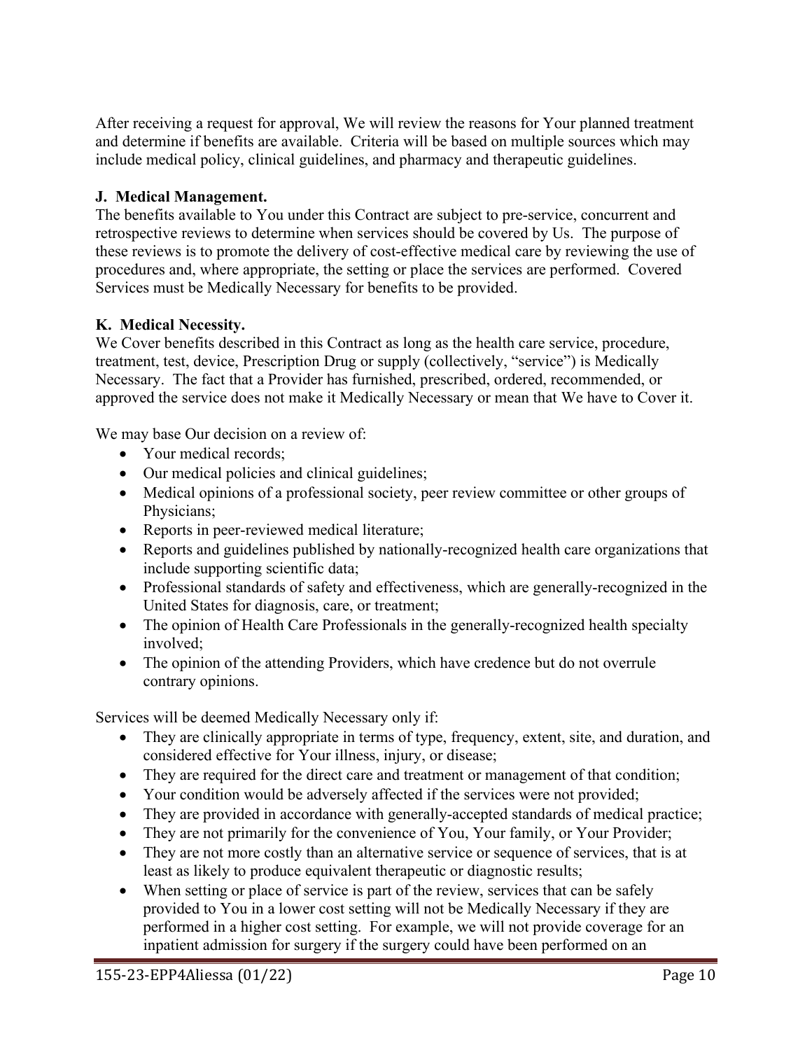After receiving a request for approval, We will review the reasons for Your planned treatment and determine if benefits are available. Criteria will be based on multiple sources which may include medical policy, clinical guidelines, and pharmacy and therapeutic guidelines.

**J. Medical Management.**

The benefits available to You under this Contract are subject to pre-service, concurrent and retrospective reviews to determine when services should be covered by Us. The purpose of these reviews is to promote the delivery of cost-effective medical care by reviewing the use of procedures and, where appropriate, the setting or place the services are performed. Covered Services must be Medically Necessary for benefits to be provided.

**K. Medical Necessity.**

We Cover benefits described in this Contract as long as the health care service, procedure, treatment, test, device, Prescription Drug or supply (collectively, "service") is Medically Necessary. The fact that a Provider has furnished, prescribed, ordered, recommended, or approved the service does not make it Medically Necessary or mean that We have to Cover it.

We may base Our decision on a review of:

- Your medical records;
- Our medical policies and clinical guidelines;
- Medical opinions of a professional society, peer review committee or other groups of Physicians;
- Reports in peer-reviewed medical literature;
- Reports and guidelines published by nationally-recognized health care organizations that include supporting scientific data;
- Professional standards of safety and effectiveness, which are generally-recognized in the United States for diagnosis, care, or treatment;
- The opinion of Health Care Professionals in the generally-recognized health specialty involved;
- The opinion of the attending Providers, which have credence but do not overrule contrary opinions.

Services will be deemed Medically Necessary only if:

- They are clinically appropriate in terms of type, frequency, extent, site, and duration, and considered effective for Your illness, injury, or disease;
- They are required for the direct care and treatment or management of that condition;
- Your condition would be adversely affected if the services were not provided;
- They are provided in accordance with generally-accepted standards of medical practice;
- They are not primarily for the convenience of You, Your family, or Your Provider;
- They are not more costly than an alternative service or sequence of services, that is at least as likely to produce equivalent therapeutic or diagnostic results;
- When setting or place of service is part of the review, services that can be safely provided to You in a lower cost setting will not be Medically Necessary if they are performed in a higher cost setting. For example, we will not provide coverage for an inpatient admission for surgery if the surgery could have been performed on an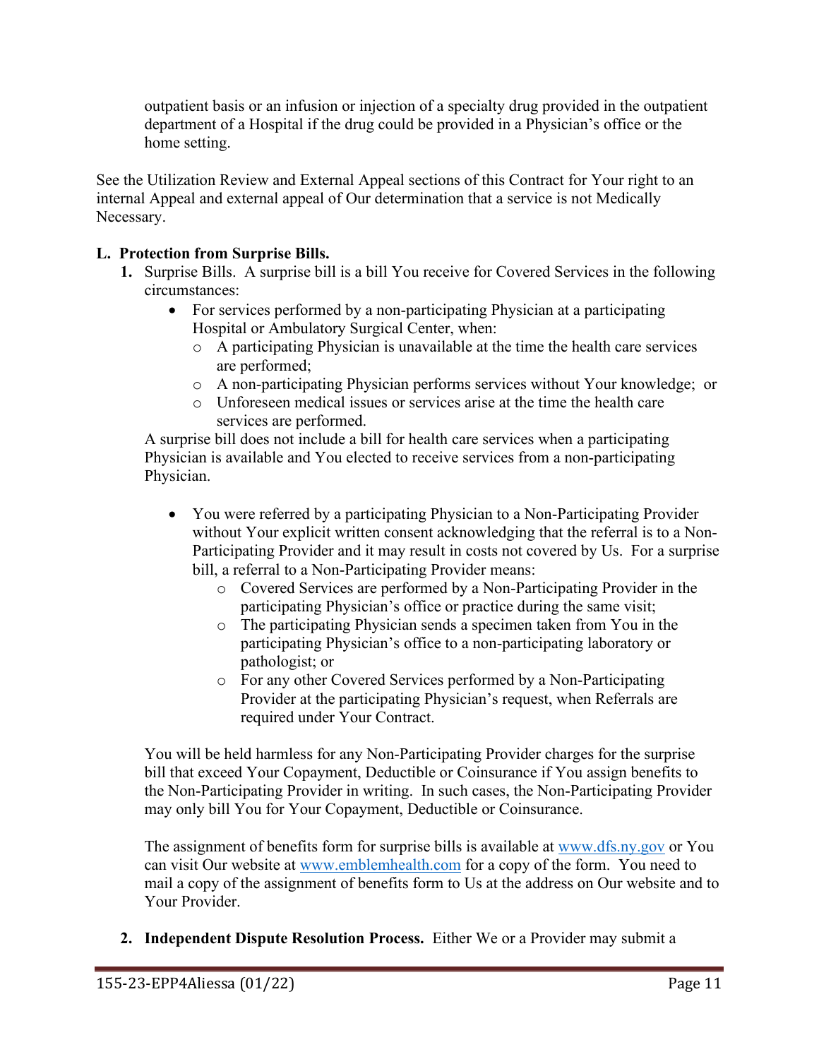outpatient basis or an infusion or injection of a specialty drug provided in the outpatient department of a Hospital if the drug could be provided in a Physician's office or the home setting.

See the Utilization Review and External Appeal sections of this Contract for Your right to an internal Appeal and external appeal of Our determination that a service is not Medically Necessary.

**L. Protection from Surprise Bills.**

1. Surprise Bills. A surprise bill is a bill You receive for Covered Services in the following circumstances:
   - For services performed by a non-participating Physician at a participating Hospital or Ambulatory Surgical Center, when:
     - A participating Physician is unavailable at the time the health care services are performed;
     - A non-participating Physician performs services without Your knowledge; or
     - Unforeseen medical issues or services arise at the time the health care services are performed.

   A surprise bill does not include a bill for health care services when a participating Physician is available and You elected to receive services from a non-participating Physician.

   - You were referred by a participating Physician to a Non-Participating Provider without Your explicit written consent acknowledging that the referral is to a Non-Participating Provider and it may result in costs not covered by Us. For a surprise bill, a referral to a Non-Participating Provider means:
     - Covered Services are performed by a Non-Participating Provider in the participating Physician's office or practice during the same visit;
     - The participating Physician sends a specimen taken from You in the participating Physician's office to a non-participating laboratory or pathologist; or
     - For any other Covered Services performed by a Non-Participating Provider at the participating Physician's request, when Referrals are required under Your Contract.

   You will be held harmless for any Non-Participating Provider charges for the surprise bill that exceed Your Copayment, Deductible or Coinsurance if You assign benefits to the Non-Participating Provider in writing. In such cases, the Non-Participating Provider may only bill You for Your Copayment, Deductible or Coinsurance.

   The assignment of benefits form for surprise bills is available at www.dfs.ny.gov or You can visit Our website at www.emblemhealth.com for a copy of the form. You need to mail a copy of the assignment of benefits form to Us at the address on Our website and to Your Provider.

2. **Independent Dispute Resolution Process.** Either We or a Provider may submit a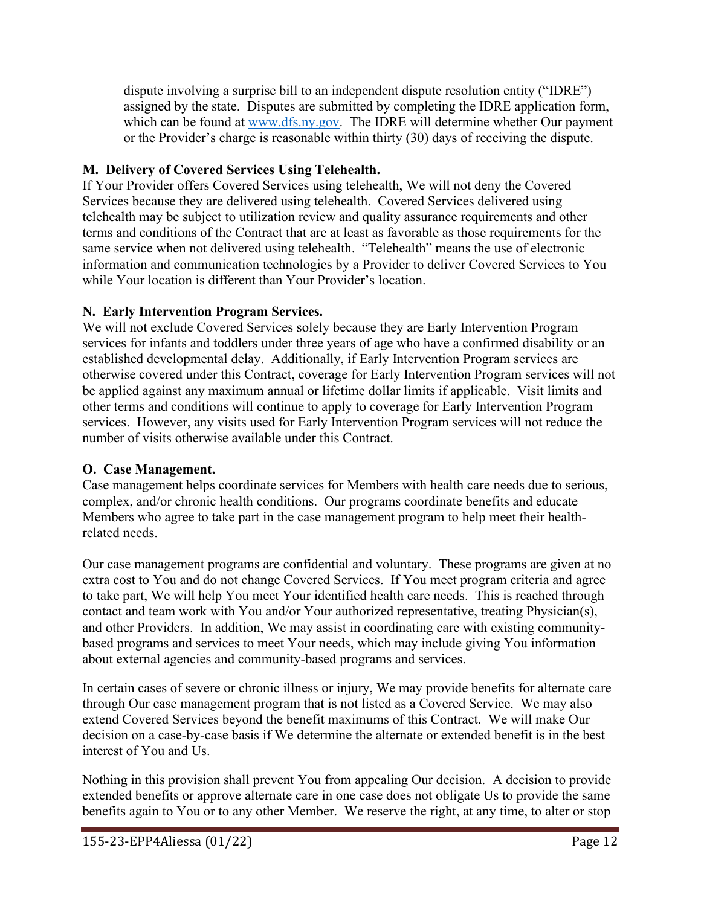dispute involving a surprise bill to an independent dispute resolution entity ("IDRE") assigned by the state. Disputes are submitted by completing the IDRE application form, which can be found at [www.dfs.ny.gov](http://www.dfs.ny.gov). The IDRE will determine whether Our payment or the Provider's charge is reasonable within thirty (30) days of receiving the dispute.

**M. Delivery of Covered Services Using Telehealth.**

If Your Provider offers Covered Services using telehealth, We will not deny the Covered Services because they are delivered using telehealth. Covered Services delivered using telehealth may be subject to utilization review and quality assurance requirements and other terms and conditions of the Contract that are at least as favorable as those requirements for the same service when not delivered using telehealth. "Telehealth" means the use of electronic information and communication technologies by a Provider to deliver Covered Services to You while Your location is different than Your Provider's location.

**N. Early Intervention Program Services.**

We will not exclude Covered Services solely because they are Early Intervention Program services for infants and toddlers under three years of age who have a confirmed disability or an established developmental delay. Additionally, if Early Intervention Program services are otherwise covered under this Contract, coverage for Early Intervention Program services will not be applied against any maximum annual or lifetime dollar limits if applicable. Visit limits and other terms and conditions will continue to apply to coverage for Early Intervention Program services. However, any visits used for Early Intervention Program services will not reduce the number of visits otherwise available under this Contract.

**O. Case Management.**

Case management helps coordinate services for Members with health care needs due to serious, complex, and/or chronic health conditions. Our programs coordinate benefits and educate Members who agree to take part in the case management program to help meet their health-related needs.

Our case management programs are confidential and voluntary. These programs are given at no extra cost to You and do not change Covered Services. If You meet program criteria and agree to take part, We will help You meet Your identified health care needs. This is reached through contact and team work with You and/or Your authorized representative, treating Physician(s), and other Providers. In addition, We may assist in coordinating care with existing community-based programs and services to meet Your needs, which may include giving You information about external agencies and community-based programs and services.

In certain cases of severe or chronic illness or injury, We may provide benefits for alternate care through Our case management program that is not listed as a Covered Service. We may also extend Covered Services beyond the benefit maximums of this Contract. We will make Our decision on a case-by-case basis if We determine the alternate or extended benefit is in the best interest of You and Us.

Nothing in this provision shall prevent You from appealing Our decision. A decision to provide extended benefits or approve alternate care in one case does not obligate Us to provide the same benefits again to You or to any other Member. We reserve the right, at any time, to alter or stop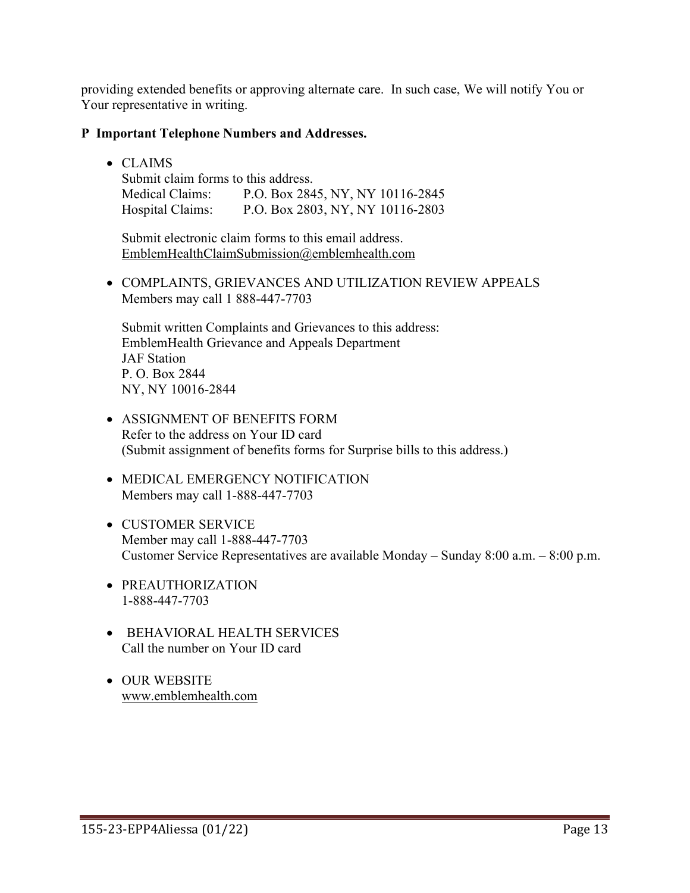providing extended benefits or approving alternate care. In such case, We will notify You or Your representative in writing.

**P Important Telephone Numbers and Addresses.**

- CLAIMS
  Submit claim forms to this address.
  Medical Claims: P.O. Box 2845, NY, NY 10116-2845
  Hospital Claims: P.O. Box 2803, NY, NY 10116-2803

  Submit electronic claim forms to this email address.
  EmblemHealthClaimSubmission@emblemhealth.com

- COMPLAINTS, GRIEVANCES AND UTILIZATION REVIEW APPEALS
  Members may call 1 888-447-7703

  Submit written Complaints and Grievances to this address:
  EmblemHealth Grievance and Appeals Department
  JAF Station
  P. O. Box 2844
  NY, NY 10016-2844

- ASSIGNMENT OF BENEFITS FORM
  Refer to the address on Your ID card
  (Submit assignment of benefits forms for Surprise bills to this address.)

- MEDICAL EMERGENCY NOTIFICATION
  Members may call 1-888-447-7703

- CUSTOMER SERVICE
  Member may call 1-888-447-7703
  Customer Service Representatives are available Monday – Sunday 8:00 a.m. – 8:00 p.m.

- PREAUTHORIZATION
  1-888-447-7703

- BEHAVIORAL HEALTH SERVICES
  Call the number on Your ID card

- OUR WEBSITE
  www.emblemhealth.com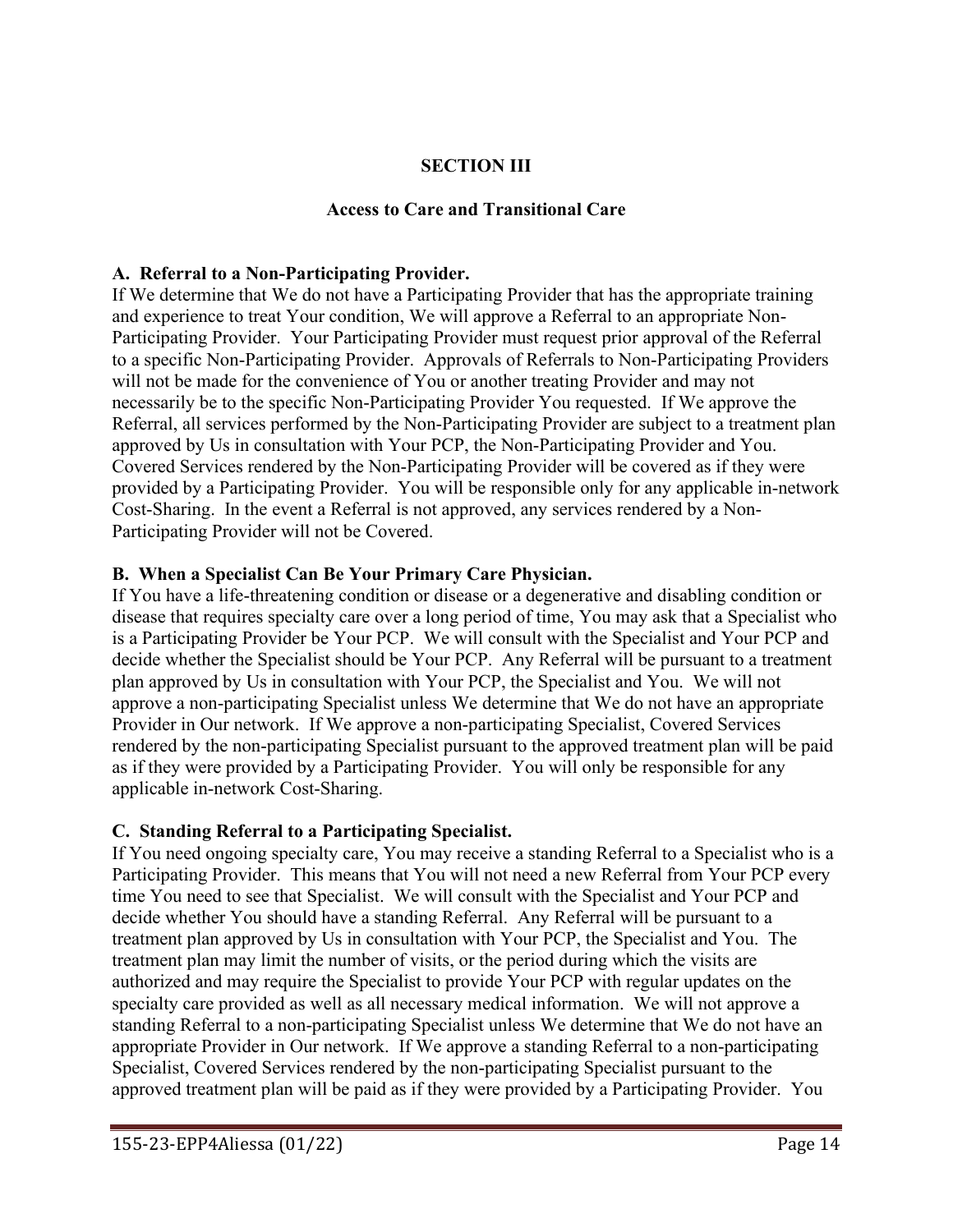# SECTION III

## Access to Care and Transitional Care

### A. Referral to a Non-Participating Provider.

If We determine that We do not have a Participating Provider that has the appropriate training and experience to treat Your condition, We will approve a Referral to an appropriate Non-Participating Provider. Your Participating Provider must request prior approval of the Referral to a specific Non-Participating Provider. Approvals of Referrals to Non-Participating Providers will not be made for the convenience of You or another treating Provider and may not necessarily be to the specific Non-Participating Provider You requested. If We approve the Referral, all services performed by the Non-Participating Provider are subject to a treatment plan approved by Us in consultation with Your PCP, the Non-Participating Provider and You. Covered Services rendered by the Non-Participating Provider will be covered as if they were provided by a Participating Provider. You will be responsible only for any applicable in-network Cost-Sharing. In the event a Referral is not approved, any services rendered by a Non-Participating Provider will not be Covered.

### B. When a Specialist Can Be Your Primary Care Physician.

If You have a life-threatening condition or disease or a degenerative and disabling condition or disease that requires specialty care over a long period of time, You may ask that a Specialist who is a Participating Provider be Your PCP. We will consult with the Specialist and Your PCP and decide whether the Specialist should be Your PCP. Any Referral will be pursuant to a treatment plan approved by Us in consultation with Your PCP, the Specialist and You. We will not approve a non-participating Specialist unless We determine that We do not have an appropriate Provider in Our network. If We approve a non-participating Specialist, Covered Services rendered by the non-participating Specialist pursuant to the approved treatment plan will be paid as if they were provided by a Participating Provider. You will only be responsible for any applicable in-network Cost-Sharing.

### C. Standing Referral to a Participating Specialist.

If You need ongoing specialty care, You may receive a standing Referral to a Specialist who is a Participating Provider. This means that You will not need a new Referral from Your PCP every time You need to see that Specialist. We will consult with the Specialist and Your PCP and decide whether You should have a standing Referral. Any Referral will be pursuant to a treatment plan approved by Us in consultation with Your PCP, the Specialist and You. The treatment plan may limit the number of visits, or the period during which the visits are authorized and may require the Specialist to provide Your PCP with regular updates on the specialty care provided as well as all necessary medical information. We will not approve a standing Referral to a non-participating Specialist unless We determine that We do not have an appropriate Provider in Our network. If We approve a standing Referral to a non-participating Specialist, Covered Services rendered by the non-participating Specialist pursuant to the approved treatment plan will be paid as if they were provided by a Participating Provider. You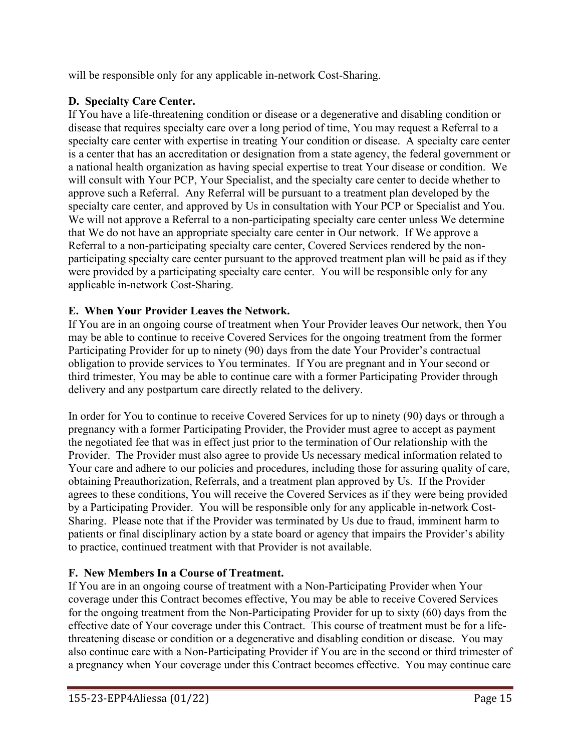will be responsible only for any applicable in-network Cost-Sharing.

**D. Specialty Care Center.**

If You have a life-threatening condition or disease or a degenerative and disabling condition or disease that requires specialty care over a long period of time, You may request a Referral to a specialty care center with expertise in treating Your condition or disease. A specialty care center is a center that has an accreditation or designation from a state agency, the federal government or a national health organization as having special expertise to treat Your disease or condition. We will consult with Your PCP, Your Specialist, and the specialty care center to decide whether to approve such a Referral. Any Referral will be pursuant to a treatment plan developed by the specialty care center, and approved by Us in consultation with Your PCP or Specialist and You. We will not approve a Referral to a non-participating specialty care center unless We determine that We do not have an appropriate specialty care center in Our network. If We approve a Referral to a non-participating specialty care center, Covered Services rendered by the non-participating specialty care center pursuant to the approved treatment plan will be paid as if they were provided by a participating specialty care center. You will be responsible only for any applicable in-network Cost-Sharing.

**E. When Your Provider Leaves the Network.**

If You are in an ongoing course of treatment when Your Provider leaves Our network, then You may be able to continue to receive Covered Services for the ongoing treatment from the former Participating Provider for up to ninety (90) days from the date Your Provider's contractual obligation to provide services to You terminates. If You are pregnant and in Your second or third trimester, You may be able to continue care with a former Participating Provider through delivery and any postpartum care directly related to the delivery.

In order for You to continue to receive Covered Services for up to ninety (90) days or through a pregnancy with a former Participating Provider, the Provider must agree to accept as payment the negotiated fee that was in effect just prior to the termination of Our relationship with the Provider. The Provider must also agree to provide Us necessary medical information related to Your care and adhere to our policies and procedures, including those for assuring quality of care, obtaining Preauthorization, Referrals, and a treatment plan approved by Us. If the Provider agrees to these conditions, You will receive the Covered Services as if they were being provided by a Participating Provider. You will be responsible only for any applicable in-network Cost-Sharing. Please note that if the Provider was terminated by Us due to fraud, imminent harm to patients or final disciplinary action by a state board or agency that impairs the Provider's ability to practice, continued treatment with that Provider is not available.

**F. New Members In a Course of Treatment.**

If You are in an ongoing course of treatment with a Non-Participating Provider when Your coverage under this Contract becomes effective, You may be able to receive Covered Services for the ongoing treatment from the Non-Participating Provider for up to sixty (60) days from the effective date of Your coverage under this Contract. This course of treatment must be for a life-threatening disease or condition or a degenerative and disabling condition or disease. You may also continue care with a Non-Participating Provider if You are in the second or third trimester of a pregnancy when Your coverage under this Contract becomes effective. You may continue care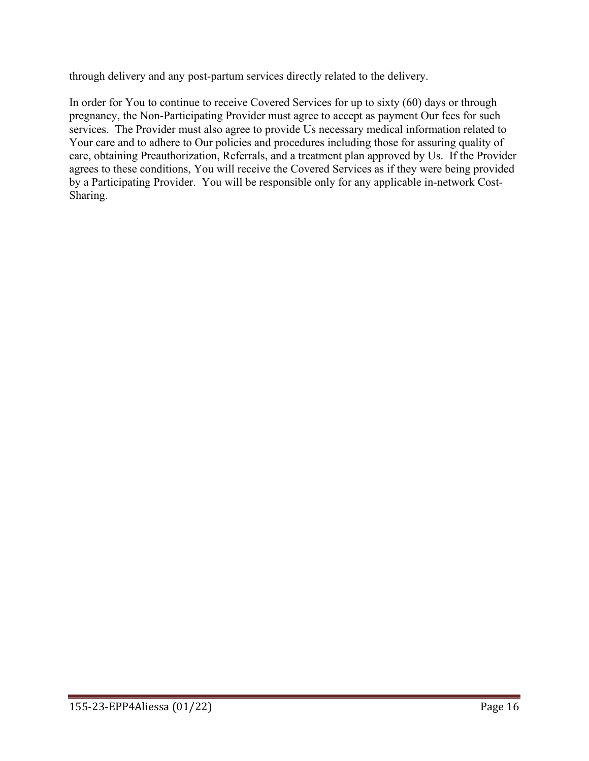through delivery and any post-partum services directly related to the delivery.

In order for You to continue to receive Covered Services for up to sixty (60) days or through pregnancy, the Non-Participating Provider must agree to accept as payment Our fees for such services. The Provider must also agree to provide Us necessary medical information related to Your care and to adhere to Our policies and procedures including those for assuring quality of care, obtaining Preauthorization, Referrals, and a treatment plan approved by Us. If the Provider agrees to these conditions, You will receive the Covered Services as if they were being provided by a Participating Provider. You will be responsible only for any applicable in-network Cost-Sharing.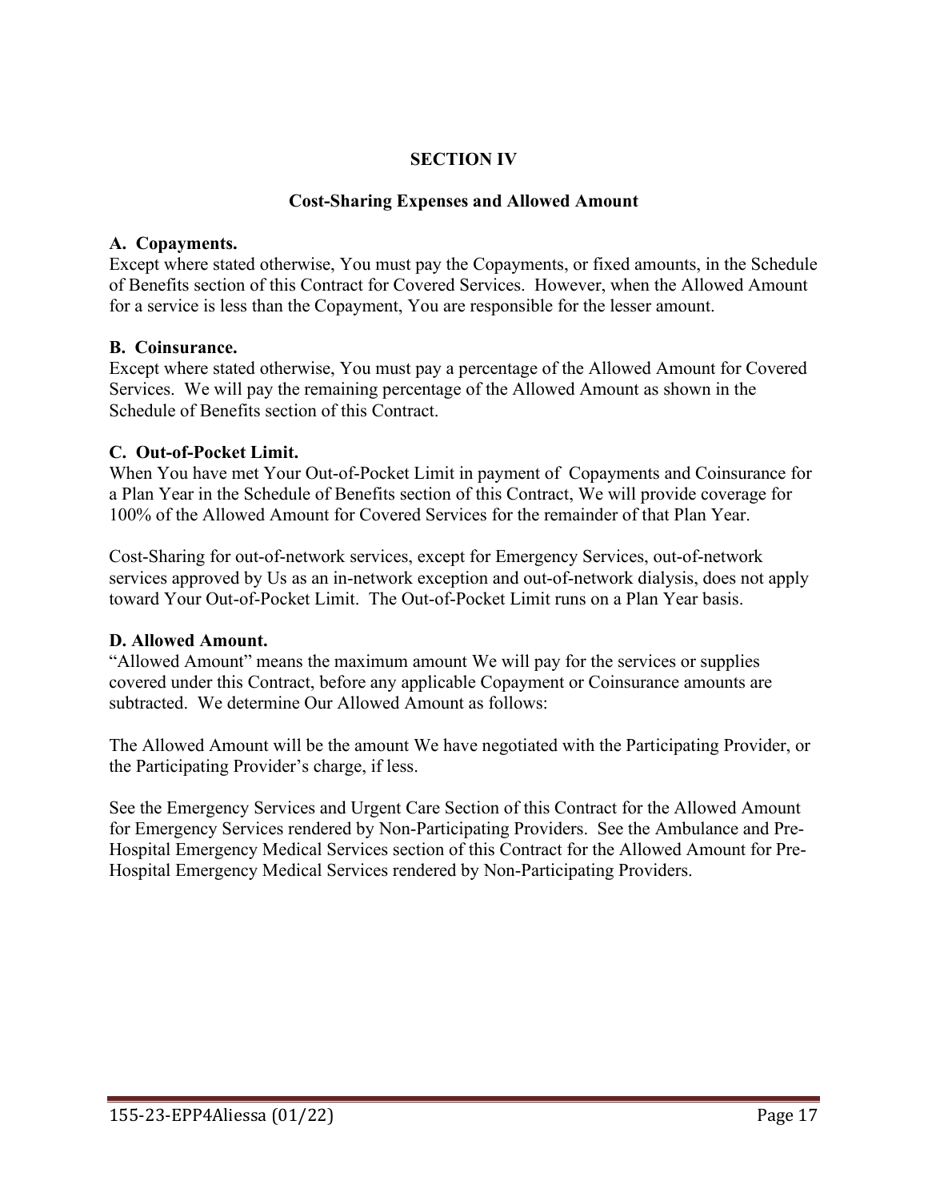# SECTION IV

## Cost-Sharing Expenses and Allowed Amount

**A. Copayments.**
Except where stated otherwise, You must pay the Copayments, or fixed amounts, in the Schedule of Benefits section of this Contract for Covered Services. However, when the Allowed Amount for a service is less than the Copayment, You are responsible for the lesser amount.

**B. Coinsurance.**
Except where stated otherwise, You must pay a percentage of the Allowed Amount for Covered Services. We will pay the remaining percentage of the Allowed Amount as shown in the Schedule of Benefits section of this Contract.

**C. Out-of-Pocket Limit.**
When You have met Your Out-of-Pocket Limit in payment of Copayments and Coinsurance for a Plan Year in the Schedule of Benefits section of this Contract, We will provide coverage for 100% of the Allowed Amount for Covered Services for the remainder of that Plan Year.

Cost-Sharing for out-of-network services, except for Emergency Services, out-of-network services approved by Us as an in-network exception and out-of-network dialysis, does not apply toward Your Out-of-Pocket Limit. The Out-of-Pocket Limit runs on a Plan Year basis.

**D. Allowed Amount.**
"Allowed Amount" means the maximum amount We will pay for the services or supplies covered under this Contract, before any applicable Copayment or Coinsurance amounts are subtracted. We determine Our Allowed Amount as follows:

The Allowed Amount will be the amount We have negotiated with the Participating Provider, or the Participating Provider's charge, if less.

See the Emergency Services and Urgent Care Section of this Contract for the Allowed Amount for Emergency Services rendered by Non-Participating Providers. See the Ambulance and Pre-Hospital Emergency Medical Services section of this Contract for the Allowed Amount for Pre-Hospital Emergency Medical Services rendered by Non-Participating Providers.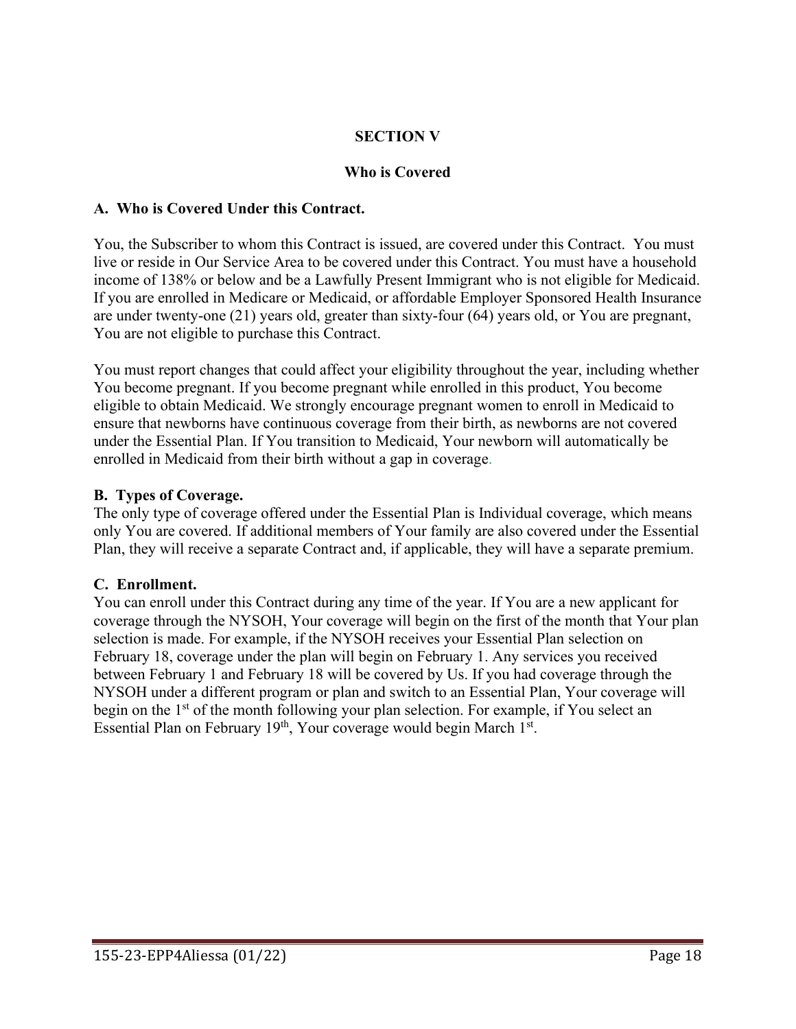# SECTION V

## Who is Covered

### A. Who is Covered Under this Contract.

You, the Subscriber to whom this Contract is issued, are covered under this Contract. You must live or reside in Our Service Area to be covered under this Contract. You must have a household income of 138% or below and be a Lawfully Present Immigrant who is not eligible for Medicaid. If you are enrolled in Medicare or Medicaid, or affordable Employer Sponsored Health Insurance are under twenty-one (21) years old, greater than sixty-four (64) years old, or You are pregnant, You are not eligible to purchase this Contract.

You must report changes that could affect your eligibility throughout the year, including whether You become pregnant. If you become pregnant while enrolled in this product, You become eligible to obtain Medicaid. We strongly encourage pregnant women to enroll in Medicaid to ensure that newborns have continuous coverage from their birth, as newborns are not covered under the Essential Plan. If You transition to Medicaid, Your newborn will automatically be enrolled in Medicaid from their birth without a gap in coverage.

### B. Types of Coverage.

The only type of coverage offered under the Essential Plan is Individual coverage, which means only You are covered. If additional members of Your family are also covered under the Essential Plan, they will receive a separate Contract and, if applicable, they will have a separate premium.

### C. Enrollment.

You can enroll under this Contract during any time of the year. If You are a new applicant for coverage through the NYSOH, Your coverage will begin on the first of the month that Your plan selection is made. For example, if the NYSOH receives your Essential Plan selection on February 18, coverage under the plan will begin on February 1. Any services you received between February 1 and February 18 will be covered by Us. If you had coverage through the NYSOH under a different program or plan and switch to an Essential Plan, Your coverage will begin on the 1st of the month following your plan selection. For example, if You select an Essential Plan on February 19th, Your coverage would begin March 1st.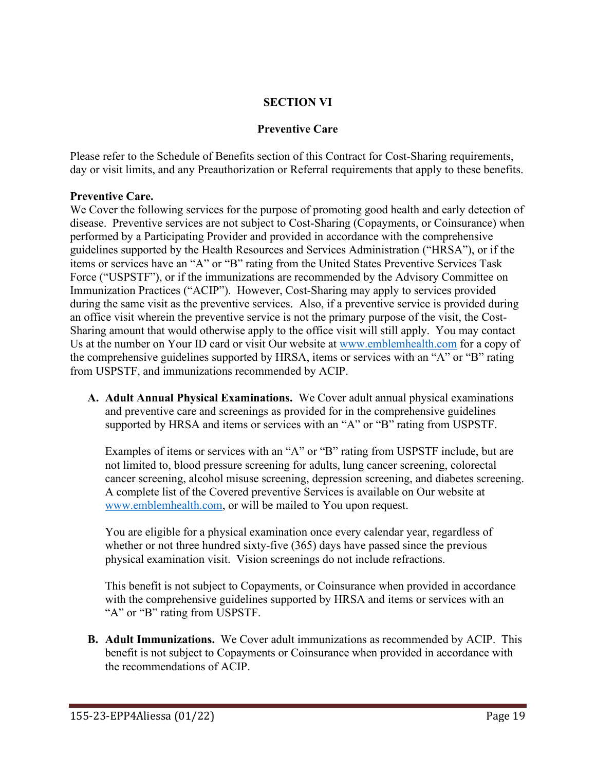# SECTION VI

## Preventive Care

Please refer to the Schedule of Benefits section of this Contract for Cost-Sharing requirements, day or visit limits, and any Preauthorization or Referral requirements that apply to these benefits.

**Preventive Care.**
We Cover the following services for the purpose of promoting good health and early detection of disease. Preventive services are not subject to Cost-Sharing (Copayments, or Coinsurance) when performed by a Participating Provider and provided in accordance with the comprehensive guidelines supported by the Health Resources and Services Administration ("HRSA"), or if the items or services have an "A" or "B" rating from the United States Preventive Services Task Force ("USPSTF"), or if the immunizations are recommended by the Advisory Committee on Immunization Practices ("ACIP"). However, Cost-Sharing may apply to services provided during the same visit as the preventive services. Also, if a preventive service is provided during an office visit wherein the preventive service is not the primary purpose of the visit, the Cost-Sharing amount that would otherwise apply to the office visit will still apply. You may contact Us at the number on Your ID card or visit Our website at www.emblemhealth.com for a copy of the comprehensive guidelines supported by HRSA, items or services with an "A" or "B" rating from USPSTF, and immunizations recommended by ACIP.

**A. Adult Annual Physical Examinations.** We Cover adult annual physical examinations and preventive care and screenings as provided for in the comprehensive guidelines supported by HRSA and items or services with an "A" or "B" rating from USPSTF.

Examples of items or services with an "A" or "B" rating from USPSTF include, but are not limited to, blood pressure screening for adults, lung cancer screening, colorectal cancer screening, alcohol misuse screening, depression screening, and diabetes screening. A complete list of the Covered preventive Services is available on Our website at www.emblemhealth.com, or will be mailed to You upon request.

You are eligible for a physical examination once every calendar year, regardless of whether or not three hundred sixty-five (365) days have passed since the previous physical examination visit. Vision screenings do not include refractions.

This benefit is not subject to Copayments, or Coinsurance when provided in accordance with the comprehensive guidelines supported by HRSA and items or services with an "A" or "B" rating from USPSTF.

**B. Adult Immunizations.** We Cover adult immunizations as recommended by ACIP. This benefit is not subject to Copayments or Coinsurance when provided in accordance with the recommendations of ACIP.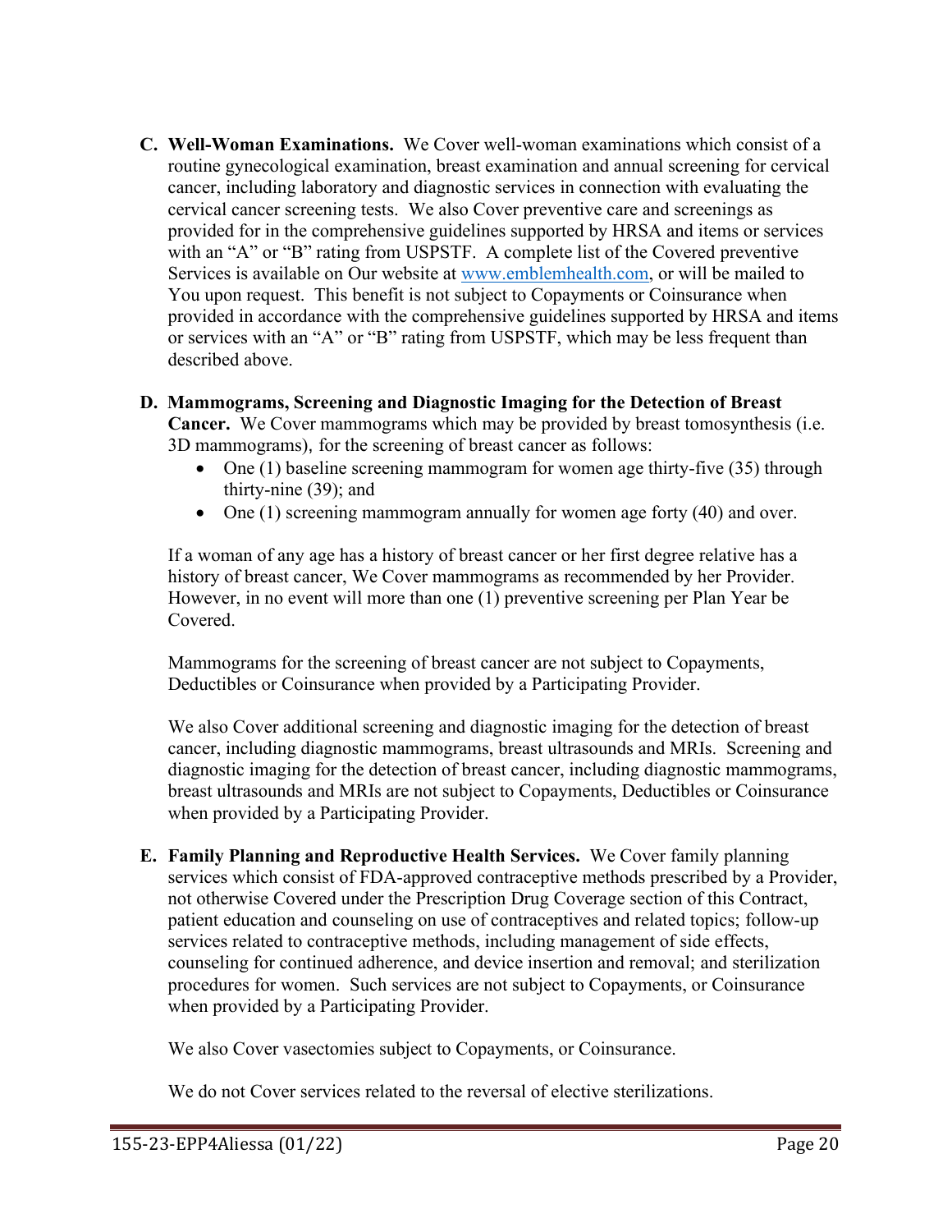**C. Well-Woman Examinations.** We Cover well-woman examinations which consist of a routine gynecological examination, breast examination and annual screening for cervical cancer, including laboratory and diagnostic services in connection with evaluating the cervical cancer screening tests. We also Cover preventive care and screenings as provided for in the comprehensive guidelines supported by HRSA and items or services with an "A" or "B" rating from USPSTF. A complete list of the Covered preventive Services is available on Our website at www.emblemhealth.com, or will be mailed to You upon request. This benefit is not subject to Copayments or Coinsurance when provided in accordance with the comprehensive guidelines supported by HRSA and items or services with an "A" or "B" rating from USPSTF, which may be less frequent than described above.

**D. Mammograms, Screening and Diagnostic Imaging for the Detection of Breast Cancer.** We Cover mammograms which may be provided by breast tomosynthesis (i.e. 3D mammograms), for the screening of breast cancer as follows:

- One (1) baseline screening mammogram for women age thirty-five (35) through thirty-nine (39); and
- One (1) screening mammogram annually for women age forty (40) and over.

If a woman of any age has a history of breast cancer or her first degree relative has a history of breast cancer, We Cover mammograms as recommended by her Provider. However, in no event will more than one (1) preventive screening per Plan Year be Covered.

Mammograms for the screening of breast cancer are not subject to Copayments, Deductibles or Coinsurance when provided by a Participating Provider.

We also Cover additional screening and diagnostic imaging for the detection of breast cancer, including diagnostic mammograms, breast ultrasounds and MRIs. Screening and diagnostic imaging for the detection of breast cancer, including diagnostic mammograms, breast ultrasounds and MRIs are not subject to Copayments, Deductibles or Coinsurance when provided by a Participating Provider.

**E. Family Planning and Reproductive Health Services.** We Cover family planning services which consist of FDA-approved contraceptive methods prescribed by a Provider, not otherwise Covered under the Prescription Drug Coverage section of this Contract, patient education and counseling on use of contraceptives and related topics; follow-up services related to contraceptive methods, including management of side effects, counseling for continued adherence, and device insertion and removal; and sterilization procedures for women. Such services are not subject to Copayments, or Coinsurance when provided by a Participating Provider.

We also Cover vasectomies subject to Copayments, or Coinsurance.

We do not Cover services related to the reversal of elective sterilizations.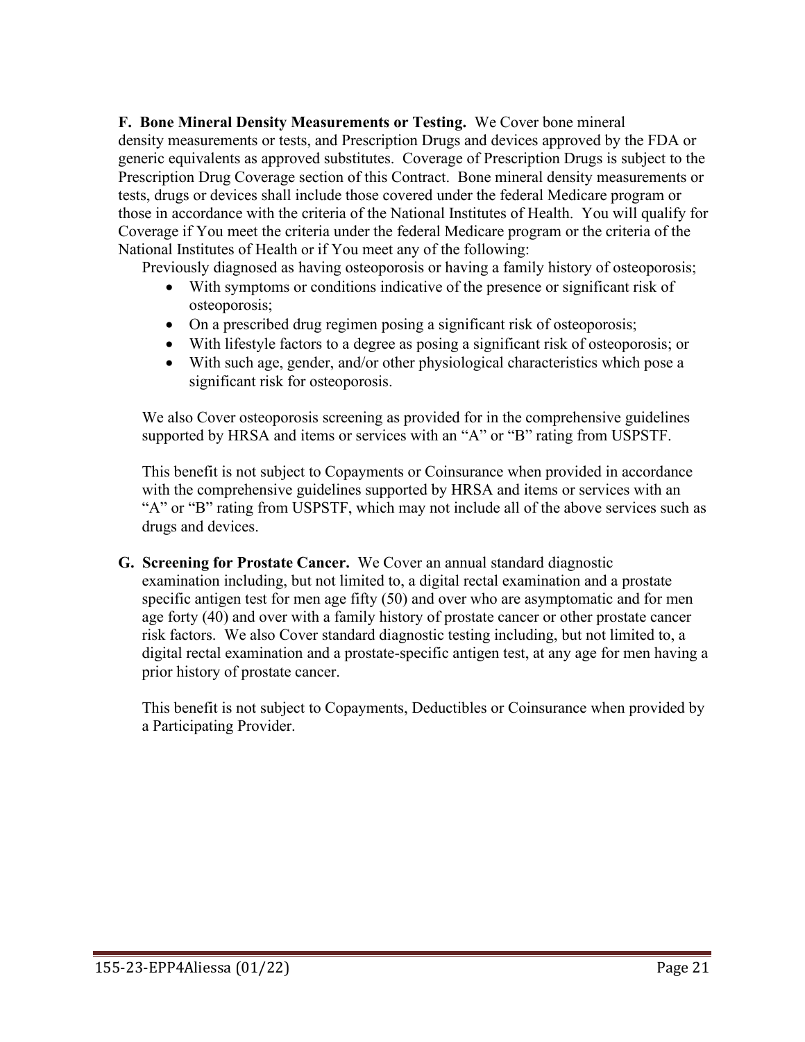**F. Bone Mineral Density Measurements or Testing.** We Cover bone mineral density measurements or tests, and Prescription Drugs and devices approved by the FDA or generic equivalents as approved substitutes. Coverage of Prescription Drugs is subject to the Prescription Drug Coverage section of this Contract. Bone mineral density measurements or tests, drugs or devices shall include those covered under the federal Medicare program or those in accordance with the criteria of the National Institutes of Health. You will qualify for Coverage if You meet the criteria under the federal Medicare program or the criteria of the National Institutes of Health or if You meet any of the following:

Previously diagnosed as having osteoporosis or having a family history of osteoporosis;

- With symptoms or conditions indicative of the presence or significant risk of osteoporosis;
- On a prescribed drug regimen posing a significant risk of osteoporosis;
- With lifestyle factors to a degree as posing a significant risk of osteoporosis; or
- With such age, gender, and/or other physiological characteristics which pose a significant risk for osteoporosis.

We also Cover osteoporosis screening as provided for in the comprehensive guidelines supported by HRSA and items or services with an "A" or "B" rating from USPSTF.

This benefit is not subject to Copayments or Coinsurance when provided in accordance with the comprehensive guidelines supported by HRSA and items or services with an "A" or "B" rating from USPSTF, which may not include all of the above services such as drugs and devices.

**G. Screening for Prostate Cancer.** We Cover an annual standard diagnostic examination including, but not limited to, a digital rectal examination and a prostate specific antigen test for men age fifty (50) and over who are asymptomatic and for men age forty (40) and over with a family history of prostate cancer or other prostate cancer risk factors. We also Cover standard diagnostic testing including, but not limited to, a digital rectal examination and a prostate-specific antigen test, at any age for men having a prior history of prostate cancer.

This benefit is not subject to Copayments, Deductibles or Coinsurance when provided by a Participating Provider.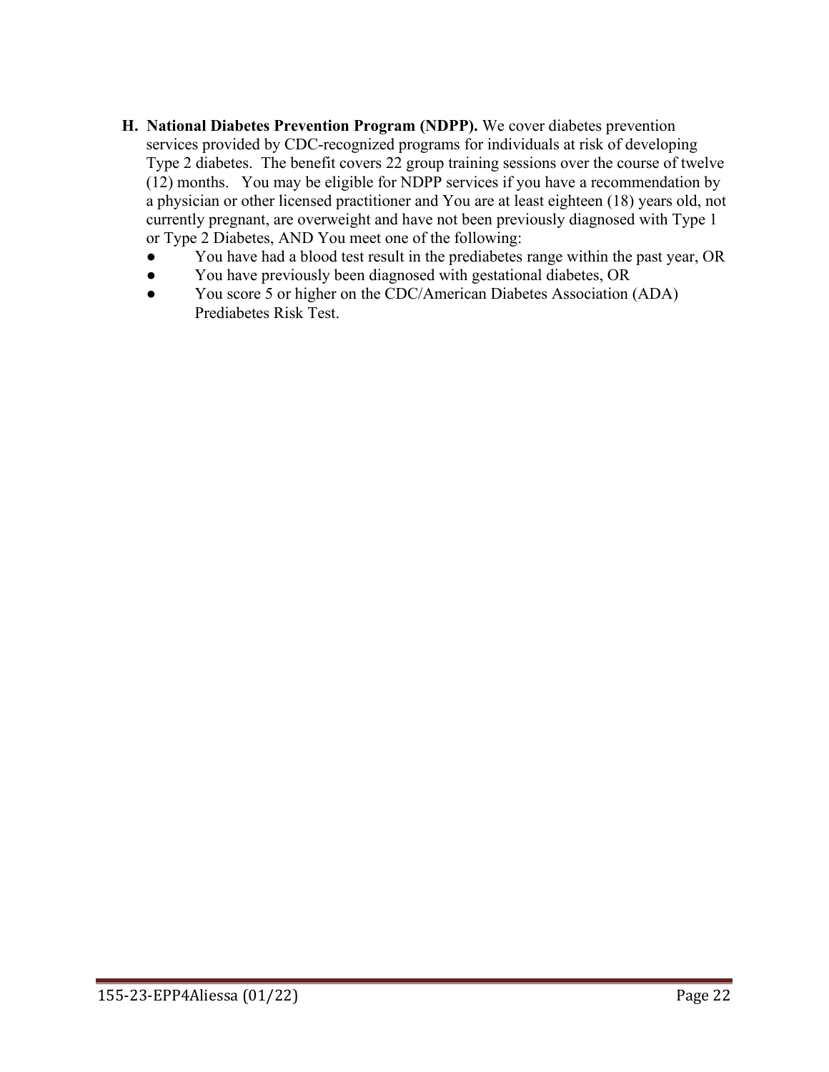H. **National Diabetes Prevention Program (NDPP).** We cover diabetes prevention services provided by CDC-recognized programs for individuals at risk of developing Type 2 diabetes. The benefit covers 22 group training sessions over the course of twelve (12) months. You may be eligible for NDPP services if you have a recommendation by a physician or other licensed practitioner and You are at least eighteen (18) years old, not currently pregnant, are overweight and have not been previously diagnosed with Type 1 or Type 2 Diabetes, AND You meet one of the following:

- You have had a blood test result in the prediabetes range within the past year, OR
- You have previously been diagnosed with gestational diabetes, OR
- You score 5 or higher on the CDC/American Diabetes Association (ADA) Prediabetes Risk Test.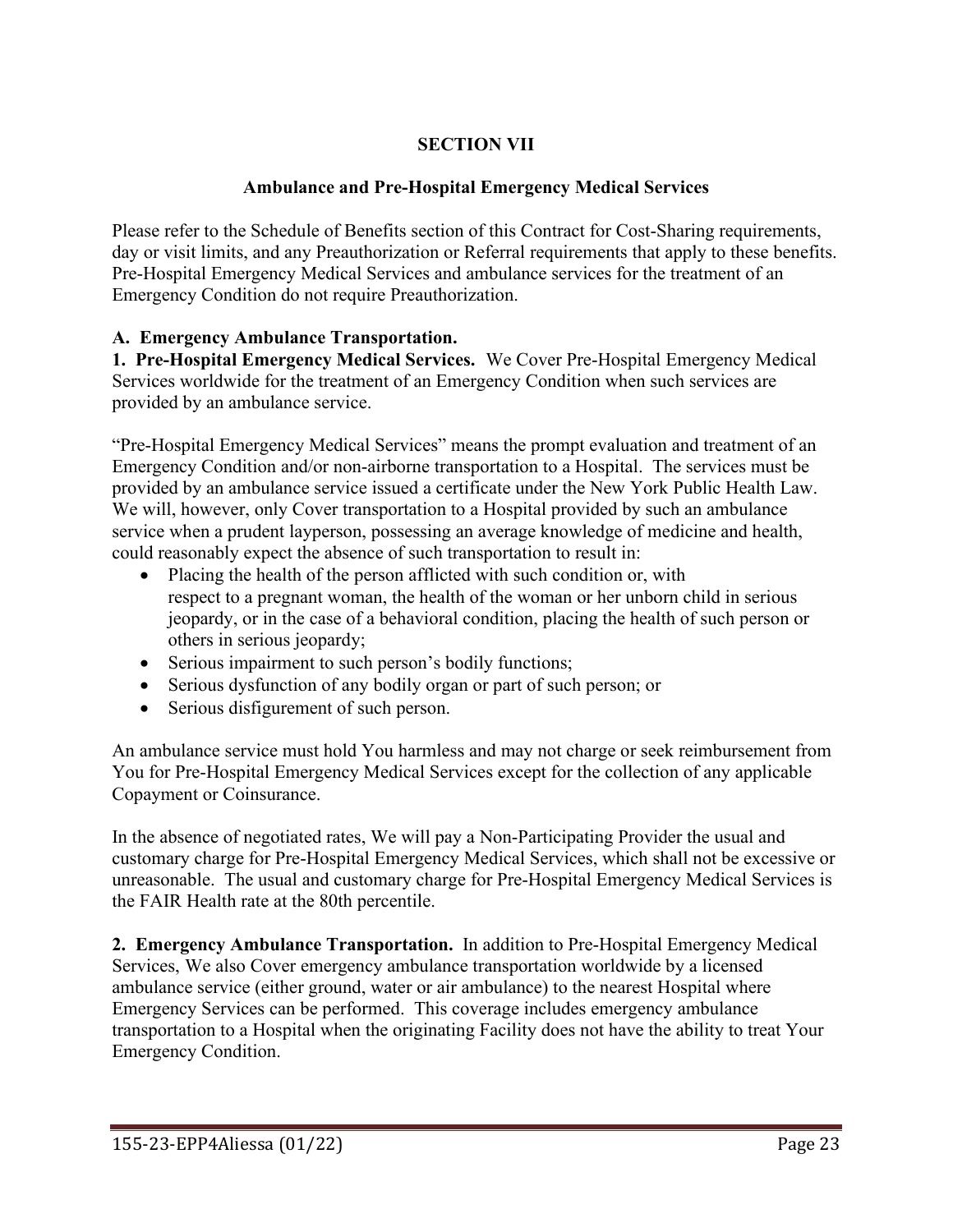# SECTION VII

## Ambulance and Pre-Hospital Emergency Medical Services

Please refer to the Schedule of Benefits section of this Contract for Cost-Sharing requirements, day or visit limits, and any Preauthorization or Referral requirements that apply to these benefits. Pre-Hospital Emergency Medical Services and ambulance services for the treatment of an Emergency Condition do not require Preauthorization.

**A. Emergency Ambulance Transportation.**

**1. Pre-Hospital Emergency Medical Services.** We Cover Pre-Hospital Emergency Medical Services worldwide for the treatment of an Emergency Condition when such services are provided by an ambulance service.

"Pre-Hospital Emergency Medical Services" means the prompt evaluation and treatment of an Emergency Condition and/or non-airborne transportation to a Hospital. The services must be provided by an ambulance service issued a certificate under the New York Public Health Law. We will, however, only Cover transportation to a Hospital provided by such an ambulance service when a prudent layperson, possessing an average knowledge of medicine and health, could reasonably expect the absence of such transportation to result in:

- Placing the health of the person afflicted with such condition or, with respect to a pregnant woman, the health of the woman or her unborn child in serious jeopardy, or in the case of a behavioral condition, placing the health of such person or others in serious jeopardy;
- Serious impairment to such person's bodily functions;
- Serious dysfunction of any bodily organ or part of such person; or
- Serious disfigurement of such person.

An ambulance service must hold You harmless and may not charge or seek reimbursement from You for Pre-Hospital Emergency Medical Services except for the collection of any applicable Copayment or Coinsurance.

In the absence of negotiated rates, We will pay a Non-Participating Provider the usual and customary charge for Pre-Hospital Emergency Medical Services, which shall not be excessive or unreasonable. The usual and customary charge for Pre-Hospital Emergency Medical Services is the FAIR Health rate at the 80th percentile.

**2. Emergency Ambulance Transportation.** In addition to Pre-Hospital Emergency Medical Services, We also Cover emergency ambulance transportation worldwide by a licensed ambulance service (either ground, water or air ambulance) to the nearest Hospital where Emergency Services can be performed. This coverage includes emergency ambulance transportation to a Hospital when the originating Facility does not have the ability to treat Your Emergency Condition.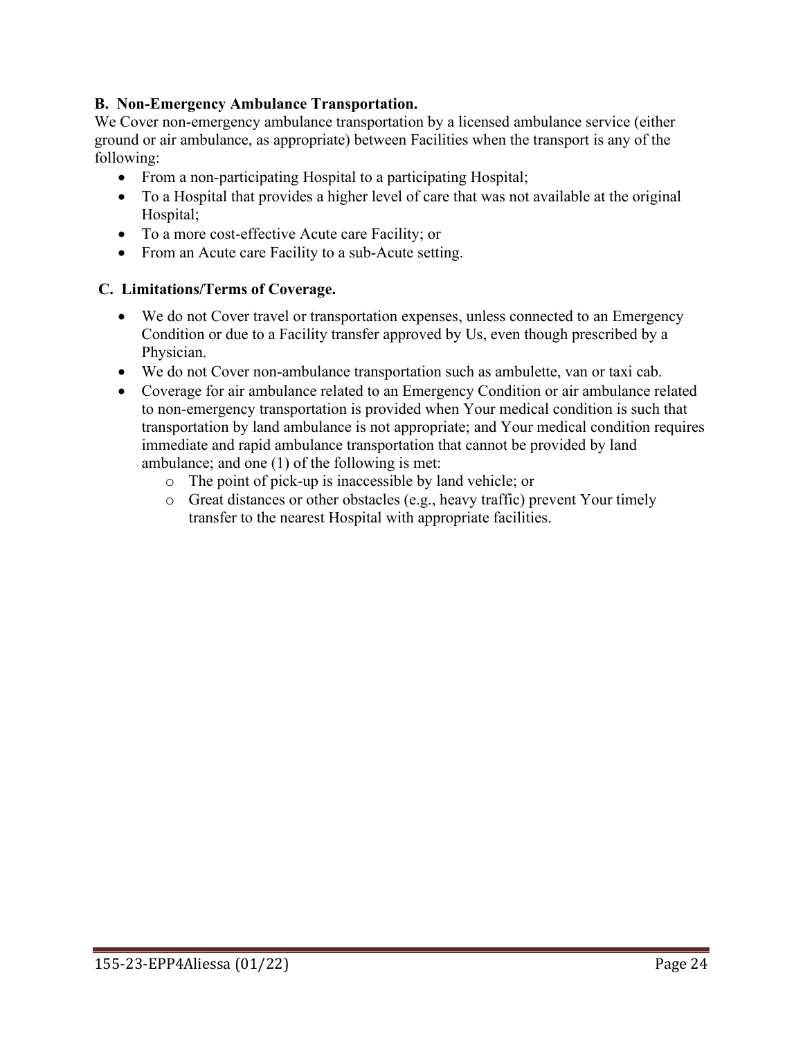**B. Non-Emergency Ambulance Transportation.**

We Cover non-emergency ambulance transportation by a licensed ambulance service (either ground or air ambulance, as appropriate) between Facilities when the transport is any of the following:

- From a non-participating Hospital to a participating Hospital;
- To a Hospital that provides a higher level of care that was not available at the original Hospital;
- To a more cost-effective Acute care Facility; or
- From an Acute care Facility to a sub-Acute setting.

**C. Limitations/Terms of Coverage.**

- We do not Cover travel or transportation expenses, unless connected to an Emergency Condition or due to a Facility transfer approved by Us, even though prescribed by a Physician.
- We do not Cover non-ambulance transportation such as ambulette, van or taxi cab.
- Coverage for air ambulance related to an Emergency Condition or air ambulance related to non-emergency transportation is provided when Your medical condition is such that transportation by land ambulance is not appropriate; and Your medical condition requires immediate and rapid ambulance transportation that cannot be provided by land ambulance; and one (1) of the following is met:
  - The point of pick-up is inaccessible by land vehicle; or
  - Great distances or other obstacles (e.g., heavy traffic) prevent Your timely transfer to the nearest Hospital with appropriate facilities.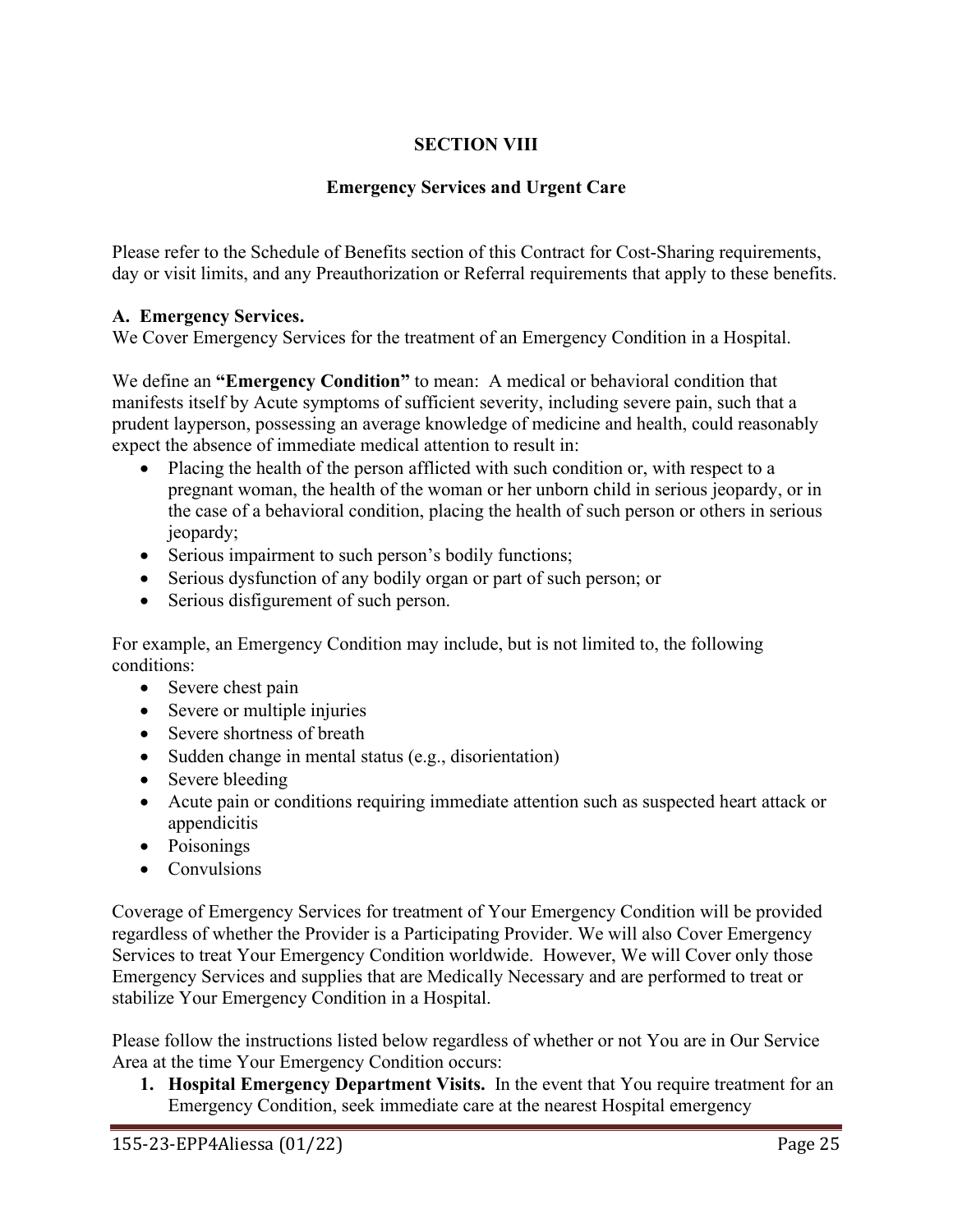# SECTION VIII

## Emergency Services and Urgent Care

Please refer to the Schedule of Benefits section of this Contract for Cost-Sharing requirements, day or visit limits, and any Preauthorization or Referral requirements that apply to these benefits.

**A. Emergency Services.**
We Cover Emergency Services for the treatment of an Emergency Condition in a Hospital.

We define an **"Emergency Condition"** to mean: A medical or behavioral condition that manifests itself by Acute symptoms of sufficient severity, including severe pain, such that a prudent layperson, possessing an average knowledge of medicine and health, could reasonably expect the absence of immediate medical attention to result in:

- Placing the health of the person afflicted with such condition or, with respect to a pregnant woman, the health of the woman or her unborn child in serious jeopardy, or in the case of a behavioral condition, placing the health of such person or others in serious jeopardy;
- Serious impairment to such person's bodily functions;
- Serious dysfunction of any bodily organ or part of such person; or
- Serious disfigurement of such person.

For example, an Emergency Condition may include, but is not limited to, the following conditions:

- Severe chest pain
- Severe or multiple injuries
- Severe shortness of breath
- Sudden change in mental status (e.g., disorientation)
- Severe bleeding
- Acute pain or conditions requiring immediate attention such as suspected heart attack or appendicitis
- Poisonings
- Convulsions

Coverage of Emergency Services for treatment of Your Emergency Condition will be provided regardless of whether the Provider is a Participating Provider. We will also Cover Emergency Services to treat Your Emergency Condition worldwide. However, We will Cover only those Emergency Services and supplies that are Medically Necessary and are performed to treat or stabilize Your Emergency Condition in a Hospital.

Please follow the instructions listed below regardless of whether or not You are in Our Service Area at the time Your Emergency Condition occurs:

1. **Hospital Emergency Department Visits.** In the event that You require treatment for an Emergency Condition, seek immediate care at the nearest Hospital emergency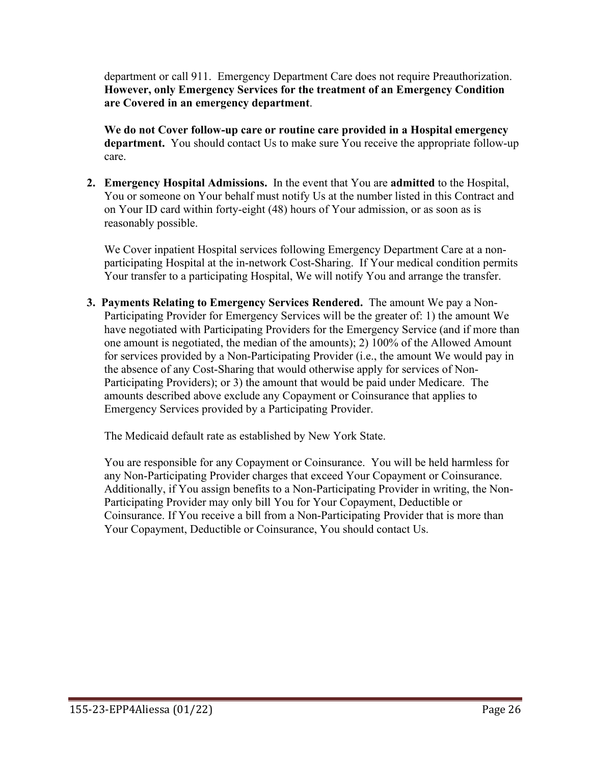department or call 911. Emergency Department Care does not require Preauthorization. **However, only Emergency Services for the treatment of an Emergency Condition are Covered in an emergency department**.

**We do not Cover follow-up care or routine care provided in a Hospital emergency department.** You should contact Us to make sure You receive the appropriate follow-up care.

2. **Emergency Hospital Admissions.** In the event that You are **admitted** to the Hospital, You or someone on Your behalf must notify Us at the number listed in this Contract and on Your ID card within forty-eight (48) hours of Your admission, or as soon as is reasonably possible.

   We Cover inpatient Hospital services following Emergency Department Care at a non-participating Hospital at the in-network Cost-Sharing. If Your medical condition permits Your transfer to a participating Hospital, We will notify You and arrange the transfer.

3. **Payments Relating to Emergency Services Rendered.** The amount We pay a Non-Participating Provider for Emergency Services will be the greater of: 1) the amount We have negotiated with Participating Providers for the Emergency Service (and if more than one amount is negotiated, the median of the amounts); 2) 100% of the Allowed Amount for services provided by a Non-Participating Provider (i.e., the amount We would pay in the absence of any Cost-Sharing that would otherwise apply for services of Non-Participating Providers); or 3) the amount that would be paid under Medicare. The amounts described above exclude any Copayment or Coinsurance that applies to Emergency Services provided by a Participating Provider.

   The Medicaid default rate as established by New York State.

   You are responsible for any Copayment or Coinsurance. You will be held harmless for any Non-Participating Provider charges that exceed Your Copayment or Coinsurance. Additionally, if You assign benefits to a Non-Participating Provider in writing, the Non-Participating Provider may only bill You for Your Copayment, Deductible or Coinsurance. If You receive a bill from a Non-Participating Provider that is more than Your Copayment, Deductible or Coinsurance, You should contact Us.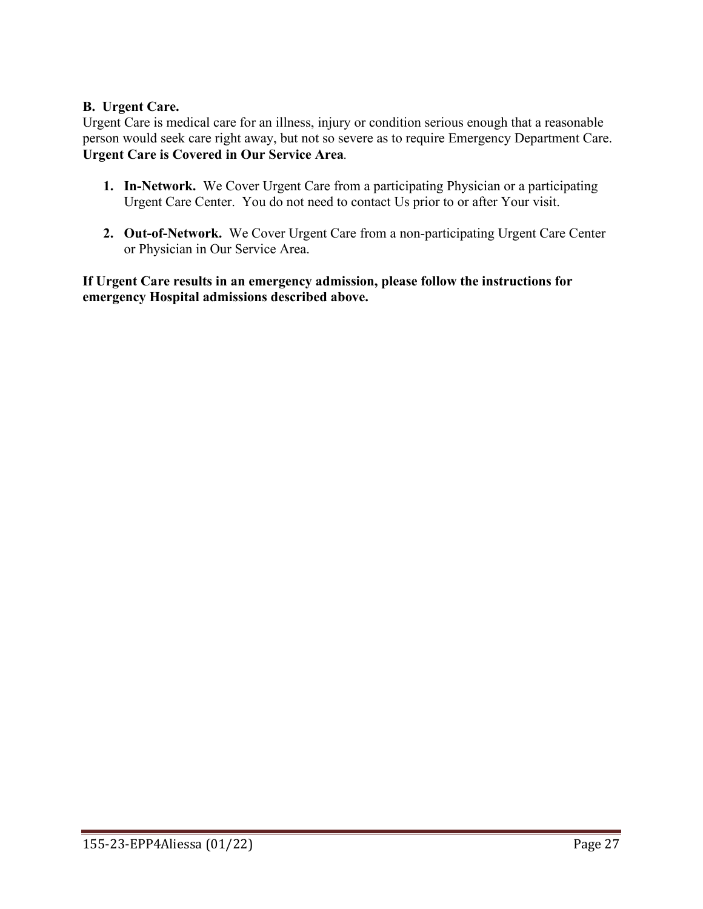## B. Urgent Care.

Urgent Care is medical care for an illness, injury or condition serious enough that a reasonable person would seek care right away, but not so severe as to require Emergency Department Care. **Urgent Care is Covered in Our Service Area**.

1. **In-Network.** We Cover Urgent Care from a participating Physician or a participating Urgent Care Center. You do not need to contact Us prior to or after Your visit.

2. **Out-of-Network.** We Cover Urgent Care from a non-participating Urgent Care Center or Physician in Our Service Area.

**If Urgent Care results in an emergency admission, please follow the instructions for emergency Hospital admissions described above.**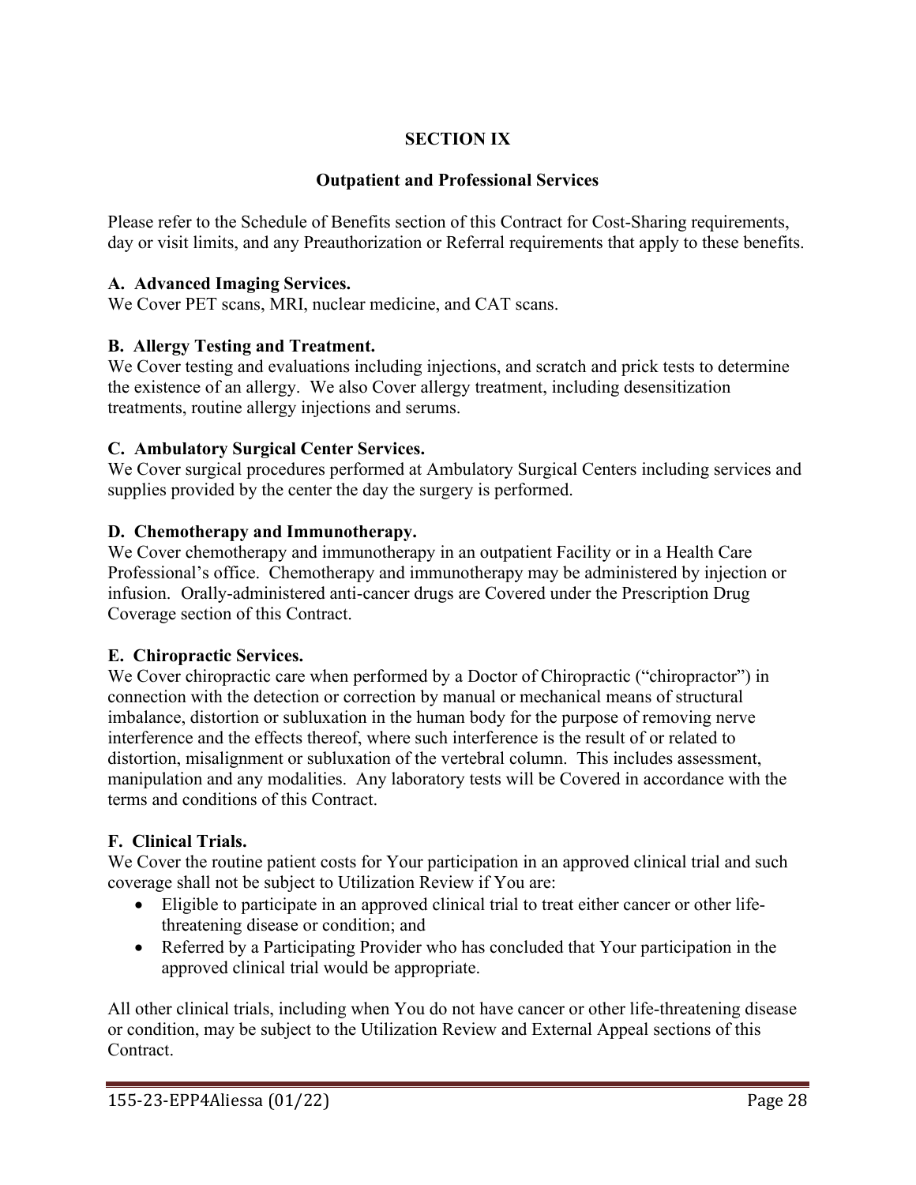# SECTION IX

## Outpatient and Professional Services

Please refer to the Schedule of Benefits section of this Contract for Cost-Sharing requirements, day or visit limits, and any Preauthorization or Referral requirements that apply to these benefits.

**A. Advanced Imaging Services.**
We Cover PET scans, MRI, nuclear medicine, and CAT scans.

**B. Allergy Testing and Treatment.**
We Cover testing and evaluations including injections, and scratch and prick tests to determine the existence of an allergy. We also Cover allergy treatment, including desensitization treatments, routine allergy injections and serums.

**C. Ambulatory Surgical Center Services.**
We Cover surgical procedures performed at Ambulatory Surgical Centers including services and supplies provided by the center the day the surgery is performed.

**D. Chemotherapy and Immunotherapy.**
We Cover chemotherapy and immunotherapy in an outpatient Facility or in a Health Care Professional's office. Chemotherapy and immunotherapy may be administered by injection or infusion. Orally-administered anti-cancer drugs are Covered under the Prescription Drug Coverage section of this Contract.

**E. Chiropractic Services.**
We Cover chiropractic care when performed by a Doctor of Chiropractic ("chiropractor") in connection with the detection or correction by manual or mechanical means of structural imbalance, distortion or subluxation in the human body for the purpose of removing nerve interference and the effects thereof, where such interference is the result of or related to distortion, misalignment or subluxation of the vertebral column. This includes assessment, manipulation and any modalities. Any laboratory tests will be Covered in accordance with the terms and conditions of this Contract.

**F. Clinical Trials.**
We Cover the routine patient costs for Your participation in an approved clinical trial and such coverage shall not be subject to Utilization Review if You are:

- Eligible to participate in an approved clinical trial to treat either cancer or other life-threatening disease or condition; and
- Referred by a Participating Provider who has concluded that Your participation in the approved clinical trial would be appropriate.

All other clinical trials, including when You do not have cancer or other life-threatening disease or condition, may be subject to the Utilization Review and External Appeal sections of this Contract.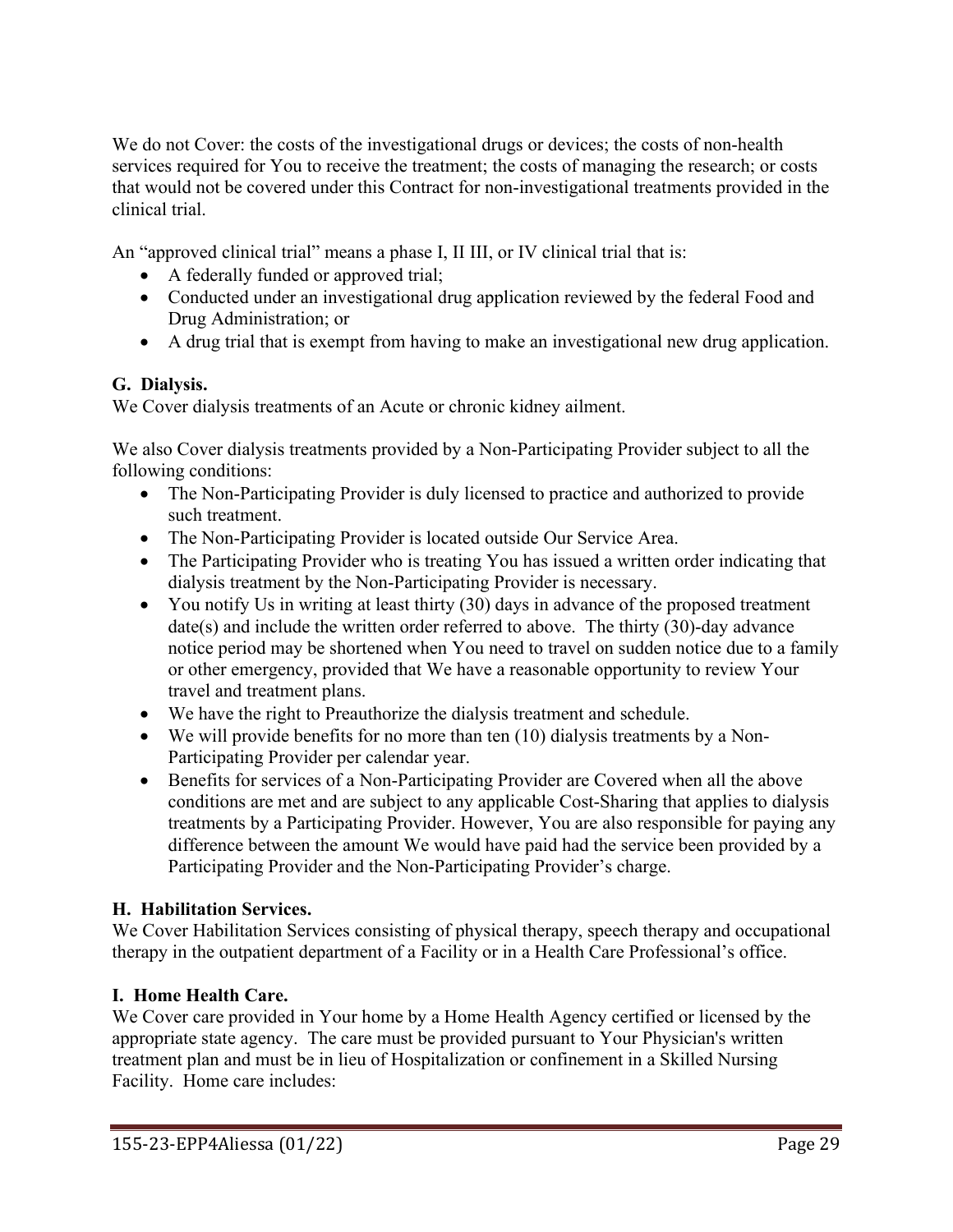We do not Cover: the costs of the investigational drugs or devices; the costs of non-health services required for You to receive the treatment; the costs of managing the research; or costs that would not be covered under this Contract for non-investigational treatments provided in the clinical trial.

An "approved clinical trial" means a phase I, II III, or IV clinical trial that is:

- A federally funded or approved trial;
- Conducted under an investigational drug application reviewed by the federal Food and Drug Administration; or
- A drug trial that is exempt from having to make an investigational new drug application.

**G. Dialysis.**
We Cover dialysis treatments of an Acute or chronic kidney ailment.

We also Cover dialysis treatments provided by a Non-Participating Provider subject to all the following conditions:

- The Non-Participating Provider is duly licensed to practice and authorized to provide such treatment.
- The Non-Participating Provider is located outside Our Service Area.
- The Participating Provider who is treating You has issued a written order indicating that dialysis treatment by the Non-Participating Provider is necessary.
- You notify Us in writing at least thirty (30) days in advance of the proposed treatment date(s) and include the written order referred to above. The thirty (30)-day advance notice period may be shortened when You need to travel on sudden notice due to a family or other emergency, provided that We have a reasonable opportunity to review Your travel and treatment plans.
- We have the right to Preauthorize the dialysis treatment and schedule.
- We will provide benefits for no more than ten (10) dialysis treatments by a Non-Participating Provider per calendar year.
- Benefits for services of a Non-Participating Provider are Covered when all the above conditions are met and are subject to any applicable Cost-Sharing that applies to dialysis treatments by a Participating Provider. However, You are also responsible for paying any difference between the amount We would have paid had the service been provided by a Participating Provider and the Non-Participating Provider's charge.

**H. Habilitation Services.**
We Cover Habilitation Services consisting of physical therapy, speech therapy and occupational therapy in the outpatient department of a Facility or in a Health Care Professional's office.

**I. Home Health Care.**
We Cover care provided in Your home by a Home Health Agency certified or licensed by the appropriate state agency. The care must be provided pursuant to Your Physician's written treatment plan and must be in lieu of Hospitalization or confinement in a Skilled Nursing Facility. Home care includes: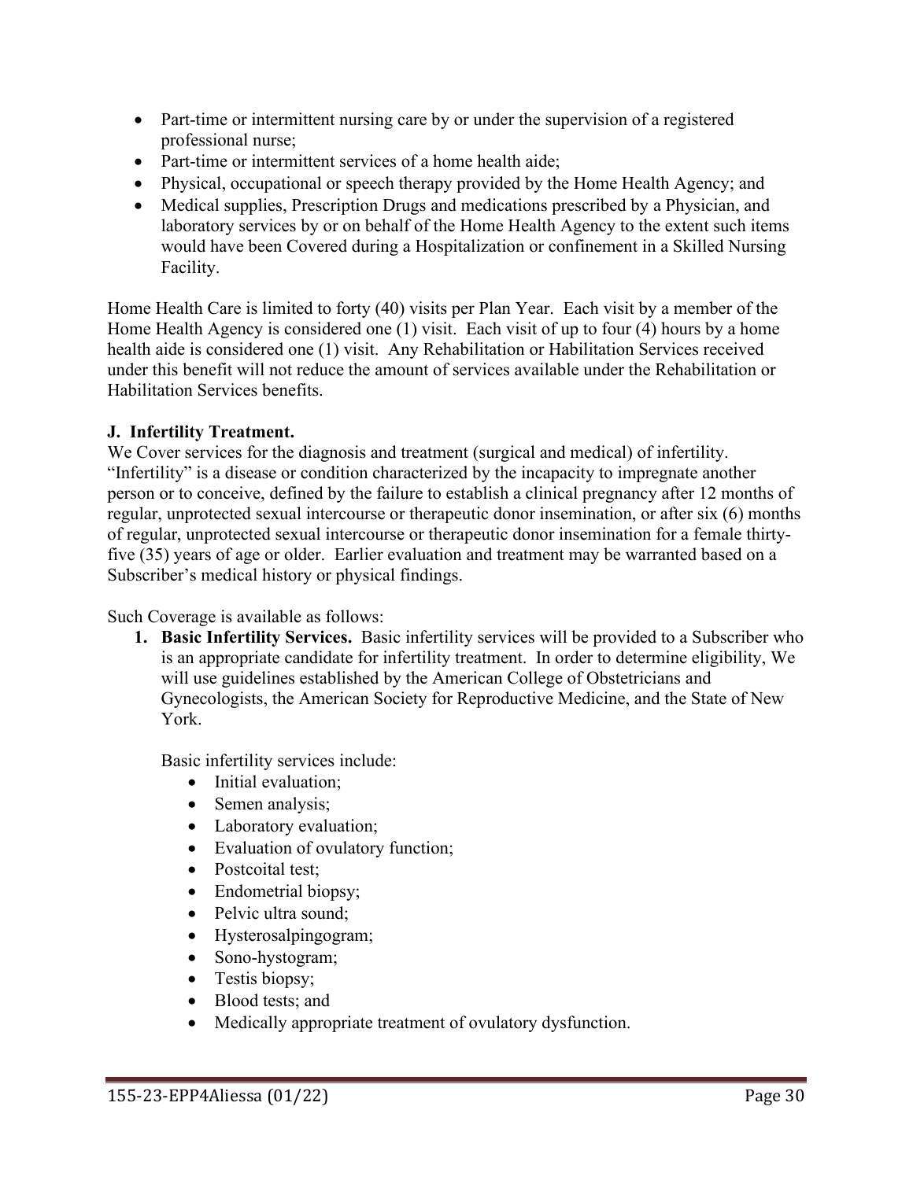- Part-time or intermittent nursing care by or under the supervision of a registered professional nurse;
- Part-time or intermittent services of a home health aide;
- Physical, occupational or speech therapy provided by the Home Health Agency; and
- Medical supplies, Prescription Drugs and medications prescribed by a Physician, and laboratory services by or on behalf of the Home Health Agency to the extent such items would have been Covered during a Hospitalization or confinement in a Skilled Nursing Facility.

Home Health Care is limited to forty (40) visits per Plan Year. Each visit by a member of the Home Health Agency is considered one (1) visit. Each visit of up to four (4) hours by a home health aide is considered one (1) visit. Any Rehabilitation or Habilitation Services received under this benefit will not reduce the amount of services available under the Rehabilitation or Habilitation Services benefits.

**J. Infertility Treatment.**
We Cover services for the diagnosis and treatment (surgical and medical) of infertility. "Infertility" is a disease or condition characterized by the incapacity to impregnate another person or to conceive, defined by the failure to establish a clinical pregnancy after 12 months of regular, unprotected sexual intercourse or therapeutic donor insemination, or after six (6) months of regular, unprotected sexual intercourse or therapeutic donor insemination for a female thirty-five (35) years of age or older. Earlier evaluation and treatment may be warranted based on a Subscriber's medical history or physical findings.

Such Coverage is available as follows:

1. **Basic Infertility Services.** Basic infertility services will be provided to a Subscriber who is an appropriate candidate for infertility treatment. In order to determine eligibility, We will use guidelines established by the American College of Obstetricians and Gynecologists, the American Society for Reproductive Medicine, and the State of New York.

   Basic infertility services include:
   - Initial evaluation;
   - Semen analysis;
   - Laboratory evaluation;
   - Evaluation of ovulatory function;
   - Postcoital test;
   - Endometrial biopsy;
   - Pelvic ultra sound;
   - Hysterosalpingogram;
   - Sono-hystogram;
   - Testis biopsy;
   - Blood tests; and
   - Medically appropriate treatment of ovulatory dysfunction.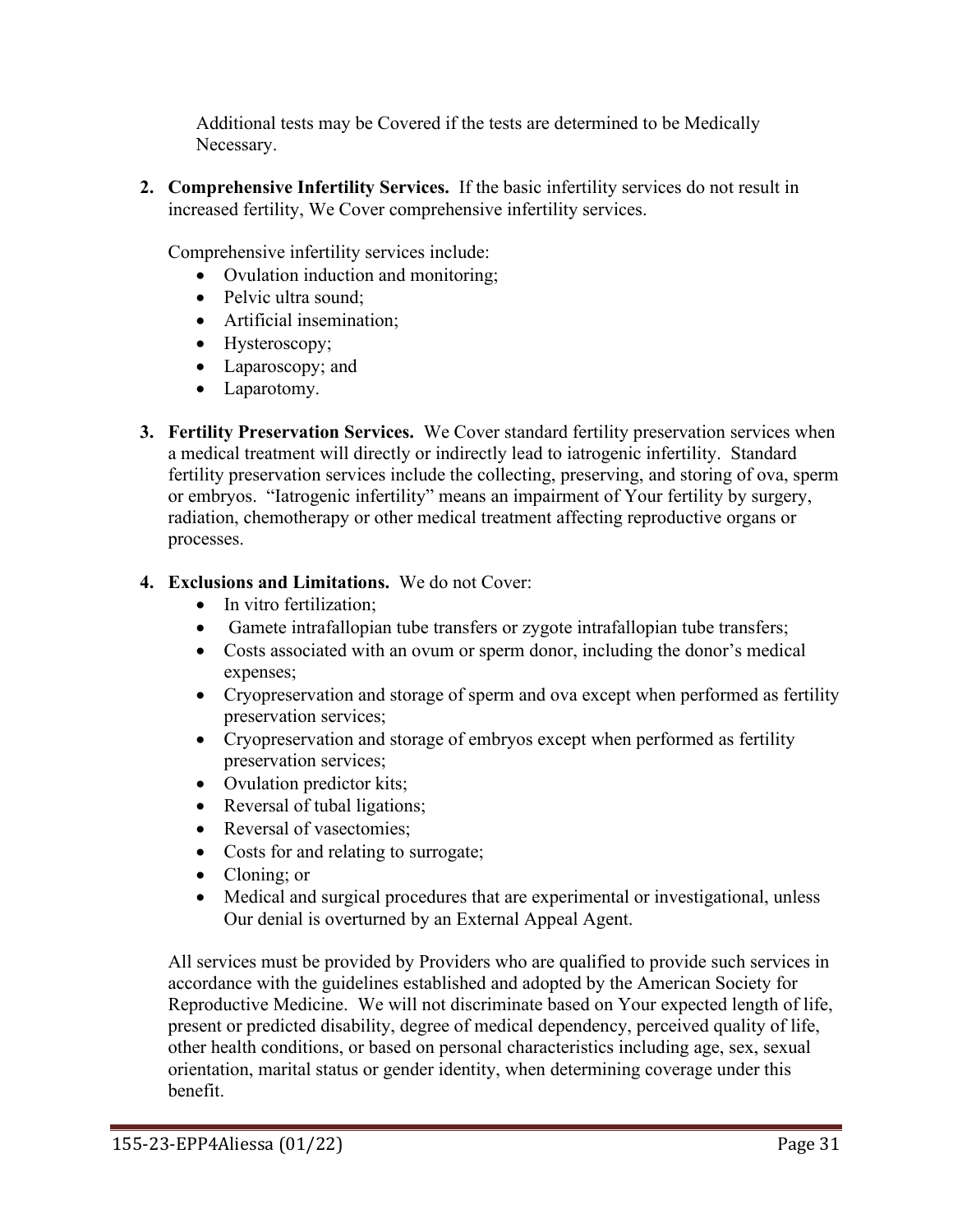Additional tests may be Covered if the tests are determined to be Medically Necessary.

2. **Comprehensive Infertility Services.** If the basic infertility services do not result in increased fertility, We Cover comprehensive infertility services.

   Comprehensive infertility services include:
   - Ovulation induction and monitoring;
   - Pelvic ultra sound;
   - Artificial insemination;
   - Hysteroscopy;
   - Laparoscopy; and
   - Laparotomy.

3. **Fertility Preservation Services.** We Cover standard fertility preservation services when a medical treatment will directly or indirectly lead to iatrogenic infertility. Standard fertility preservation services include the collecting, preserving, and storing of ova, sperm or embryos. "Iatrogenic infertility" means an impairment of Your fertility by surgery, radiation, chemotherapy or other medical treatment affecting reproductive organs or processes.

4. **Exclusions and Limitations.** We do not Cover:
   - In vitro fertilization;
   - Gamete intrafallopian tube transfers or zygote intrafallopian tube transfers;
   - Costs associated with an ovum or sperm donor, including the donor's medical expenses;
   - Cryopreservation and storage of sperm and ova except when performed as fertility preservation services;
   - Cryopreservation and storage of embryos except when performed as fertility preservation services;
   - Ovulation predictor kits;
   - Reversal of tubal ligations;
   - Reversal of vasectomies;
   - Costs for and relating to surrogate;
   - Cloning; or
   - Medical and surgical procedures that are experimental or investigational, unless Our denial is overturned by an External Appeal Agent.

   All services must be provided by Providers who are qualified to provide such services in accordance with the guidelines established and adopted by the American Society for Reproductive Medicine. We will not discriminate based on Your expected length of life, present or predicted disability, degree of medical dependency, perceived quality of life, other health conditions, or based on personal characteristics including age, sex, sexual orientation, marital status or gender identity, when determining coverage under this benefit.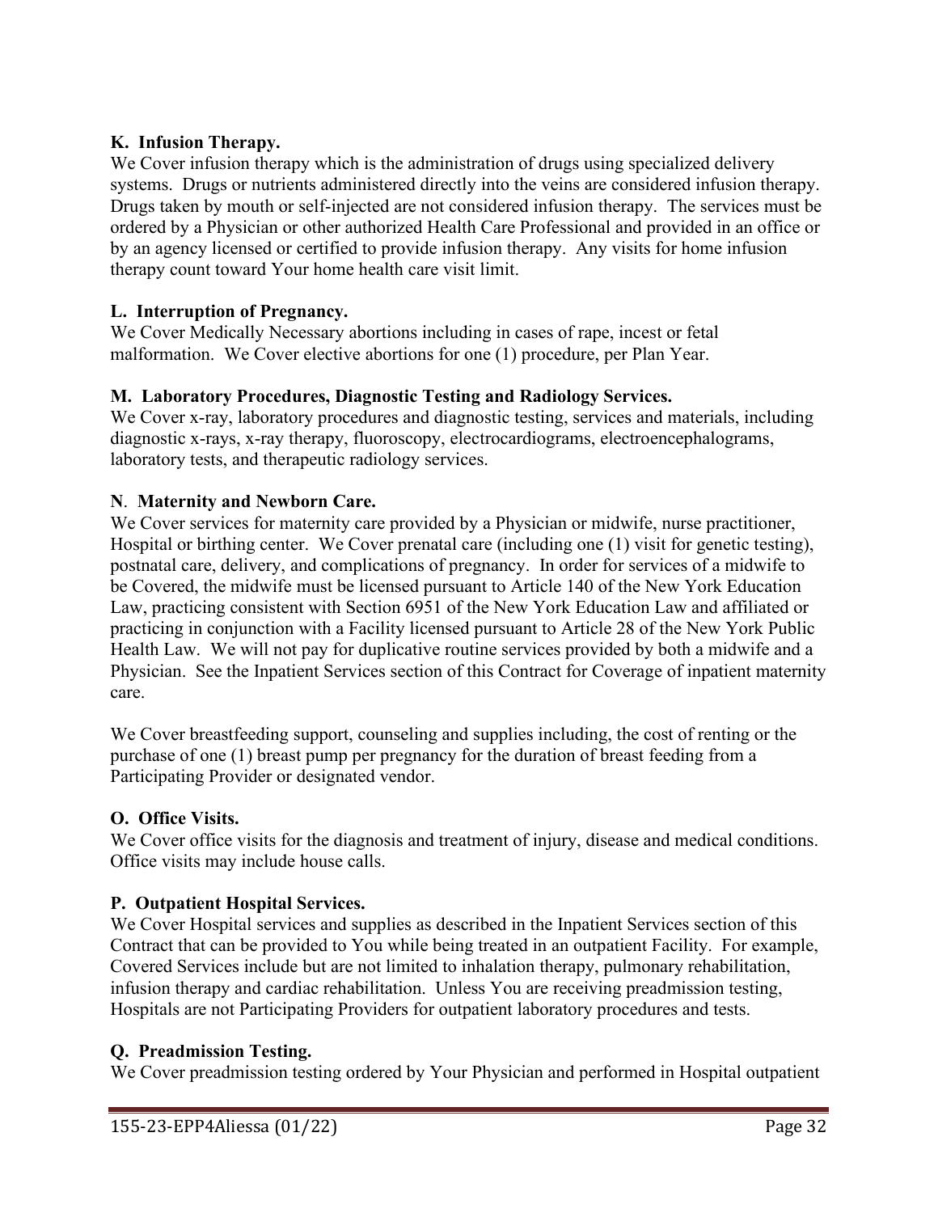### K. Infusion Therapy.

We Cover infusion therapy which is the administration of drugs using specialized delivery systems. Drugs or nutrients administered directly into the veins are considered infusion therapy. Drugs taken by mouth or self-injected are not considered infusion therapy. The services must be ordered by a Physician or other authorized Health Care Professional and provided in an office or by an agency licensed or certified to provide infusion therapy. Any visits for home infusion therapy count toward Your home health care visit limit.

### L. Interruption of Pregnancy.

We Cover Medically Necessary abortions including in cases of rape, incest or fetal malformation. We Cover elective abortions for one (1) procedure, per Plan Year.

### M. Laboratory Procedures, Diagnostic Testing and Radiology Services.

We Cover x-ray, laboratory procedures and diagnostic testing, services and materials, including diagnostic x-rays, x-ray therapy, fluoroscopy, electrocardiograms, electroencephalograms, laboratory tests, and therapeutic radiology services.

### N. Maternity and Newborn Care.

We Cover services for maternity care provided by a Physician or midwife, nurse practitioner, Hospital or birthing center. We Cover prenatal care (including one (1) visit for genetic testing), postnatal care, delivery, and complications of pregnancy. In order for services of a midwife to be Covered, the midwife must be licensed pursuant to Article 140 of the New York Education Law, practicing consistent with Section 6951 of the New York Education Law and affiliated or practicing in conjunction with a Facility licensed pursuant to Article 28 of the New York Public Health Law. We will not pay for duplicative routine services provided by both a midwife and a Physician. See the Inpatient Services section of this Contract for Coverage of inpatient maternity care.

We Cover breastfeeding support, counseling and supplies including, the cost of renting or the purchase of one (1) breast pump per pregnancy for the duration of breast feeding from a Participating Provider or designated vendor.

### O. Office Visits.

We Cover office visits for the diagnosis and treatment of injury, disease and medical conditions. Office visits may include house calls.

### P. Outpatient Hospital Services.

We Cover Hospital services and supplies as described in the Inpatient Services section of this Contract that can be provided to You while being treated in an outpatient Facility. For example, Covered Services include but are not limited to inhalation therapy, pulmonary rehabilitation, infusion therapy and cardiac rehabilitation. Unless You are receiving preadmission testing, Hospitals are not Participating Providers for outpatient laboratory procedures and tests.

### Q. Preadmission Testing.

We Cover preadmission testing ordered by Your Physician and performed in Hospital outpatient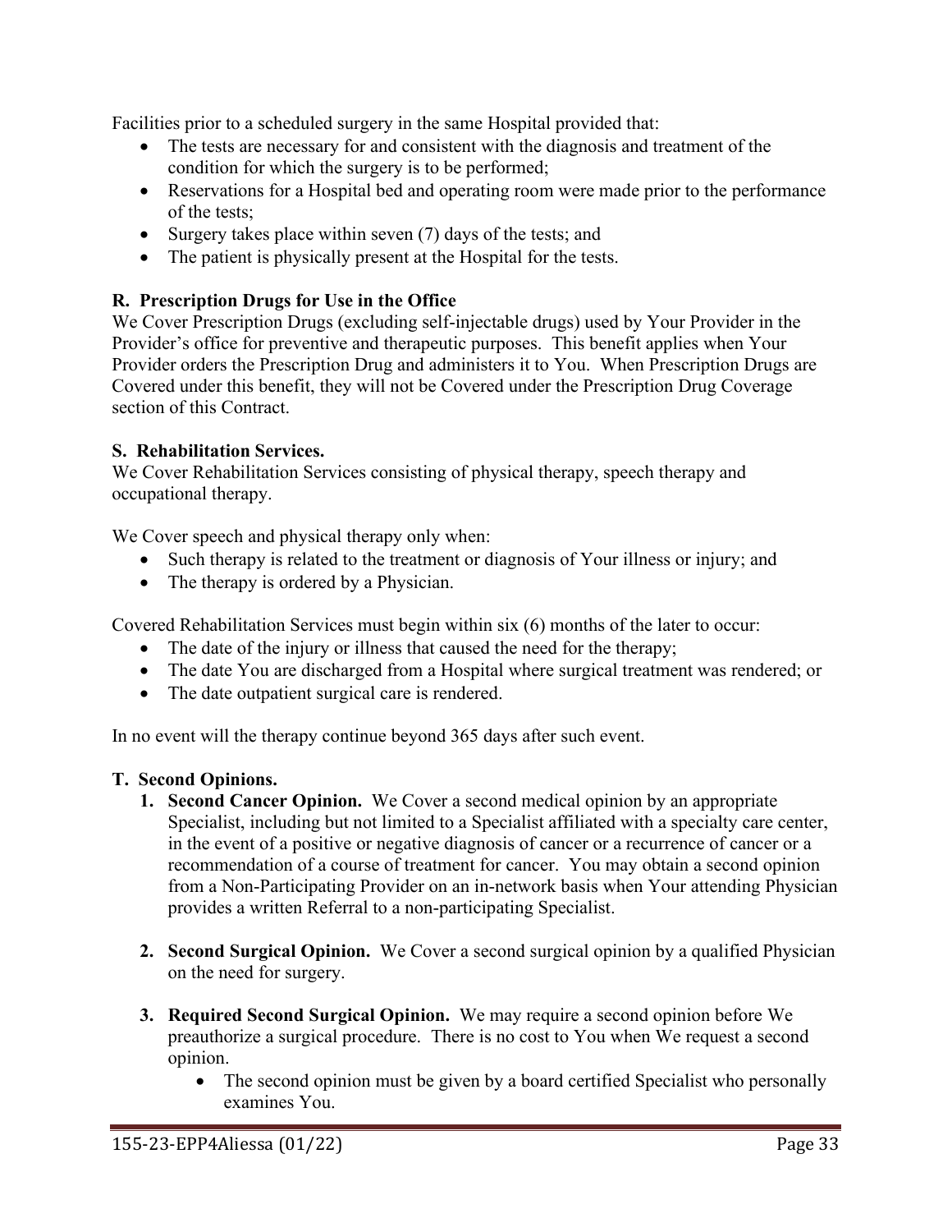Facilities prior to a scheduled surgery in the same Hospital provided that:

- The tests are necessary for and consistent with the diagnosis and treatment of the condition for which the surgery is to be performed;
- Reservations for a Hospital bed and operating room were made prior to the performance of the tests;
- Surgery takes place within seven (7) days of the tests; and
- The patient is physically present at the Hospital for the tests.

**R. Prescription Drugs for Use in the Office**

We Cover Prescription Drugs (excluding self-injectable drugs) used by Your Provider in the Provider's office for preventive and therapeutic purposes. This benefit applies when Your Provider orders the Prescription Drug and administers it to You. When Prescription Drugs are Covered under this benefit, they will not be Covered under the Prescription Drug Coverage section of this Contract.

**S. Rehabilitation Services.**

We Cover Rehabilitation Services consisting of physical therapy, speech therapy and occupational therapy.

We Cover speech and physical therapy only when:

- Such therapy is related to the treatment or diagnosis of Your illness or injury; and
- The therapy is ordered by a Physician.

Covered Rehabilitation Services must begin within six (6) months of the later to occur:

- The date of the injury or illness that caused the need for the therapy;
- The date You are discharged from a Hospital where surgical treatment was rendered; or
- The date outpatient surgical care is rendered.

In no event will the therapy continue beyond 365 days after such event.

**T. Second Opinions.**

1. **Second Cancer Opinion.** We Cover a second medical opinion by an appropriate Specialist, including but not limited to a Specialist affiliated with a specialty care center, in the event of a positive or negative diagnosis of cancer or a recurrence of cancer or a recommendation of a course of treatment for cancer. You may obtain a second opinion from a Non-Participating Provider on an in-network basis when Your attending Physician provides a written Referral to a non-participating Specialist.

2. **Second Surgical Opinion.** We Cover a second surgical opinion by a qualified Physician on the need for surgery.

3. **Required Second Surgical Opinion.** We may require a second opinion before We preauthorize a surgical procedure. There is no cost to You when We request a second opinion.
   - The second opinion must be given by a board certified Specialist who personally examines You.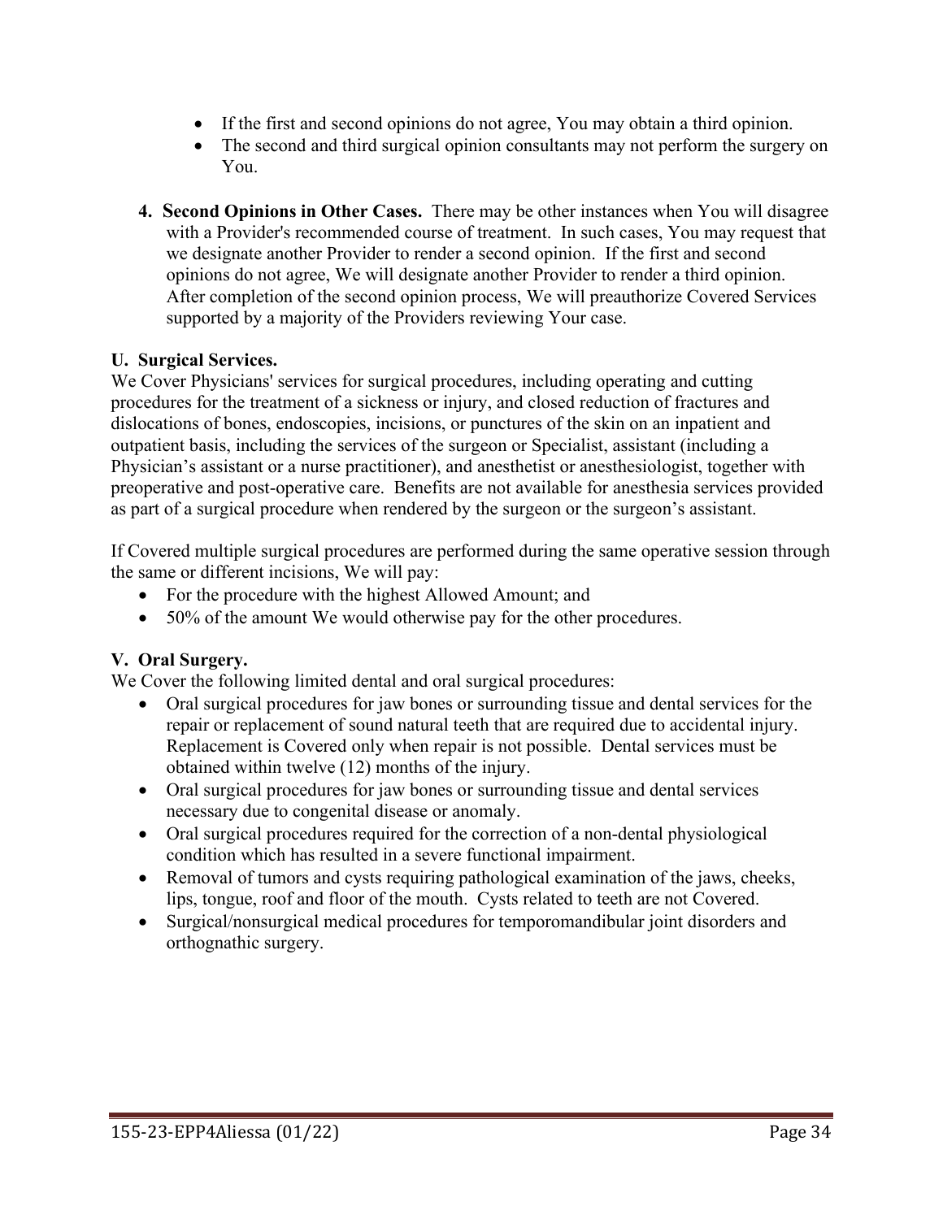- If the first and second opinions do not agree, You may obtain a third opinion.
- The second and third surgical opinion consultants may not perform the surgery on You.

**4. Second Opinions in Other Cases.** There may be other instances when You will disagree with a Provider's recommended course of treatment. In such cases, You may request that we designate another Provider to render a second opinion. If the first and second opinions do not agree, We will designate another Provider to render a third opinion. After completion of the second opinion process, We will preauthorize Covered Services supported by a majority of the Providers reviewing Your case.

**U. Surgical Services.**

We Cover Physicians' services for surgical procedures, including operating and cutting procedures for the treatment of a sickness or injury, and closed reduction of fractures and dislocations of bones, endoscopies, incisions, or punctures of the skin on an inpatient and outpatient basis, including the services of the surgeon or Specialist, assistant (including a Physician's assistant or a nurse practitioner), and anesthetist or anesthesiologist, together with preoperative and post-operative care. Benefits are not available for anesthesia services provided as part of a surgical procedure when rendered by the surgeon or the surgeon's assistant.

If Covered multiple surgical procedures are performed during the same operative session through the same or different incisions, We will pay:

- For the procedure with the highest Allowed Amount; and
- 50% of the amount We would otherwise pay for the other procedures.

**V. Oral Surgery.**

We Cover the following limited dental and oral surgical procedures:

- Oral surgical procedures for jaw bones or surrounding tissue and dental services for the repair or replacement of sound natural teeth that are required due to accidental injury. Replacement is Covered only when repair is not possible. Dental services must be obtained within twelve (12) months of the injury.
- Oral surgical procedures for jaw bones or surrounding tissue and dental services necessary due to congenital disease or anomaly.
- Oral surgical procedures required for the correction of a non-dental physiological condition which has resulted in a severe functional impairment.
- Removal of tumors and cysts requiring pathological examination of the jaws, cheeks, lips, tongue, roof and floor of the mouth. Cysts related to teeth are not Covered.
- Surgical/nonsurgical medical procedures for temporomandibular joint disorders and orthognathic surgery.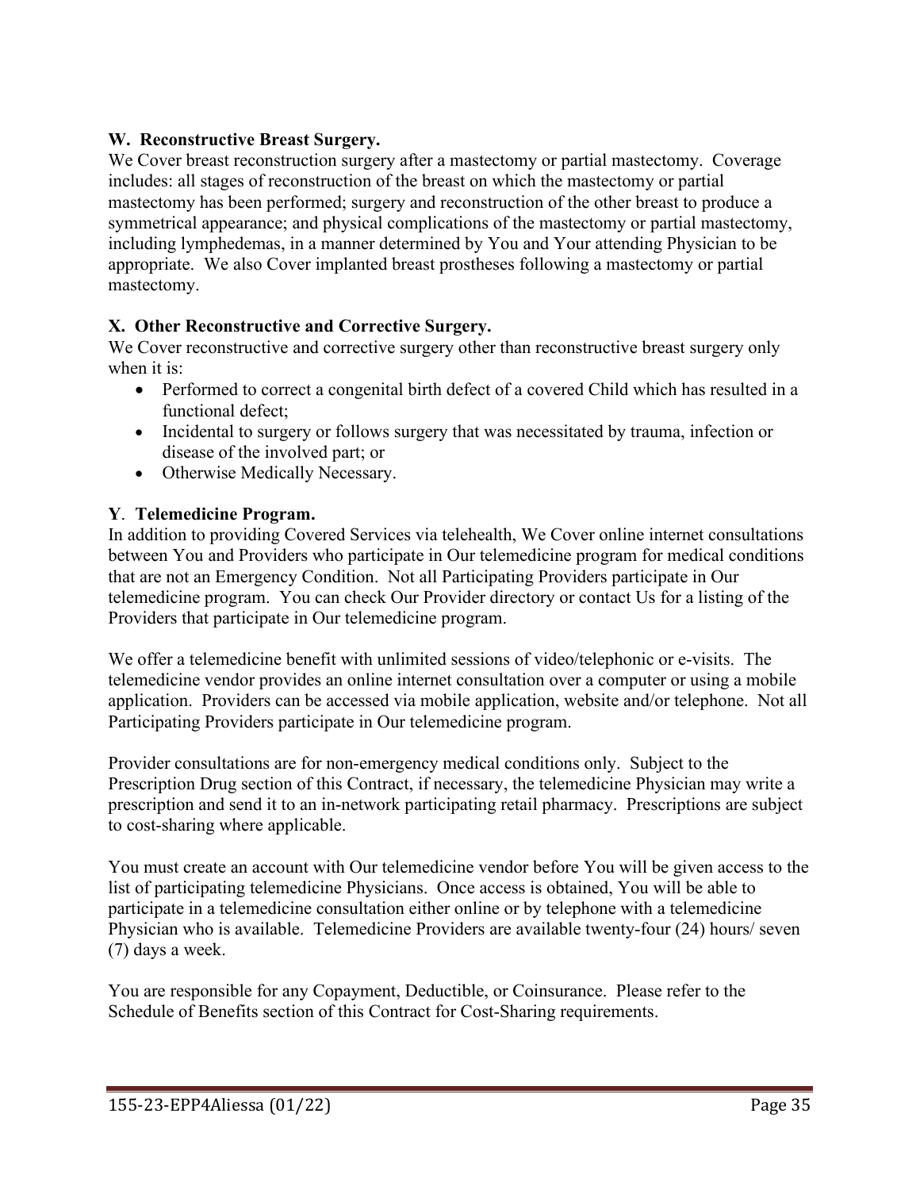### W. Reconstructive Breast Surgery.

We Cover breast reconstruction surgery after a mastectomy or partial mastectomy. Coverage includes: all stages of reconstruction of the breast on which the mastectomy or partial mastectomy has been performed; surgery and reconstruction of the other breast to produce a symmetrical appearance; and physical complications of the mastectomy or partial mastectomy, including lymphedemas, in a manner determined by You and Your attending Physician to be appropriate. We also Cover implanted breast prostheses following a mastectomy or partial mastectomy.

### X. Other Reconstructive and Corrective Surgery.

We Cover reconstructive and corrective surgery other than reconstructive breast surgery only when it is:

- Performed to correct a congenital birth defect of a covered Child which has resulted in a functional defect;
- Incidental to surgery or follows surgery that was necessitated by trauma, infection or disease of the involved part; or
- Otherwise Medically Necessary.

### Y. Telemedicine Program.

In addition to providing Covered Services via telehealth, We Cover online internet consultations between You and Providers who participate in Our telemedicine program for medical conditions that are not an Emergency Condition. Not all Participating Providers participate in Our telemedicine program. You can check Our Provider directory or contact Us for a listing of the Providers that participate in Our telemedicine program.

We offer a telemedicine benefit with unlimited sessions of video/telephonic or e-visits. The telemedicine vendor provides an online internet consultation over a computer or using a mobile application. Providers can be accessed via mobile application, website and/or telephone. Not all Participating Providers participate in Our telemedicine program.

Provider consultations are for non-emergency medical conditions only. Subject to the Prescription Drug section of this Contract, if necessary, the telemedicine Physician may write a prescription and send it to an in-network participating retail pharmacy. Prescriptions are subject to cost-sharing where applicable.

You must create an account with Our telemedicine vendor before You will be given access to the list of participating telemedicine Physicians. Once access is obtained, You will be able to participate in a telemedicine consultation either online or by telephone with a telemedicine Physician who is available. Telemedicine Providers are available twenty-four (24) hours/ seven (7) days a week.

You are responsible for any Copayment, Deductible, or Coinsurance. Please refer to the Schedule of Benefits section of this Contract for Cost-Sharing requirements.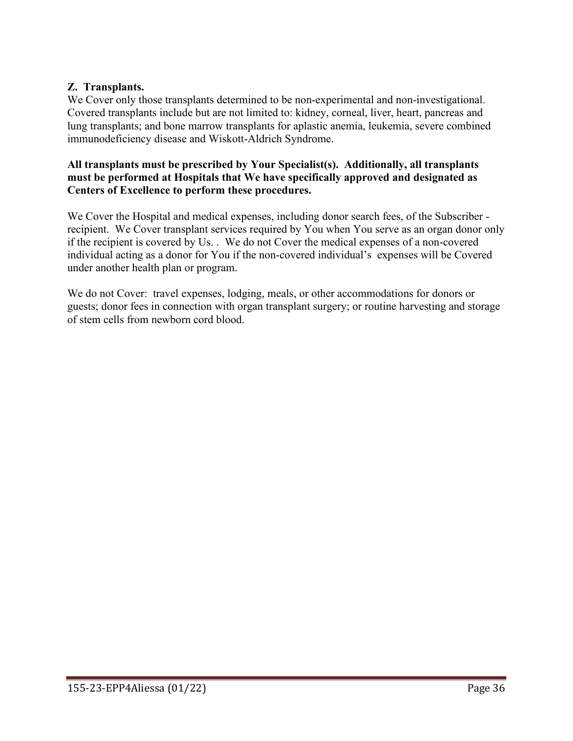**Z. Transplants.**

We Cover only those transplants determined to be non-experimental and non-investigational. Covered transplants include but are not limited to: kidney, corneal, liver, heart, pancreas and lung transplants; and bone marrow transplants for aplastic anemia, leukemia, severe combined immunodeficiency disease and Wiskott-Aldrich Syndrome.

**All transplants must be prescribed by Your Specialist(s). Additionally, all transplants must be performed at Hospitals that We have specifically approved and designated as Centers of Excellence to perform these procedures.**

We Cover the Hospital and medical expenses, including donor search fees, of the Subscriber - recipient. We Cover transplant services required by You when You serve as an organ donor only if the recipient is covered by Us. . We do not Cover the medical expenses of a non-covered individual acting as a donor for You if the non-covered individual's expenses will be Covered under another health plan or program.

We do not Cover: travel expenses, lodging, meals, or other accommodations for donors or guests; donor fees in connection with organ transplant surgery; or routine harvesting and storage of stem cells from newborn cord blood.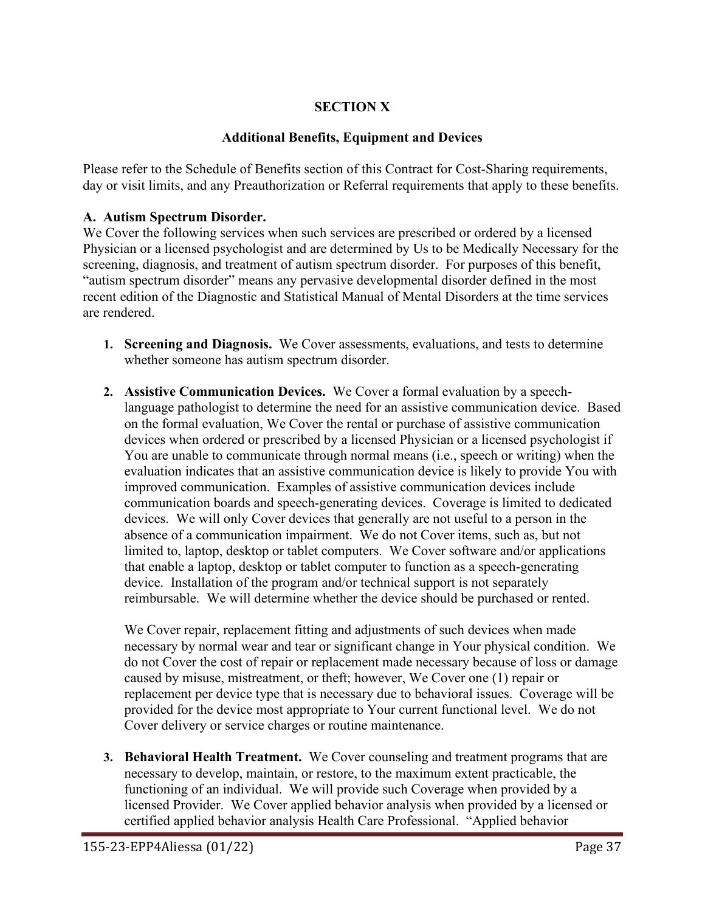# SECTION X

## Additional Benefits, Equipment and Devices

Please refer to the Schedule of Benefits section of this Contract for Cost-Sharing requirements, day or visit limits, and any Preauthorization or Referral requirements that apply to these benefits.

**A. Autism Spectrum Disorder.**
We Cover the following services when such services are prescribed or ordered by a licensed Physician or a licensed psychologist and are determined by Us to be Medically Necessary for the screening, diagnosis, and treatment of autism spectrum disorder. For purposes of this benefit, "autism spectrum disorder" means any pervasive developmental disorder defined in the most recent edition of the Diagnostic and Statistical Manual of Mental Disorders at the time services are rendered.

1. **Screening and Diagnosis.** We Cover assessments, evaluations, and tests to determine whether someone has autism spectrum disorder.

2. **Assistive Communication Devices.** We Cover a formal evaluation by a speech-language pathologist to determine the need for an assistive communication device. Based on the formal evaluation, We Cover the rental or purchase of assistive communication devices when ordered or prescribed by a licensed Physician or a licensed psychologist if You are unable to communicate through normal means (i.e., speech or writing) when the evaluation indicates that an assistive communication device is likely to provide You with improved communication. Examples of assistive communication devices include communication boards and speech-generating devices. Coverage is limited to dedicated devices. We will only Cover devices that generally are not useful to a person in the absence of a communication impairment. We do not Cover items, such as, but not limited to, laptop, desktop or tablet computers. We Cover software and/or applications that enable a laptop, desktop or tablet computer to function as a speech-generating device. Installation of the program and/or technical support is not separately reimbursable. We will determine whether the device should be purchased or rented.

   We Cover repair, replacement fitting and adjustments of such devices when made necessary by normal wear and tear or significant change in Your physical condition. We do not Cover the cost of repair or replacement made necessary because of loss or damage caused by misuse, mistreatment, or theft; however, We Cover one (1) repair or replacement per device type that is necessary due to behavioral issues. Coverage will be provided for the device most appropriate to Your current functional level. We do not Cover delivery or service charges or routine maintenance.

3. **Behavioral Health Treatment.** We Cover counseling and treatment programs that are necessary to develop, maintain, or restore, to the maximum extent practicable, the functioning of an individual. We will provide such Coverage when provided by a licensed Provider. We Cover applied behavior analysis when provided by a licensed or certified applied behavior analysis Health Care Professional. "Applied behavior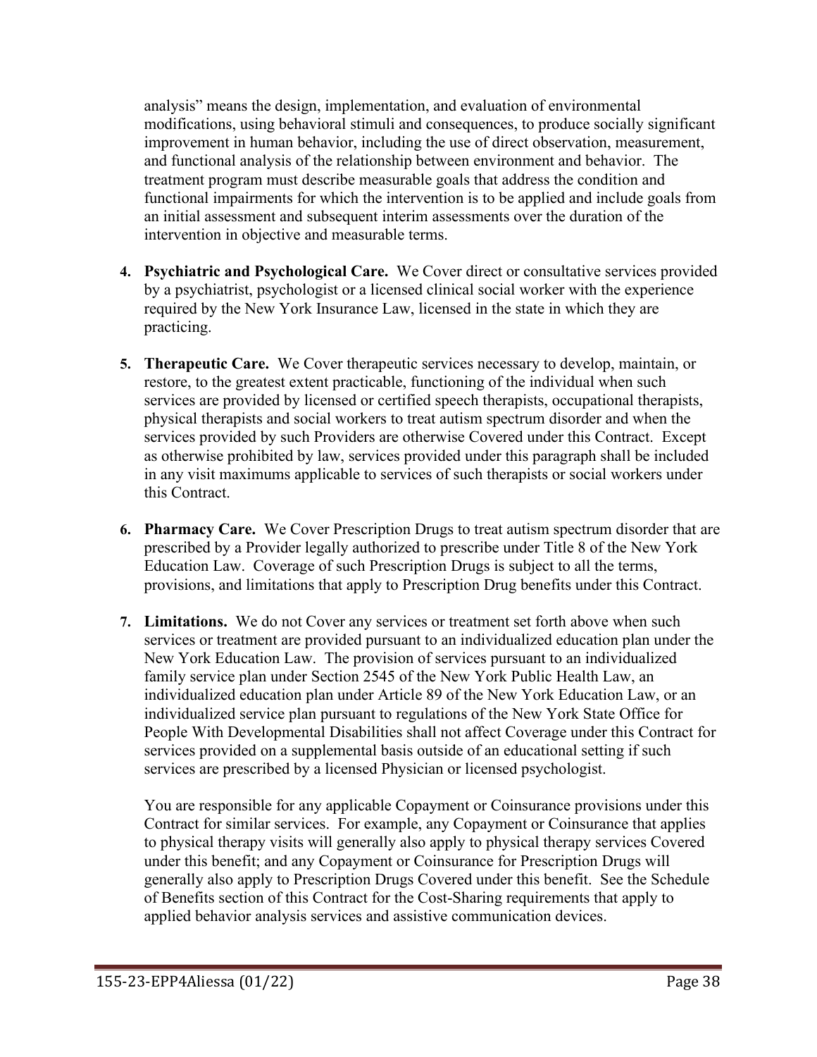analysis" means the design, implementation, and evaluation of environmental modifications, using behavioral stimuli and consequences, to produce socially significant improvement in human behavior, including the use of direct observation, measurement, and functional analysis of the relationship between environment and behavior. The treatment program must describe measurable goals that address the condition and functional impairments for which the intervention is to be applied and include goals from an initial assessment and subsequent interim assessments over the duration of the intervention in objective and measurable terms.

4. **Psychiatric and Psychological Care.** We Cover direct or consultative services provided by a psychiatrist, psychologist or a licensed clinical social worker with the experience required by the New York Insurance Law, licensed in the state in which they are practicing.

5. **Therapeutic Care.** We Cover therapeutic services necessary to develop, maintain, or restore, to the greatest extent practicable, functioning of the individual when such services are provided by licensed or certified speech therapists, occupational therapists, physical therapists and social workers to treat autism spectrum disorder and when the services provided by such Providers are otherwise Covered under this Contract. Except as otherwise prohibited by law, services provided under this paragraph shall be included in any visit maximums applicable to services of such therapists or social workers under this Contract.

6. **Pharmacy Care.** We Cover Prescription Drugs to treat autism spectrum disorder that are prescribed by a Provider legally authorized to prescribe under Title 8 of the New York Education Law. Coverage of such Prescription Drugs is subject to all the terms, provisions, and limitations that apply to Prescription Drug benefits under this Contract.

7. **Limitations.** We do not Cover any services or treatment set forth above when such services or treatment are provided pursuant to an individualized education plan under the New York Education Law. The provision of services pursuant to an individualized family service plan under Section 2545 of the New York Public Health Law, an individualized education plan under Article 89 of the New York Education Law, or an individualized service plan pursuant to regulations of the New York State Office for People With Developmental Disabilities shall not affect Coverage under this Contract for services provided on a supplemental basis outside of an educational setting if such services are prescribed by a licensed Physician or licensed psychologist.

   You are responsible for any applicable Copayment or Coinsurance provisions under this Contract for similar services. For example, any Copayment or Coinsurance that applies to physical therapy visits will generally also apply to physical therapy services Covered under this benefit; and any Copayment or Coinsurance for Prescription Drugs will generally also apply to Prescription Drugs Covered under this benefit. See the Schedule of Benefits section of this Contract for the Cost-Sharing requirements that apply to applied behavior analysis services and assistive communication devices.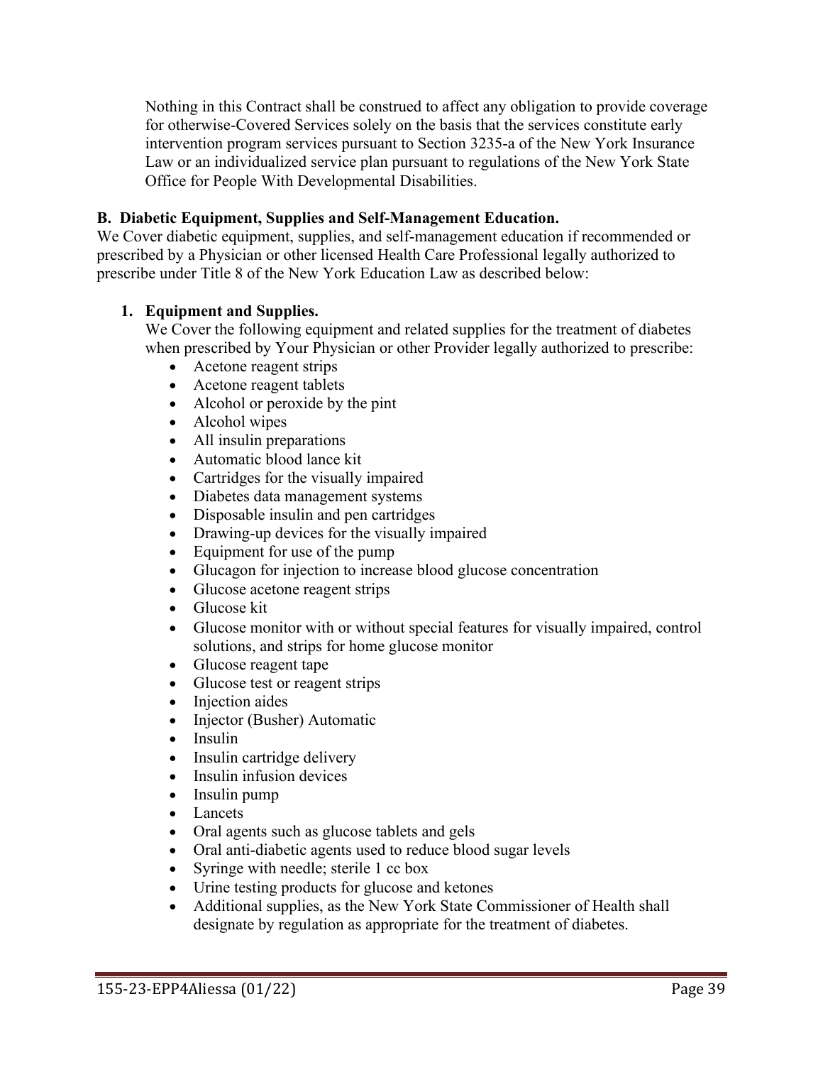Nothing in this Contract shall be construed to affect any obligation to provide coverage for otherwise-Covered Services solely on the basis that the services constitute early intervention program services pursuant to Section 3235-a of the New York Insurance Law or an individualized service plan pursuant to regulations of the New York State Office for People With Developmental Disabilities.

**B. Diabetic Equipment, Supplies and Self-Management Education.**

We Cover diabetic equipment, supplies, and self-management education if recommended or prescribed by a Physician or other licensed Health Care Professional legally authorized to prescribe under Title 8 of the New York Education Law as described below:

1. **Equipment and Supplies.**

   We Cover the following equipment and related supplies for the treatment of diabetes when prescribed by Your Physician or other Provider legally authorized to prescribe:

   - Acetone reagent strips
   - Acetone reagent tablets
   - Alcohol or peroxide by the pint
   - Alcohol wipes
   - All insulin preparations
   - Automatic blood lance kit
   - Cartridges for the visually impaired
   - Diabetes data management systems
   - Disposable insulin and pen cartridges
   - Drawing-up devices for the visually impaired
   - Equipment for use of the pump
   - Glucagon for injection to increase blood glucose concentration
   - Glucose acetone reagent strips
   - Glucose kit
   - Glucose monitor with or without special features for visually impaired, control solutions, and strips for home glucose monitor
   - Glucose reagent tape
   - Glucose test or reagent strips
   - Injection aides
   - Injector (Busher) Automatic
   - Insulin
   - Insulin cartridge delivery
   - Insulin infusion devices
   - Insulin pump
   - Lancets
   - Oral agents such as glucose tablets and gels
   - Oral anti-diabetic agents used to reduce blood sugar levels
   - Syringe with needle; sterile 1 cc box
   - Urine testing products for glucose and ketones
   - Additional supplies, as the New York State Commissioner of Health shall designate by regulation as appropriate for the treatment of diabetes.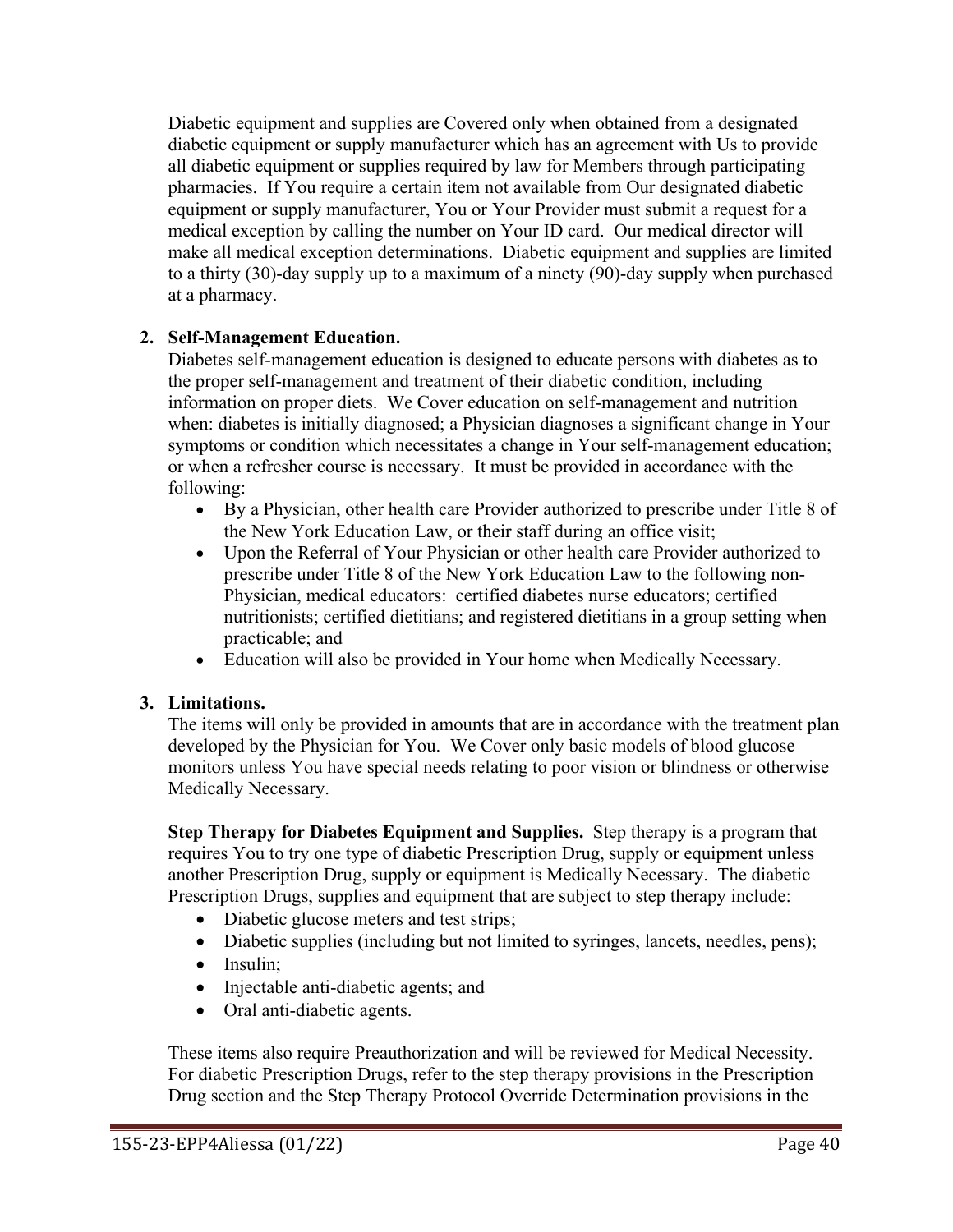Diabetic equipment and supplies are Covered only when obtained from a designated diabetic equipment or supply manufacturer which has an agreement with Us to provide all diabetic equipment or supplies required by law for Members through participating pharmacies. If You require a certain item not available from Our designated diabetic equipment or supply manufacturer, You or Your Provider must submit a request for a medical exception by calling the number on Your ID card. Our medical director will make all medical exception determinations. Diabetic equipment and supplies are limited to a thirty (30)-day supply up to a maximum of a ninety (90)-day supply when purchased at a pharmacy.

2. **Self-Management Education.**
   Diabetes self-management education is designed to educate persons with diabetes as to the proper self-management and treatment of their diabetic condition, including information on proper diets. We Cover education on self-management and nutrition when: diabetes is initially diagnosed; a Physician diagnoses a significant change in Your symptoms or condition which necessitates a change in Your self-management education; or when a refresher course is necessary. It must be provided in accordance with the following:
   - By a Physician, other health care Provider authorized to prescribe under Title 8 of the New York Education Law, or their staff during an office visit;
   - Upon the Referral of Your Physician or other health care Provider authorized to prescribe under Title 8 of the New York Education Law to the following non-Physician, medical educators: certified diabetes nurse educators; certified nutritionists; certified dietitians; and registered dietitians in a group setting when practicable; and
   - Education will also be provided in Your home when Medically Necessary.

3. **Limitations.**
   The items will only be provided in amounts that are in accordance with the treatment plan developed by the Physician for You. We Cover only basic models of blood glucose monitors unless You have special needs relating to poor vision or blindness or otherwise Medically Necessary.

   **Step Therapy for Diabetes Equipment and Supplies.** Step therapy is a program that requires You to try one type of diabetic Prescription Drug, supply or equipment unless another Prescription Drug, supply or equipment is Medically Necessary. The diabetic Prescription Drugs, supplies and equipment that are subject to step therapy include:
   - Diabetic glucose meters and test strips;
   - Diabetic supplies (including but not limited to syringes, lancets, needles, pens);
   - Insulin;
   - Injectable anti-diabetic agents; and
   - Oral anti-diabetic agents.

   These items also require Preauthorization and will be reviewed for Medical Necessity. For diabetic Prescription Drugs, refer to the step therapy provisions in the Prescription Drug section and the Step Therapy Protocol Override Determination provisions in the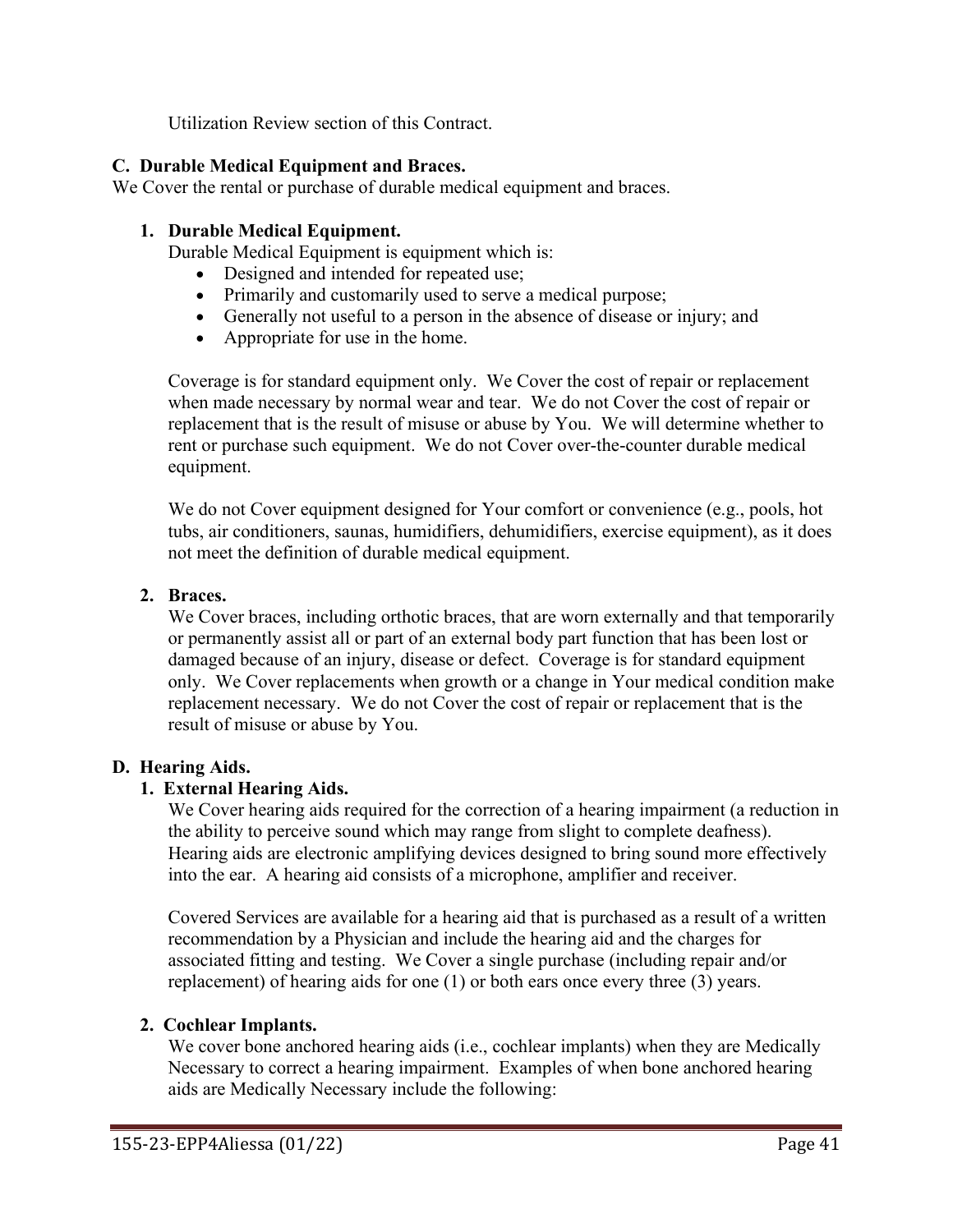Utilization Review section of this Contract.

**C. Durable Medical Equipment and Braces.**

We Cover the rental or purchase of durable medical equipment and braces.

**1. Durable Medical Equipment.**

Durable Medical Equipment is equipment which is:

- Designed and intended for repeated use;
- Primarily and customarily used to serve a medical purpose;
- Generally not useful to a person in the absence of disease or injury; and
- Appropriate for use in the home.

Coverage is for standard equipment only. We Cover the cost of repair or replacement when made necessary by normal wear and tear. We do not Cover the cost of repair or replacement that is the result of misuse or abuse by You. We will determine whether to rent or purchase such equipment. We do not Cover over-the-counter durable medical equipment.

We do not Cover equipment designed for Your comfort or convenience (e.g., pools, hot tubs, air conditioners, saunas, humidifiers, dehumidifiers, exercise equipment), as it does not meet the definition of durable medical equipment.

**2. Braces.**

We Cover braces, including orthotic braces, that are worn externally and that temporarily or permanently assist all or part of an external body part function that has been lost or damaged because of an injury, disease or defect. Coverage is for standard equipment only. We Cover replacements when growth or a change in Your medical condition make replacement necessary. We do not Cover the cost of repair or replacement that is the result of misuse or abuse by You.

**D. Hearing Aids.**

**1. External Hearing Aids.**

We Cover hearing aids required for the correction of a hearing impairment (a reduction in the ability to perceive sound which may range from slight to complete deafness). Hearing aids are electronic amplifying devices designed to bring sound more effectively into the ear. A hearing aid consists of a microphone, amplifier and receiver.

Covered Services are available for a hearing aid that is purchased as a result of a written recommendation by a Physician and include the hearing aid and the charges for associated fitting and testing. We Cover a single purchase (including repair and/or replacement) of hearing aids for one (1) or both ears once every three (3) years.

**2. Cochlear Implants.**

We cover bone anchored hearing aids (i.e., cochlear implants) when they are Medically Necessary to correct a hearing impairment. Examples of when bone anchored hearing aids are Medically Necessary include the following: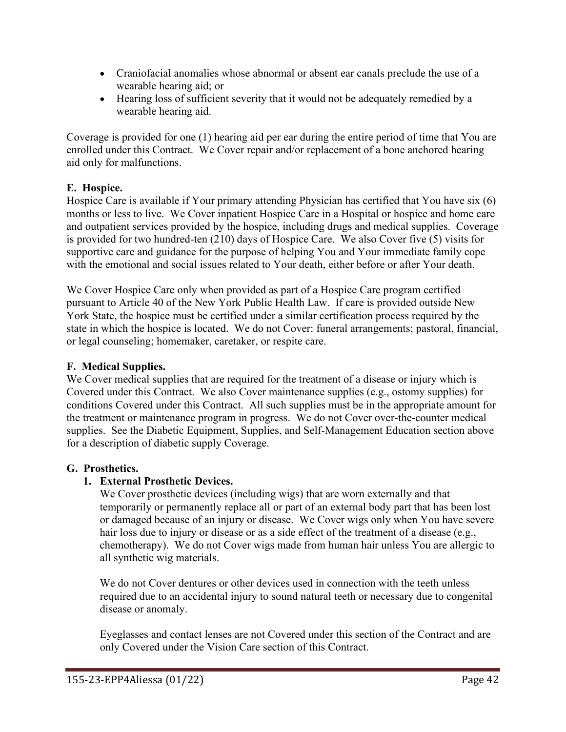- Craniofacial anomalies whose abnormal or absent ear canals preclude the use of a wearable hearing aid; or
- Hearing loss of sufficient severity that it would not be adequately remedied by a wearable hearing aid.

Coverage is provided for one (1) hearing aid per ear during the entire period of time that You are enrolled under this Contract. We Cover repair and/or replacement of a bone anchored hearing aid only for malfunctions.

**E. Hospice.**

Hospice Care is available if Your primary attending Physician has certified that You have six (6) months or less to live. We Cover inpatient Hospice Care in a Hospital or hospice and home care and outpatient services provided by the hospice, including drugs and medical supplies. Coverage is provided for two hundred-ten (210) days of Hospice Care. We also Cover five (5) visits for supportive care and guidance for the purpose of helping You and Your immediate family cope with the emotional and social issues related to Your death, either before or after Your death.

We Cover Hospice Care only when provided as part of a Hospice Care program certified pursuant to Article 40 of the New York Public Health Law. If care is provided outside New York State, the hospice must be certified under a similar certification process required by the state in which the hospice is located. We do not Cover: funeral arrangements; pastoral, financial, or legal counseling; homemaker, caretaker, or respite care.

**F. Medical Supplies.**

We Cover medical supplies that are required for the treatment of a disease or injury which is Covered under this Contract. We also Cover maintenance supplies (e.g., ostomy supplies) for conditions Covered under this Contract. All such supplies must be in the appropriate amount for the treatment or maintenance program in progress. We do not Cover over-the-counter medical supplies. See the Diabetic Equipment, Supplies, and Self-Management Education section above for a description of diabetic supply Coverage.

**G. Prosthetics.**

1. **External Prosthetic Devices.**

   We Cover prosthetic devices (including wigs) that are worn externally and that temporarily or permanently replace all or part of an external body part that has been lost or damaged because of an injury or disease. We Cover wigs only when You have severe hair loss due to injury or disease or as a side effect of the treatment of a disease (e.g., chemotherapy). We do not Cover wigs made from human hair unless You are allergic to all synthetic wig materials.

   We do not Cover dentures or other devices used in connection with the teeth unless required due to an accidental injury to sound natural teeth or necessary due to congenital disease or anomaly.

   Eyeglasses and contact lenses are not Covered under this section of the Contract and are only Covered under the Vision Care section of this Contract.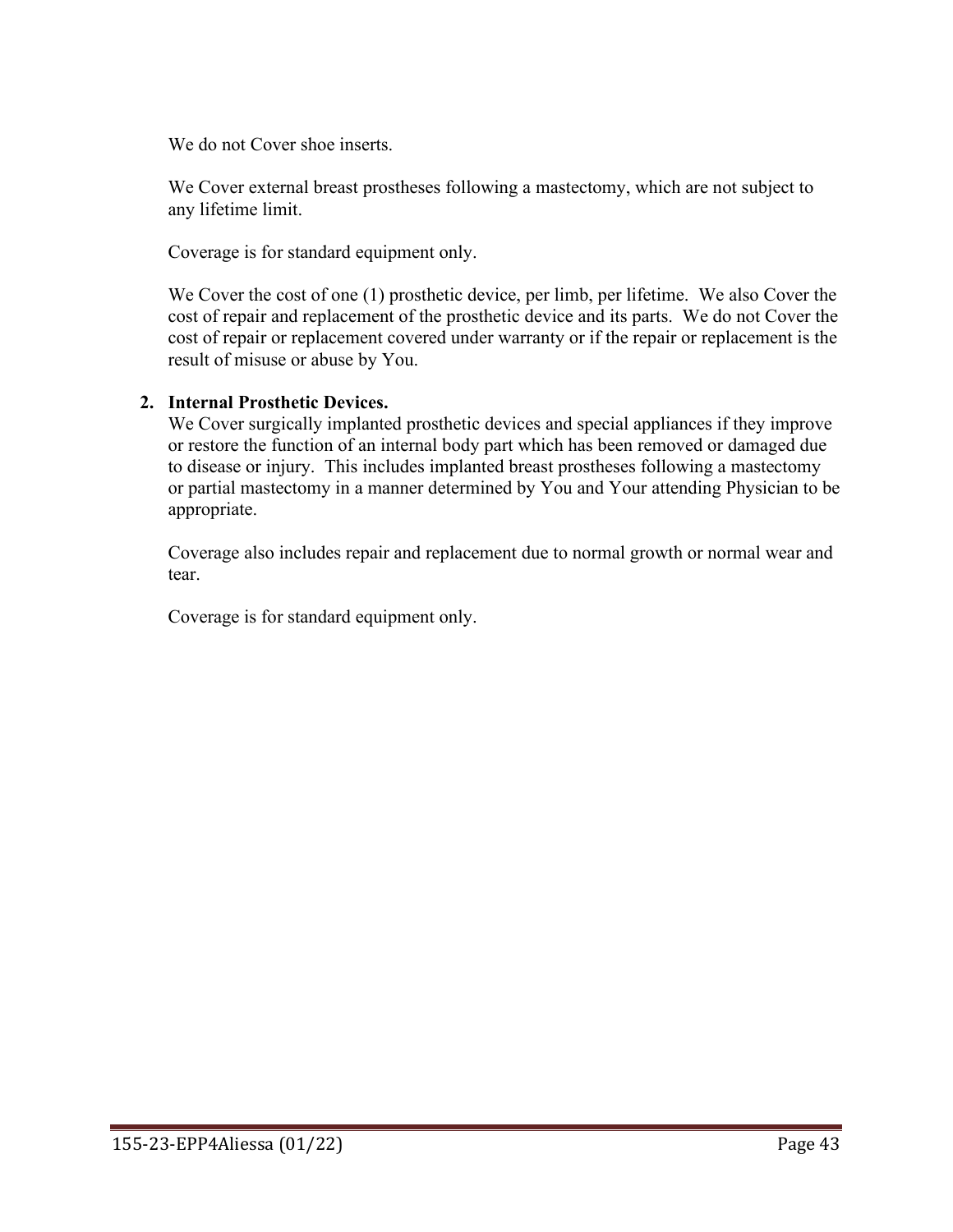We do not Cover shoe inserts.

We Cover external breast prostheses following a mastectomy, which are not subject to any lifetime limit.

Coverage is for standard equipment only.

We Cover the cost of one (1) prosthetic device, per limb, per lifetime. We also Cover the cost of repair and replacement of the prosthetic device and its parts. We do not Cover the cost of repair or replacement covered under warranty or if the repair or replacement is the result of misuse or abuse by You.

2. **Internal Prosthetic Devices.**
   We Cover surgically implanted prosthetic devices and special appliances if they improve or restore the function of an internal body part which has been removed or damaged due to disease or injury. This includes implanted breast prostheses following a mastectomy or partial mastectomy in a manner determined by You and Your attending Physician to be appropriate.

   Coverage also includes repair and replacement due to normal growth or normal wear and tear.

   Coverage is for standard equipment only.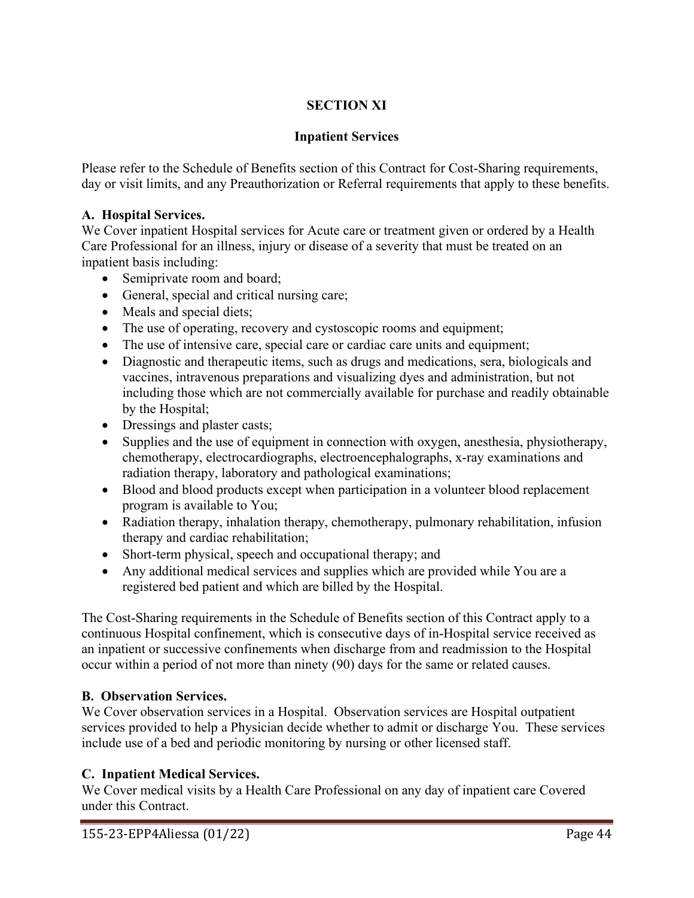## SECTION XI

### Inpatient Services

Please refer to the Schedule of Benefits section of this Contract for Cost-Sharing requirements, day or visit limits, and any Preauthorization or Referral requirements that apply to these benefits.

**A. Hospital Services.**

We Cover inpatient Hospital services for Acute care or treatment given or ordered by a Health Care Professional for an illness, injury or disease of a severity that must be treated on an inpatient basis including:

- Semiprivate room and board;
- General, special and critical nursing care;
- Meals and special diets;
- The use of operating, recovery and cystoscopic rooms and equipment;
- The use of intensive care, special care or cardiac care units and equipment;
- Diagnostic and therapeutic items, such as drugs and medications, sera, biologicals and vaccines, intravenous preparations and visualizing dyes and administration, but not including those which are not commercially available for purchase and readily obtainable by the Hospital;
- Dressings and plaster casts;
- Supplies and the use of equipment in connection with oxygen, anesthesia, physiotherapy, chemotherapy, electrocardiographs, electroencephalographs, x-ray examinations and radiation therapy, laboratory and pathological examinations;
- Blood and blood products except when participation in a volunteer blood replacement program is available to You;
- Radiation therapy, inhalation therapy, chemotherapy, pulmonary rehabilitation, infusion therapy and cardiac rehabilitation;
- Short-term physical, speech and occupational therapy; and
- Any additional medical services and supplies which are provided while You are a registered bed patient and which are billed by the Hospital.

The Cost-Sharing requirements in the Schedule of Benefits section of this Contract apply to a continuous Hospital confinement, which is consecutive days of in-Hospital service received as an inpatient or successive confinements when discharge from and readmission to the Hospital occur within a period of not more than ninety (90) days for the same or related causes.

**B. Observation Services.**

We Cover observation services in a Hospital. Observation services are Hospital outpatient services provided to help a Physician decide whether to admit or discharge You. These services include use of a bed and periodic monitoring by nursing or other licensed staff.

**C. Inpatient Medical Services.**

We Cover medical visits by a Health Care Professional on any day of inpatient care Covered under this Contract.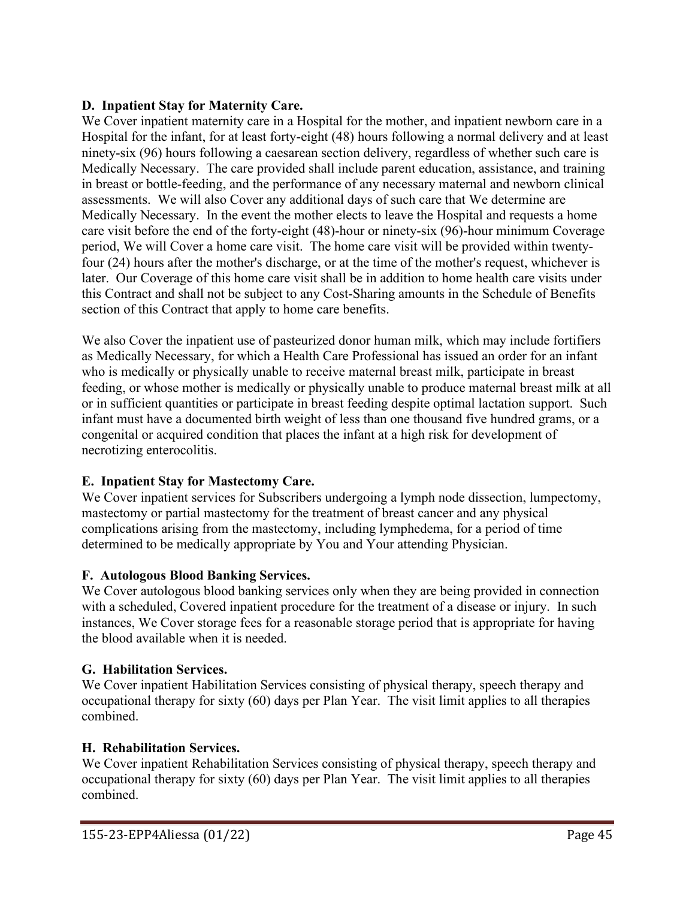**D. Inpatient Stay for Maternity Care.**

We Cover inpatient maternity care in a Hospital for the mother, and inpatient newborn care in a Hospital for the infant, for at least forty-eight (48) hours following a normal delivery and at least ninety-six (96) hours following a caesarean section delivery, regardless of whether such care is Medically Necessary. The care provided shall include parent education, assistance, and training in breast or bottle-feeding, and the performance of any necessary maternal and newborn clinical assessments. We will also Cover any additional days of such care that We determine are Medically Necessary. In the event the mother elects to leave the Hospital and requests a home care visit before the end of the forty-eight (48)-hour or ninety-six (96)-hour minimum Coverage period, We will Cover a home care visit. The home care visit will be provided within twenty-four (24) hours after the mother's discharge, or at the time of the mother's request, whichever is later. Our Coverage of this home care visit shall be in addition to home health care visits under this Contract and shall not be subject to any Cost-Sharing amounts in the Schedule of Benefits section of this Contract that apply to home care benefits.

We also Cover the inpatient use of pasteurized donor human milk, which may include fortifiers as Medically Necessary, for which a Health Care Professional has issued an order for an infant who is medically or physically unable to receive maternal breast milk, participate in breast feeding, or whose mother is medically or physically unable to produce maternal breast milk at all or in sufficient quantities or participate in breast feeding despite optimal lactation support. Such infant must have a documented birth weight of less than one thousand five hundred grams, or a congenital or acquired condition that places the infant at a high risk for development of necrotizing enterocolitis.

**E. Inpatient Stay for Mastectomy Care.**

We Cover inpatient services for Subscribers undergoing a lymph node dissection, lumpectomy, mastectomy or partial mastectomy for the treatment of breast cancer and any physical complications arising from the mastectomy, including lymphedema, for a period of time determined to be medically appropriate by You and Your attending Physician.

**F. Autologous Blood Banking Services.**

We Cover autologous blood banking services only when they are being provided in connection with a scheduled, Covered inpatient procedure for the treatment of a disease or injury. In such instances, We Cover storage fees for a reasonable storage period that is appropriate for having the blood available when it is needed.

**G. Habilitation Services.**

We Cover inpatient Habilitation Services consisting of physical therapy, speech therapy and occupational therapy for sixty (60) days per Plan Year. The visit limit applies to all therapies combined.

**H. Rehabilitation Services.**

We Cover inpatient Rehabilitation Services consisting of physical therapy, speech therapy and occupational therapy for sixty (60) days per Plan Year. The visit limit applies to all therapies combined.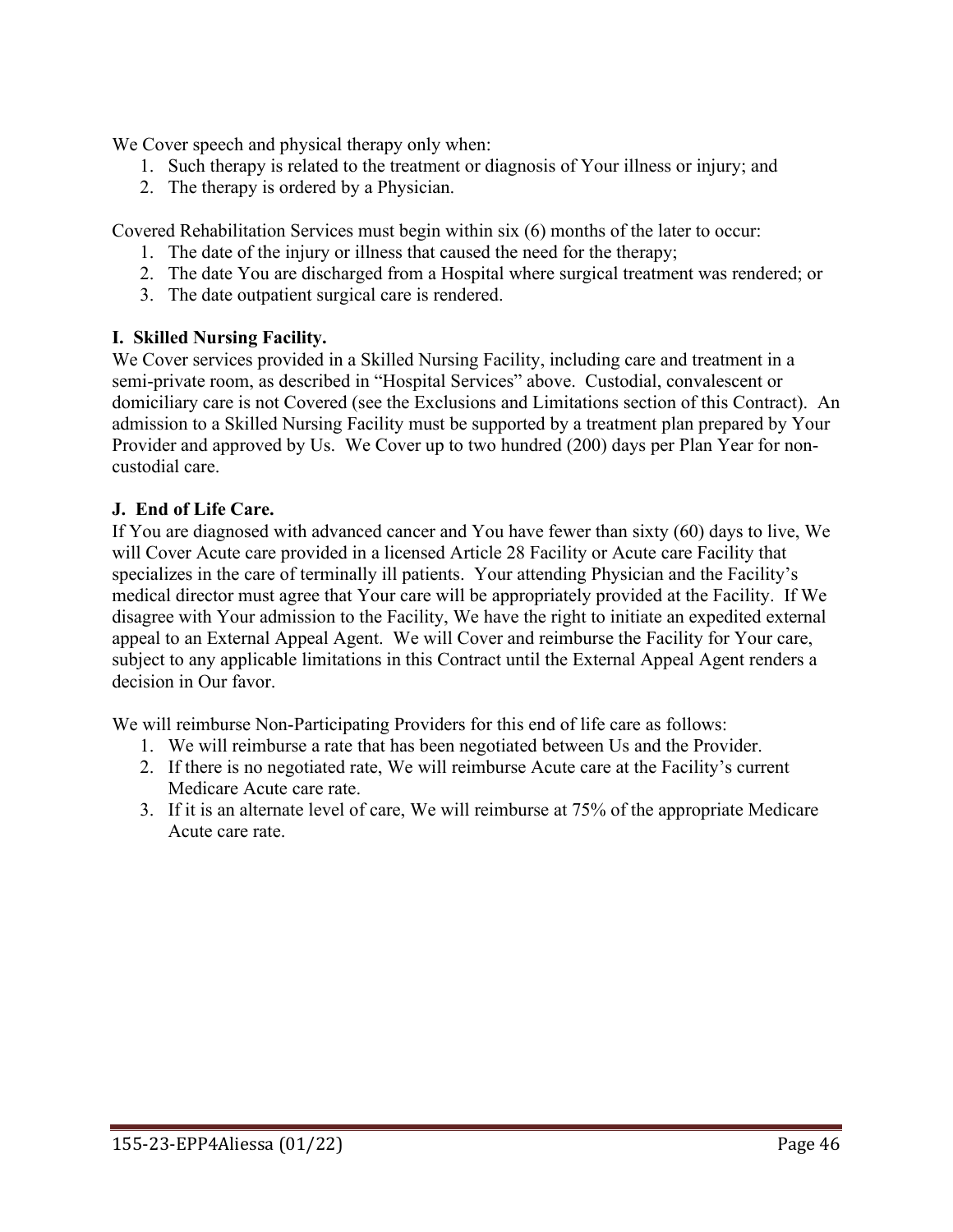We Cover speech and physical therapy only when:

1. Such therapy is related to the treatment or diagnosis of Your illness or injury; and
2. The therapy is ordered by a Physician.

Covered Rehabilitation Services must begin within six (6) months of the later to occur:

1. The date of the injury or illness that caused the need for the therapy;
2. The date You are discharged from a Hospital where surgical treatment was rendered; or
3. The date outpatient surgical care is rendered.

**I. Skilled Nursing Facility.**

We Cover services provided in a Skilled Nursing Facility, including care and treatment in a semi-private room, as described in "Hospital Services" above. Custodial, convalescent or domiciliary care is not Covered (see the Exclusions and Limitations section of this Contract). An admission to a Skilled Nursing Facility must be supported by a treatment plan prepared by Your Provider and approved by Us. We Cover up to two hundred (200) days per Plan Year for non-custodial care.

**J. End of Life Care.**

If You are diagnosed with advanced cancer and You have fewer than sixty (60) days to live, We will Cover Acute care provided in a licensed Article 28 Facility or Acute care Facility that specializes in the care of terminally ill patients. Your attending Physician and the Facility's medical director must agree that Your care will be appropriately provided at the Facility. If We disagree with Your admission to the Facility, We have the right to initiate an expedited external appeal to an External Appeal Agent. We will Cover and reimburse the Facility for Your care, subject to any applicable limitations in this Contract until the External Appeal Agent renders a decision in Our favor.

We will reimburse Non-Participating Providers for this end of life care as follows:

1. We will reimburse a rate that has been negotiated between Us and the Provider.
2. If there is no negotiated rate, We will reimburse Acute care at the Facility's current Medicare Acute care rate.
3. If it is an alternate level of care, We will reimburse at 75% of the appropriate Medicare Acute care rate.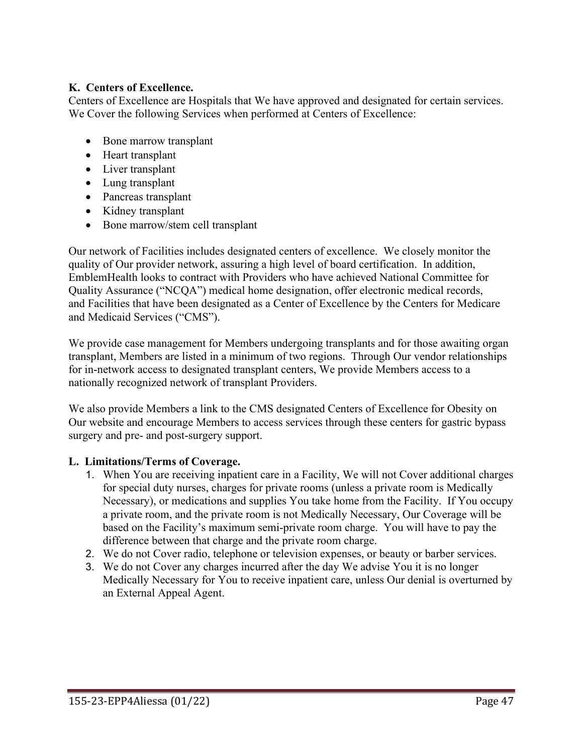**K. Centers of Excellence.**

Centers of Excellence are Hospitals that We have approved and designated for certain services. We Cover the following Services when performed at Centers of Excellence:

- Bone marrow transplant
- Heart transplant
- Liver transplant
- Lung transplant
- Pancreas transplant
- Kidney transplant
- Bone marrow/stem cell transplant

Our network of Facilities includes designated centers of excellence. We closely monitor the quality of Our provider network, assuring a high level of board certification. In addition, EmblemHealth looks to contract with Providers who have achieved National Committee for Quality Assurance ("NCQA") medical home designation, offer electronic medical records, and Facilities that have been designated as a Center of Excellence by the Centers for Medicare and Medicaid Services ("CMS").

We provide case management for Members undergoing transplants and for those awaiting organ transplant, Members are listed in a minimum of two regions. Through Our vendor relationships for in-network access to designated transplant centers, We provide Members access to a nationally recognized network of transplant Providers.

We also provide Members a link to the CMS designated Centers of Excellence for Obesity on Our website and encourage Members to access services through these centers for gastric bypass surgery and pre- and post-surgery support.

**L. Limitations/Terms of Coverage.**

1. When You are receiving inpatient care in a Facility, We will not Cover additional charges for special duty nurses, charges for private rooms (unless a private room is Medically Necessary), or medications and supplies You take home from the Facility. If You occupy a private room, and the private room is not Medically Necessary, Our Coverage will be based on the Facility's maximum semi-private room charge. You will have to pay the difference between that charge and the private room charge.
2. We do not Cover radio, telephone or television expenses, or beauty or barber services.
3. We do not Cover any charges incurred after the day We advise You it is no longer Medically Necessary for You to receive inpatient care, unless Our denial is overturned by an External Appeal Agent.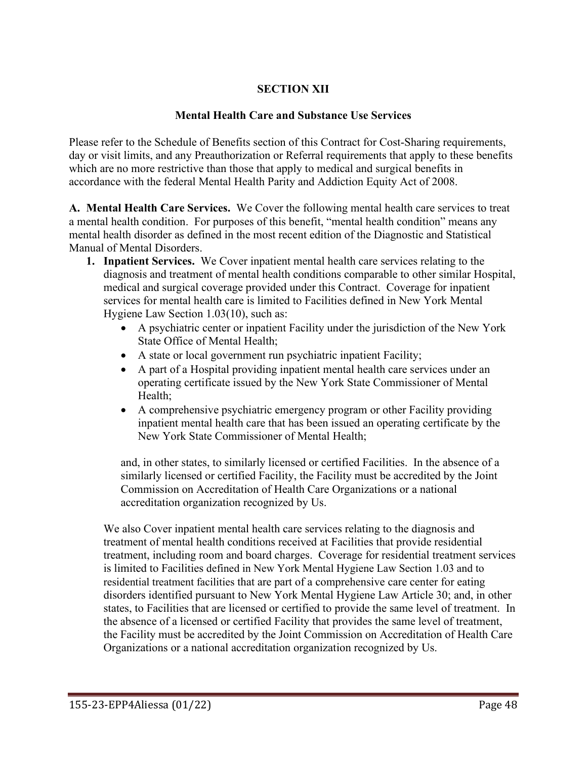## SECTION XII

### Mental Health Care and Substance Use Services

Please refer to the Schedule of Benefits section of this Contract for Cost-Sharing requirements, day or visit limits, and any Preauthorization or Referral requirements that apply to these benefits which are no more restrictive than those that apply to medical and surgical benefits in accordance with the federal Mental Health Parity and Addiction Equity Act of 2008.

**A. Mental Health Care Services.** We Cover the following mental health care services to treat a mental health condition. For purposes of this benefit, "mental health condition" means any mental health disorder as defined in the most recent edition of the Diagnostic and Statistical Manual of Mental Disorders.

1. **Inpatient Services.** We Cover inpatient mental health care services relating to the diagnosis and treatment of mental health conditions comparable to other similar Hospital, medical and surgical coverage provided under this Contract. Coverage for inpatient services for mental health care is limited to Facilities defined in New York Mental Hygiene Law Section 1.03(10), such as:
   - A psychiatric center or inpatient Facility under the jurisdiction of the New York State Office of Mental Health;
   - A state or local government run psychiatric inpatient Facility;
   - A part of a Hospital providing inpatient mental health care services under an operating certificate issued by the New York State Commissioner of Mental Health;
   - A comprehensive psychiatric emergency program or other Facility providing inpatient mental health care that has been issued an operating certificate by the New York State Commissioner of Mental Health;

   and, in other states, to similarly licensed or certified Facilities. In the absence of a similarly licensed or certified Facility, the Facility must be accredited by the Joint Commission on Accreditation of Health Care Organizations or a national accreditation organization recognized by Us.

   We also Cover inpatient mental health care services relating to the diagnosis and treatment of mental health conditions received at Facilities that provide residential treatment, including room and board charges. Coverage for residential treatment services is limited to Facilities defined in New York Mental Hygiene Law Section 1.03 and to residential treatment facilities that are part of a comprehensive care center for eating disorders identified pursuant to New York Mental Hygiene Law Article 30; and, in other states, to Facilities that are licensed or certified to provide the same level of treatment. In the absence of a licensed or certified Facility that provides the same level of treatment, the Facility must be accredited by the Joint Commission on Accreditation of Health Care Organizations or a national accreditation organization recognized by Us.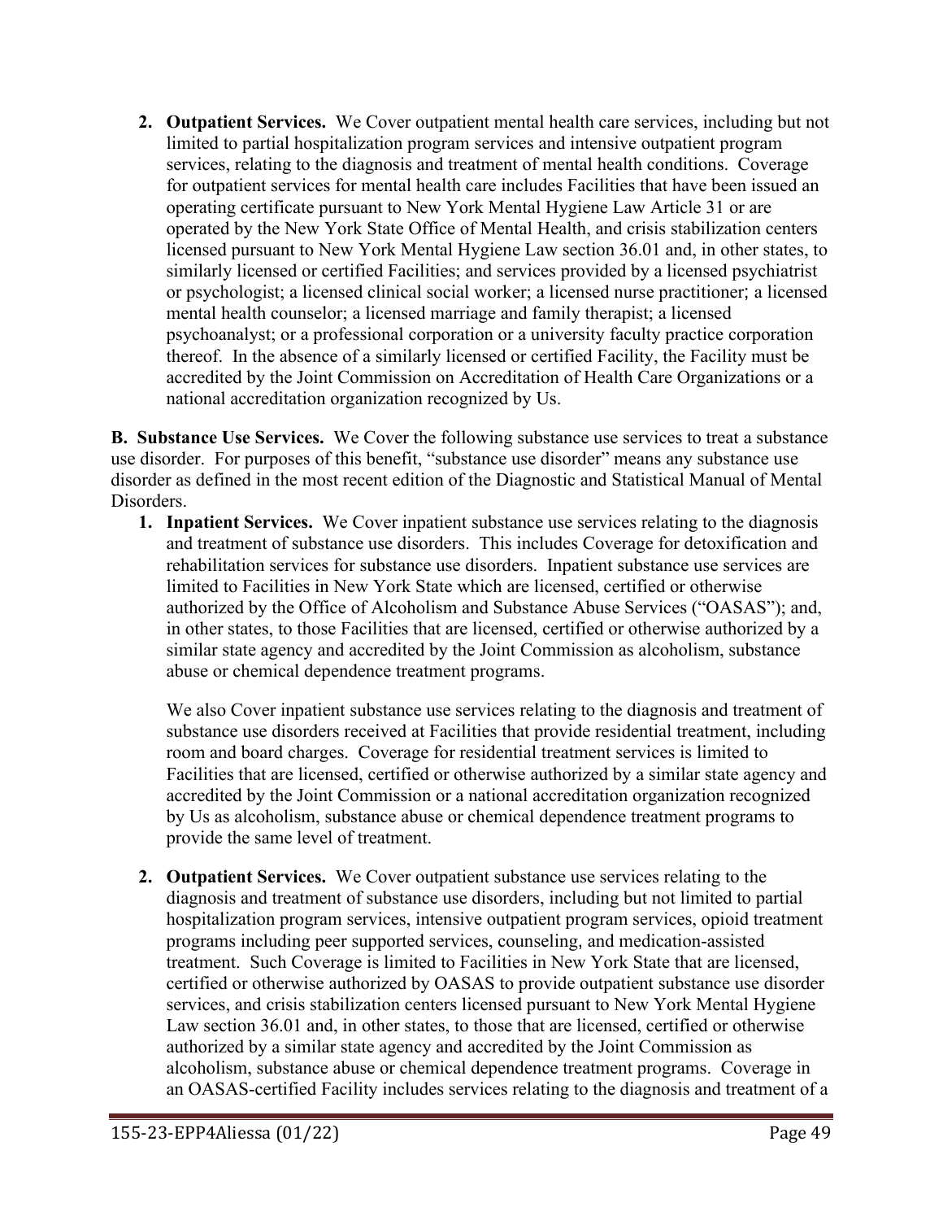2. **Outpatient Services.** We Cover outpatient mental health care services, including but not limited to partial hospitalization program services and intensive outpatient program services, relating to the diagnosis and treatment of mental health conditions. Coverage for outpatient services for mental health care includes Facilities that have been issued an operating certificate pursuant to New York Mental Hygiene Law Article 31 or are operated by the New York State Office of Mental Health, and crisis stabilization centers licensed pursuant to New York Mental Hygiene Law section 36.01 and, in other states, to similarly licensed or certified Facilities; and services provided by a licensed psychiatrist or psychologist; a licensed clinical social worker; a licensed nurse practitioner; a licensed mental health counselor; a licensed marriage and family therapist; a licensed psychoanalyst; or a professional corporation or a university faculty practice corporation thereof. In the absence of a similarly licensed or certified Facility, the Facility must be accredited by the Joint Commission on Accreditation of Health Care Organizations or a national accreditation organization recognized by Us.

**B. Substance Use Services.** We Cover the following substance use services to treat a substance use disorder. For purposes of this benefit, "substance use disorder" means any substance use disorder as defined in the most recent edition of the Diagnostic and Statistical Manual of Mental Disorders.

1. **Inpatient Services.** We Cover inpatient substance use services relating to the diagnosis and treatment of substance use disorders. This includes Coverage for detoxification and rehabilitation services for substance use disorders. Inpatient substance use services are limited to Facilities in New York State which are licensed, certified or otherwise authorized by the Office of Alcoholism and Substance Abuse Services ("OASAS"); and, in other states, to those Facilities that are licensed, certified or otherwise authorized by a similar state agency and accredited by the Joint Commission as alcoholism, substance abuse or chemical dependence treatment programs.

   We also Cover inpatient substance use services relating to the diagnosis and treatment of substance use disorders received at Facilities that provide residential treatment, including room and board charges. Coverage for residential treatment services is limited to Facilities that are licensed, certified or otherwise authorized by a similar state agency and accredited by the Joint Commission or a national accreditation organization recognized by Us as alcoholism, substance abuse or chemical dependence treatment programs to provide the same level of treatment.

2. **Outpatient Services.** We Cover outpatient substance use services relating to the diagnosis and treatment of substance use disorders, including but not limited to partial hospitalization program services, intensive outpatient program services, opioid treatment programs including peer supported services, counseling, and medication-assisted treatment. Such Coverage is limited to Facilities in New York State that are licensed, certified or otherwise authorized by OASAS to provide outpatient substance use disorder services, and crisis stabilization centers licensed pursuant to New York Mental Hygiene Law section 36.01 and, in other states, to those that are licensed, certified or otherwise authorized by a similar state agency and accredited by the Joint Commission as alcoholism, substance abuse or chemical dependence treatment programs. Coverage in an OASAS-certified Facility includes services relating to the diagnosis and treatment of a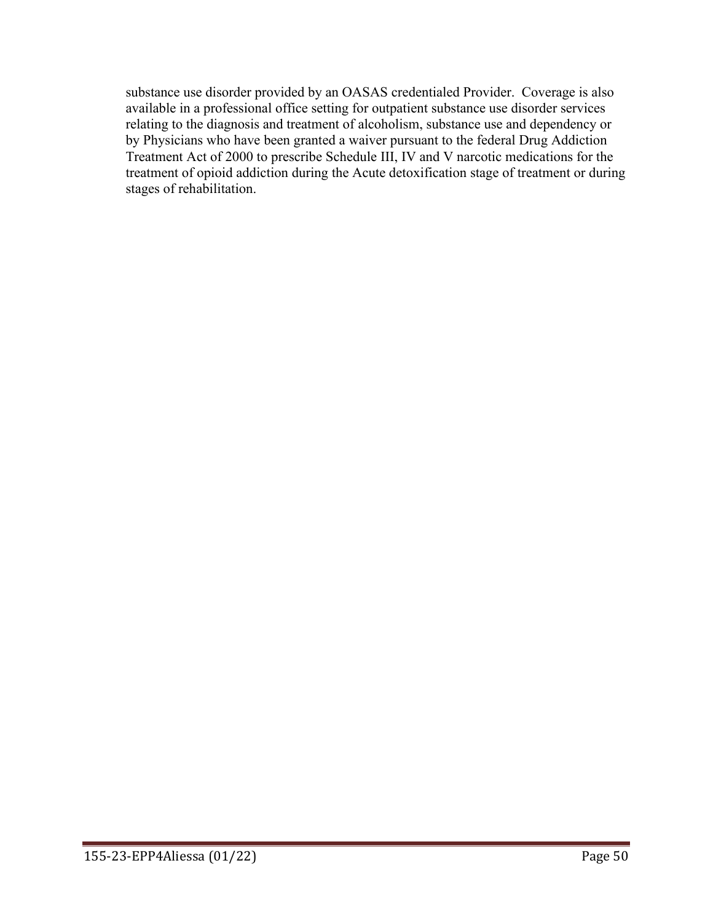substance use disorder provided by an OASAS credentialed Provider. Coverage is also available in a professional office setting for outpatient substance use disorder services relating to the diagnosis and treatment of alcoholism, substance use and dependency or by Physicians who have been granted a waiver pursuant to the federal Drug Addiction Treatment Act of 2000 to prescribe Schedule III, IV and V narcotic medications for the treatment of opioid addiction during the Acute detoxification stage of treatment or during stages of rehabilitation.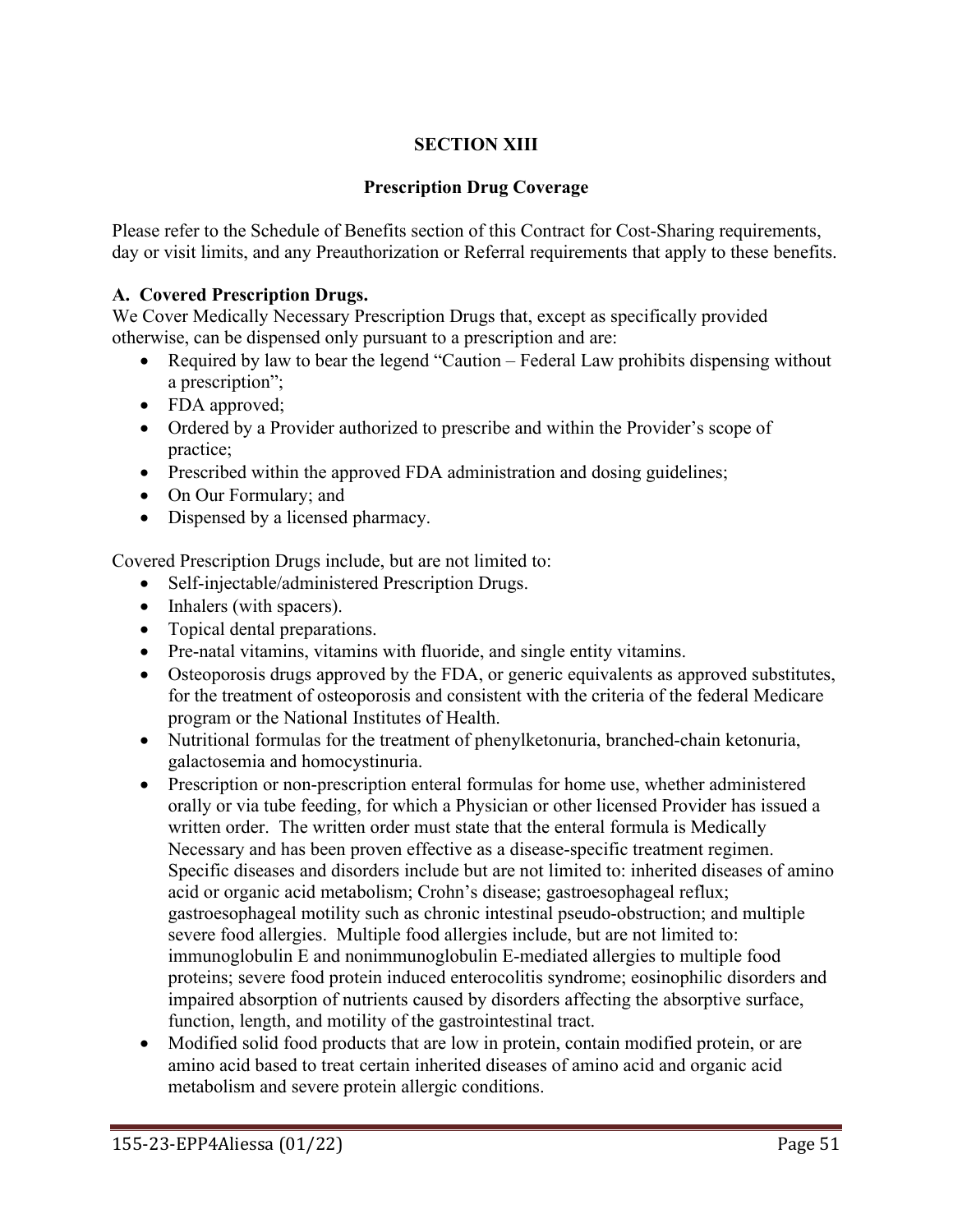# SECTION XIII

## Prescription Drug Coverage

Please refer to the Schedule of Benefits section of this Contract for Cost-Sharing requirements, day or visit limits, and any Preauthorization or Referral requirements that apply to these benefits.

### A. Covered Prescription Drugs.

We Cover Medically Necessary Prescription Drugs that, except as specifically provided otherwise, can be dispensed only pursuant to a prescription and are:

- Required by law to bear the legend "Caution – Federal Law prohibits dispensing without a prescription";
- FDA approved;
- Ordered by a Provider authorized to prescribe and within the Provider's scope of practice;
- Prescribed within the approved FDA administration and dosing guidelines;
- On Our Formulary; and
- Dispensed by a licensed pharmacy.

Covered Prescription Drugs include, but are not limited to:

- Self-injectable/administered Prescription Drugs.
- Inhalers (with spacers).
- Topical dental preparations.
- Pre-natal vitamins, vitamins with fluoride, and single entity vitamins.
- Osteoporosis drugs approved by the FDA, or generic equivalents as approved substitutes, for the treatment of osteoporosis and consistent with the criteria of the federal Medicare program or the National Institutes of Health.
- Nutritional formulas for the treatment of phenylketonuria, branched-chain ketonuria, galactosemia and homocystinuria.
- Prescription or non-prescription enteral formulas for home use, whether administered orally or via tube feeding, for which a Physician or other licensed Provider has issued a written order. The written order must state that the enteral formula is Medically Necessary and has been proven effective as a disease-specific treatment regimen. Specific diseases and disorders include but are not limited to: inherited diseases of amino acid or organic acid metabolism; Crohn's disease; gastroesophageal reflux; gastroesophageal motility such as chronic intestinal pseudo-obstruction; and multiple severe food allergies. Multiple food allergies include, but are not limited to: immunoglobulin E and nonimmunoglobulin E-mediated allergies to multiple food proteins; severe food protein induced enterocolitis syndrome; eosinophilic disorders and impaired absorption of nutrients caused by disorders affecting the absorptive surface, function, length, and motility of the gastrointestinal tract.
- Modified solid food products that are low in protein, contain modified protein, or are amino acid based to treat certain inherited diseases of amino acid and organic acid metabolism and severe protein allergic conditions.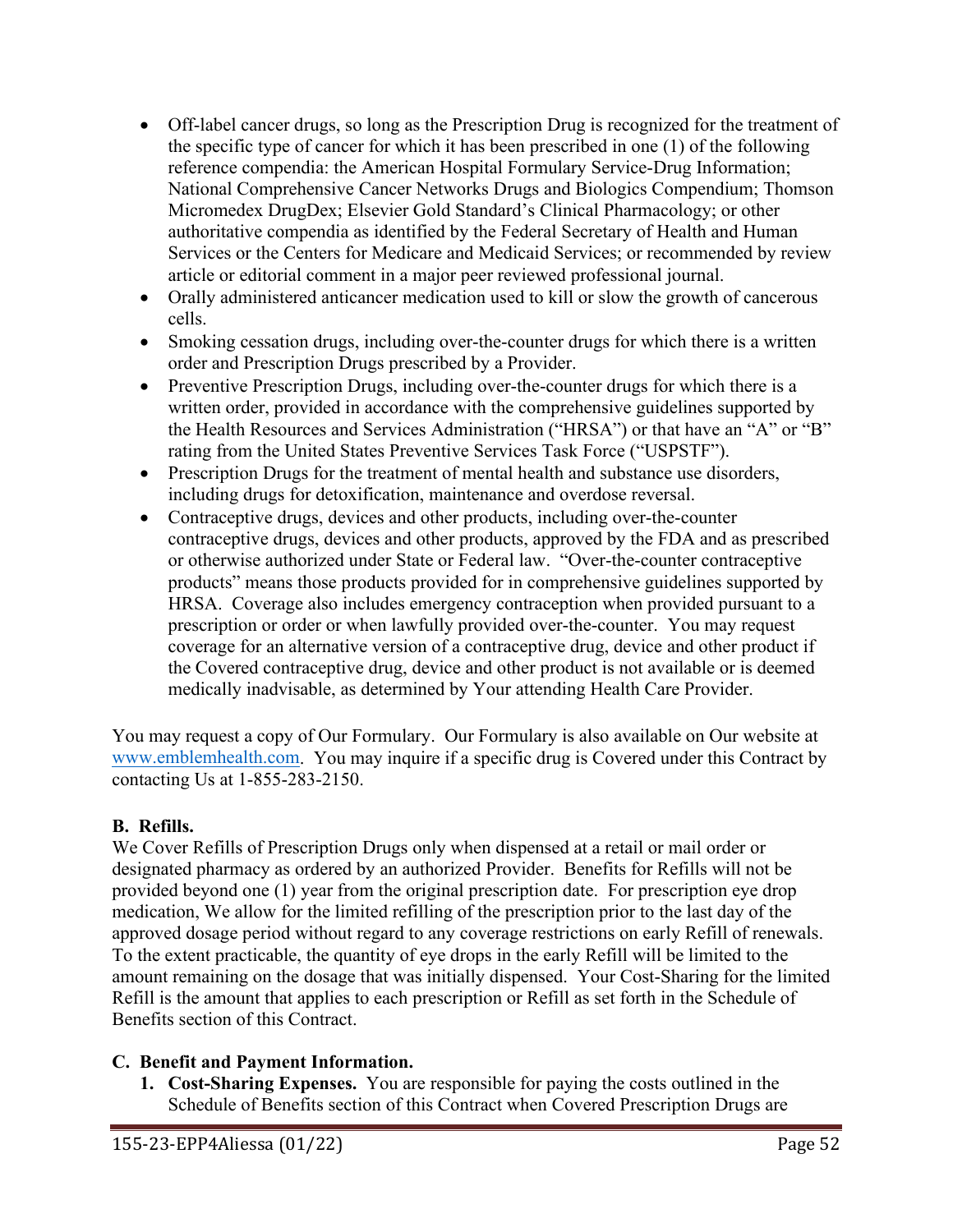- Off-label cancer drugs, so long as the Prescription Drug is recognized for the treatment of the specific type of cancer for which it has been prescribed in one (1) of the following reference compendia: the American Hospital Formulary Service-Drug Information; National Comprehensive Cancer Networks Drugs and Biologics Compendium; Thomson Micromedex DrugDex; Elsevier Gold Standard's Clinical Pharmacology; or other authoritative compendia as identified by the Federal Secretary of Health and Human Services or the Centers for Medicare and Medicaid Services; or recommended by review article or editorial comment in a major peer reviewed professional journal.
- Orally administered anticancer medication used to kill or slow the growth of cancerous cells.
- Smoking cessation drugs, including over-the-counter drugs for which there is a written order and Prescription Drugs prescribed by a Provider.
- Preventive Prescription Drugs, including over-the-counter drugs for which there is a written order, provided in accordance with the comprehensive guidelines supported by the Health Resources and Services Administration ("HRSA") or that have an "A" or "B" rating from the United States Preventive Services Task Force ("USPSTF").
- Prescription Drugs for the treatment of mental health and substance use disorders, including drugs for detoxification, maintenance and overdose reversal.
- Contraceptive drugs, devices and other products, including over-the-counter contraceptive drugs, devices and other products, approved by the FDA and as prescribed or otherwise authorized under State or Federal law. "Over-the-counter contraceptive products" means those products provided for in comprehensive guidelines supported by HRSA. Coverage also includes emergency contraception when provided pursuant to a prescription or order or when lawfully provided over-the-counter. You may request coverage for an alternative version of a contraceptive drug, device and other product if the Covered contraceptive drug, device and other product is not available or is deemed medically inadvisable, as determined by Your attending Health Care Provider.

You may request a copy of Our Formulary. Our Formulary is also available on Our website at www.emblemhealth.com. You may inquire if a specific drug is Covered under this Contract by contacting Us at 1-855-283-2150.

**B. Refills.**
We Cover Refills of Prescription Drugs only when dispensed at a retail or mail order or designated pharmacy as ordered by an authorized Provider. Benefits for Refills will not be provided beyond one (1) year from the original prescription date. For prescription eye drop medication, We allow for the limited refilling of the prescription prior to the last day of the approved dosage period without regard to any coverage restrictions on early Refill of renewals. To the extent practicable, the quantity of eye drops in the early Refill will be limited to the amount remaining on the dosage that was initially dispensed. Your Cost-Sharing for the limited Refill is the amount that applies to each prescription or Refill as set forth in the Schedule of Benefits section of this Contract.

**C. Benefit and Payment Information.**

1. **Cost-Sharing Expenses.** You are responsible for paying the costs outlined in the Schedule of Benefits section of this Contract when Covered Prescription Drugs are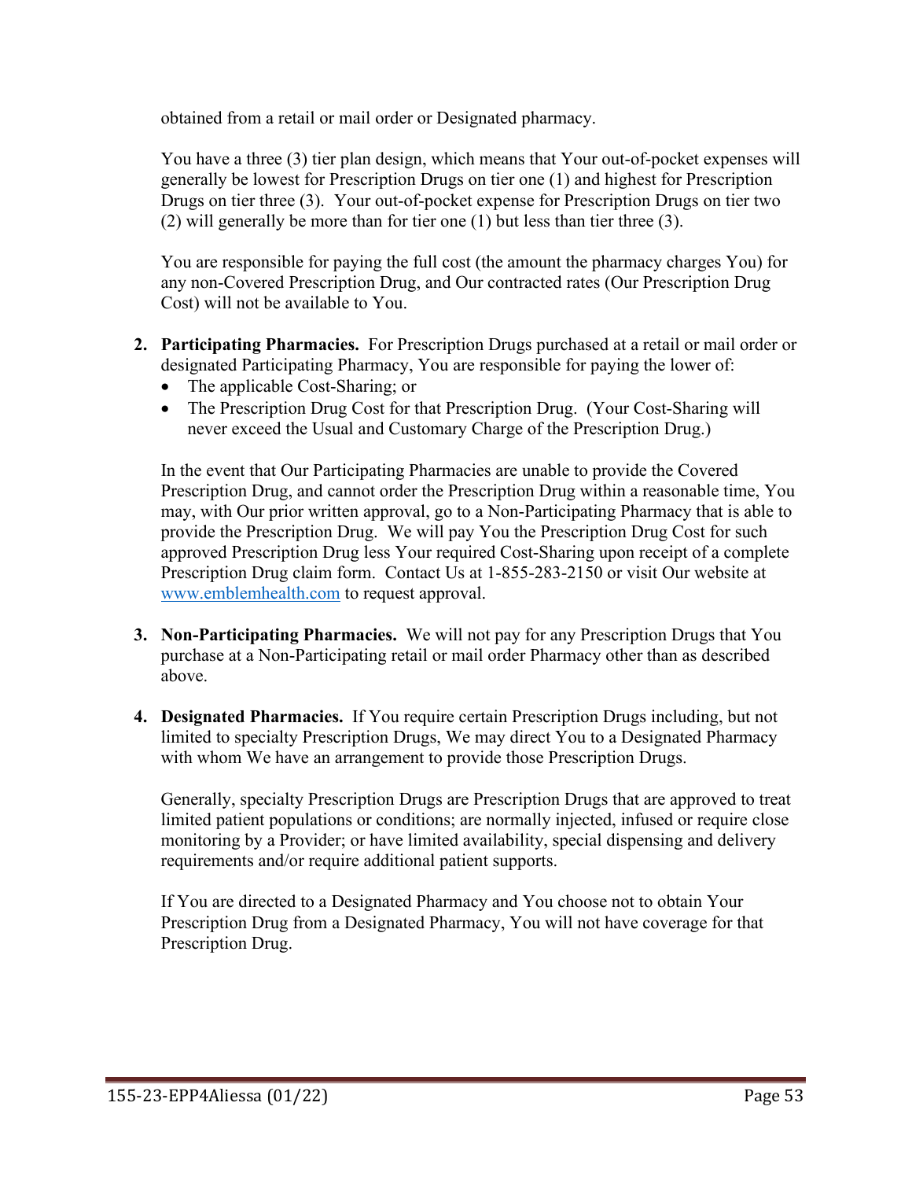obtained from a retail or mail order or Designated pharmacy.

You have a three (3) tier plan design, which means that Your out-of-pocket expenses will generally be lowest for Prescription Drugs on tier one (1) and highest for Prescription Drugs on tier three (3). Your out-of-pocket expense for Prescription Drugs on tier two (2) will generally be more than for tier one (1) but less than tier three (3).

You are responsible for paying the full cost (the amount the pharmacy charges You) for any non-Covered Prescription Drug, and Our contracted rates (Our Prescription Drug Cost) will not be available to You.

2. **Participating Pharmacies.** For Prescription Drugs purchased at a retail or mail order or designated Participating Pharmacy, You are responsible for paying the lower of:
   - The applicable Cost-Sharing; or
   - The Prescription Drug Cost for that Prescription Drug. (Your Cost-Sharing will never exceed the Usual and Customary Charge of the Prescription Drug.)

   In the event that Our Participating Pharmacies are unable to provide the Covered Prescription Drug, and cannot order the Prescription Drug within a reasonable time, You may, with Our prior written approval, go to a Non-Participating Pharmacy that is able to provide the Prescription Drug. We will pay You the Prescription Drug Cost for such approved Prescription Drug less Your required Cost-Sharing upon receipt of a complete Prescription Drug claim form. Contact Us at 1-855-283-2150 or visit Our website at www.emblemhealth.com to request approval.

3. **Non-Participating Pharmacies.** We will not pay for any Prescription Drugs that You purchase at a Non-Participating retail or mail order Pharmacy other than as described above.

4. **Designated Pharmacies.** If You require certain Prescription Drugs including, but not limited to specialty Prescription Drugs, We may direct You to a Designated Pharmacy with whom We have an arrangement to provide those Prescription Drugs.

   Generally, specialty Prescription Drugs are Prescription Drugs that are approved to treat limited patient populations or conditions; are normally injected, infused or require close monitoring by a Provider; or have limited availability, special dispensing and delivery requirements and/or require additional patient supports.

   If You are directed to a Designated Pharmacy and You choose not to obtain Your Prescription Drug from a Designated Pharmacy, You will not have coverage for that Prescription Drug.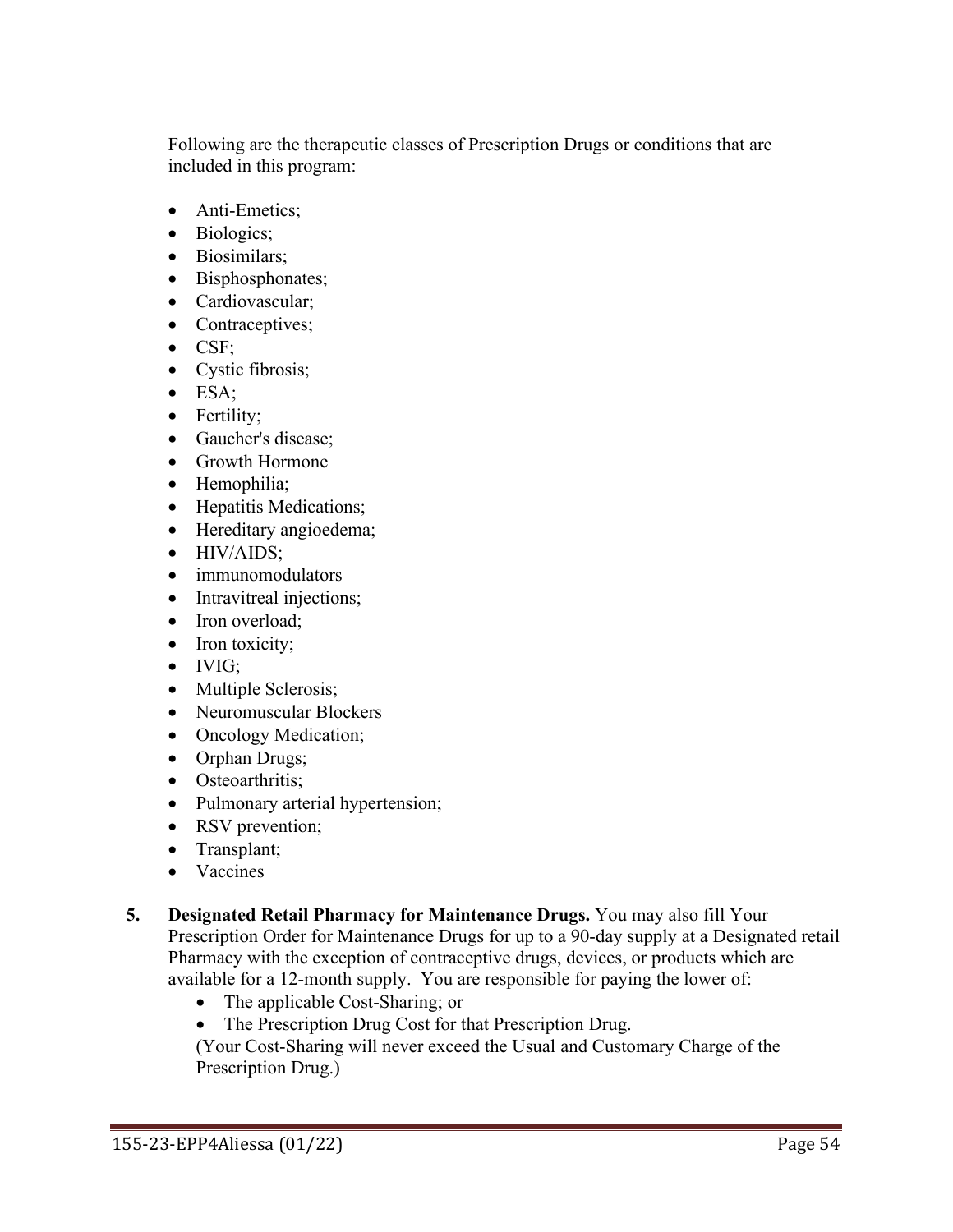Following are the therapeutic classes of Prescription Drugs or conditions that are included in this program:

- Anti-Emetics;
- Biologics;
- Biosimilars;
- Bisphosphonates;
- Cardiovascular;
- Contraceptives;
- CSF;
- Cystic fibrosis;
- ESA;
- Fertility;
- Gaucher's disease;
- Growth Hormone
- Hemophilia;
- Hepatitis Medications;
- Hereditary angioedema;
- HIV/AIDS;
- immunomodulators
- Intravitreal injections;
- Iron overload;
- Iron toxicity;
- IVIG;
- Multiple Sclerosis;
- Neuromuscular Blockers
- Oncology Medication;
- Orphan Drugs;
- Osteoarthritis;
- Pulmonary arterial hypertension;
- RSV prevention;
- Transplant;
- Vaccines

5. **Designated Retail Pharmacy for Maintenance Drugs.** You may also fill Your Prescription Order for Maintenance Drugs for up to a 90-day supply at a Designated retail Pharmacy with the exception of contraceptive drugs, devices, or products which are available for a 12-month supply. You are responsible for paying the lower of:
   - The applicable Cost-Sharing; or
   - The Prescription Drug Cost for that Prescription Drug.

   (Your Cost-Sharing will never exceed the Usual and Customary Charge of the Prescription Drug.)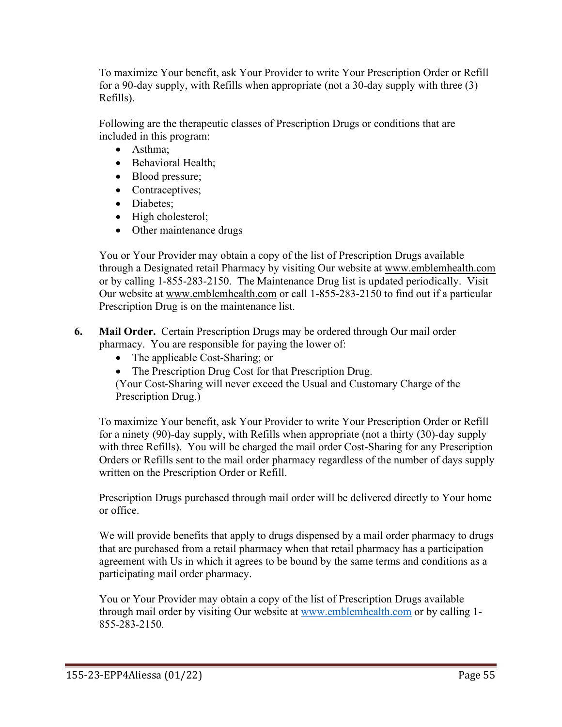To maximize Your benefit, ask Your Provider to write Your Prescription Order or Refill for a 90-day supply, with Refills when appropriate (not a 30-day supply with three (3) Refills).

Following are the therapeutic classes of Prescription Drugs or conditions that are included in this program:

- Asthma;
- Behavioral Health;
- Blood pressure;
- Contraceptives;
- Diabetes;
- High cholesterol;
- Other maintenance drugs

You or Your Provider may obtain a copy of the list of Prescription Drugs available through a Designated retail Pharmacy by visiting Our website at www.emblemhealth.com or by calling 1-855-283-2150. The Maintenance Drug list is updated periodically. Visit Our website at www.emblemhealth.com or call 1-855-283-2150 to find out if a particular Prescription Drug is on the maintenance list.

6. **Mail Order.** Certain Prescription Drugs may be ordered through Our mail order pharmacy. You are responsible for paying the lower of:
   - The applicable Cost-Sharing; or
   - The Prescription Drug Cost for that Prescription Drug.

   (Your Cost-Sharing will never exceed the Usual and Customary Charge of the Prescription Drug.)

   To maximize Your benefit, ask Your Provider to write Your Prescription Order or Refill for a ninety (90)-day supply, with Refills when appropriate (not a thirty (30)-day supply with three Refills). You will be charged the mail order Cost-Sharing for any Prescription Orders or Refills sent to the mail order pharmacy regardless of the number of days supply written on the Prescription Order or Refill.

   Prescription Drugs purchased through mail order will be delivered directly to Your home or office.

   We will provide benefits that apply to drugs dispensed by a mail order pharmacy to drugs that are purchased from a retail pharmacy when that retail pharmacy has a participation agreement with Us in which it agrees to be bound by the same terms and conditions as a participating mail order pharmacy.

   You or Your Provider may obtain a copy of the list of Prescription Drugs available through mail order by visiting Our website at www.emblemhealth.com or by calling 1-855-283-2150.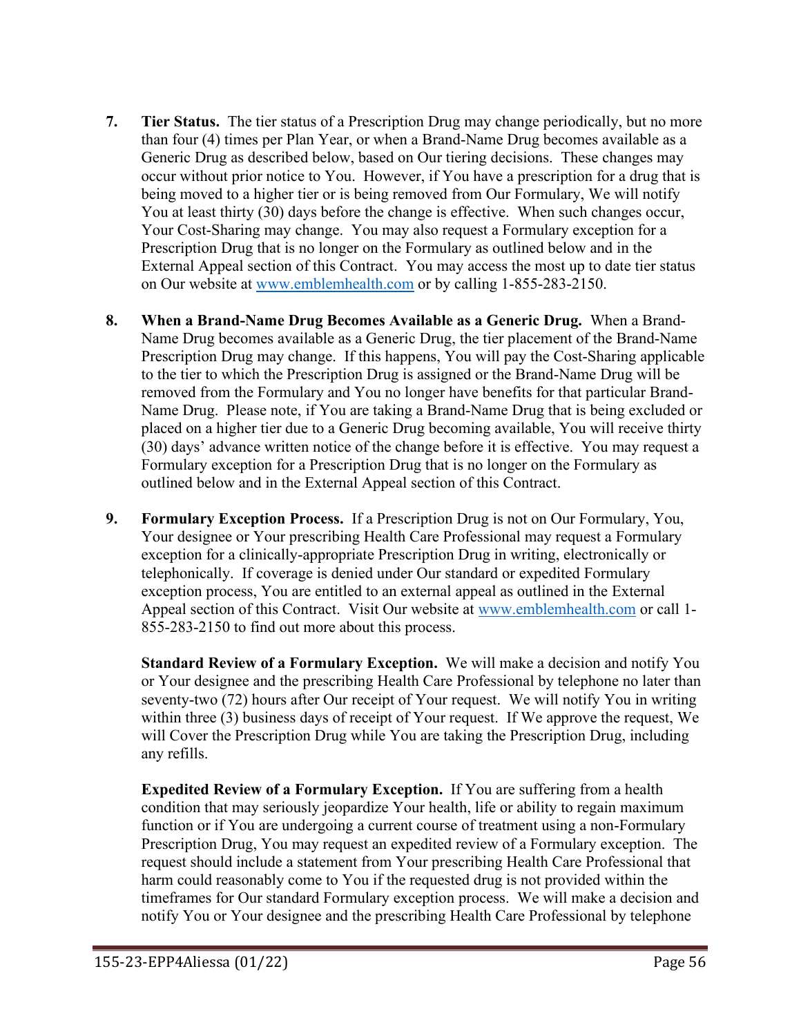7. **Tier Status.** The tier status of a Prescription Drug may change periodically, but no more than four (4) times per Plan Year, or when a Brand-Name Drug becomes available as a Generic Drug as described below, based on Our tiering decisions. These changes may occur without prior notice to You. However, if You have a prescription for a drug that is being moved to a higher tier or is being removed from Our Formulary, We will notify You at least thirty (30) days before the change is effective. When such changes occur, Your Cost-Sharing may change. You may also request a Formulary exception for a Prescription Drug that is no longer on the Formulary as outlined below and in the External Appeal section of this Contract. You may access the most up to date tier status on Our website at www.emblemhealth.com or by calling 1-855-283-2150.

8. **When a Brand-Name Drug Becomes Available as a Generic Drug.** When a Brand-Name Drug becomes available as a Generic Drug, the tier placement of the Brand-Name Prescription Drug may change. If this happens, You will pay the Cost-Sharing applicable to the tier to which the Prescription Drug is assigned or the Brand-Name Drug will be removed from the Formulary and You no longer have benefits for that particular Brand-Name Drug. Please note, if You are taking a Brand-Name Drug that is being excluded or placed on a higher tier due to a Generic Drug becoming available, You will receive thirty (30) days' advance written notice of the change before it is effective. You may request a Formulary exception for a Prescription Drug that is no longer on the Formulary as outlined below and in the External Appeal section of this Contract.

9. **Formulary Exception Process.** If a Prescription Drug is not on Our Formulary, You, Your designee or Your prescribing Health Care Professional may request a Formulary exception for a clinically-appropriate Prescription Drug in writing, electronically or telephonically. If coverage is denied under Our standard or expedited Formulary exception process, You are entitled to an external appeal as outlined in the External Appeal section of this Contract. Visit Our website at www.emblemhealth.com or call 1-855-283-2150 to find out more about this process.

   **Standard Review of a Formulary Exception.** We will make a decision and notify You or Your designee and the prescribing Health Care Professional by telephone no later than seventy-two (72) hours after Our receipt of Your request. We will notify You in writing within three (3) business days of receipt of Your request. If We approve the request, We will Cover the Prescription Drug while You are taking the Prescription Drug, including any refills.

   **Expedited Review of a Formulary Exception.** If You are suffering from a health condition that may seriously jeopardize Your health, life or ability to regain maximum function or if You are undergoing a current course of treatment using a non-Formulary Prescription Drug, You may request an expedited review of a Formulary exception. The request should include a statement from Your prescribing Health Care Professional that harm could reasonably come to You if the requested drug is not provided within the timeframes for Our standard Formulary exception process. We will make a decision and notify You or Your designee and the prescribing Health Care Professional by telephone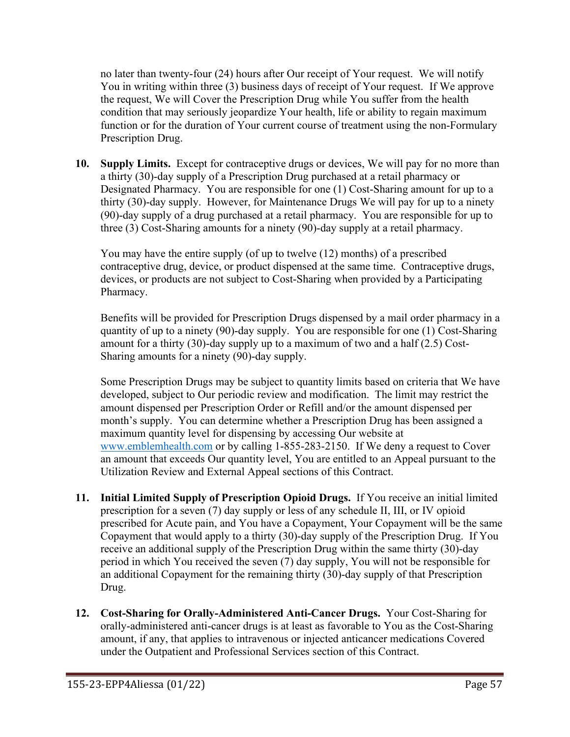no later than twenty-four (24) hours after Our receipt of Your request. We will notify You in writing within three (3) business days of receipt of Your request. If We approve the request, We will Cover the Prescription Drug while You suffer from the health condition that may seriously jeopardize Your health, life or ability to regain maximum function or for the duration of Your current course of treatment using the non-Formulary Prescription Drug.

10. **Supply Limits.** Except for contraceptive drugs or devices, We will pay for no more than a thirty (30)-day supply of a Prescription Drug purchased at a retail pharmacy or Designated Pharmacy. You are responsible for one (1) Cost-Sharing amount for up to a thirty (30)-day supply. However, for Maintenance Drugs We will pay for up to a ninety (90)-day supply of a drug purchased at a retail pharmacy. You are responsible for up to three (3) Cost-Sharing amounts for a ninety (90)-day supply at a retail pharmacy.

    You may have the entire supply (of up to twelve (12) months) of a prescribed contraceptive drug, device, or product dispensed at the same time. Contraceptive drugs, devices, or products are not subject to Cost-Sharing when provided by a Participating Pharmacy.

    Benefits will be provided for Prescription Drugs dispensed by a mail order pharmacy in a quantity of up to a ninety (90)-day supply. You are responsible for one (1) Cost-Sharing amount for a thirty (30)-day supply up to a maximum of two and a half (2.5) Cost-Sharing amounts for a ninety (90)-day supply.

    Some Prescription Drugs may be subject to quantity limits based on criteria that We have developed, subject to Our periodic review and modification. The limit may restrict the amount dispensed per Prescription Order or Refill and/or the amount dispensed per month's supply. You can determine whether a Prescription Drug has been assigned a maximum quantity level for dispensing by accessing Our website at www.emblemhealth.com or by calling 1-855-283-2150. If We deny a request to Cover an amount that exceeds Our quantity level, You are entitled to an Appeal pursuant to the Utilization Review and External Appeal sections of this Contract.

11. **Initial Limited Supply of Prescription Opioid Drugs.** If You receive an initial limited prescription for a seven (7) day supply or less of any schedule II, III, or IV opioid prescribed for Acute pain, and You have a Copayment, Your Copayment will be the same Copayment that would apply to a thirty (30)-day supply of the Prescription Drug. If You receive an additional supply of the Prescription Drug within the same thirty (30)-day period in which You received the seven (7) day supply, You will not be responsible for an additional Copayment for the remaining thirty (30)-day supply of that Prescription Drug.

12. **Cost-Sharing for Orally-Administered Anti-Cancer Drugs.** Your Cost-Sharing for orally-administered anti-cancer drugs is at least as favorable to You as the Cost-Sharing amount, if any, that applies to intravenous or injected anticancer medications Covered under the Outpatient and Professional Services section of this Contract.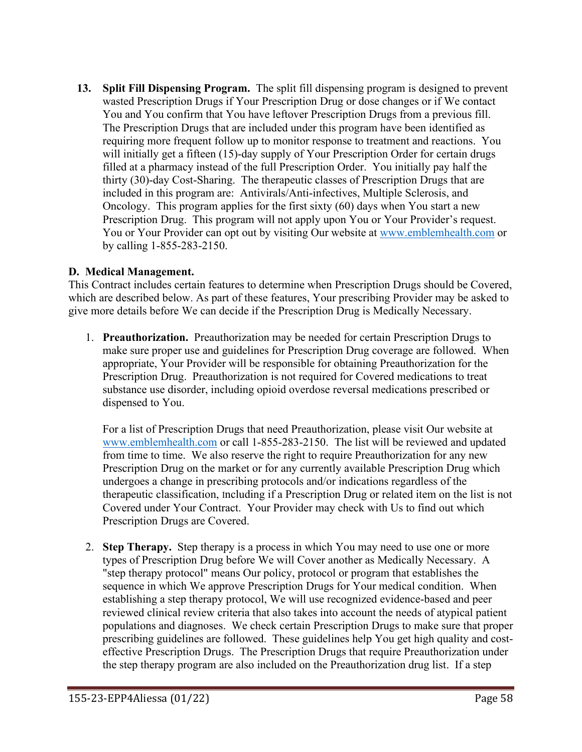13. **Split Fill Dispensing Program.** The split fill dispensing program is designed to prevent wasted Prescription Drugs if Your Prescription Drug or dose changes or if We contact You and You confirm that You have leftover Prescription Drugs from a previous fill. The Prescription Drugs that are included under this program have been identified as requiring more frequent follow up to monitor response to treatment and reactions. You will initially get a fifteen (15)-day supply of Your Prescription Order for certain drugs filled at a pharmacy instead of the full Prescription Order. You initially pay half the thirty (30)-day Cost-Sharing. The therapeutic classes of Prescription Drugs that are included in this program are: Antivirals/Anti-infectives, Multiple Sclerosis, and Oncology. This program applies for the first sixty (60) days when You start a new Prescription Drug. This program will not apply upon You or Your Provider's request. You or Your Provider can opt out by visiting Our website at www.emblemhealth.com or by calling 1-855-283-2150.

**D. Medical Management.**

This Contract includes certain features to determine when Prescription Drugs should be Covered, which are described below. As part of these features, Your prescribing Provider may be asked to give more details before We can decide if the Prescription Drug is Medically Necessary.

1. **Preauthorization.** Preauthorization may be needed for certain Prescription Drugs to make sure proper use and guidelines for Prescription Drug coverage are followed. When appropriate, Your Provider will be responsible for obtaining Preauthorization for the Prescription Drug. Preauthorization is not required for Covered medications to treat substance use disorder, including opioid overdose reversal medications prescribed or dispensed to You.

   For a list of Prescription Drugs that need Preauthorization, please visit Our website at www.emblemhealth.com or call 1-855-283-2150. The list will be reviewed and updated from time to time. We also reserve the right to require Preauthorization for any new Prescription Drug on the market or for any currently available Prescription Drug which undergoes a change in prescribing protocols and/or indications regardless of the therapeutic classification, including if a Prescription Drug or related item on the list is not Covered under Your Contract. Your Provider may check with Us to find out which Prescription Drugs are Covered.

2. **Step Therapy.** Step therapy is a process in which You may need to use one or more types of Prescription Drug before We will Cover another as Medically Necessary. A "step therapy protocol" means Our policy, protocol or program that establishes the sequence in which We approve Prescription Drugs for Your medical condition. When establishing a step therapy protocol, We will use recognized evidence-based and peer reviewed clinical review criteria that also takes into account the needs of atypical patient populations and diagnoses. We check certain Prescription Drugs to make sure that proper prescribing guidelines are followed. These guidelines help You get high quality and cost-effective Prescription Drugs. The Prescription Drugs that require Preauthorization under the step therapy program are also included on the Preauthorization drug list. If a step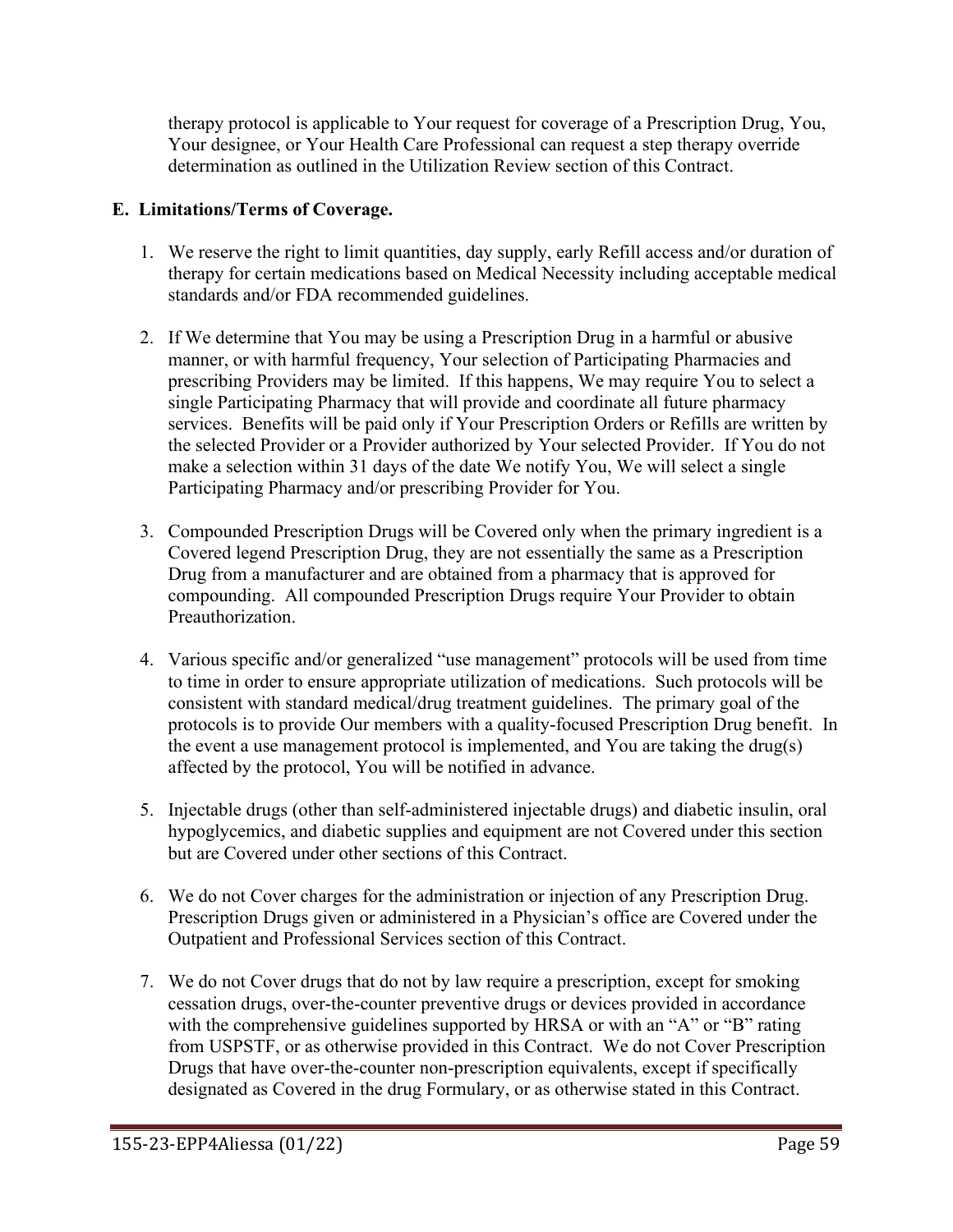therapy protocol is applicable to Your request for coverage of a Prescription Drug, You, Your designee, or Your Health Care Professional can request a step therapy override determination as outlined in the Utilization Review section of this Contract.

**E. Limitations/Terms of Coverage.**

1. We reserve the right to limit quantities, day supply, early Refill access and/or duration of therapy for certain medications based on Medical Necessity including acceptable medical standards and/or FDA recommended guidelines.

2. If We determine that You may be using a Prescription Drug in a harmful or abusive manner, or with harmful frequency, Your selection of Participating Pharmacies and prescribing Providers may be limited. If this happens, We may require You to select a single Participating Pharmacy that will provide and coordinate all future pharmacy services. Benefits will be paid only if Your Prescription Orders or Refills are written by the selected Provider or a Provider authorized by Your selected Provider. If You do not make a selection within 31 days of the date We notify You, We will select a single Participating Pharmacy and/or prescribing Provider for You.

3. Compounded Prescription Drugs will be Covered only when the primary ingredient is a Covered legend Prescription Drug, they are not essentially the same as a Prescription Drug from a manufacturer and are obtained from a pharmacy that is approved for compounding. All compounded Prescription Drugs require Your Provider to obtain Preauthorization.

4. Various specific and/or generalized "use management" protocols will be used from time to time in order to ensure appropriate utilization of medications. Such protocols will be consistent with standard medical/drug treatment guidelines. The primary goal of the protocols is to provide Our members with a quality-focused Prescription Drug benefit. In the event a use management protocol is implemented, and You are taking the drug(s) affected by the protocol, You will be notified in advance.

5. Injectable drugs (other than self-administered injectable drugs) and diabetic insulin, oral hypoglycemics, and diabetic supplies and equipment are not Covered under this section but are Covered under other sections of this Contract.

6. We do not Cover charges for the administration or injection of any Prescription Drug. Prescription Drugs given or administered in a Physician's office are Covered under the Outpatient and Professional Services section of this Contract.

7. We do not Cover drugs that do not by law require a prescription, except for smoking cessation drugs, over-the-counter preventive drugs or devices provided in accordance with the comprehensive guidelines supported by HRSA or with an "A" or "B" rating from USPSTF, or as otherwise provided in this Contract. We do not Cover Prescription Drugs that have over-the-counter non-prescription equivalents, except if specifically designated as Covered in the drug Formulary, or as otherwise stated in this Contract.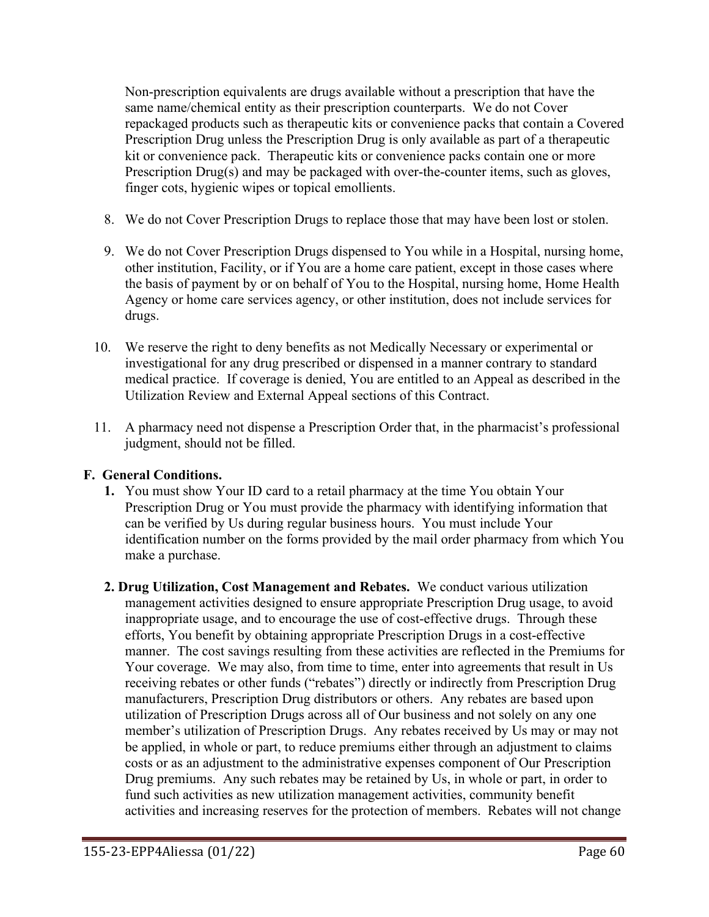Non-prescription equivalents are drugs available without a prescription that have the same name/chemical entity as their prescription counterparts. We do not Cover repackaged products such as therapeutic kits or convenience packs that contain a Covered Prescription Drug unless the Prescription Drug is only available as part of a therapeutic kit or convenience pack. Therapeutic kits or convenience packs contain one or more Prescription Drug(s) and may be packaged with over-the-counter items, such as gloves, finger cots, hygienic wipes or topical emollients.

8. We do not Cover Prescription Drugs to replace those that may have been lost or stolen.

9. We do not Cover Prescription Drugs dispensed to You while in a Hospital, nursing home, other institution, Facility, or if You are a home care patient, except in those cases where the basis of payment by or on behalf of You to the Hospital, nursing home, Home Health Agency or home care services agency, or other institution, does not include services for drugs.

10. We reserve the right to deny benefits as not Medically Necessary or experimental or investigational for any drug prescribed or dispensed in a manner contrary to standard medical practice. If coverage is denied, You are entitled to an Appeal as described in the Utilization Review and External Appeal sections of this Contract.

11. A pharmacy need not dispense a Prescription Order that, in the pharmacist's professional judgment, should not be filled.

**F. General Conditions.**

**1.** You must show Your ID card to a retail pharmacy at the time You obtain Your Prescription Drug or You must provide the pharmacy with identifying information that can be verified by Us during regular business hours. You must include Your identification number on the forms provided by the mail order pharmacy from which You make a purchase.

**2. Drug Utilization, Cost Management and Rebates.** We conduct various utilization management activities designed to ensure appropriate Prescription Drug usage, to avoid inappropriate usage, and to encourage the use of cost-effective drugs. Through these efforts, You benefit by obtaining appropriate Prescription Drugs in a cost-effective manner. The cost savings resulting from these activities are reflected in the Premiums for Your coverage. We may also, from time to time, enter into agreements that result in Us receiving rebates or other funds ("rebates") directly or indirectly from Prescription Drug manufacturers, Prescription Drug distributors or others. Any rebates are based upon utilization of Prescription Drugs across all of Our business and not solely on any one member's utilization of Prescription Drugs. Any rebates received by Us may or may not be applied, in whole or part, to reduce premiums either through an adjustment to claims costs or as an adjustment to the administrative expenses component of Our Prescription Drug premiums. Any such rebates may be retained by Us, in whole or part, in order to fund such activities as new utilization management activities, community benefit activities and increasing reserves for the protection of members. Rebates will not change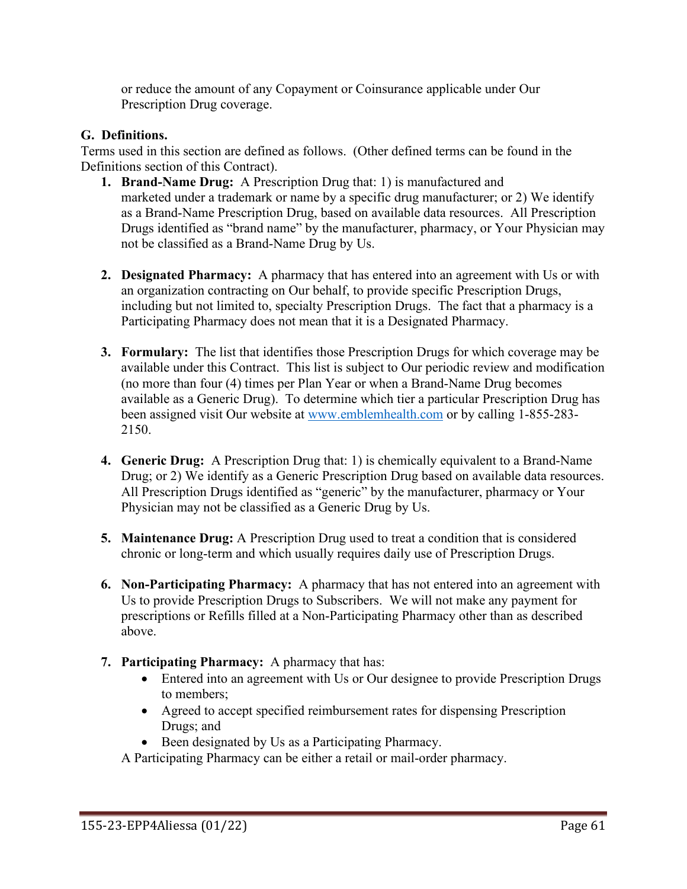or reduce the amount of any Copayment or Coinsurance applicable under Our Prescription Drug coverage.

**G. Definitions.**

Terms used in this section are defined as follows. (Other defined terms can be found in the Definitions section of this Contract).

1. **Brand-Name Drug:** A Prescription Drug that: 1) is manufactured and marketed under a trademark or name by a specific drug manufacturer; or 2) We identify as a Brand-Name Prescription Drug, based on available data resources. All Prescription Drugs identified as "brand name" by the manufacturer, pharmacy, or Your Physician may not be classified as a Brand-Name Drug by Us.

2. **Designated Pharmacy:** A pharmacy that has entered into an agreement with Us or with an organization contracting on Our behalf, to provide specific Prescription Drugs, including but not limited to, specialty Prescription Drugs. The fact that a pharmacy is a Participating Pharmacy does not mean that it is a Designated Pharmacy.

3. **Formulary:** The list that identifies those Prescription Drugs for which coverage may be available under this Contract. This list is subject to Our periodic review and modification (no more than four (4) times per Plan Year or when a Brand-Name Drug becomes available as a Generic Drug). To determine which tier a particular Prescription Drug has been assigned visit Our website at www.emblemhealth.com or by calling 1-855-283-2150.

4. **Generic Drug:** A Prescription Drug that: 1) is chemically equivalent to a Brand-Name Drug; or 2) We identify as a Generic Prescription Drug based on available data resources. All Prescription Drugs identified as "generic" by the manufacturer, pharmacy or Your Physician may not be classified as a Generic Drug by Us.

5. **Maintenance Drug:** A Prescription Drug used to treat a condition that is considered chronic or long-term and which usually requires daily use of Prescription Drugs.

6. **Non-Participating Pharmacy:** A pharmacy that has not entered into an agreement with Us to provide Prescription Drugs to Subscribers. We will not make any payment for prescriptions or Refills filled at a Non-Participating Pharmacy other than as described above.

7. **Participating Pharmacy:** A pharmacy that has:
   - Entered into an agreement with Us or Our designee to provide Prescription Drugs to members;
   - Agreed to accept specified reimbursement rates for dispensing Prescription Drugs; and
   - Been designated by Us as a Participating Pharmacy.

   A Participating Pharmacy can be either a retail or mail-order pharmacy.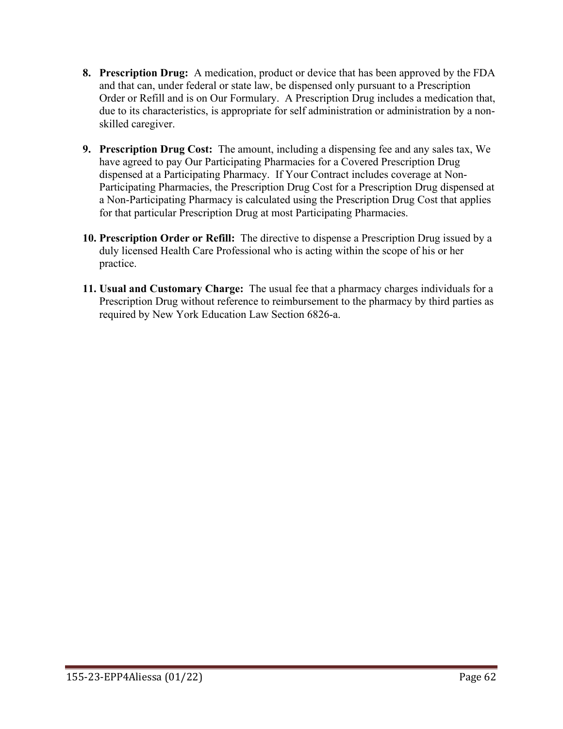8. **Prescription Drug:** A medication, product or device that has been approved by the FDA and that can, under federal or state law, be dispensed only pursuant to a Prescription Order or Refill and is on Our Formulary. A Prescription Drug includes a medication that, due to its characteristics, is appropriate for self administration or administration by a non-skilled caregiver.

9. **Prescription Drug Cost:** The amount, including a dispensing fee and any sales tax, We have agreed to pay Our Participating Pharmacies for a Covered Prescription Drug dispensed at a Participating Pharmacy. If Your Contract includes coverage at Non-Participating Pharmacies, the Prescription Drug Cost for a Prescription Drug dispensed at a Non-Participating Pharmacy is calculated using the Prescription Drug Cost that applies for that particular Prescription Drug at most Participating Pharmacies.

10. **Prescription Order or Refill:** The directive to dispense a Prescription Drug issued by a duly licensed Health Care Professional who is acting within the scope of his or her practice.

11. **Usual and Customary Charge:** The usual fee that a pharmacy charges individuals for a Prescription Drug without reference to reimbursement to the pharmacy by third parties as required by New York Education Law Section 6826-a.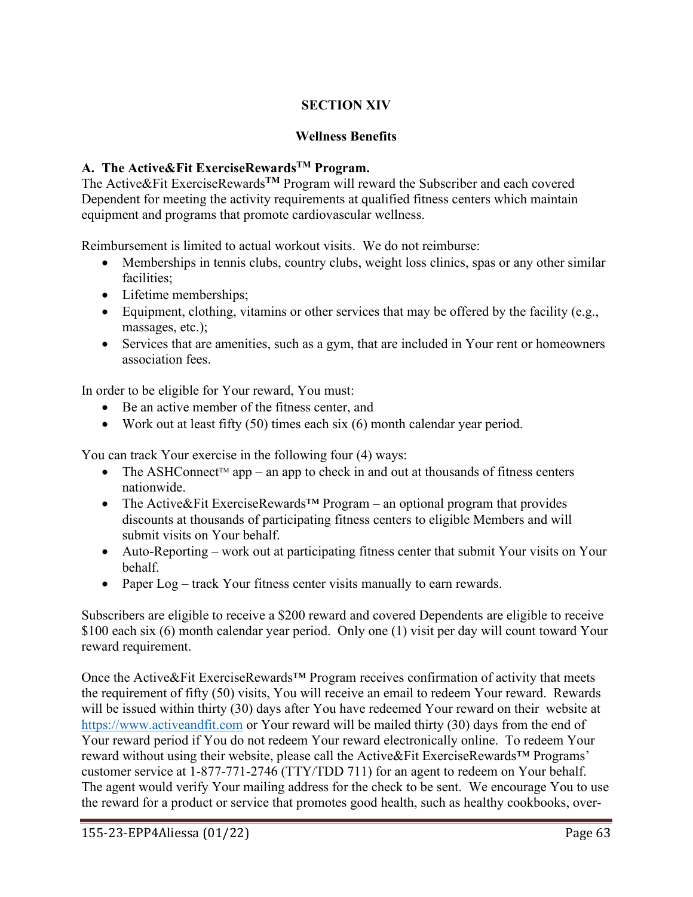## SECTION XIV

### Wellness Benefits

**A. The Active&Fit ExerciseRewards™ Program.**
The Active&Fit ExerciseRewards™ Program will reward the Subscriber and each covered Dependent for meeting the activity requirements at qualified fitness centers which maintain equipment and programs that promote cardiovascular wellness.

Reimbursement is limited to actual workout visits. We do not reimburse:

- Memberships in tennis clubs, country clubs, weight loss clinics, spas or any other similar facilities;
- Lifetime memberships;
- Equipment, clothing, vitamins or other services that may be offered by the facility (e.g., massages, etc.);
- Services that are amenities, such as a gym, that are included in Your rent or homeowners association fees.

In order to be eligible for Your reward, You must:

- Be an active member of the fitness center, and
- Work out at least fifty (50) times each six (6) month calendar year period.

You can track Your exercise in the following four (4) ways:

- The ASHConnect™ app – an app to check in and out at thousands of fitness centers nationwide.
- The Active&Fit ExerciseRewards™ Program – an optional program that provides discounts at thousands of participating fitness centers to eligible Members and will submit visits on Your behalf.
- Auto-Reporting – work out at participating fitness center that submit Your visits on Your behalf.
- Paper Log – track Your fitness center visits manually to earn rewards.

Subscribers are eligible to receive a $200 reward and covered Dependents are eligible to receive $100 each six (6) month calendar year period. Only one (1) visit per day will count toward Your reward requirement.

Once the Active&Fit ExerciseRewards™ Program receives confirmation of activity that meets the requirement of fifty (50) visits, You will receive an email to redeem Your reward. Rewards will be issued within thirty (30) days after You have redeemed Your reward on their website at https://www.activeandfit.com or Your reward will be mailed thirty (30) days from the end of Your reward period if You do not redeem Your reward electronically online. To redeem Your reward without using their website, please call the Active&Fit ExerciseRewards™ Programs' customer service at 1-877-771-2746 (TTY/TDD 711) for an agent to redeem on Your behalf. The agent would verify Your mailing address for the check to be sent. We encourage You to use the reward for a product or service that promotes good health, such as healthy cookbooks, over-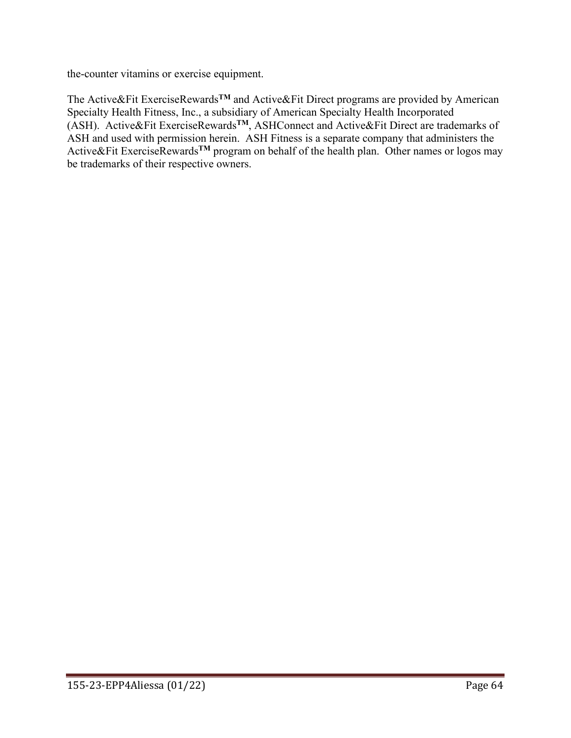the-counter vitamins or exercise equipment.

The Active&Fit ExerciseRewards**TM** and Active&Fit Direct programs are provided by American Specialty Health Fitness, Inc., a subsidiary of American Specialty Health Incorporated (ASH). Active&Fit ExerciseRewards**TM**, ASHConnect and Active&Fit Direct are trademarks of ASH and used with permission herein. ASH Fitness is a separate company that administers the Active&Fit ExerciseRewards**TM** program on behalf of the health plan. Other names or logos may be trademarks of their respective owners.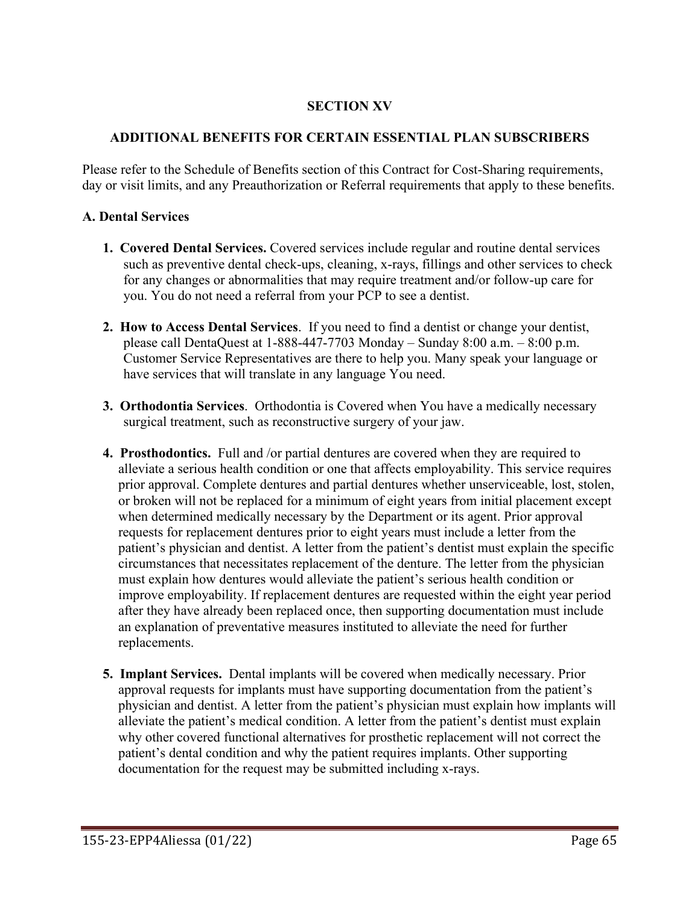# SECTION XV

## ADDITIONAL BENEFITS FOR CERTAIN ESSENTIAL PLAN SUBSCRIBERS

Please refer to the Schedule of Benefits section of this Contract for Cost-Sharing requirements, day or visit limits, and any Preauthorization or Referral requirements that apply to these benefits.

### A. Dental Services

1. **Covered Dental Services.** Covered services include regular and routine dental services such as preventive dental check-ups, cleaning, x-rays, fillings and other services to check for any changes or abnormalities that may require treatment and/or follow-up care for you. You do not need a referral from your PCP to see a dentist.

2. **How to Access Dental Services**. If you need to find a dentist or change your dentist, please call DentaQuest at 1-888-447-7703 Monday – Sunday 8:00 a.m. – 8:00 p.m. Customer Service Representatives are there to help you. Many speak your language or have services that will translate in any language You need.

3. **Orthodontia Services**. Orthodontia is Covered when You have a medically necessary surgical treatment, such as reconstructive surgery of your jaw.

4. **Prosthodontics.** Full and /or partial dentures are covered when they are required to alleviate a serious health condition or one that affects employability. This service requires prior approval. Complete dentures and partial dentures whether unserviceable, lost, stolen, or broken will not be replaced for a minimum of eight years from initial placement except when determined medically necessary by the Department or its agent. Prior approval requests for replacement dentures prior to eight years must include a letter from the patient's physician and dentist. A letter from the patient's dentist must explain the specific circumstances that necessitates replacement of the denture. The letter from the physician must explain how dentures would alleviate the patient's serious health condition or improve employability. If replacement dentures are requested within the eight year period after they have already been replaced once, then supporting documentation must include an explanation of preventative measures instituted to alleviate the need for further replacements.

5. **Implant Services.** Dental implants will be covered when medically necessary. Prior approval requests for implants must have supporting documentation from the patient's physician and dentist. A letter from the patient's physician must explain how implants will alleviate the patient's medical condition. A letter from the patient's dentist must explain why other covered functional alternatives for prosthetic replacement will not correct the patient's dental condition and why the patient requires implants. Other supporting documentation for the request may be submitted including x-rays.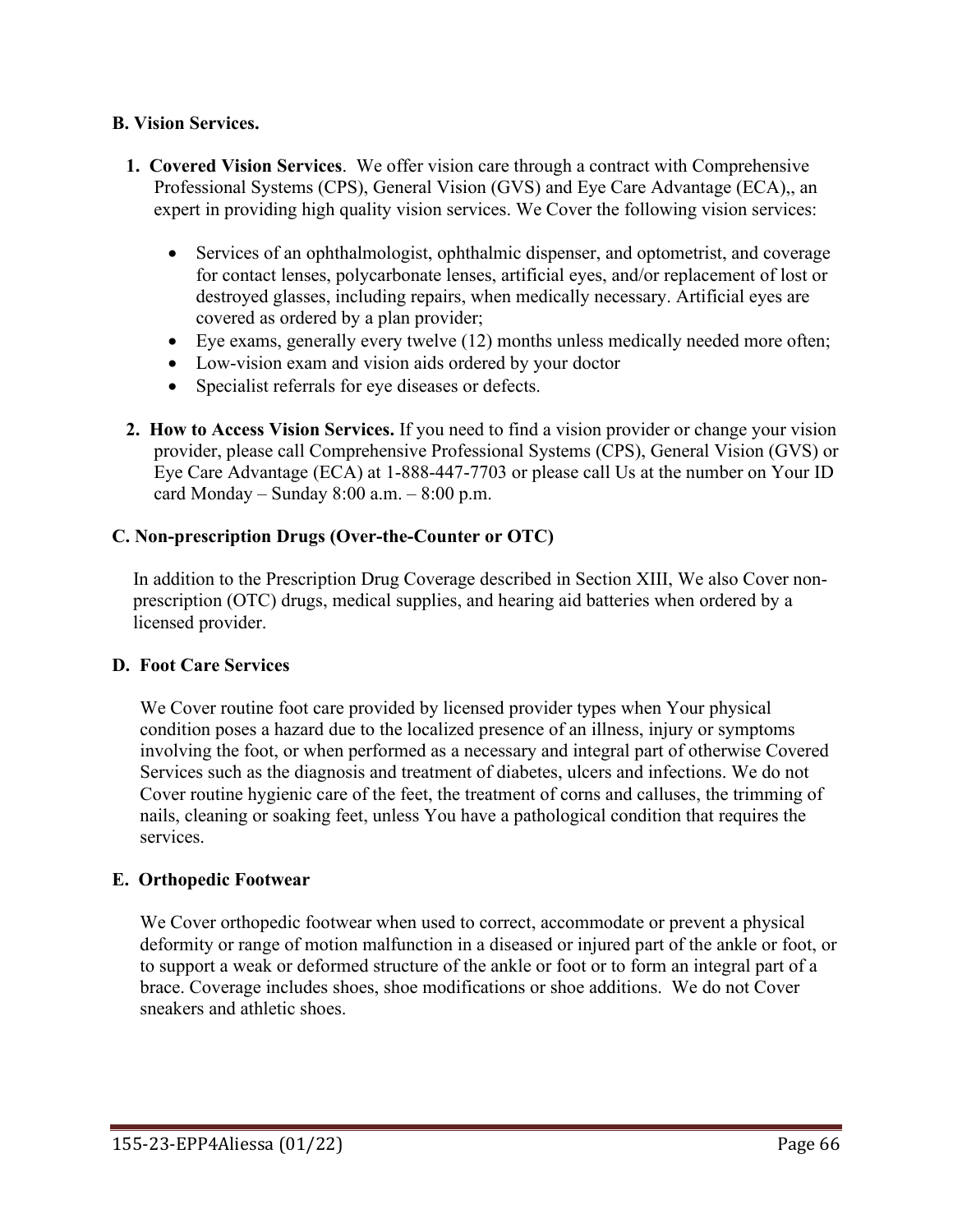**B. Vision Services.**

1. **Covered Vision Services**. We offer vision care through a contract with Comprehensive Professional Systems (CPS), General Vision (GVS) and Eye Care Advantage (ECA),, an expert in providing high quality vision services. We Cover the following vision services:

    - Services of an ophthalmologist, ophthalmic dispenser, and optometrist, and coverage for contact lenses, polycarbonate lenses, artificial eyes, and/or replacement of lost or destroyed glasses, including repairs, when medically necessary. Artificial eyes are covered as ordered by a plan provider;
    - Eye exams, generally every twelve (12) months unless medically needed more often;
    - Low-vision exam and vision aids ordered by your doctor
    - Specialist referrals for eye diseases or defects.

2. **How to Access Vision Services.** If you need to find a vision provider or change your vision provider, please call Comprehensive Professional Systems (CPS), General Vision (GVS) or Eye Care Advantage (ECA) at 1-888-447-7703 or please call Us at the number on Your ID card Monday – Sunday 8:00 a.m. – 8:00 p.m.

**C. Non-prescription Drugs (Over-the-Counter or OTC)**

In addition to the Prescription Drug Coverage described in Section XIII, We also Cover non-prescription (OTC) drugs, medical supplies, and hearing aid batteries when ordered by a licensed provider.

**D. Foot Care Services**

We Cover routine foot care provided by licensed provider types when Your physical condition poses a hazard due to the localized presence of an illness, injury or symptoms involving the foot, or when performed as a necessary and integral part of otherwise Covered Services such as the diagnosis and treatment of diabetes, ulcers and infections. We do not Cover routine hygienic care of the feet, the treatment of corns and calluses, the trimming of nails, cleaning or soaking feet, unless You have a pathological condition that requires the services.

**E. Orthopedic Footwear**

We Cover orthopedic footwear when used to correct, accommodate or prevent a physical deformity or range of motion malfunction in a diseased or injured part of the ankle or foot, or to support a weak or deformed structure of the ankle or foot or to form an integral part of a brace. Coverage includes shoes, shoe modifications or shoe additions. We do not Cover sneakers and athletic shoes.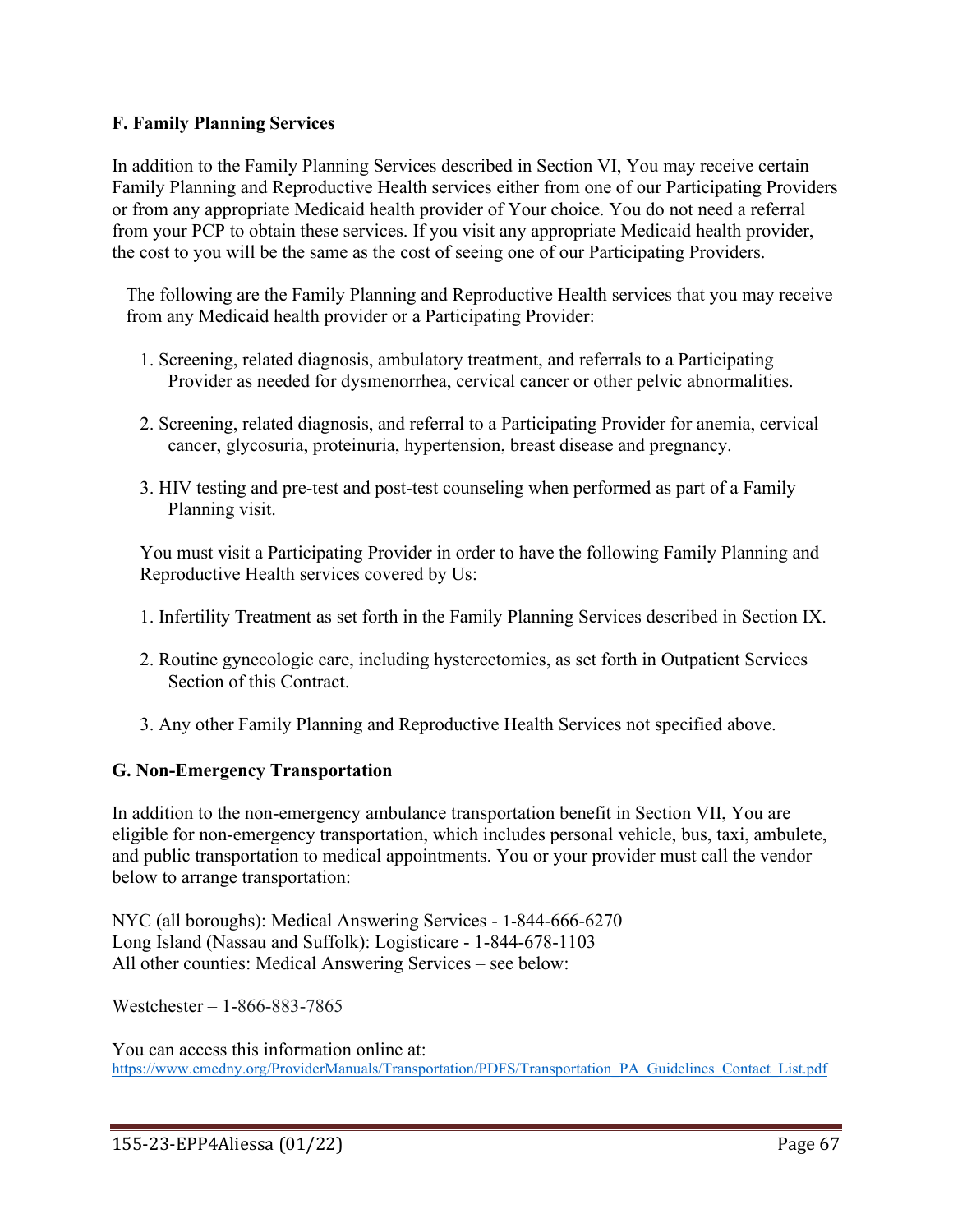### F. Family Planning Services

In addition to the Family Planning Services described in Section VI, You may receive certain Family Planning and Reproductive Health services either from one of our Participating Providers or from any appropriate Medicaid health provider of Your choice. You do not need a referral from your PCP to obtain these services. If you visit any appropriate Medicaid health provider, the cost to you will be the same as the cost of seeing one of our Participating Providers.

The following are the Family Planning and Reproductive Health services that you may receive from any Medicaid health provider or a Participating Provider:

1. Screening, related diagnosis, ambulatory treatment, and referrals to a Participating Provider as needed for dysmenorrhea, cervical cancer or other pelvic abnormalities.

2. Screening, related diagnosis, and referral to a Participating Provider for anemia, cervical cancer, glycosuria, proteinuria, hypertension, breast disease and pregnancy.

3. HIV testing and pre-test and post-test counseling when performed as part of a Family Planning visit.

You must visit a Participating Provider in order to have the following Family Planning and Reproductive Health services covered by Us:

1. Infertility Treatment as set forth in the Family Planning Services described in Section IX.

2. Routine gynecologic care, including hysterectomies, as set forth in Outpatient Services Section of this Contract.

3. Any other Family Planning and Reproductive Health Services not specified above.

### G. Non-Emergency Transportation

In addition to the non-emergency ambulance transportation benefit in Section VII, You are eligible for non-emergency transportation, which includes personal vehicle, bus, taxi, ambulete, and public transportation to medical appointments. You or your provider must call the vendor below to arrange transportation:

NYC (all boroughs): Medical Answering Services - 1-844-666-6270
Long Island (Nassau and Suffolk): Logisticare - 1-844-678-1103
All other counties: Medical Answering Services – see below:

Westchester – 1-866-883-7865

You can access this information online at:
https://www.emedny.org/ProviderManuals/Transportation/PDFS/Transportation_PA_Guidelines_Contact_List.pdf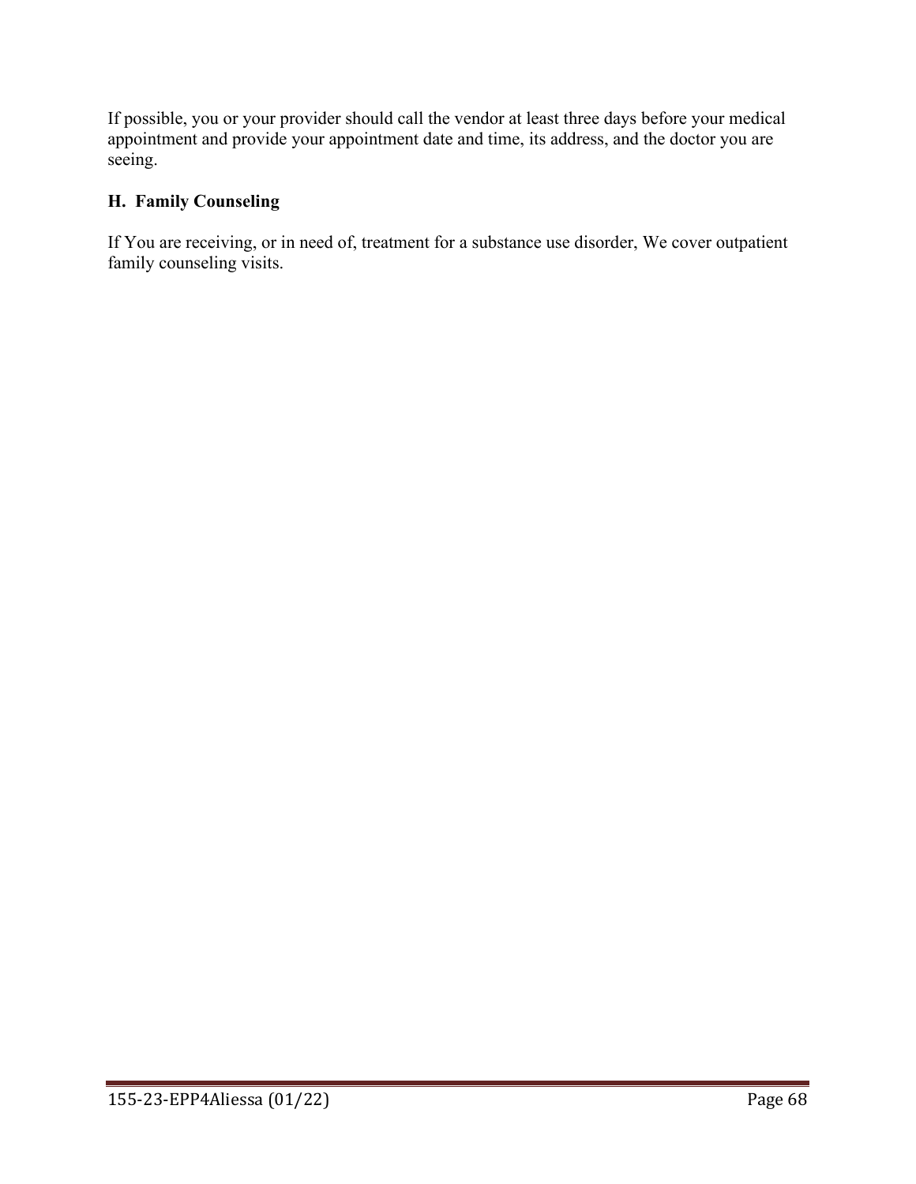If possible, you or your provider should call the vendor at least three days before your medical appointment and provide your appointment date and time, its address, and the doctor you are seeing.

## H. Family Counseling

If You are receiving, or in need of, treatment for a substance use disorder, We cover outpatient family counseling visits.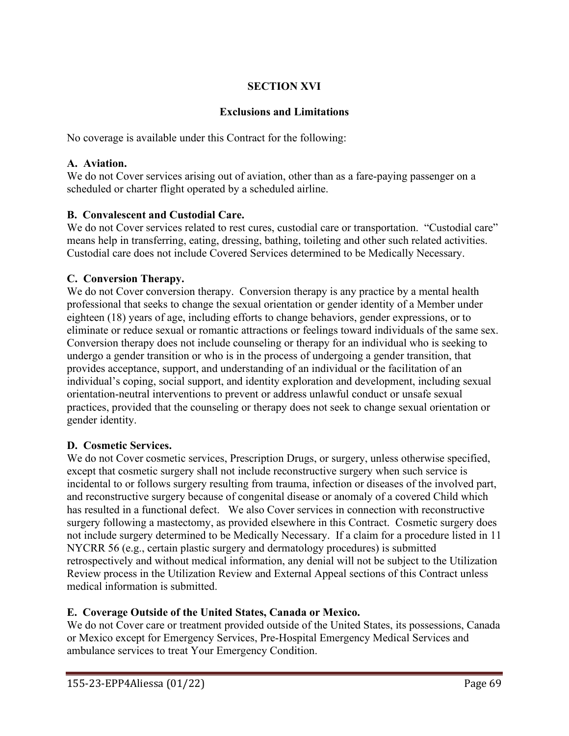# SECTION XVI

## Exclusions and Limitations

No coverage is available under this Contract for the following:

### A. Aviation.

We do not Cover services arising out of aviation, other than as a fare-paying passenger on a scheduled or charter flight operated by a scheduled airline.

### B. Convalescent and Custodial Care.

We do not Cover services related to rest cures, custodial care or transportation. "Custodial care" means help in transferring, eating, dressing, bathing, toileting and other such related activities. Custodial care does not include Covered Services determined to be Medically Necessary.

### C. Conversion Therapy.

We do not Cover conversion therapy. Conversion therapy is any practice by a mental health professional that seeks to change the sexual orientation or gender identity of a Member under eighteen (18) years of age, including efforts to change behaviors, gender expressions, or to eliminate or reduce sexual or romantic attractions or feelings toward individuals of the same sex. Conversion therapy does not include counseling or therapy for an individual who is seeking to undergo a gender transition or who is in the process of undergoing a gender transition, that provides acceptance, support, and understanding of an individual or the facilitation of an individual's coping, social support, and identity exploration and development, including sexual orientation-neutral interventions to prevent or address unlawful conduct or unsafe sexual practices, provided that the counseling or therapy does not seek to change sexual orientation or gender identity.

### D. Cosmetic Services.

We do not Cover cosmetic services, Prescription Drugs, or surgery, unless otherwise specified, except that cosmetic surgery shall not include reconstructive surgery when such service is incidental to or follows surgery resulting from trauma, infection or diseases of the involved part, and reconstructive surgery because of congenital disease or anomaly of a covered Child which has resulted in a functional defect. We also Cover services in connection with reconstructive surgery following a mastectomy, as provided elsewhere in this Contract. Cosmetic surgery does not include surgery determined to be Medically Necessary. If a claim for a procedure listed in 11 NYCRR 56 (e.g., certain plastic surgery and dermatology procedures) is submitted retrospectively and without medical information, any denial will not be subject to the Utilization Review process in the Utilization Review and External Appeal sections of this Contract unless medical information is submitted.

### E. Coverage Outside of the United States, Canada or Mexico.

We do not Cover care or treatment provided outside of the United States, its possessions, Canada or Mexico except for Emergency Services, Pre-Hospital Emergency Medical Services and ambulance services to treat Your Emergency Condition.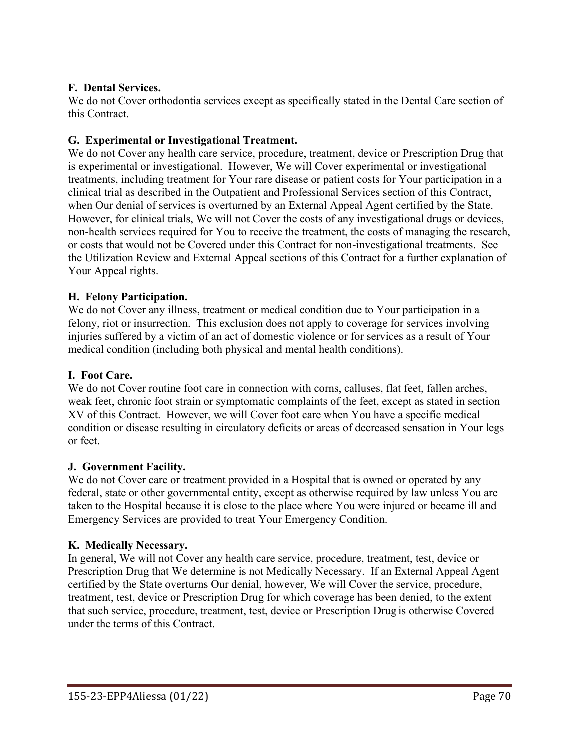### F. Dental Services.

We do not Cover orthodontia services except as specifically stated in the Dental Care section of this Contract.

### G. Experimental or Investigational Treatment.

We do not Cover any health care service, procedure, treatment, device or Prescription Drug that is experimental or investigational. However, We will Cover experimental or investigational treatments, including treatment for Your rare disease or patient costs for Your participation in a clinical trial as described in the Outpatient and Professional Services section of this Contract, when Our denial of services is overturned by an External Appeal Agent certified by the State. However, for clinical trials, We will not Cover the costs of any investigational drugs or devices, non-health services required for You to receive the treatment, the costs of managing the research, or costs that would not be Covered under this Contract for non-investigational treatments. See the Utilization Review and External Appeal sections of this Contract for a further explanation of Your Appeal rights.

### H. Felony Participation.

We do not Cover any illness, treatment or medical condition due to Your participation in a felony, riot or insurrection. This exclusion does not apply to coverage for services involving injuries suffered by a victim of an act of domestic violence or for services as a result of Your medical condition (including both physical and mental health conditions).

### I. Foot Care.

We do not Cover routine foot care in connection with corns, calluses, flat feet, fallen arches, weak feet, chronic foot strain or symptomatic complaints of the feet, except as stated in section XV of this Contract. However, we will Cover foot care when You have a specific medical condition or disease resulting in circulatory deficits or areas of decreased sensation in Your legs or feet.

### J. Government Facility.

We do not Cover care or treatment provided in a Hospital that is owned or operated by any federal, state or other governmental entity, except as otherwise required by law unless You are taken to the Hospital because it is close to the place where You were injured or became ill and Emergency Services are provided to treat Your Emergency Condition.

### K. Medically Necessary.

In general, We will not Cover any health care service, procedure, treatment, test, device or Prescription Drug that We determine is not Medically Necessary. If an External Appeal Agent certified by the State overturns Our denial, however, We will Cover the service, procedure, treatment, test, device or Prescription Drug for which coverage has been denied, to the extent that such service, procedure, treatment, test, device or Prescription Drug is otherwise Covered under the terms of this Contract.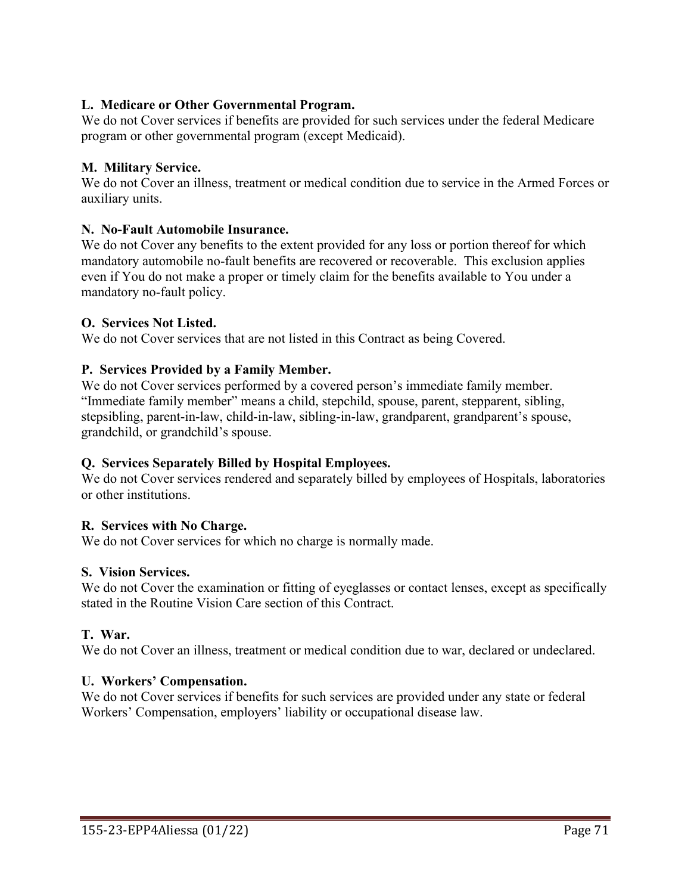**L. Medicare or Other Governmental Program.**
We do not Cover services if benefits are provided for such services under the federal Medicare program or other governmental program (except Medicaid).

**M. Military Service.**
We do not Cover an illness, treatment or medical condition due to service in the Armed Forces or auxiliary units.

**N. No-Fault Automobile Insurance.**
We do not Cover any benefits to the extent provided for any loss or portion thereof for which mandatory automobile no-fault benefits are recovered or recoverable. This exclusion applies even if You do not make a proper or timely claim for the benefits available to You under a mandatory no-fault policy.

**O. Services Not Listed.**
We do not Cover services that are not listed in this Contract as being Covered.

**P. Services Provided by a Family Member.**
We do not Cover services performed by a covered person's immediate family member. "Immediate family member" means a child, stepchild, spouse, parent, stepparent, sibling, stepsibling, parent-in-law, child-in-law, sibling-in-law, grandparent, grandparent's spouse, grandchild, or grandchild's spouse.

**Q. Services Separately Billed by Hospital Employees.**
We do not Cover services rendered and separately billed by employees of Hospitals, laboratories or other institutions.

**R. Services with No Charge.**
We do not Cover services for which no charge is normally made.

**S. Vision Services.**
We do not Cover the examination or fitting of eyeglasses or contact lenses, except as specifically stated in the Routine Vision Care section of this Contract.

**T. War.**
We do not Cover an illness, treatment or medical condition due to war, declared or undeclared.

**U. Workers' Compensation.**
We do not Cover services if benefits for such services are provided under any state or federal Workers' Compensation, employers' liability or occupational disease law.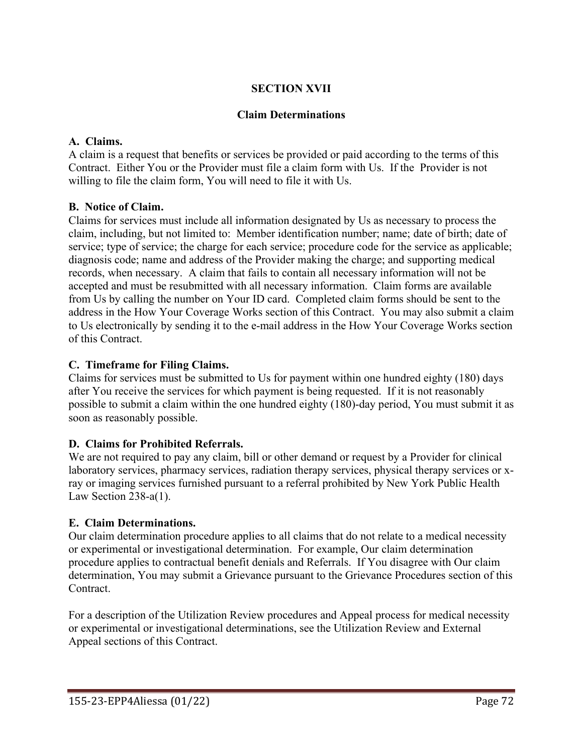# SECTION XVII

## Claim Determinations

**A. Claims.**
A claim is a request that benefits or services be provided or paid according to the terms of this Contract. Either You or the Provider must file a claim form with Us. If the Provider is not willing to file the claim form, You will need to file it with Us.

**B. Notice of Claim.**
Claims for services must include all information designated by Us as necessary to process the claim, including, but not limited to: Member identification number; name; date of birth; date of service; type of service; the charge for each service; procedure code for the service as applicable; diagnosis code; name and address of the Provider making the charge; and supporting medical records, when necessary. A claim that fails to contain all necessary information will not be accepted and must be resubmitted with all necessary information. Claim forms are available from Us by calling the number on Your ID card. Completed claim forms should be sent to the address in the How Your Coverage Works section of this Contract. You may also submit a claim to Us electronically by sending it to the e-mail address in the How Your Coverage Works section of this Contract.

**C. Timeframe for Filing Claims.**
Claims for services must be submitted to Us for payment within one hundred eighty (180) days after You receive the services for which payment is being requested. If it is not reasonably possible to submit a claim within the one hundred eighty (180)-day period, You must submit it as soon as reasonably possible.

**D. Claims for Prohibited Referrals.**
We are not required to pay any claim, bill or other demand or request by a Provider for clinical laboratory services, pharmacy services, radiation therapy services, physical therapy services or x-ray or imaging services furnished pursuant to a referral prohibited by New York Public Health Law Section 238-a(1).

**E. Claim Determinations.**
Our claim determination procedure applies to all claims that do not relate to a medical necessity or experimental or investigational determination. For example, Our claim determination procedure applies to contractual benefit denials and Referrals. If You disagree with Our claim determination, You may submit a Grievance pursuant to the Grievance Procedures section of this Contract.

For a description of the Utilization Review procedures and Appeal process for medical necessity or experimental or investigational determinations, see the Utilization Review and External Appeal sections of this Contract.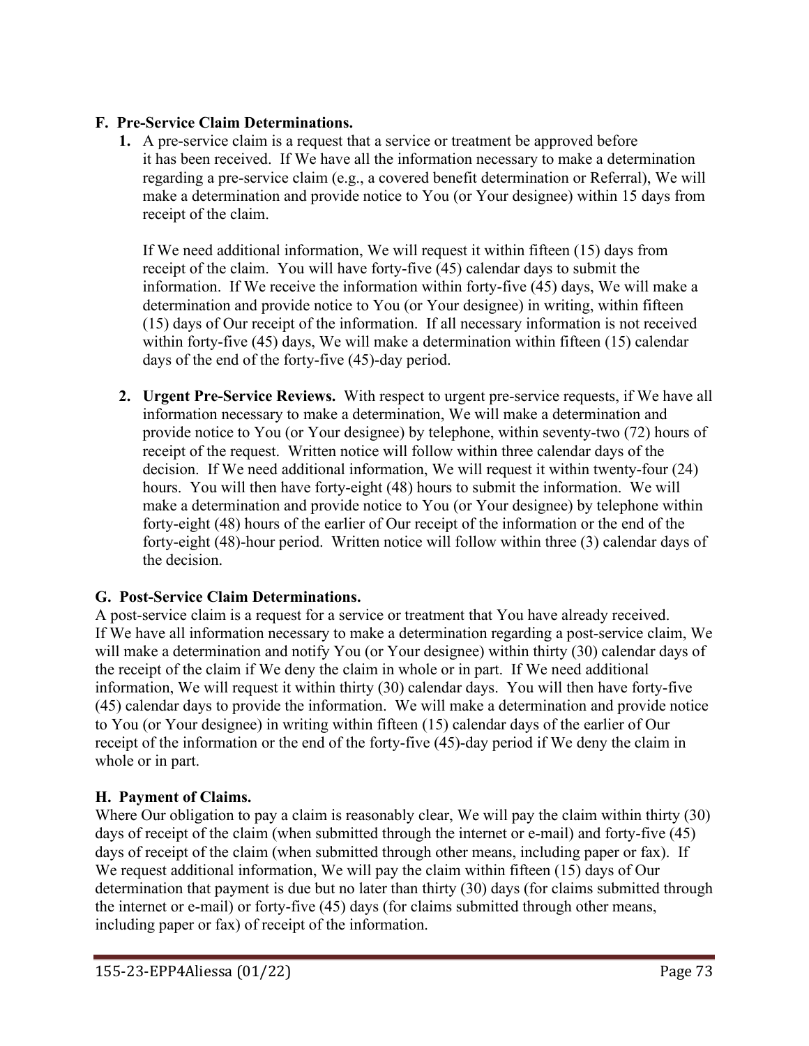**F. Pre-Service Claim Determinations.**

1. A pre-service claim is a request that a service or treatment be approved before it has been received. If We have all the information necessary to make a determination regarding a pre-service claim (e.g., a covered benefit determination or Referral), We will make a determination and provide notice to You (or Your designee) within 15 days from receipt of the claim.

   If We need additional information, We will request it within fifteen (15) days from receipt of the claim. You will have forty-five (45) calendar days to submit the information. If We receive the information within forty-five (45) days, We will make a determination and provide notice to You (or Your designee) in writing, within fifteen (15) days of Our receipt of the information. If all necessary information is not received within forty-five (45) days, We will make a determination within fifteen (15) calendar days of the end of the forty-five (45)-day period.

2. **Urgent Pre-Service Reviews.** With respect to urgent pre-service requests, if We have all information necessary to make a determination, We will make a determination and provide notice to You (or Your designee) by telephone, within seventy-two (72) hours of receipt of the request. Written notice will follow within three calendar days of the decision. If We need additional information, We will request it within twenty-four (24) hours. You will then have forty-eight (48) hours to submit the information. We will make a determination and provide notice to You (or Your designee) by telephone within forty-eight (48) hours of the earlier of Our receipt of the information or the end of the forty-eight (48)-hour period. Written notice will follow within three (3) calendar days of the decision.

**G. Post-Service Claim Determinations.**

A post-service claim is a request for a service or treatment that You have already received. If We have all information necessary to make a determination regarding a post-service claim, We will make a determination and notify You (or Your designee) within thirty (30) calendar days of the receipt of the claim if We deny the claim in whole or in part. If We need additional information, We will request it within thirty (30) calendar days. You will then have forty-five (45) calendar days to provide the information. We will make a determination and provide notice to You (or Your designee) in writing within fifteen (15) calendar days of the earlier of Our receipt of the information or the end of the forty-five (45)-day period if We deny the claim in whole or in part.

**H. Payment of Claims.**

Where Our obligation to pay a claim is reasonably clear, We will pay the claim within thirty (30) days of receipt of the claim (when submitted through the internet or e-mail) and forty-five (45) days of receipt of the claim (when submitted through other means, including paper or fax). If We request additional information, We will pay the claim within fifteen (15) days of Our determination that payment is due but no later than thirty (30) days (for claims submitted through the internet or e-mail) or forty-five (45) days (for claims submitted through other means, including paper or fax) of receipt of the information.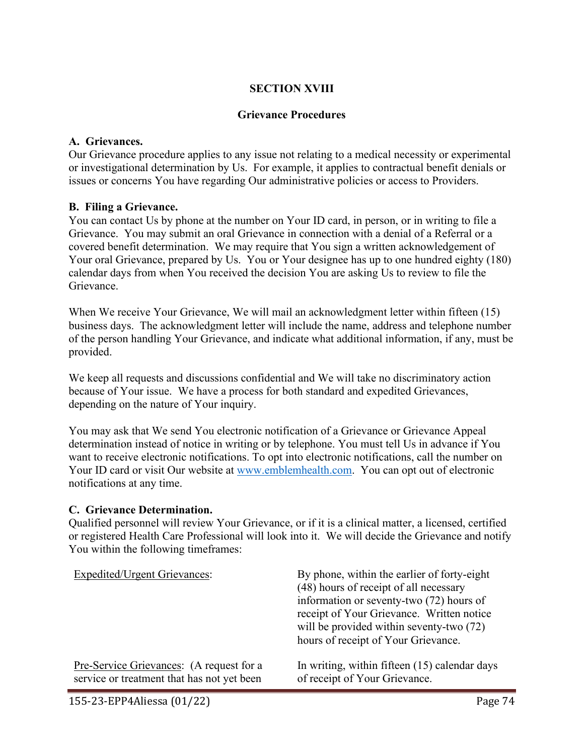## SECTION XVIII

### Grievance Procedures

**A. Grievances.**
Our Grievance procedure applies to any issue not relating to a medical necessity or experimental or investigational determination by Us. For example, it applies to contractual benefit denials or issues or concerns You have regarding Our administrative policies or access to Providers.

**B. Filing a Grievance.**
You can contact Us by phone at the number on Your ID card, in person, or in writing to file a Grievance. You may submit an oral Grievance in connection with a denial of a Referral or a covered benefit determination. We may require that You sign a written acknowledgement of Your oral Grievance, prepared by Us. You or Your designee has up to one hundred eighty (180) calendar days from when You received the decision You are asking Us to review to file the Grievance.

When We receive Your Grievance, We will mail an acknowledgment letter within fifteen (15) business days. The acknowledgment letter will include the name, address and telephone number of the person handling Your Grievance, and indicate what additional information, if any, must be provided.

We keep all requests and discussions confidential and We will take no discriminatory action because of Your issue. We have a process for both standard and expedited Grievances, depending on the nature of Your inquiry.

You may ask that We send You electronic notification of a Grievance or Grievance Appeal determination instead of notice in writing or by telephone. You must tell Us in advance if You want to receive electronic notifications. To opt into electronic notifications, call the number on Your ID card or visit Our website at www.emblemhealth.com. You can opt out of electronic notifications at any time.

**C. Grievance Determination.**
Qualified personnel will review Your Grievance, or if it is a clinical matter, a licensed, certified or registered Health Care Professional will look into it. We will decide the Grievance and notify You within the following timeframes:

| | |
|---|---|
| Expedited/Urgent Grievances: | By phone, within the earlier of forty-eight (48) hours of receipt of all necessary information or seventy-two (72) hours of receipt of Your Grievance. Written notice will be provided within seventy-two (72) hours of receipt of Your Grievance. |
| Pre-Service Grievances: (A request for a service or treatment that has not yet been | In writing, within fifteen (15) calendar days of receipt of Your Grievance. |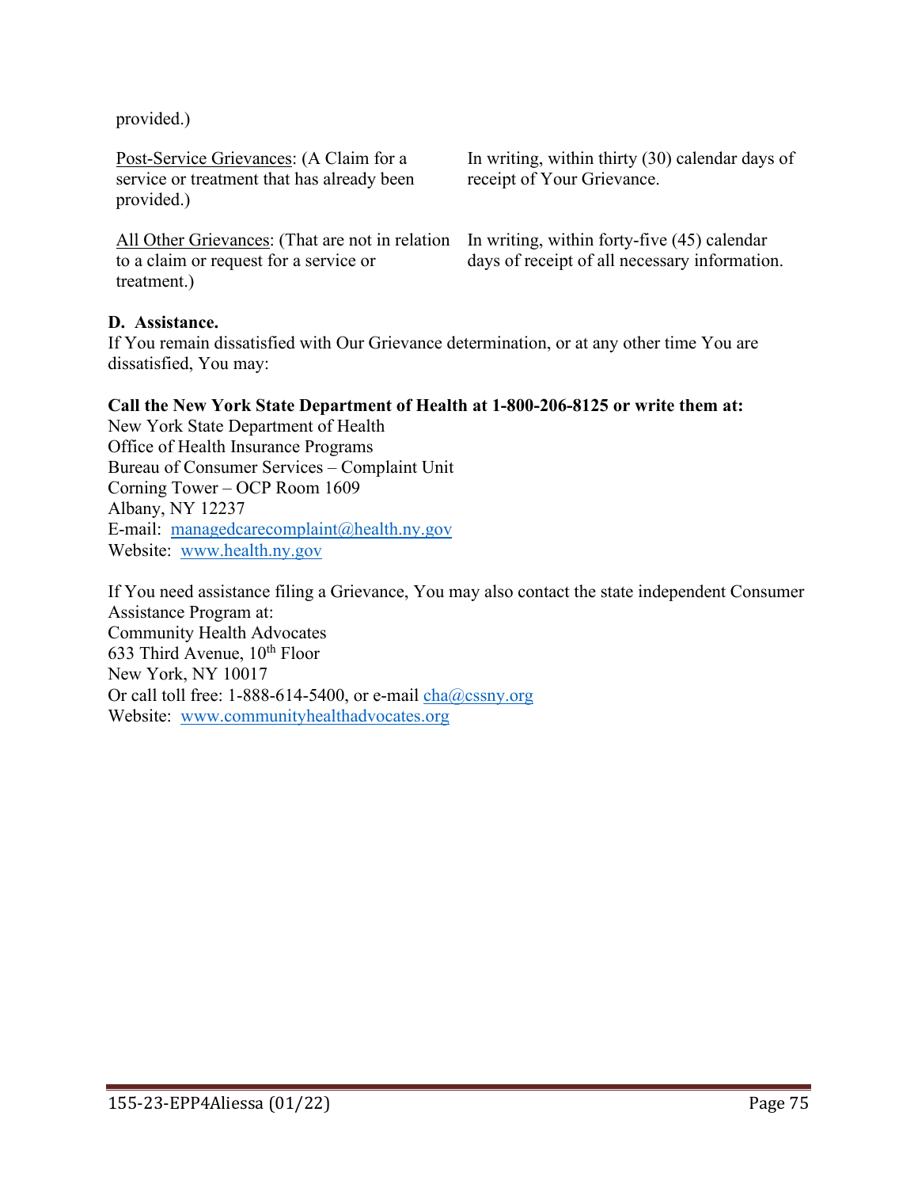| | |
|---|---|
| provided.) | |
| <u>Post-Service Grievances</u>: (A Claim for a service or treatment that has already been provided.) | In writing, within thirty (30) calendar days of receipt of Your Grievance. |
| <u>All Other Grievances</u>: (That are not in relation to a claim or request for a service or treatment.) | In writing, within forty-five (45) calendar days of receipt of all necessary information. |

**D. Assistance.**
If You remain dissatisfied with Our Grievance determination, or at any other time You are dissatisfied, You may:

**Call the New York State Department of Health at 1-800-206-8125 or write them at:**
New York State Department of Health
Office of Health Insurance Programs
Bureau of Consumer Services – Complaint Unit
Corning Tower – OCP Room 1609
Albany, NY 12237
E-mail: managedcarecomplaint@health.ny.gov
Website: www.health.ny.gov

If You need assistance filing a Grievance, You may also contact the state independent Consumer Assistance Program at:
Community Health Advocates
633 Third Avenue, 10th Floor
New York, NY 10017
Or call toll free: 1-888-614-5400, or e-mail cha@cssny.org
Website: www.communityhealthadvocates.org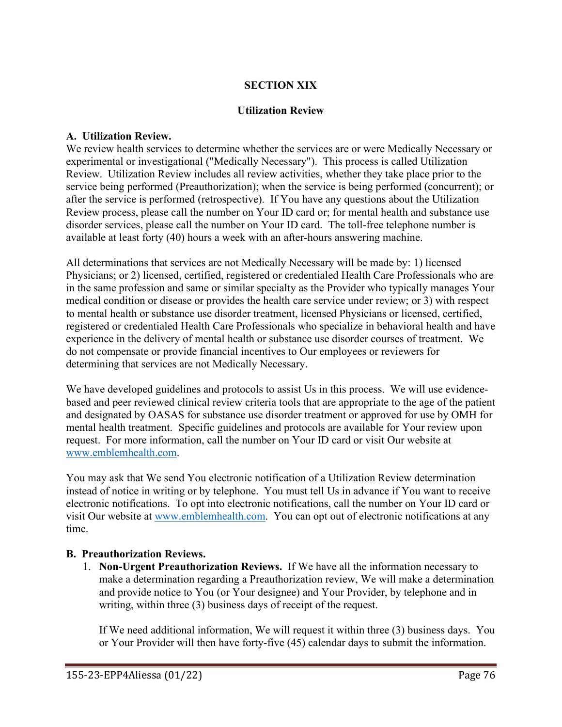# SECTION XIX

## Utilization Review

### A. Utilization Review.

We review health services to determine whether the services are or were Medically Necessary or experimental or investigational ("Medically Necessary"). This process is called Utilization Review. Utilization Review includes all review activities, whether they take place prior to the service being performed (Preauthorization); when the service is being performed (concurrent); or after the service is performed (retrospective). If You have any questions about the Utilization Review process, please call the number on Your ID card or; for mental health and substance use disorder services, please call the number on Your ID card. The toll-free telephone number is available at least forty (40) hours a week with an after-hours answering machine.

All determinations that services are not Medically Necessary will be made by: 1) licensed Physicians; or 2) licensed, certified, registered or credentialed Health Care Professionals who are in the same profession and same or similar specialty as the Provider who typically manages Your medical condition or disease or provides the health care service under review; or 3) with respect to mental health or substance use disorder treatment, licensed Physicians or licensed, certified, registered or credentialed Health Care Professionals who specialize in behavioral health and have experience in the delivery of mental health or substance use disorder courses of treatment. We do not compensate or provide financial incentives to Our employees or reviewers for determining that services are not Medically Necessary.

We have developed guidelines and protocols to assist Us in this process. We will use evidence-based and peer reviewed clinical review criteria tools that are appropriate to the age of the patient and designated by OASAS for substance use disorder treatment or approved for use by OMH for mental health treatment. Specific guidelines and protocols are available for Your review upon request. For more information, call the number on Your ID card or visit Our website at www.emblemhealth.com.

You may ask that We send You electronic notification of a Utilization Review determination instead of notice in writing or by telephone. You must tell Us in advance if You want to receive electronic notifications. To opt into electronic notifications, call the number on Your ID card or visit Our website at www.emblemhealth.com. You can opt out of electronic notifications at any time.

### B. Preauthorization Reviews.

1. **Non-Urgent Preauthorization Reviews.** If We have all the information necessary to make a determination regarding a Preauthorization review, We will make a determination and provide notice to You (or Your designee) and Your Provider, by telephone and in writing, within three (3) business days of receipt of the request.

   If We need additional information, We will request it within three (3) business days. You or Your Provider will then have forty-five (45) calendar days to submit the information.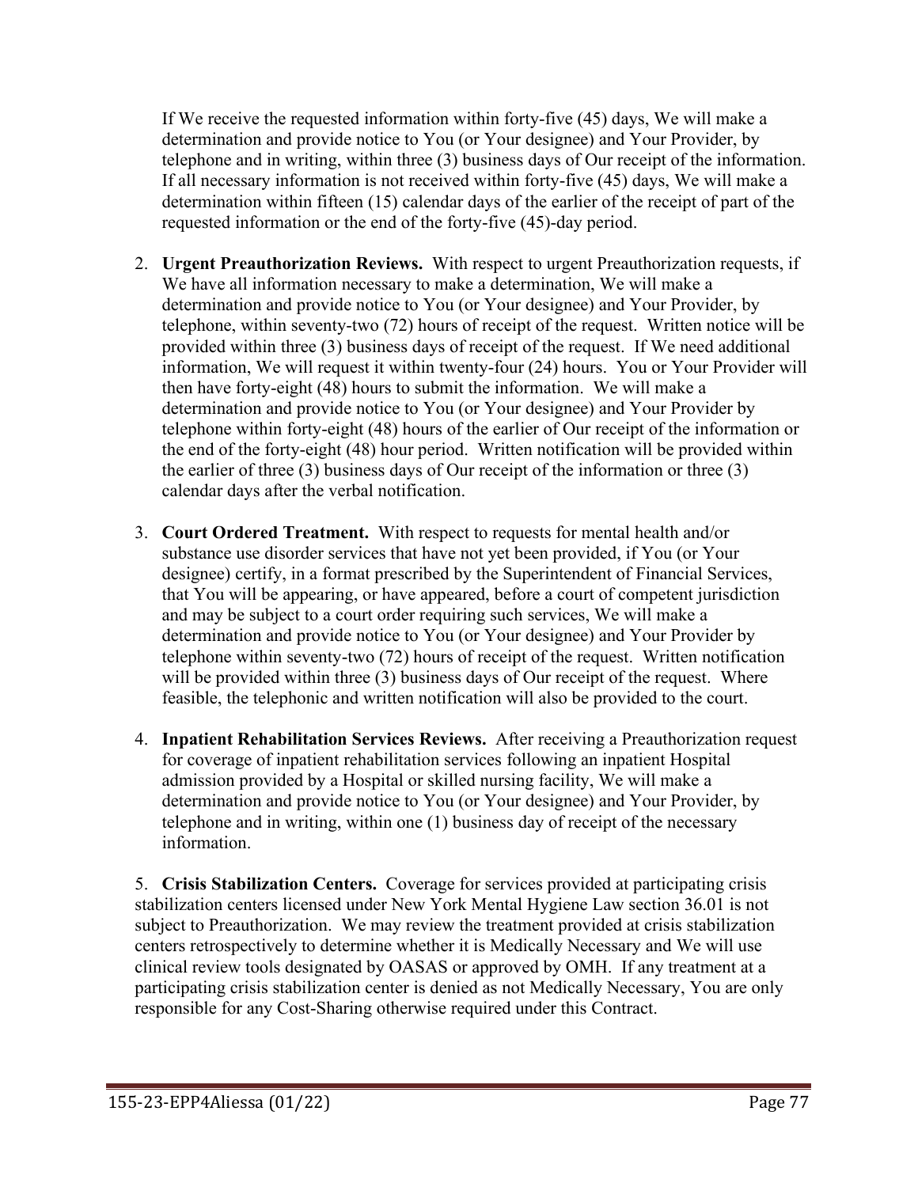If We receive the requested information within forty-five (45) days, We will make a determination and provide notice to You (or Your designee) and Your Provider, by telephone and in writing, within three (3) business days of Our receipt of the information. If all necessary information is not received within forty-five (45) days, We will make a determination within fifteen (15) calendar days of the earlier of the receipt of part of the requested information or the end of the forty-five (45)-day period.

2. **Urgent Preauthorization Reviews.** With respect to urgent Preauthorization requests, if We have all information necessary to make a determination, We will make a determination and provide notice to You (or Your designee) and Your Provider, by telephone, within seventy-two (72) hours of receipt of the request. Written notice will be provided within three (3) business days of receipt of the request. If We need additional information, We will request it within twenty-four (24) hours. You or Your Provider will then have forty-eight (48) hours to submit the information. We will make a determination and provide notice to You (or Your designee) and Your Provider by telephone within forty-eight (48) hours of the earlier of Our receipt of the information or the end of the forty-eight (48) hour period. Written notification will be provided within the earlier of three (3) business days of Our receipt of the information or three (3) calendar days after the verbal notification.

3. **Court Ordered Treatment.** With respect to requests for mental health and/or substance use disorder services that have not yet been provided, if You (or Your designee) certify, in a format prescribed by the Superintendent of Financial Services, that You will be appearing, or have appeared, before a court of competent jurisdiction and may be subject to a court order requiring such services, We will make a determination and provide notice to You (or Your designee) and Your Provider by telephone within seventy-two (72) hours of receipt of the request. Written notification will be provided within three (3) business days of Our receipt of the request. Where feasible, the telephonic and written notification will also be provided to the court.

4. **Inpatient Rehabilitation Services Reviews.** After receiving a Preauthorization request for coverage of inpatient rehabilitation services following an inpatient Hospital admission provided by a Hospital or skilled nursing facility, We will make a determination and provide notice to You (or Your designee) and Your Provider, by telephone and in writing, within one (1) business day of receipt of the necessary information.

5. **Crisis Stabilization Centers.** Coverage for services provided at participating crisis stabilization centers licensed under New York Mental Hygiene Law section 36.01 is not subject to Preauthorization. We may review the treatment provided at crisis stabilization centers retrospectively to determine whether it is Medically Necessary and We will use clinical review tools designated by OASAS or approved by OMH. If any treatment at a participating crisis stabilization center is denied as not Medically Necessary, You are only responsible for any Cost-Sharing otherwise required under this Contract.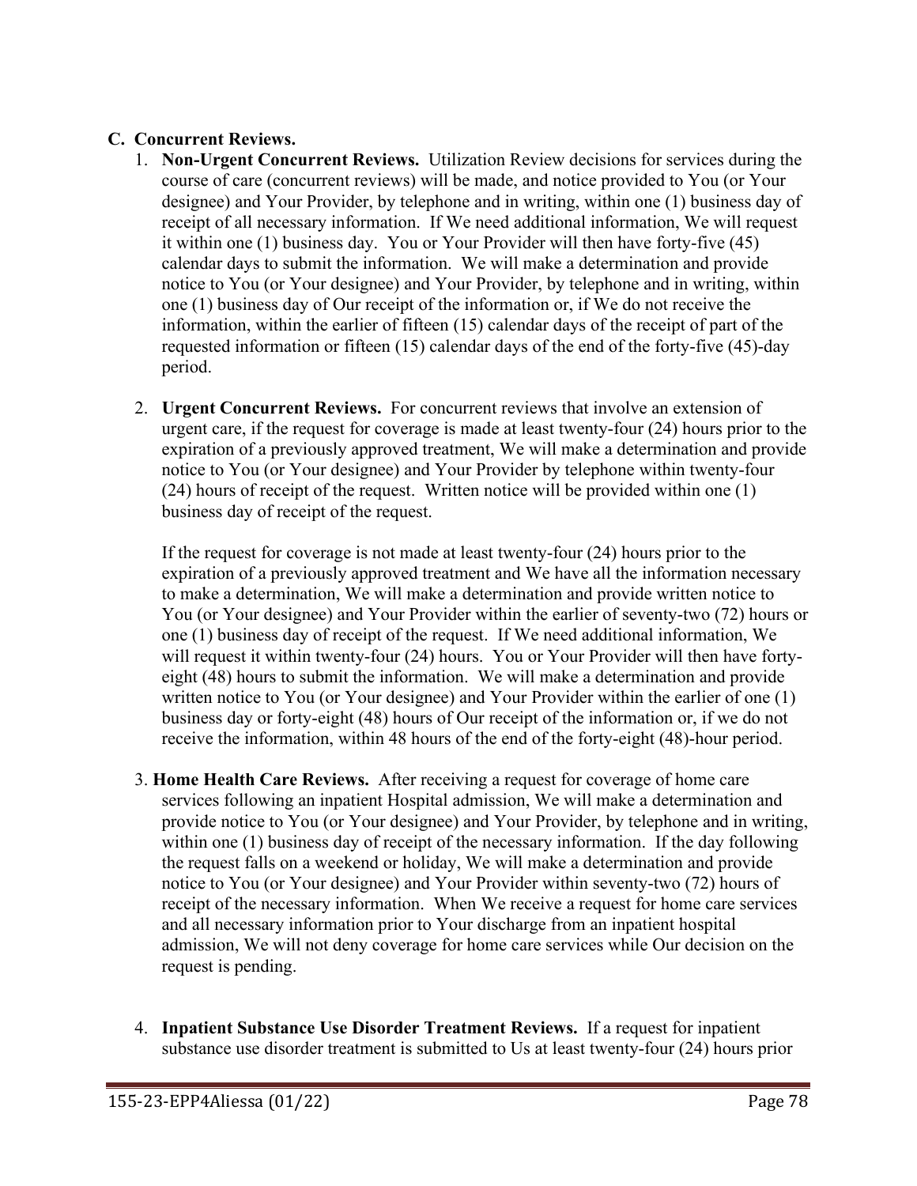## C. Concurrent Reviews.

1. **Non-Urgent Concurrent Reviews.** Utilization Review decisions for services during the course of care (concurrent reviews) will be made, and notice provided to You (or Your designee) and Your Provider, by telephone and in writing, within one (1) business day of receipt of all necessary information. If We need additional information, We will request it within one (1) business day. You or Your Provider will then have forty-five (45) calendar days to submit the information. We will make a determination and provide notice to You (or Your designee) and Your Provider, by telephone and in writing, within one (1) business day of Our receipt of the information or, if We do not receive the information, within the earlier of fifteen (15) calendar days of the receipt of part of the requested information or fifteen (15) calendar days of the end of the forty-five (45)-day period.

2. **Urgent Concurrent Reviews.** For concurrent reviews that involve an extension of urgent care, if the request for coverage is made at least twenty-four (24) hours prior to the expiration of a previously approved treatment, We will make a determination and provide notice to You (or Your designee) and Your Provider by telephone within twenty-four (24) hours of receipt of the request. Written notice will be provided within one (1) business day of receipt of the request.

   If the request for coverage is not made at least twenty-four (24) hours prior to the expiration of a previously approved treatment and We have all the information necessary to make a determination, We will make a determination and provide written notice to You (or Your designee) and Your Provider within the earlier of seventy-two (72) hours or one (1) business day of receipt of the request. If We need additional information, We will request it within twenty-four (24) hours. You or Your Provider will then have forty-eight (48) hours to submit the information. We will make a determination and provide written notice to You (or Your designee) and Your Provider within the earlier of one (1) business day or forty-eight (48) hours of Our receipt of the information or, if we do not receive the information, within 48 hours of the end of the forty-eight (48)-hour period.

3. **Home Health Care Reviews.** After receiving a request for coverage of home care services following an inpatient Hospital admission, We will make a determination and provide notice to You (or Your designee) and Your Provider, by telephone and in writing, within one (1) business day of receipt of the necessary information. If the day following the request falls on a weekend or holiday, We will make a determination and provide notice to You (or Your designee) and Your Provider within seventy-two (72) hours of receipt of the necessary information. When We receive a request for home care services and all necessary information prior to Your discharge from an inpatient hospital admission, We will not deny coverage for home care services while Our decision on the request is pending.

4. **Inpatient Substance Use Disorder Treatment Reviews.** If a request for inpatient substance use disorder treatment is submitted to Us at least twenty-four (24) hours prior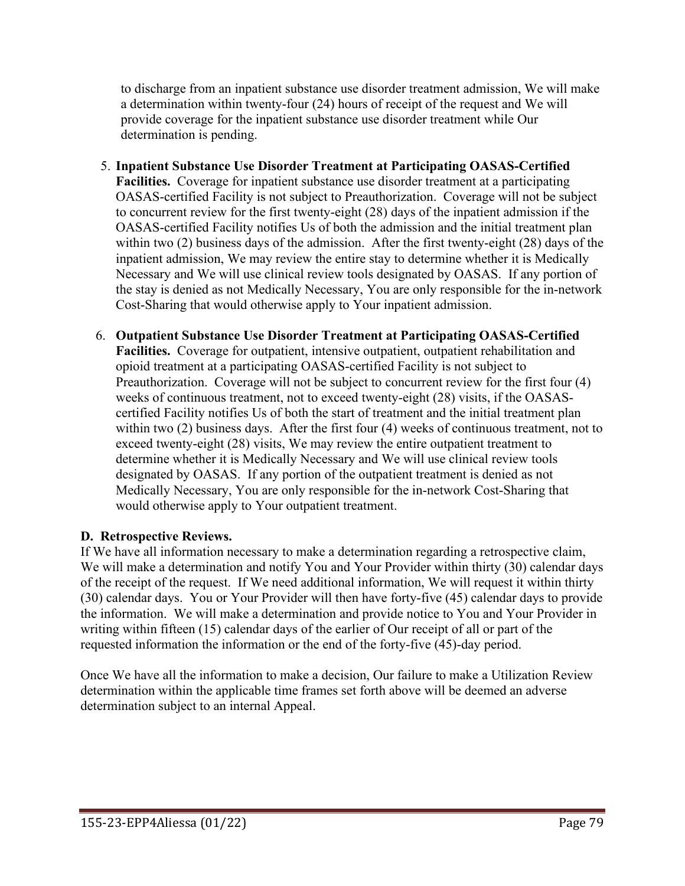to discharge from an inpatient substance use disorder treatment admission, We will make a determination within twenty-four (24) hours of receipt of the request and We will provide coverage for the inpatient substance use disorder treatment while Our determination is pending.

5. **Inpatient Substance Use Disorder Treatment at Participating OASAS-Certified Facilities.** Coverage for inpatient substance use disorder treatment at a participating OASAS-certified Facility is not subject to Preauthorization. Coverage will not be subject to concurrent review for the first twenty-eight (28) days of the inpatient admission if the OASAS-certified Facility notifies Us of both the admission and the initial treatment plan within two (2) business days of the admission. After the first twenty-eight (28) days of the inpatient admission, We may review the entire stay to determine whether it is Medically Necessary and We will use clinical review tools designated by OASAS. If any portion of the stay is denied as not Medically Necessary, You are only responsible for the in-network Cost-Sharing that would otherwise apply to Your inpatient admission.

6. **Outpatient Substance Use Disorder Treatment at Participating OASAS-Certified Facilities.** Coverage for outpatient, intensive outpatient, outpatient rehabilitation and opioid treatment at a participating OASAS-certified Facility is not subject to Preauthorization. Coverage will not be subject to concurrent review for the first four (4) weeks of continuous treatment, not to exceed twenty-eight (28) visits, if the OASAS-certified Facility notifies Us of both the start of treatment and the initial treatment plan within two (2) business days. After the first four (4) weeks of continuous treatment, not to exceed twenty-eight (28) visits, We may review the entire outpatient treatment to determine whether it is Medically Necessary and We will use clinical review tools designated by OASAS. If any portion of the outpatient treatment is denied as not Medically Necessary, You are only responsible for the in-network Cost-Sharing that would otherwise apply to Your outpatient treatment.

### D. Retrospective Reviews.

If We have all information necessary to make a determination regarding a retrospective claim, We will make a determination and notify You and Your Provider within thirty (30) calendar days of the receipt of the request. If We need additional information, We will request it within thirty (30) calendar days. You or Your Provider will then have forty-five (45) calendar days to provide the information. We will make a determination and provide notice to You and Your Provider in writing within fifteen (15) calendar days of the earlier of Our receipt of all or part of the requested information the information or the end of the forty-five (45)-day period.

Once We have all the information to make a decision, Our failure to make a Utilization Review determination within the applicable time frames set forth above will be deemed an adverse determination subject to an internal Appeal.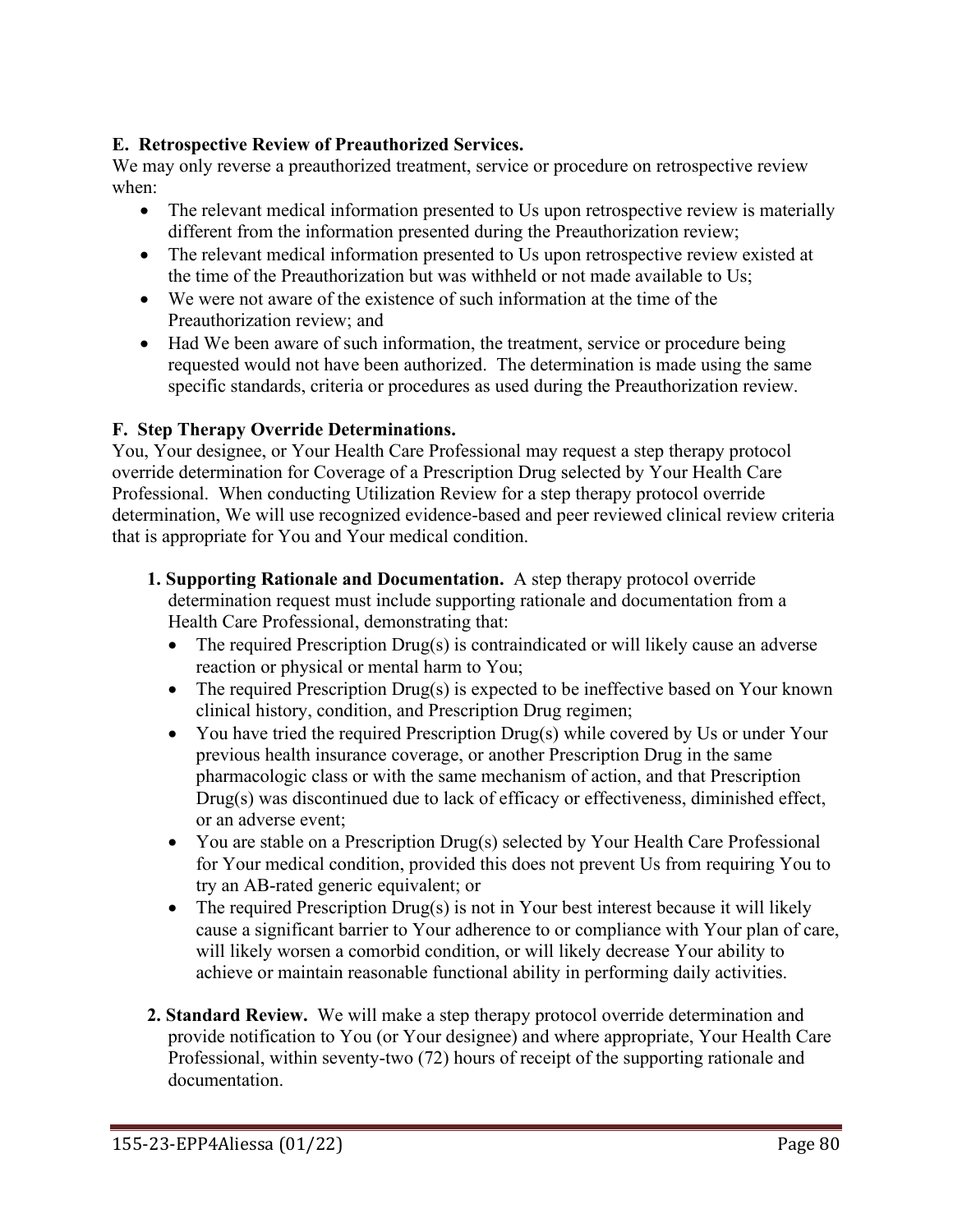**E. Retrospective Review of Preauthorized Services.**
We may only reverse a preauthorized treatment, service or procedure on retrospective review when:

- The relevant medical information presented to Us upon retrospective review is materially different from the information presented during the Preauthorization review;
- The relevant medical information presented to Us upon retrospective review existed at the time of the Preauthorization but was withheld or not made available to Us;
- We were not aware of the existence of such information at the time of the Preauthorization review; and
- Had We been aware of such information, the treatment, service or procedure being requested would not have been authorized. The determination is made using the same specific standards, criteria or procedures as used during the Preauthorization review.

**F. Step Therapy Override Determinations.**
You, Your designee, or Your Health Care Professional may request a step therapy protocol override determination for Coverage of a Prescription Drug selected by Your Health Care Professional. When conducting Utilization Review for a step therapy protocol override determination, We will use recognized evidence-based and peer reviewed clinical review criteria that is appropriate for You and Your medical condition.

1. **Supporting Rationale and Documentation.** A step therapy protocol override determination request must include supporting rationale and documentation from a Health Care Professional, demonstrating that:
   - The required Prescription Drug(s) is contraindicated or will likely cause an adverse reaction or physical or mental harm to You;
   - The required Prescription Drug(s) is expected to be ineffective based on Your known clinical history, condition, and Prescription Drug regimen;
   - You have tried the required Prescription Drug(s) while covered by Us or under Your previous health insurance coverage, or another Prescription Drug in the same pharmacologic class or with the same mechanism of action, and that Prescription Drug(s) was discontinued due to lack of efficacy or effectiveness, diminished effect, or an adverse event;
   - You are stable on a Prescription Drug(s) selected by Your Health Care Professional for Your medical condition, provided this does not prevent Us from requiring You to try an AB-rated generic equivalent; or
   - The required Prescription Drug(s) is not in Your best interest because it will likely cause a significant barrier to Your adherence to or compliance with Your plan of care, will likely worsen a comorbid condition, or will likely decrease Your ability to achieve or maintain reasonable functional ability in performing daily activities.

2. **Standard Review.** We will make a step therapy protocol override determination and provide notification to You (or Your designee) and where appropriate, Your Health Care Professional, within seventy-two (72) hours of receipt of the supporting rationale and documentation.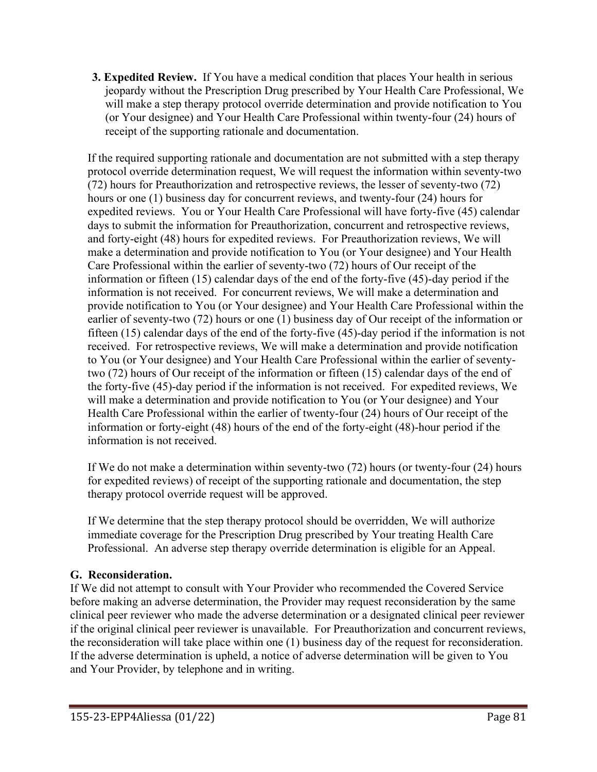**3. Expedited Review.** If You have a medical condition that places Your health in serious jeopardy without the Prescription Drug prescribed by Your Health Care Professional, We will make a step therapy protocol override determination and provide notification to You (or Your designee) and Your Health Care Professional within twenty-four (24) hours of receipt of the supporting rationale and documentation.

If the required supporting rationale and documentation are not submitted with a step therapy protocol override determination request, We will request the information within seventy-two (72) hours for Preauthorization and retrospective reviews, the lesser of seventy-two (72) hours or one (1) business day for concurrent reviews, and twenty-four (24) hours for expedited reviews. You or Your Health Care Professional will have forty-five (45) calendar days to submit the information for Preauthorization, concurrent and retrospective reviews, and forty-eight (48) hours for expedited reviews. For Preauthorization reviews, We will make a determination and provide notification to You (or Your designee) and Your Health Care Professional within the earlier of seventy-two (72) hours of Our receipt of the information or fifteen (15) calendar days of the end of the forty-five (45)-day period if the information is not received. For concurrent reviews, We will make a determination and provide notification to You (or Your designee) and Your Health Care Professional within the earlier of seventy-two (72) hours or one (1) business day of Our receipt of the information or fifteen (15) calendar days of the end of the forty-five (45)-day period if the information is not received. For retrospective reviews, We will make a determination and provide notification to You (or Your designee) and Your Health Care Professional within the earlier of seventy-two (72) hours of Our receipt of the information or fifteen (15) calendar days of the end of the forty-five (45)-day period if the information is not received. For expedited reviews, We will make a determination and provide notification to You (or Your designee) and Your Health Care Professional within the earlier of twenty-four (24) hours of Our receipt of the information or forty-eight (48) hours of the end of the forty-eight (48)-hour period if the information is not received.

If We do not make a determination within seventy-two (72) hours (or twenty-four (24) hours for expedited reviews) of receipt of the supporting rationale and documentation, the step therapy protocol override request will be approved.

If We determine that the step therapy protocol should be overridden, We will authorize immediate coverage for the Prescription Drug prescribed by Your treating Health Care Professional. An adverse step therapy override determination is eligible for an Appeal.

## G. Reconsideration.

If We did not attempt to consult with Your Provider who recommended the Covered Service before making an adverse determination, the Provider may request reconsideration by the same clinical peer reviewer who made the adverse determination or a designated clinical peer reviewer if the original clinical peer reviewer is unavailable. For Preauthorization and concurrent reviews, the reconsideration will take place within one (1) business day of the request for reconsideration. If the adverse determination is upheld, a notice of adverse determination will be given to You and Your Provider, by telephone and in writing.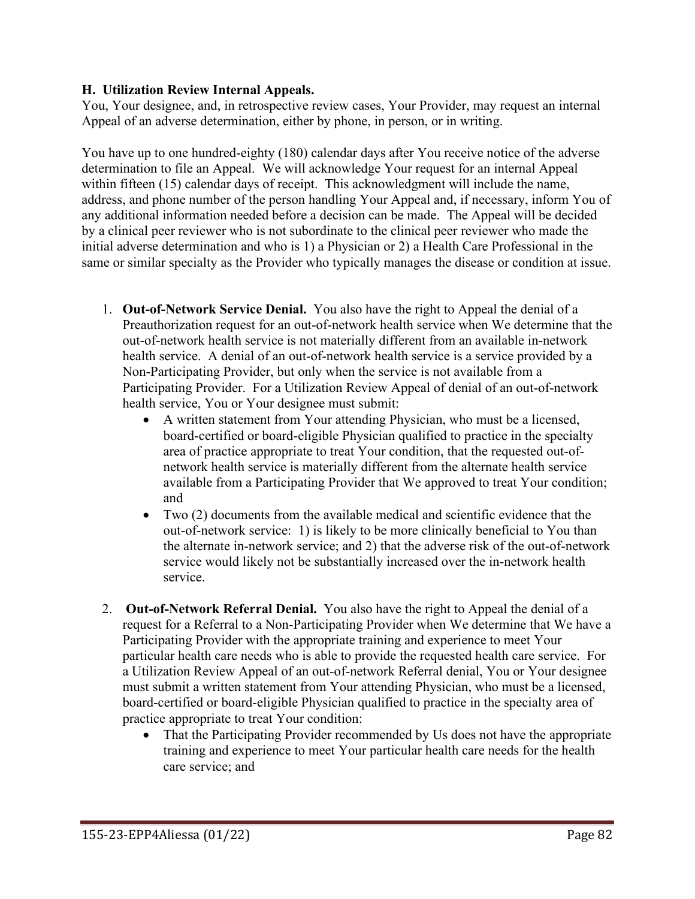### H. Utilization Review Internal Appeals.

You, Your designee, and, in retrospective review cases, Your Provider, may request an internal Appeal of an adverse determination, either by phone, in person, or in writing.

You have up to one hundred-eighty (180) calendar days after You receive notice of the adverse determination to file an Appeal. We will acknowledge Your request for an internal Appeal within fifteen (15) calendar days of receipt. This acknowledgment will include the name, address, and phone number of the person handling Your Appeal and, if necessary, inform You of any additional information needed before a decision can be made. The Appeal will be decided by a clinical peer reviewer who is not subordinate to the clinical peer reviewer who made the initial adverse determination and who is 1) a Physician or 2) a Health Care Professional in the same or similar specialty as the Provider who typically manages the disease or condition at issue.

1. **Out-of-Network Service Denial.** You also have the right to Appeal the denial of a Preauthorization request for an out-of-network health service when We determine that the out-of-network health service is not materially different from an available in-network health service. A denial of an out-of-network health service is a service provided by a Non-Participating Provider, but only when the service is not available from a Participating Provider. For a Utilization Review Appeal of denial of an out-of-network health service, You or Your designee must submit:
   - A written statement from Your attending Physician, who must be a licensed, board-certified or board-eligible Physician qualified to practice in the specialty area of practice appropriate to treat Your condition, that the requested out-of-network health service is materially different from the alternate health service available from a Participating Provider that We approved to treat Your condition; and
   - Two (2) documents from the available medical and scientific evidence that the out-of-network service: 1) is likely to be more clinically beneficial to You than the alternate in-network service; and 2) that the adverse risk of the out-of-network service would likely not be substantially increased over the in-network health service.

2. **Out-of-Network Referral Denial.** You also have the right to Appeal the denial of a request for a Referral to a Non-Participating Provider when We determine that We have a Participating Provider with the appropriate training and experience to meet Your particular health care needs who is able to provide the requested health care service. For a Utilization Review Appeal of an out-of-network Referral denial, You or Your designee must submit a written statement from Your attending Physician, who must be a licensed, board-certified or board-eligible Physician qualified to practice in the specialty area of practice appropriate to treat Your condition:
   - That the Participating Provider recommended by Us does not have the appropriate training and experience to meet Your particular health care needs for the health care service; and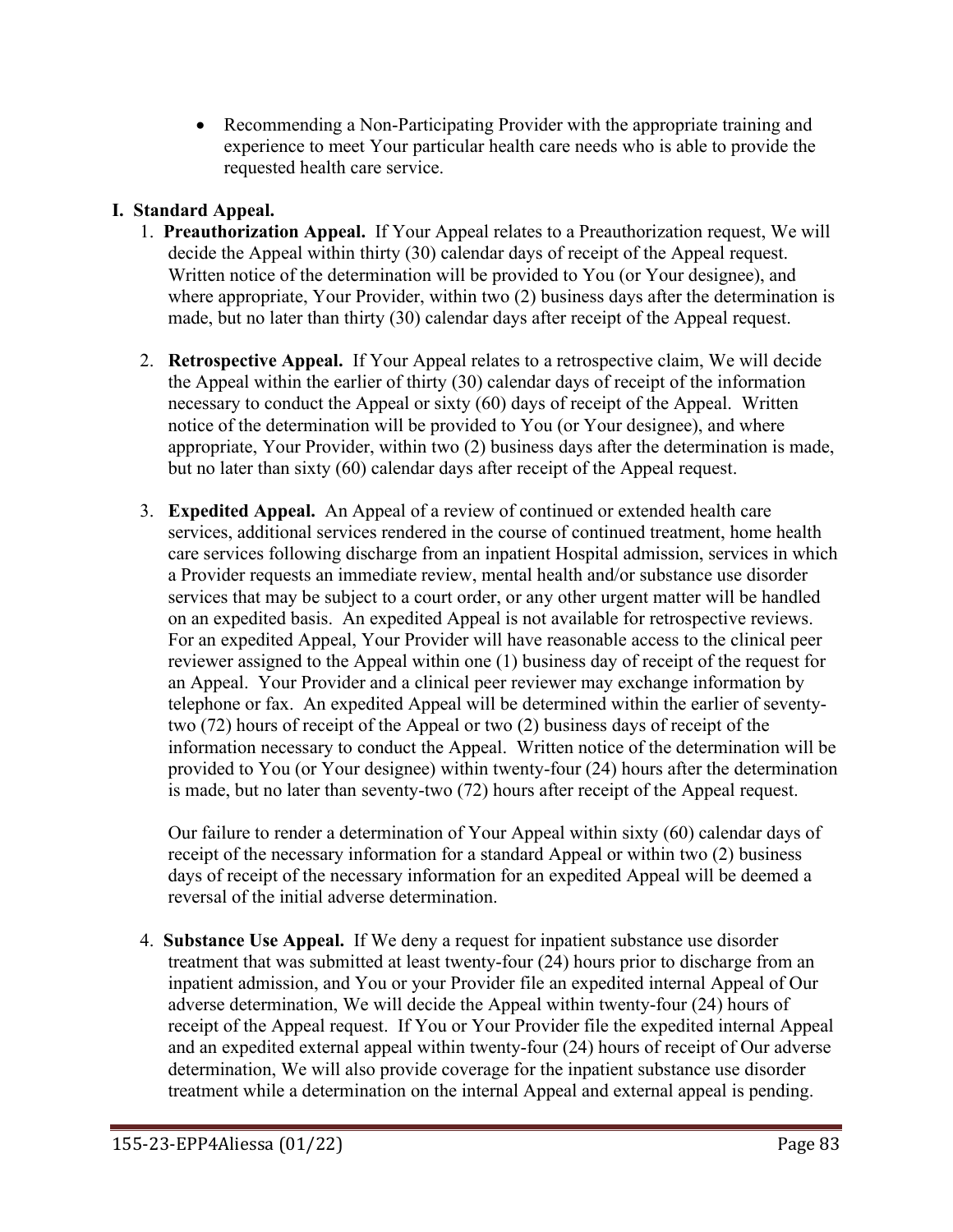- Recommending a Non-Participating Provider with the appropriate training and experience to meet Your particular health care needs who is able to provide the requested health care service.

## I. Standard Appeal.

1. **Preauthorization Appeal.** If Your Appeal relates to a Preauthorization request, We will decide the Appeal within thirty (30) calendar days of receipt of the Appeal request. Written notice of the determination will be provided to You (or Your designee), and where appropriate, Your Provider, within two (2) business days after the determination is made, but no later than thirty (30) calendar days after receipt of the Appeal request.

2. **Retrospective Appeal.** If Your Appeal relates to a retrospective claim, We will decide the Appeal within the earlier of thirty (30) calendar days of receipt of the information necessary to conduct the Appeal or sixty (60) days of receipt of the Appeal. Written notice of the determination will be provided to You (or Your designee), and where appropriate, Your Provider, within two (2) business days after the determination is made, but no later than sixty (60) calendar days after receipt of the Appeal request.

3. **Expedited Appeal.** An Appeal of a review of continued or extended health care services, additional services rendered in the course of continued treatment, home health care services following discharge from an inpatient Hospital admission, services in which a Provider requests an immediate review, mental health and/or substance use disorder services that may be subject to a court order, or any other urgent matter will be handled on an expedited basis. An expedited Appeal is not available for retrospective reviews. For an expedited Appeal, Your Provider will have reasonable access to the clinical peer reviewer assigned to the Appeal within one (1) business day of receipt of the request for an Appeal. Your Provider and a clinical peer reviewer may exchange information by telephone or fax. An expedited Appeal will be determined within the earlier of seventy-two (72) hours of receipt of the Appeal or two (2) business days of receipt of the information necessary to conduct the Appeal. Written notice of the determination will be provided to You (or Your designee) within twenty-four (24) hours after the determination is made, but no later than seventy-two (72) hours after receipt of the Appeal request.

   Our failure to render a determination of Your Appeal within sixty (60) calendar days of receipt of the necessary information for a standard Appeal or within two (2) business days of receipt of the necessary information for an expedited Appeal will be deemed a reversal of the initial adverse determination.

4. **Substance Use Appeal.** If We deny a request for inpatient substance use disorder treatment that was submitted at least twenty-four (24) hours prior to discharge from an inpatient admission, and You or your Provider file an expedited internal Appeal of Our adverse determination, We will decide the Appeal within twenty-four (24) hours of receipt of the Appeal request. If You or Your Provider file the expedited internal Appeal and an expedited external appeal within twenty-four (24) hours of receipt of Our adverse determination, We will also provide coverage for the inpatient substance use disorder treatment while a determination on the internal Appeal and external appeal is pending.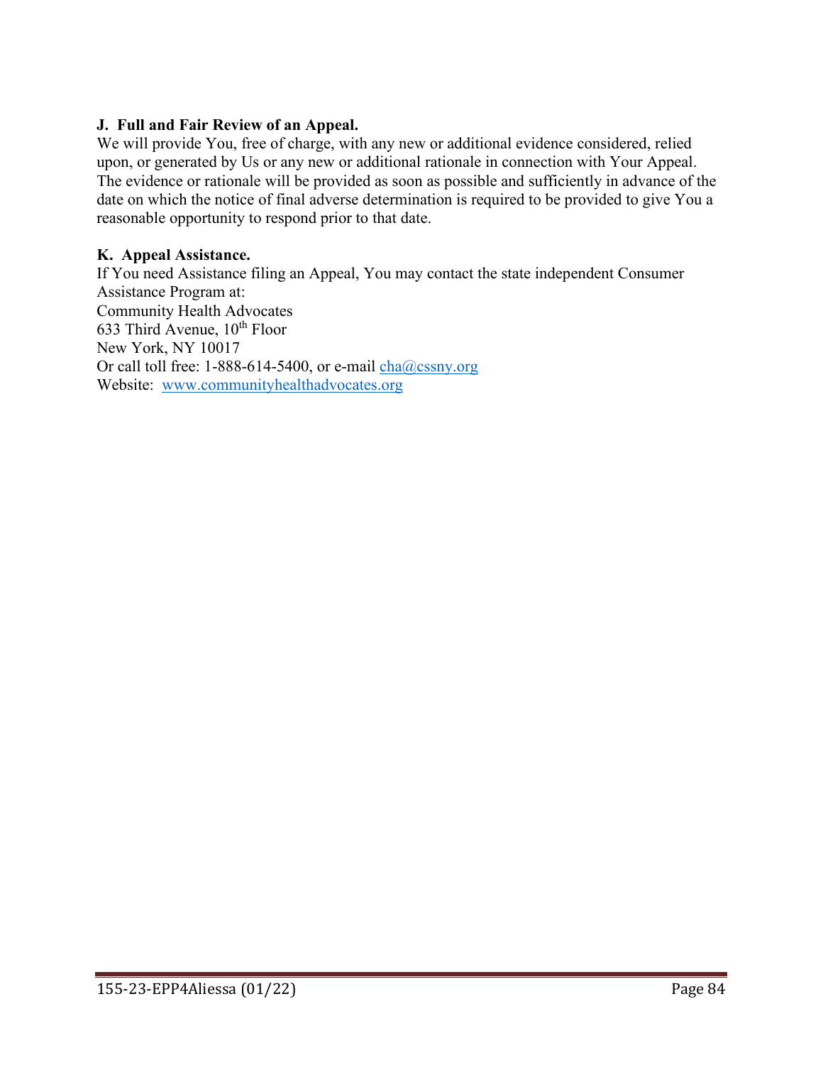**J. Full and Fair Review of an Appeal.**
We will provide You, free of charge, with any new or additional evidence considered, relied upon, or generated by Us or any new or additional rationale in connection with Your Appeal. The evidence or rationale will be provided as soon as possible and sufficiently in advance of the date on which the notice of final adverse determination is required to be provided to give You a reasonable opportunity to respond prior to that date.

**K. Appeal Assistance.**
If You need Assistance filing an Appeal, You may contact the state independent Consumer Assistance Program at:
Community Health Advocates
633 Third Avenue, 10th Floor
New York, NY 10017
Or call toll free: 1-888-614-5400, or e-mail cha@cssny.org
Website: www.communityhealthadvocates.org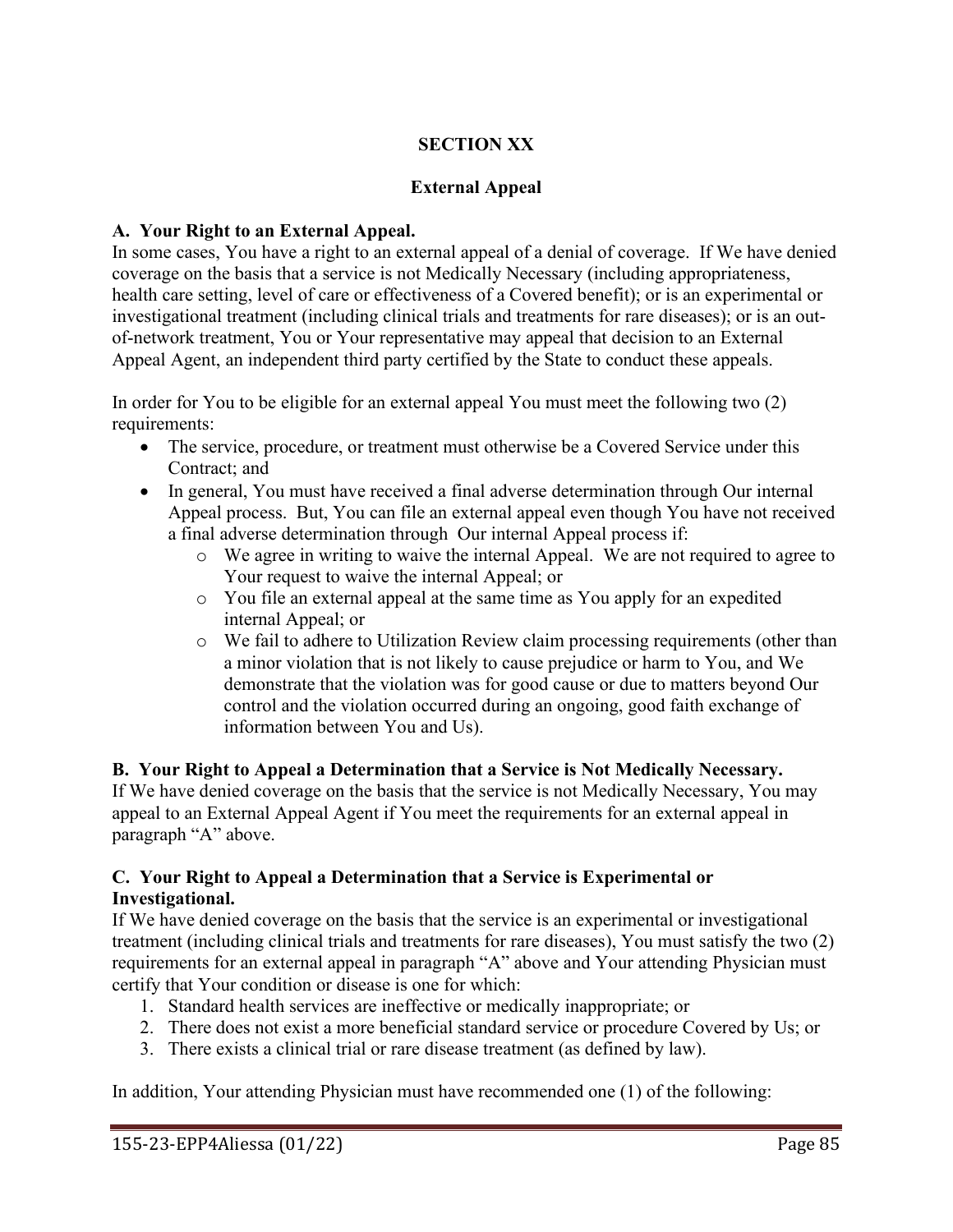**SECTION XX**

**External Appeal**

**A. Your Right to an External Appeal.**

In some cases, You have a right to an external appeal of a denial of coverage. If We have denied coverage on the basis that a service is not Medically Necessary (including appropriateness, health care setting, level of care or effectiveness of a Covered benefit); or is an experimental or investigational treatment (including clinical trials and treatments for rare diseases); or is an out-of-network treatment, You or Your representative may appeal that decision to an External Appeal Agent, an independent third party certified by the State to conduct these appeals.

In order for You to be eligible for an external appeal You must meet the following two (2) requirements:

- The service, procedure, or treatment must otherwise be a Covered Service under this Contract; and
- In general, You must have received a final adverse determination through Our internal Appeal process. But, You can file an external appeal even though You have not received a final adverse determination through Our internal Appeal process if:
  - We agree in writing to waive the internal Appeal. We are not required to agree to Your request to waive the internal Appeal; or
  - You file an external appeal at the same time as You apply for an expedited internal Appeal; or
  - We fail to adhere to Utilization Review claim processing requirements (other than a minor violation that is not likely to cause prejudice or harm to You, and We demonstrate that the violation was for good cause or due to matters beyond Our control and the violation occurred during an ongoing, good faith exchange of information between You and Us).

**B. Your Right to Appeal a Determination that a Service is Not Medically Necessary.**

If We have denied coverage on the basis that the service is not Medically Necessary, You may appeal to an External Appeal Agent if You meet the requirements for an external appeal in paragraph "A" above.

**C. Your Right to Appeal a Determination that a Service is Experimental or Investigational.**

If We have denied coverage on the basis that the service is an experimental or investigational treatment (including clinical trials and treatments for rare diseases), You must satisfy the two (2) requirements for an external appeal in paragraph "A" above and Your attending Physician must certify that Your condition or disease is one for which:

1. Standard health services are ineffective or medically inappropriate; or
2. There does not exist a more beneficial standard service or procedure Covered by Us; or
3. There exists a clinical trial or rare disease treatment (as defined by law).

In addition, Your attending Physician must have recommended one (1) of the following: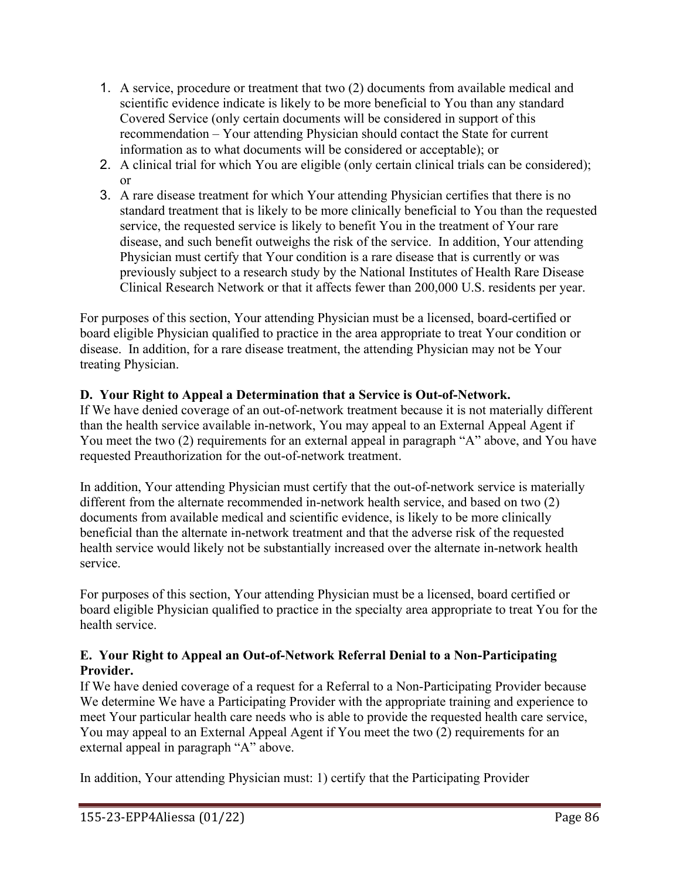1. A service, procedure or treatment that two (2) documents from available medical and scientific evidence indicate is likely to be more beneficial to You than any standard Covered Service (only certain documents will be considered in support of this recommendation – Your attending Physician should contact the State for current information as to what documents will be considered or acceptable); or
2. A clinical trial for which You are eligible (only certain clinical trials can be considered); or
3. A rare disease treatment for which Your attending Physician certifies that there is no standard treatment that is likely to be more clinically beneficial to You than the requested service, the requested service is likely to benefit You in the treatment of Your rare disease, and such benefit outweighs the risk of the service. In addition, Your attending Physician must certify that Your condition is a rare disease that is currently or was previously subject to a research study by the National Institutes of Health Rare Disease Clinical Research Network or that it affects fewer than 200,000 U.S. residents per year.

For purposes of this section, Your attending Physician must be a licensed, board-certified or board eligible Physician qualified to practice in the area appropriate to treat Your condition or disease. In addition, for a rare disease treatment, the attending Physician may not be Your treating Physician.

**D. Your Right to Appeal a Determination that a Service is Out-of-Network.**

If We have denied coverage of an out-of-network treatment because it is not materially different than the health service available in-network, You may appeal to an External Appeal Agent if You meet the two (2) requirements for an external appeal in paragraph "A" above, and You have requested Preauthorization for the out-of-network treatment.

In addition, Your attending Physician must certify that the out-of-network service is materially different from the alternate recommended in-network health service, and based on two (2) documents from available medical and scientific evidence, is likely to be more clinically beneficial than the alternate in-network treatment and that the adverse risk of the requested health service would likely not be substantially increased over the alternate in-network health service.

For purposes of this section, Your attending Physician must be a licensed, board certified or board eligible Physician qualified to practice in the specialty area appropriate to treat You for the health service.

**E. Your Right to Appeal an Out-of-Network Referral Denial to a Non-Participating Provider.**

If We have denied coverage of a request for a Referral to a Non-Participating Provider because We determine We have a Participating Provider with the appropriate training and experience to meet Your particular health care needs who is able to provide the requested health care service, You may appeal to an External Appeal Agent if You meet the two (2) requirements for an external appeal in paragraph "A" above.

In addition, Your attending Physician must: 1) certify that the Participating Provider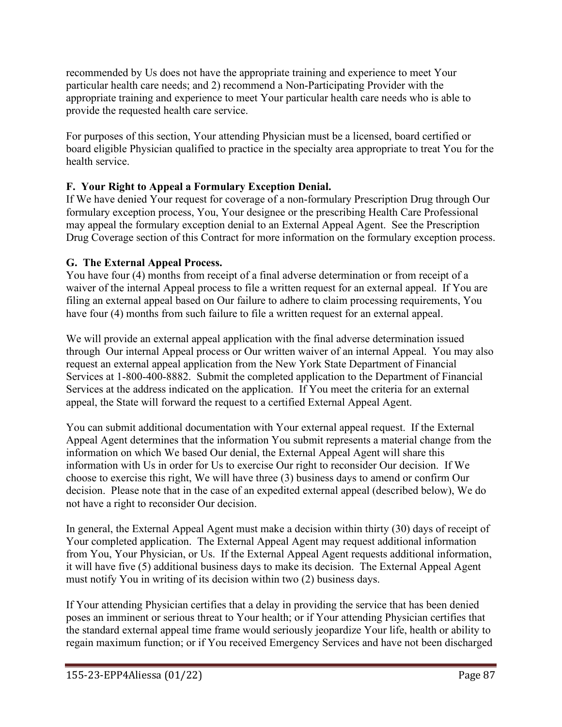recommended by Us does not have the appropriate training and experience to meet Your particular health care needs; and 2) recommend a Non-Participating Provider with the appropriate training and experience to meet Your particular health care needs who is able to provide the requested health care service.

For purposes of this section, Your attending Physician must be a licensed, board certified or board eligible Physician qualified to practice in the specialty area appropriate to treat You for the health service.

**F. Your Right to Appeal a Formulary Exception Denial.**
If We have denied Your request for coverage of a non-formulary Prescription Drug through Our formulary exception process, You, Your designee or the prescribing Health Care Professional may appeal the formulary exception denial to an External Appeal Agent. See the Prescription Drug Coverage section of this Contract for more information on the formulary exception process.

**G. The External Appeal Process.**
You have four (4) months from receipt of a final adverse determination or from receipt of a waiver of the internal Appeal process to file a written request for an external appeal. If You are filing an external appeal based on Our failure to adhere to claim processing requirements, You have four (4) months from such failure to file a written request for an external appeal.

We will provide an external appeal application with the final adverse determination issued through Our internal Appeal process or Our written waiver of an internal Appeal. You may also request an external appeal application from the New York State Department of Financial Services at 1-800-400-8882. Submit the completed application to the Department of Financial Services at the address indicated on the application. If You meet the criteria for an external appeal, the State will forward the request to a certified External Appeal Agent.

You can submit additional documentation with Your external appeal request. If the External Appeal Agent determines that the information You submit represents a material change from the information on which We based Our denial, the External Appeal Agent will share this information with Us in order for Us to exercise Our right to reconsider Our decision. If We choose to exercise this right, We will have three (3) business days to amend or confirm Our decision. Please note that in the case of an expedited external appeal (described below), We do not have a right to reconsider Our decision.

In general, the External Appeal Agent must make a decision within thirty (30) days of receipt of Your completed application. The External Appeal Agent may request additional information from You, Your Physician, or Us. If the External Appeal Agent requests additional information, it will have five (5) additional business days to make its decision. The External Appeal Agent must notify You in writing of its decision within two (2) business days.

If Your attending Physician certifies that a delay in providing the service that has been denied poses an imminent or serious threat to Your health; or if Your attending Physician certifies that the standard external appeal time frame would seriously jeopardize Your life, health or ability to regain maximum function; or if You received Emergency Services and have not been discharged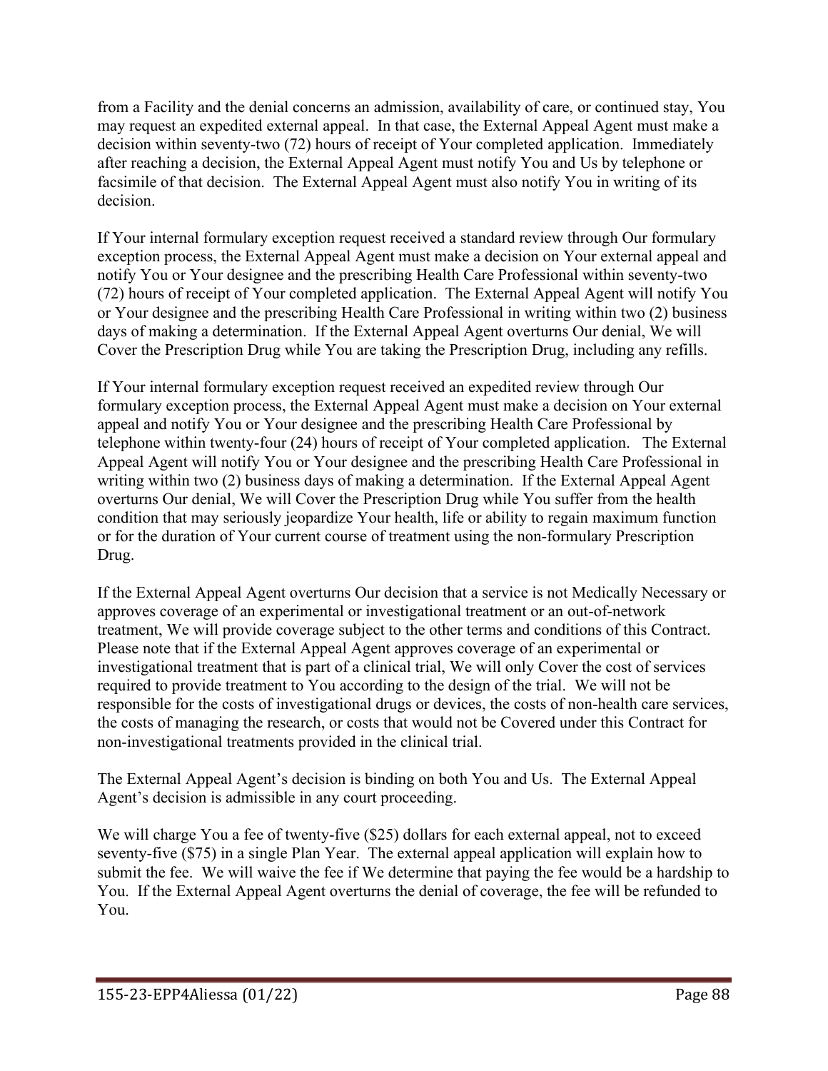from a Facility and the denial concerns an admission, availability of care, or continued stay, You may request an expedited external appeal. In that case, the External Appeal Agent must make a decision within seventy-two (72) hours of receipt of Your completed application. Immediately after reaching a decision, the External Appeal Agent must notify You and Us by telephone or facsimile of that decision. The External Appeal Agent must also notify You in writing of its decision.

If Your internal formulary exception request received a standard review through Our formulary exception process, the External Appeal Agent must make a decision on Your external appeal and notify You or Your designee and the prescribing Health Care Professional within seventy-two (72) hours of receipt of Your completed application. The External Appeal Agent will notify You or Your designee and the prescribing Health Care Professional in writing within two (2) business days of making a determination. If the External Appeal Agent overturns Our denial, We will Cover the Prescription Drug while You are taking the Prescription Drug, including any refills.

If Your internal formulary exception request received an expedited review through Our formulary exception process, the External Appeal Agent must make a decision on Your external appeal and notify You or Your designee and the prescribing Health Care Professional by telephone within twenty-four (24) hours of receipt of Your completed application. The External Appeal Agent will notify You or Your designee and the prescribing Health Care Professional in writing within two (2) business days of making a determination. If the External Appeal Agent overturns Our denial, We will Cover the Prescription Drug while You suffer from the health condition that may seriously jeopardize Your health, life or ability to regain maximum function or for the duration of Your current course of treatment using the non-formulary Prescription Drug.

If the External Appeal Agent overturns Our decision that a service is not Medically Necessary or approves coverage of an experimental or investigational treatment or an out-of-network treatment, We will provide coverage subject to the other terms and conditions of this Contract. Please note that if the External Appeal Agent approves coverage of an experimental or investigational treatment that is part of a clinical trial, We will only Cover the cost of services required to provide treatment to You according to the design of the trial. We will not be responsible for the costs of investigational drugs or devices, the costs of non-health care services, the costs of managing the research, or costs that would not be Covered under this Contract for non-investigational treatments provided in the clinical trial.

The External Appeal Agent's decision is binding on both You and Us. The External Appeal Agent's decision is admissible in any court proceeding.

We will charge You a fee of twenty-five ($25) dollars for each external appeal, not to exceed seventy-five ($75) in a single Plan Year. The external appeal application will explain how to submit the fee. We will waive the fee if We determine that paying the fee would be a hardship to You. If the External Appeal Agent overturns the denial of coverage, the fee will be refunded to You.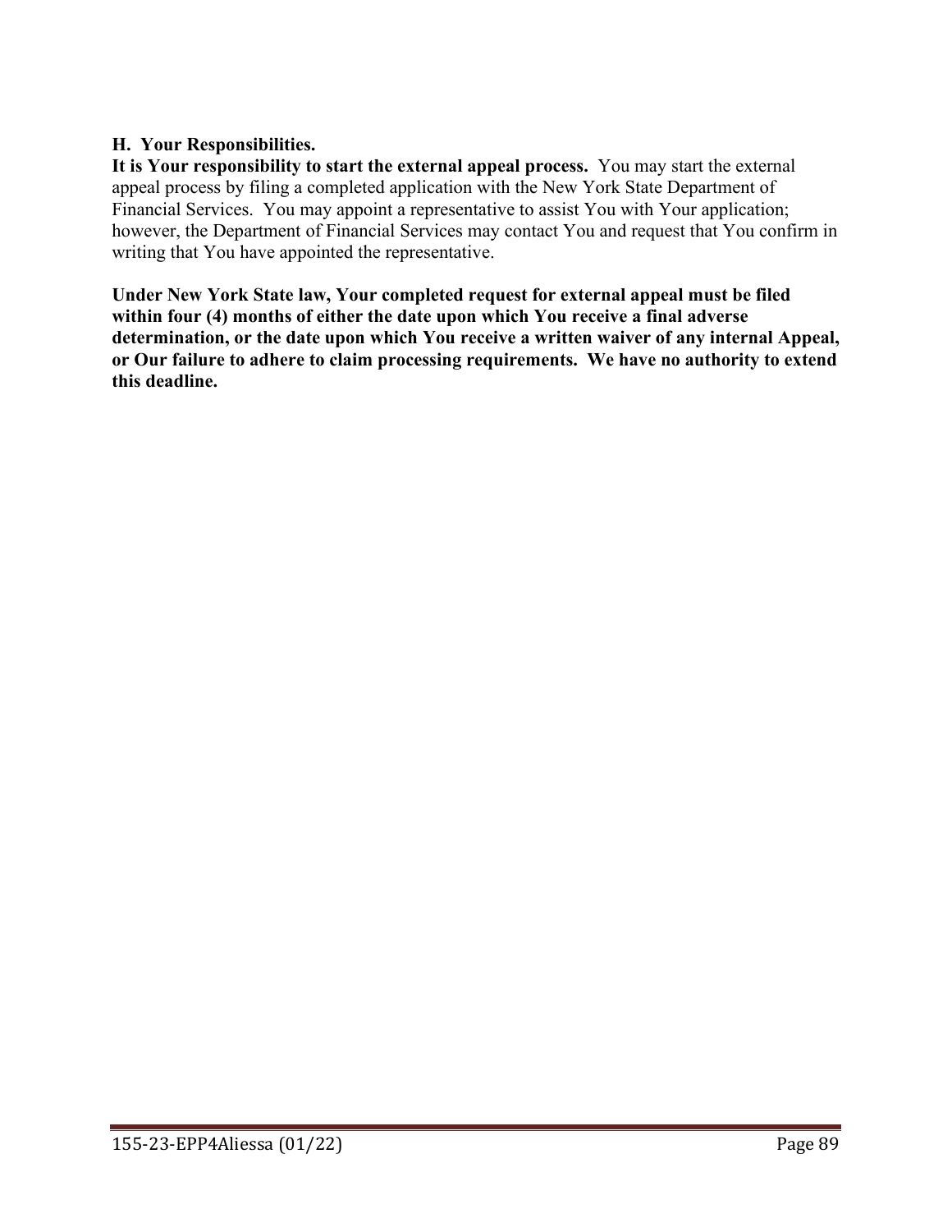**H. Your Responsibilities.**

**It is Your responsibility to start the external appeal process.** You may start the external appeal process by filing a completed application with the New York State Department of Financial Services. You may appoint a representative to assist You with Your application; however, the Department of Financial Services may contact You and request that You confirm in writing that You have appointed the representative.

**Under New York State law, Your completed request for external appeal must be filed within four (4) months of either the date upon which You receive a final adverse determination, or the date upon which You receive a written waiver of any internal Appeal, or Our failure to adhere to claim processing requirements. We have no authority to extend this deadline.**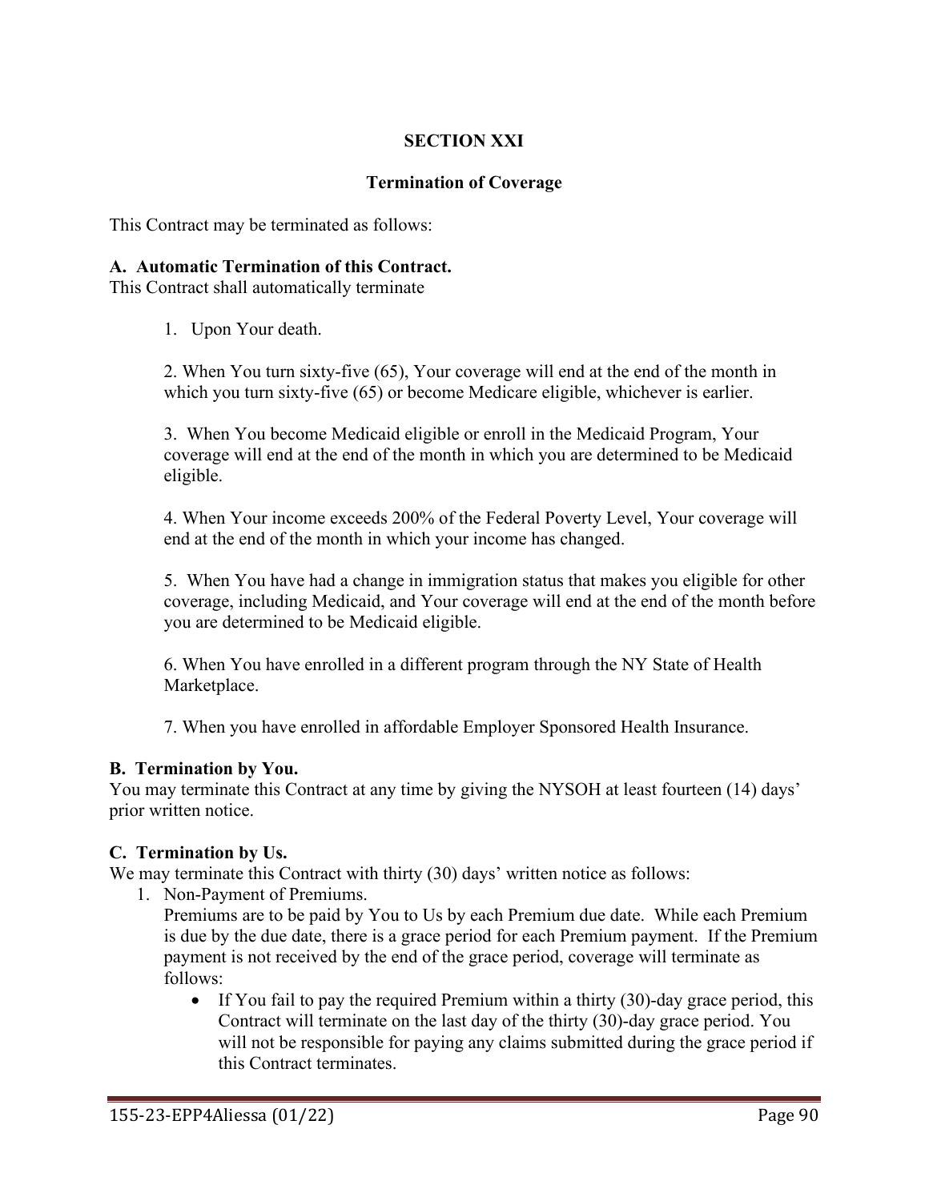# SECTION XXI

## Termination of Coverage

This Contract may be terminated as follows:

**A. Automatic Termination of this Contract.**
This Contract shall automatically terminate

1. Upon Your death.

2. When You turn sixty-five (65), Your coverage will end at the end of the month in which you turn sixty-five (65) or become Medicare eligible, whichever is earlier.

3. When You become Medicaid eligible or enroll in the Medicaid Program, Your coverage will end at the end of the month in which you are determined to be Medicaid eligible.

4. When Your income exceeds 200% of the Federal Poverty Level, Your coverage will end at the end of the month in which your income has changed.

5. When You have had a change in immigration status that makes you eligible for other coverage, including Medicaid, and Your coverage will end at the end of the month before you are determined to be Medicaid eligible.

6. When You have enrolled in a different program through the NY State of Health Marketplace.

7. When you have enrolled in affordable Employer Sponsored Health Insurance.

**B. Termination by You.**
You may terminate this Contract at any time by giving the NYSOH at least fourteen (14) days' prior written notice.

**C. Termination by Us.**
We may terminate this Contract with thirty (30) days' written notice as follows:

1. Non-Payment of Premiums.
   Premiums are to be paid by You to Us by each Premium due date. While each Premium is due by the due date, there is a grace period for each Premium payment. If the Premium payment is not received by the end of the grace period, coverage will terminate as follows:
   - If You fail to pay the required Premium within a thirty (30)-day grace period, this Contract will terminate on the last day of the thirty (30)-day grace period. You will not be responsible for paying any claims submitted during the grace period if this Contract terminates.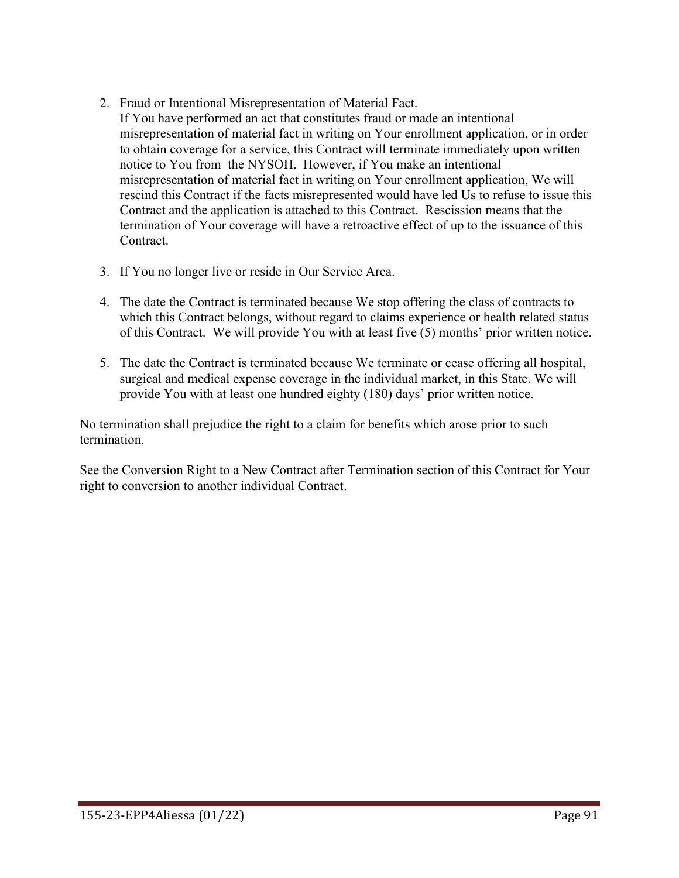2. Fraud or Intentional Misrepresentation of Material Fact.
   If You have performed an act that constitutes fraud or made an intentional misrepresentation of material fact in writing on Your enrollment application, or in order to obtain coverage for a service, this Contract will terminate immediately upon written notice to You from the NYSOH. However, if You make an intentional misrepresentation of material fact in writing on Your enrollment application, We will rescind this Contract if the facts misrepresented would have led Us to refuse to issue this Contract and the application is attached to this Contract. Rescission means that the termination of Your coverage will have a retroactive effect of up to the issuance of this Contract.

3. If You no longer live or reside in Our Service Area.

4. The date the Contract is terminated because We stop offering the class of contracts to which this Contract belongs, without regard to claims experience or health related status of this Contract. We will provide You with at least five (5) months' prior written notice.

5. The date the Contract is terminated because We terminate or cease offering all hospital, surgical and medical expense coverage in the individual market, in this State. We will provide You with at least one hundred eighty (180) days' prior written notice.

No termination shall prejudice the right to a claim for benefits which arose prior to such termination.

See the Conversion Right to a New Contract after Termination section of this Contract for Your right to conversion to another individual Contract.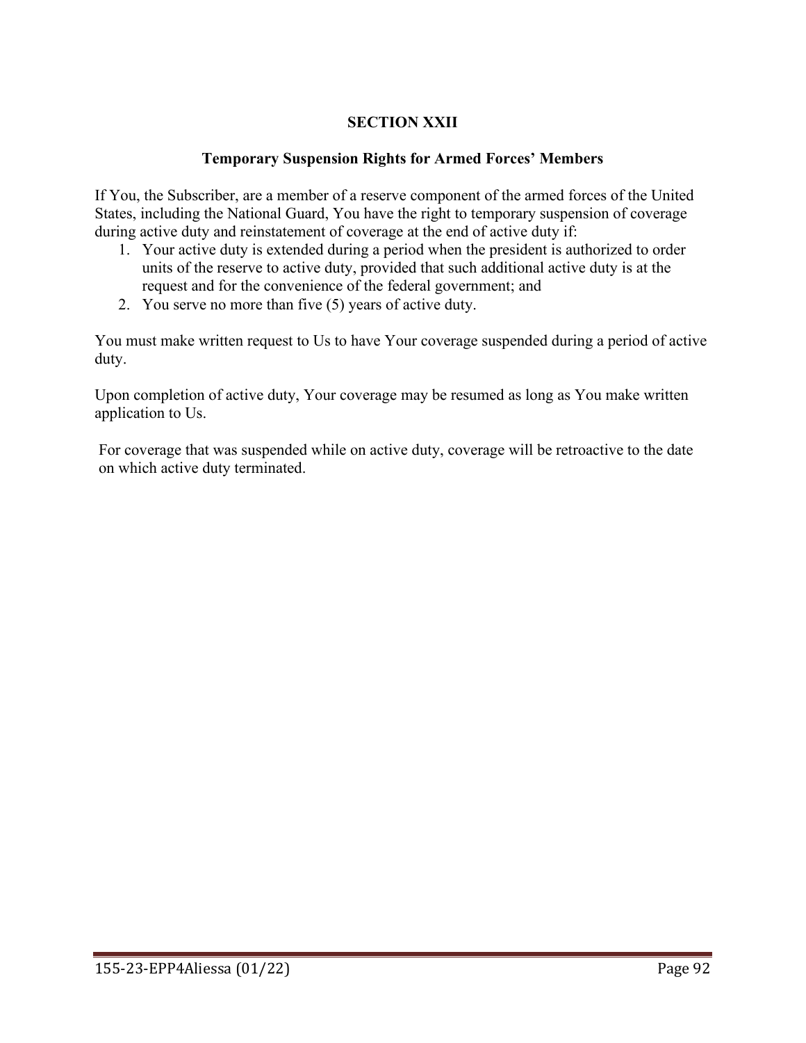# SECTION XXII

## Temporary Suspension Rights for Armed Forces' Members

If You, the Subscriber, are a member of a reserve component of the armed forces of the United States, including the National Guard, You have the right to temporary suspension of coverage during active duty and reinstatement of coverage at the end of active duty if:

1. Your active duty is extended during a period when the president is authorized to order units of the reserve to active duty, provided that such additional active duty is at the request and for the convenience of the federal government; and
2. You serve no more than five (5) years of active duty.

You must make written request to Us to have Your coverage suspended during a period of active duty.

Upon completion of active duty, Your coverage may be resumed as long as You make written application to Us.

For coverage that was suspended while on active duty, coverage will be retroactive to the date on which active duty terminated.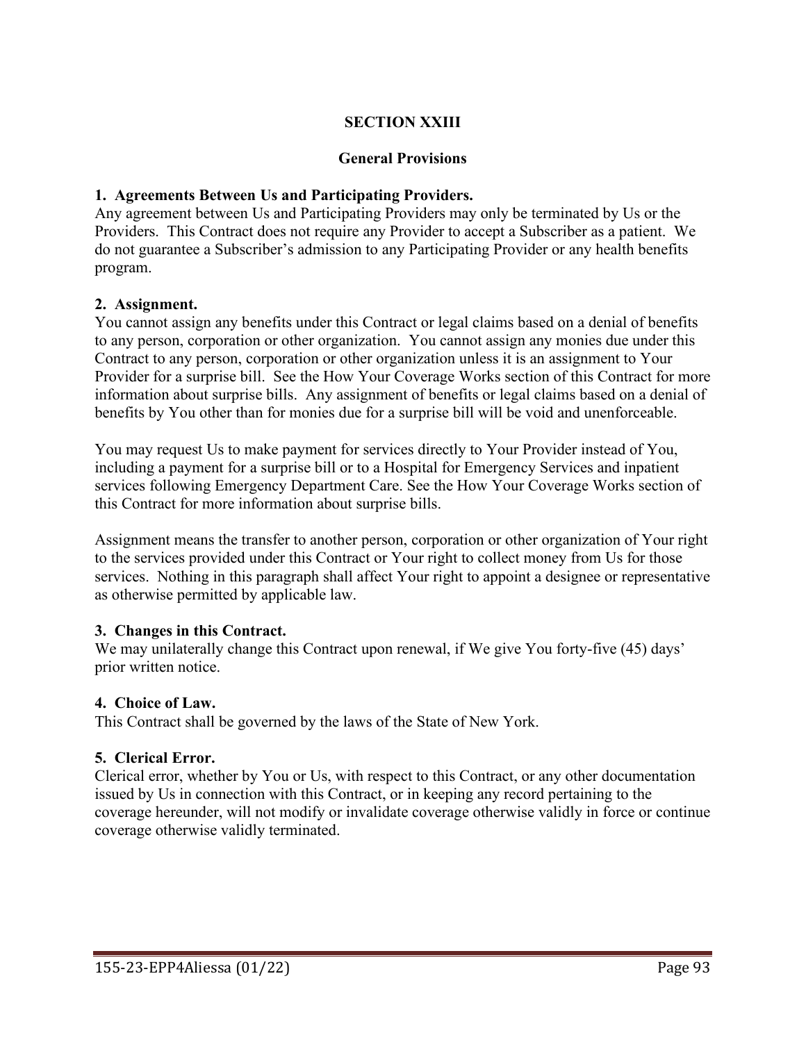# SECTION XXIII

## General Provisions

**1. Agreements Between Us and Participating Providers.**
Any agreement between Us and Participating Providers may only be terminated by Us or the Providers. This Contract does not require any Provider to accept a Subscriber as a patient. We do not guarantee a Subscriber's admission to any Participating Provider or any health benefits program.

**2. Assignment.**
You cannot assign any benefits under this Contract or legal claims based on a denial of benefits to any person, corporation or other organization. You cannot assign any monies due under this Contract to any person, corporation or other organization unless it is an assignment to Your Provider for a surprise bill. See the How Your Coverage Works section of this Contract for more information about surprise bills. Any assignment of benefits or legal claims based on a denial of benefits by You other than for monies due for a surprise bill will be void and unenforceable.

You may request Us to make payment for services directly to Your Provider instead of You, including a payment for a surprise bill or to a Hospital for Emergency Services and inpatient services following Emergency Department Care. See the How Your Coverage Works section of this Contract for more information about surprise bills.

Assignment means the transfer to another person, corporation or other organization of Your right to the services provided under this Contract or Your right to collect money from Us for those services. Nothing in this paragraph shall affect Your right to appoint a designee or representative as otherwise permitted by applicable law.

**3. Changes in this Contract.**
We may unilaterally change this Contract upon renewal, if We give You forty-five (45) days' prior written notice.

**4. Choice of Law.**
This Contract shall be governed by the laws of the State of New York.

**5. Clerical Error.**
Clerical error, whether by You or Us, with respect to this Contract, or any other documentation issued by Us in connection with this Contract, or in keeping any record pertaining to the coverage hereunder, will not modify or invalidate coverage otherwise validly in force or continue coverage otherwise validly terminated.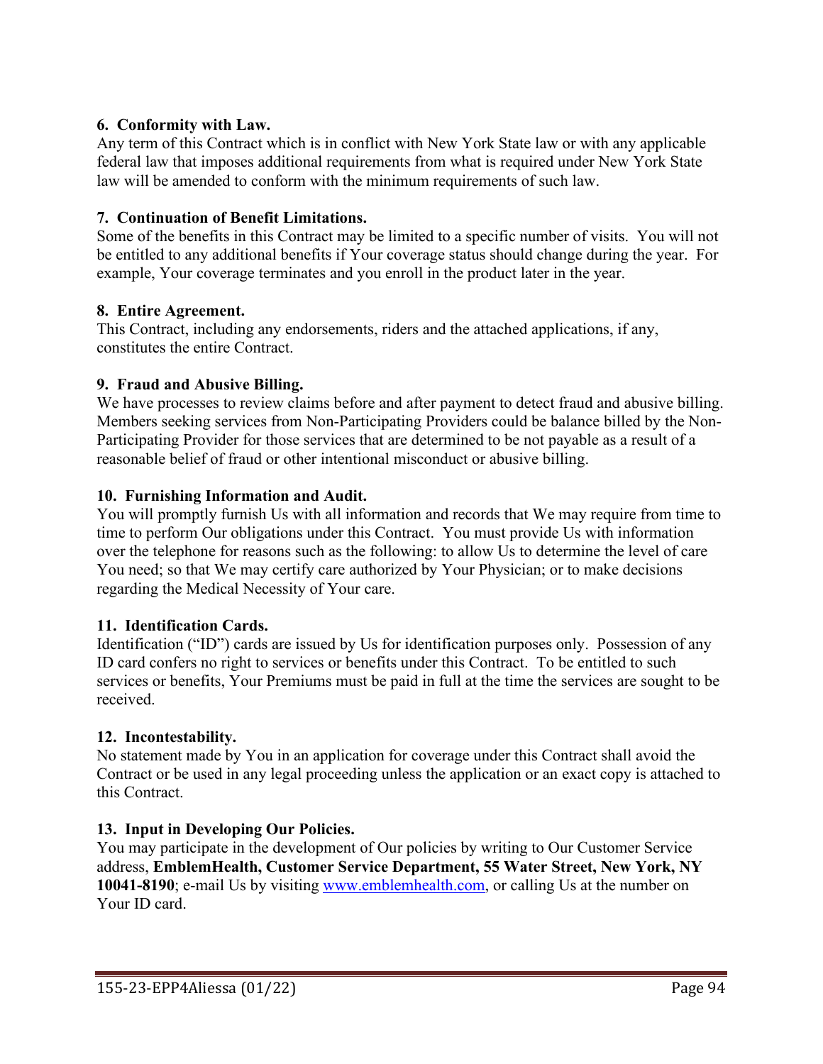**6. Conformity with Law.**

Any term of this Contract which is in conflict with New York State law or with any applicable federal law that imposes additional requirements from what is required under New York State law will be amended to conform with the minimum requirements of such law.

**7. Continuation of Benefit Limitations.**

Some of the benefits in this Contract may be limited to a specific number of visits. You will not be entitled to any additional benefits if Your coverage status should change during the year. For example, Your coverage terminates and you enroll in the product later in the year.

**8. Entire Agreement.**

This Contract, including any endorsements, riders and the attached applications, if any, constitutes the entire Contract.

**9. Fraud and Abusive Billing.**

We have processes to review claims before and after payment to detect fraud and abusive billing. Members seeking services from Non-Participating Providers could be balance billed by the Non-Participating Provider for those services that are determined to be not payable as a result of a reasonable belief of fraud or other intentional misconduct or abusive billing.

**10. Furnishing Information and Audit.**

You will promptly furnish Us with all information and records that We may require from time to time to perform Our obligations under this Contract. You must provide Us with information over the telephone for reasons such as the following: to allow Us to determine the level of care You need; so that We may certify care authorized by Your Physician; or to make decisions regarding the Medical Necessity of Your care.

**11. Identification Cards.**

Identification ("ID") cards are issued by Us for identification purposes only. Possession of any ID card confers no right to services or benefits under this Contract. To be entitled to such services or benefits, Your Premiums must be paid in full at the time the services are sought to be received.

**12. Incontestability.**

No statement made by You in an application for coverage under this Contract shall avoid the Contract or be used in any legal proceeding unless the application or an exact copy is attached to this Contract.

**13. Input in Developing Our Policies.**

You may participate in the development of Our policies by writing to Our Customer Service address, **EmblemHealth, Customer Service Department, 55 Water Street, New York, NY 10041-8190**; e-mail Us by visiting www.emblemhealth.com, or calling Us at the number on Your ID card.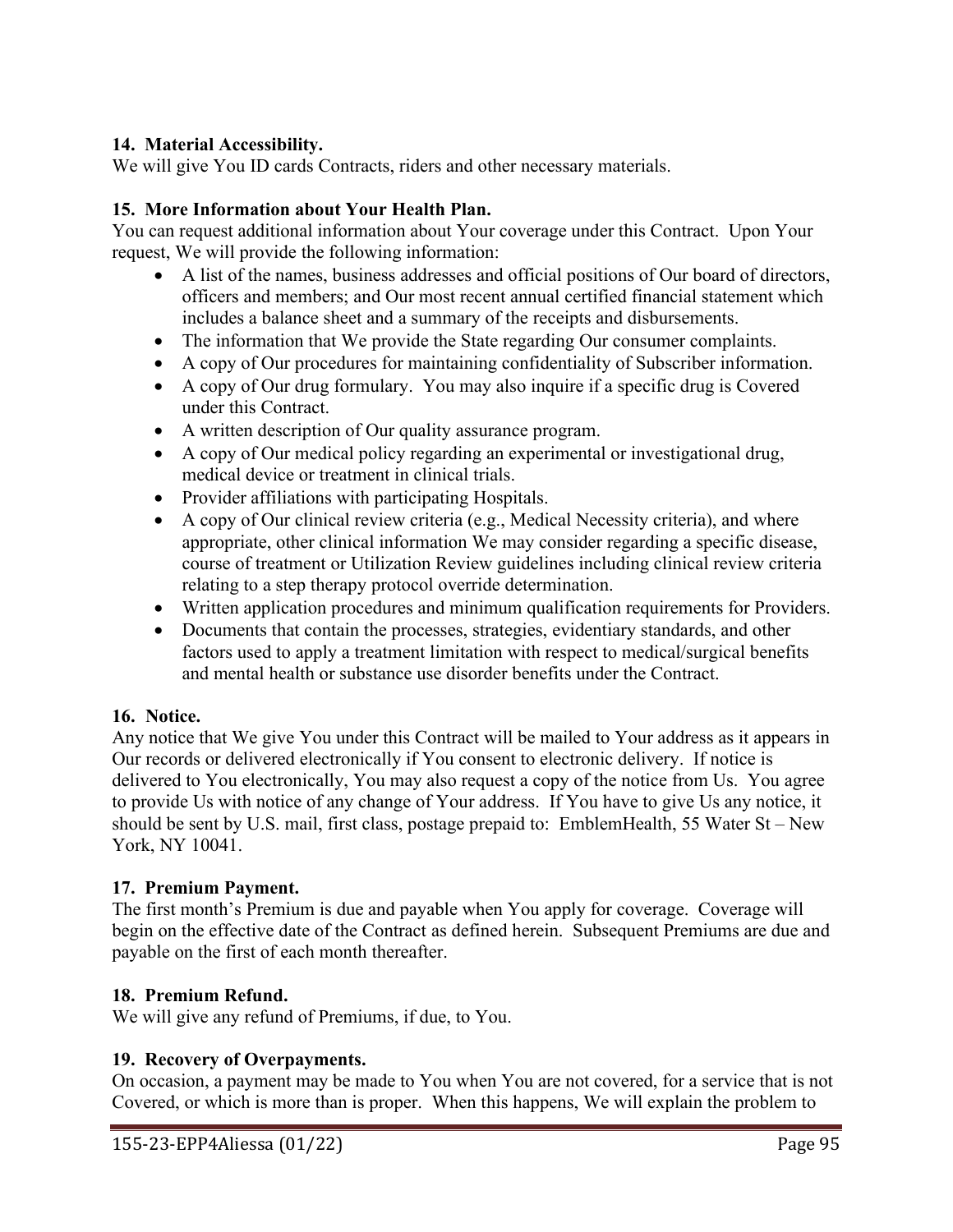**14. Material Accessibility.**
We will give You ID cards Contracts, riders and other necessary materials.

**15. More Information about Your Health Plan.**
You can request additional information about Your coverage under this Contract. Upon Your request, We will provide the following information:

- A list of the names, business addresses and official positions of Our board of directors, officers and members; and Our most recent annual certified financial statement which includes a balance sheet and a summary of the receipts and disbursements.
- The information that We provide the State regarding Our consumer complaints.
- A copy of Our procedures for maintaining confidentiality of Subscriber information.
- A copy of Our drug formulary. You may also inquire if a specific drug is Covered under this Contract.
- A written description of Our quality assurance program.
- A copy of Our medical policy regarding an experimental or investigational drug, medical device or treatment in clinical trials.
- Provider affiliations with participating Hospitals.
- A copy of Our clinical review criteria (e.g., Medical Necessity criteria), and where appropriate, other clinical information We may consider regarding a specific disease, course of treatment or Utilization Review guidelines including clinical review criteria relating to a step therapy protocol override determination.
- Written application procedures and minimum qualification requirements for Providers.
- Documents that contain the processes, strategies, evidentiary standards, and other factors used to apply a treatment limitation with respect to medical/surgical benefits and mental health or substance use disorder benefits under the Contract.

**16. Notice.**
Any notice that We give You under this Contract will be mailed to Your address as it appears in Our records or delivered electronically if You consent to electronic delivery. If notice is delivered to You electronically, You may also request a copy of the notice from Us. You agree to provide Us with notice of any change of Your address. If You have to give Us any notice, it should be sent by U.S. mail, first class, postage prepaid to: EmblemHealth, 55 Water St – New York, NY 10041.

**17. Premium Payment.**
The first month's Premium is due and payable when You apply for coverage. Coverage will begin on the effective date of the Contract as defined herein. Subsequent Premiums are due and payable on the first of each month thereafter.

**18. Premium Refund.**
We will give any refund of Premiums, if due, to You.

**19. Recovery of Overpayments.**
On occasion, a payment may be made to You when You are not covered, for a service that is not Covered, or which is more than is proper. When this happens, We will explain the problem to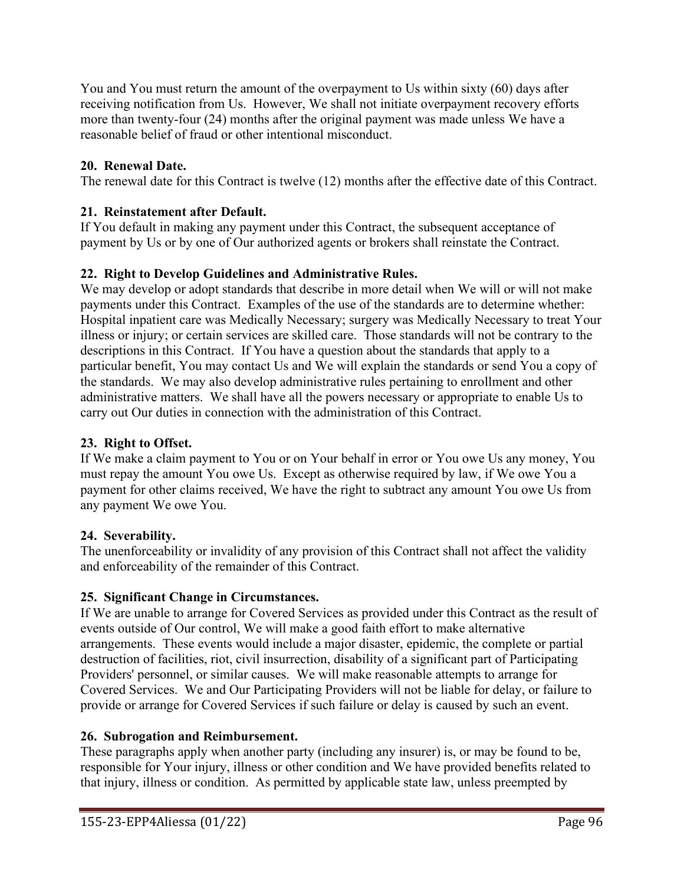You and You must return the amount of the overpayment to Us within sixty (60) days after receiving notification from Us. However, We shall not initiate overpayment recovery efforts more than twenty-four (24) months after the original payment was made unless We have a reasonable belief of fraud or other intentional misconduct.

**20. Renewal Date.**

The renewal date for this Contract is twelve (12) months after the effective date of this Contract.

**21. Reinstatement after Default.**

If You default in making any payment under this Contract, the subsequent acceptance of payment by Us or by one of Our authorized agents or brokers shall reinstate the Contract.

**22. Right to Develop Guidelines and Administrative Rules.**

We may develop or adopt standards that describe in more detail when We will or will not make payments under this Contract. Examples of the use of the standards are to determine whether: Hospital inpatient care was Medically Necessary; surgery was Medically Necessary to treat Your illness or injury; or certain services are skilled care. Those standards will not be contrary to the descriptions in this Contract. If You have a question about the standards that apply to a particular benefit, You may contact Us and We will explain the standards or send You a copy of the standards. We may also develop administrative rules pertaining to enrollment and other administrative matters. We shall have all the powers necessary or appropriate to enable Us to carry out Our duties in connection with the administration of this Contract.

**23. Right to Offset.**

If We make a claim payment to You or on Your behalf in error or You owe Us any money, You must repay the amount You owe Us. Except as otherwise required by law, if We owe You a payment for other claims received, We have the right to subtract any amount You owe Us from any payment We owe You.

**24. Severability.**

The unenforceability or invalidity of any provision of this Contract shall not affect the validity and enforceability of the remainder of this Contract.

**25. Significant Change in Circumstances.**

If We are unable to arrange for Covered Services as provided under this Contract as the result of events outside of Our control, We will make a good faith effort to make alternative arrangements. These events would include a major disaster, epidemic, the complete or partial destruction of facilities, riot, civil insurrection, disability of a significant part of Participating Providers' personnel, or similar causes. We will make reasonable attempts to arrange for Covered Services. We and Our Participating Providers will not be liable for delay, or failure to provide or arrange for Covered Services if such failure or delay is caused by such an event.

**26. Subrogation and Reimbursement.**

These paragraphs apply when another party (including any insurer) is, or may be found to be, responsible for Your injury, illness or other condition and We have provided benefits related to that injury, illness or condition. As permitted by applicable state law, unless preempted by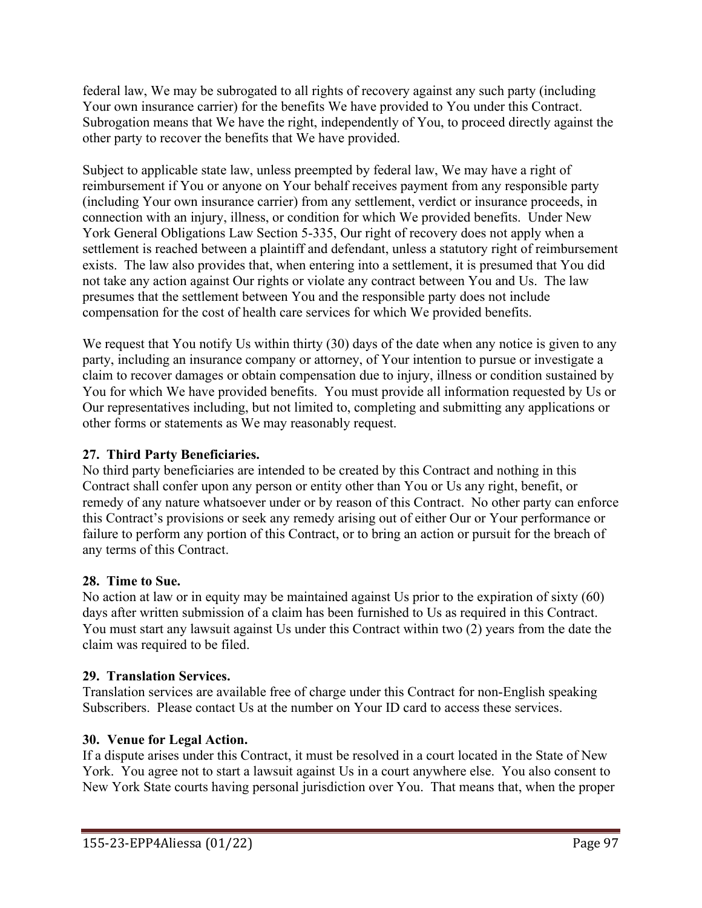federal law, We may be subrogated to all rights of recovery against any such party (including Your own insurance carrier) for the benefits We have provided to You under this Contract. Subrogation means that We have the right, independently of You, to proceed directly against the other party to recover the benefits that We have provided.

Subject to applicable state law, unless preempted by federal law, We may have a right of reimbursement if You or anyone on Your behalf receives payment from any responsible party (including Your own insurance carrier) from any settlement, verdict or insurance proceeds, in connection with an injury, illness, or condition for which We provided benefits. Under New York General Obligations Law Section 5-335, Our right of recovery does not apply when a settlement is reached between a plaintiff and defendant, unless a statutory right of reimbursement exists. The law also provides that, when entering into a settlement, it is presumed that You did not take any action against Our rights or violate any contract between You and Us. The law presumes that the settlement between You and the responsible party does not include compensation for the cost of health care services for which We provided benefits.

We request that You notify Us within thirty (30) days of the date when any notice is given to any party, including an insurance company or attorney, of Your intention to pursue or investigate a claim to recover damages or obtain compensation due to injury, illness or condition sustained by You for which We have provided benefits. You must provide all information requested by Us or Our representatives including, but not limited to, completing and submitting any applications or other forms or statements as We may reasonably request.

**27. Third Party Beneficiaries.**

No third party beneficiaries are intended to be created by this Contract and nothing in this Contract shall confer upon any person or entity other than You or Us any right, benefit, or remedy of any nature whatsoever under or by reason of this Contract. No other party can enforce this Contract's provisions or seek any remedy arising out of either Our or Your performance or failure to perform any portion of this Contract, or to bring an action or pursuit for the breach of any terms of this Contract.

**28. Time to Sue.**

No action at law or in equity may be maintained against Us prior to the expiration of sixty (60) days after written submission of a claim has been furnished to Us as required in this Contract. You must start any lawsuit against Us under this Contract within two (2) years from the date the claim was required to be filed.

**29. Translation Services.**

Translation services are available free of charge under this Contract for non-English speaking Subscribers. Please contact Us at the number on Your ID card to access these services.

**30. Venue for Legal Action.**

If a dispute arises under this Contract, it must be resolved in a court located in the State of New York. You agree not to start a lawsuit against Us in a court anywhere else. You also consent to New York State courts having personal jurisdiction over You. That means that, when the proper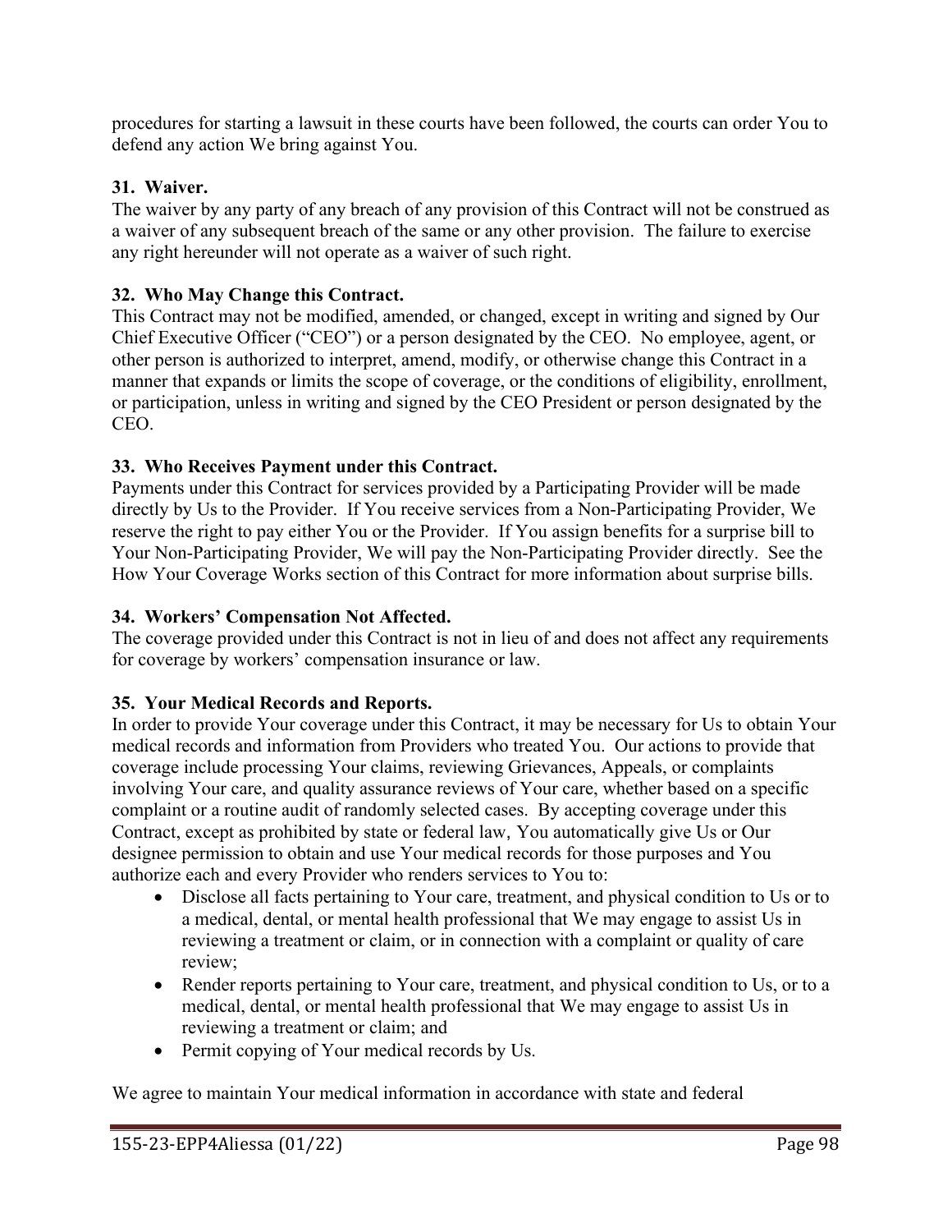procedures for starting a lawsuit in these courts have been followed, the courts can order You to defend any action We bring against You.

### 31. Waiver.

The waiver by any party of any breach of any provision of this Contract will not be construed as a waiver of any subsequent breach of the same or any other provision. The failure to exercise any right hereunder will not operate as a waiver of such right.

### 32. Who May Change this Contract.

This Contract may not be modified, amended, or changed, except in writing and signed by Our Chief Executive Officer ("CEO") or a person designated by the CEO. No employee, agent, or other person is authorized to interpret, amend, modify, or otherwise change this Contract in a manner that expands or limits the scope of coverage, or the conditions of eligibility, enrollment, or participation, unless in writing and signed by the CEO President or person designated by the CEO.

### 33. Who Receives Payment under this Contract.

Payments under this Contract for services provided by a Participating Provider will be made directly by Us to the Provider. If You receive services from a Non-Participating Provider, We reserve the right to pay either You or the Provider. If You assign benefits for a surprise bill to Your Non-Participating Provider, We will pay the Non-Participating Provider directly. See the How Your Coverage Works section of this Contract for more information about surprise bills.

### 34. Workers' Compensation Not Affected.

The coverage provided under this Contract is not in lieu of and does not affect any requirements for coverage by workers' compensation insurance or law.

### 35. Your Medical Records and Reports.

In order to provide Your coverage under this Contract, it may be necessary for Us to obtain Your medical records and information from Providers who treated You. Our actions to provide that coverage include processing Your claims, reviewing Grievances, Appeals, or complaints involving Your care, and quality assurance reviews of Your care, whether based on a specific complaint or a routine audit of randomly selected cases. By accepting coverage under this Contract, except as prohibited by state or federal law, You automatically give Us or Our designee permission to obtain and use Your medical records for those purposes and You authorize each and every Provider who renders services to You to:

- Disclose all facts pertaining to Your care, treatment, and physical condition to Us or to a medical, dental, or mental health professional that We may engage to assist Us in reviewing a treatment or claim, or in connection with a complaint or quality of care review;
- Render reports pertaining to Your care, treatment, and physical condition to Us, or to a medical, dental, or mental health professional that We may engage to assist Us in reviewing a treatment or claim; and
- Permit copying of Your medical records by Us.

We agree to maintain Your medical information in accordance with state and federal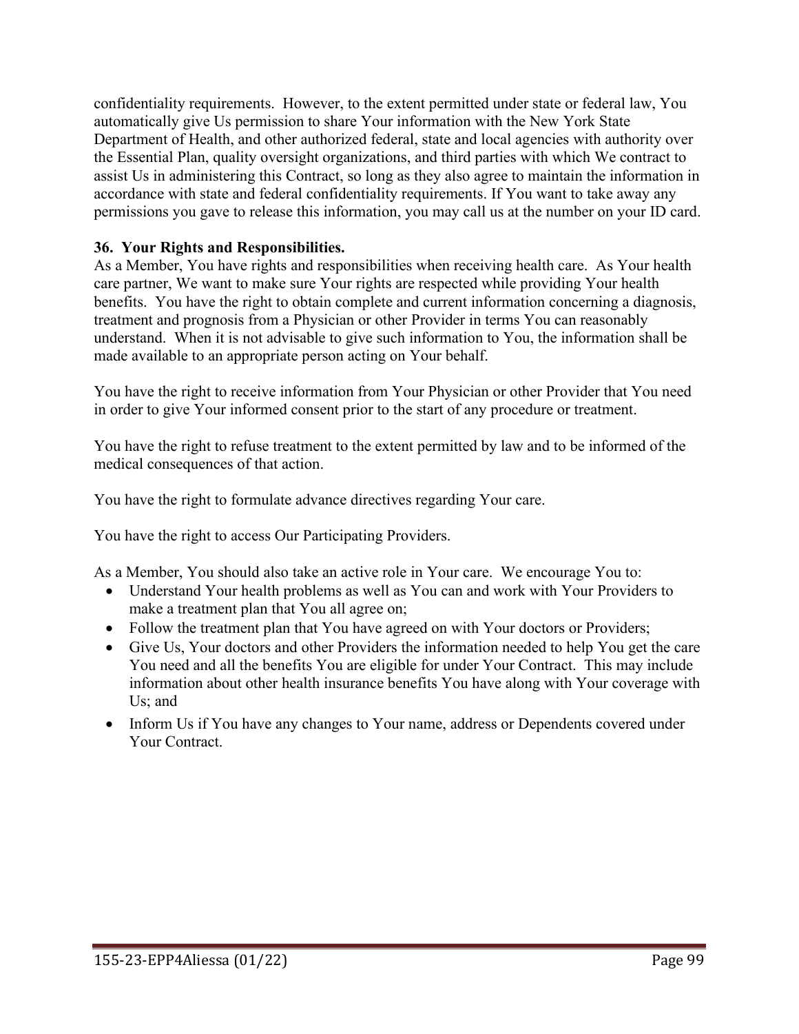confidentiality requirements. However, to the extent permitted under state or federal law, You automatically give Us permission to share Your information with the New York State Department of Health, and other authorized federal, state and local agencies with authority over the Essential Plan, quality oversight organizations, and third parties with which We contract to assist Us in administering this Contract, so long as they also agree to maintain the information in accordance with state and federal confidentiality requirements. If You want to take away any permissions you gave to release this information, you may call us at the number on your ID card.

**36. Your Rights and Responsibilities.**

As a Member, You have rights and responsibilities when receiving health care. As Your health care partner, We want to make sure Your rights are respected while providing Your health benefits. You have the right to obtain complete and current information concerning a diagnosis, treatment and prognosis from a Physician or other Provider in terms You can reasonably understand. When it is not advisable to give such information to You, the information shall be made available to an appropriate person acting on Your behalf.

You have the right to receive information from Your Physician or other Provider that You need in order to give Your informed consent prior to the start of any procedure or treatment.

You have the right to refuse treatment to the extent permitted by law and to be informed of the medical consequences of that action.

You have the right to formulate advance directives regarding Your care.

You have the right to access Our Participating Providers.

As a Member, You should also take an active role in Your care. We encourage You to:

- Understand Your health problems as well as You can and work with Your Providers to make a treatment plan that You all agree on;
- Follow the treatment plan that You have agreed on with Your doctors or Providers;
- Give Us, Your doctors and other Providers the information needed to help You get the care You need and all the benefits You are eligible for under Your Contract. This may include information about other health insurance benefits You have along with Your coverage with Us; and
- Inform Us if You have any changes to Your name, address or Dependents covered under Your Contract.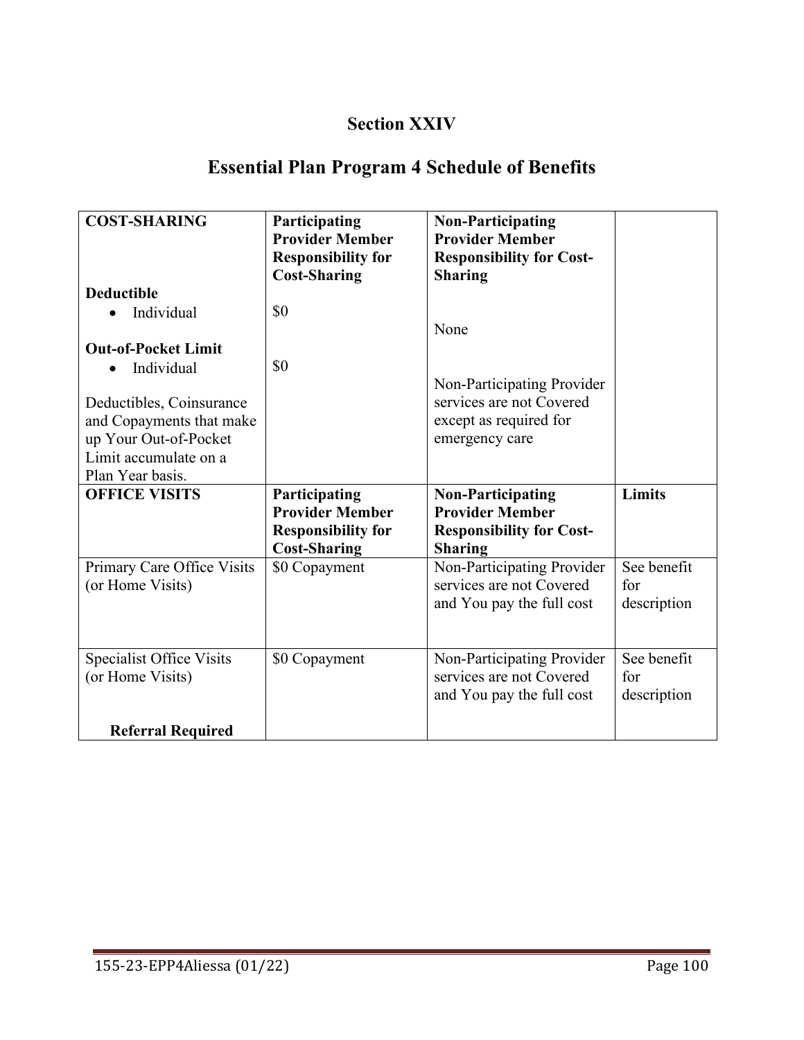# Section XXIV

# Essential Plan Program 4 Schedule of Benefits

| COST-SHARING | Participating Provider Member Responsibility for Cost-Sharing | Non-Participating Provider Member Responsibility for Cost-Sharing | |
|---|---|---|---|
| **Deductible**<br>• Individual<br><br>**Out-of-Pocket Limit**<br>• Individual<br><br>Deductibles, Coinsurance and Copayments that make up Your Out-of-Pocket Limit accumulate on a Plan Year basis. | <br>$0<br><br><br>$0 | <br><br>None<br><br><br>Non-Participating Provider services are not Covered except as required for emergency care | |
| **OFFICE VISITS** | **Participating Provider Member Responsibility for Cost-Sharing** | **Non-Participating Provider Member Responsibility for Cost-Sharing** | **Limits** |
| Primary Care Office Visits (or Home Visits) | $0 Copayment | Non-Participating Provider services are not Covered and You pay the full cost | See benefit for description |
| Specialist Office Visits (or Home Visits)<br><br>**Referral Required** | $0 Copayment | Non-Participating Provider services are not Covered and You pay the full cost | See benefit for description |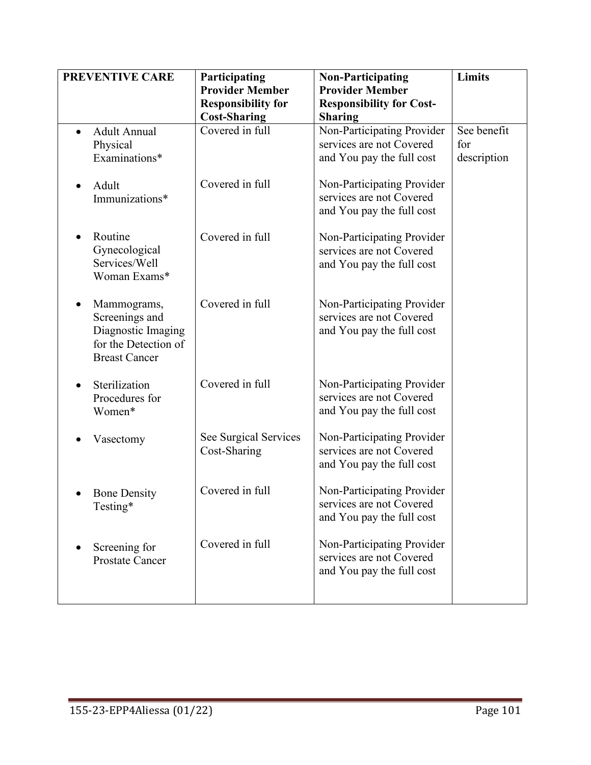| PREVENTIVE CARE | Participating Provider Member Responsibility for Cost-Sharing | Non-Participating Provider Member Responsibility for Cost-Sharing | Limits |
|---|---|---|---|
| • Adult Annual Physical Examinations* | Covered in full | Non-Participating Provider services are not Covered and You pay the full cost | See benefit for description |
| • Adult Immunizations* | Covered in full | Non-Participating Provider services are not Covered and You pay the full cost | |
| • Routine Gynecological Services/Well Woman Exams* | Covered in full | Non-Participating Provider services are not Covered and You pay the full cost | |
| • Mammograms, Screenings and Diagnostic Imaging for the Detection of Breast Cancer | Covered in full | Non-Participating Provider services are not Covered and You pay the full cost | |
| • Sterilization Procedures for Women* | Covered in full | Non-Participating Provider services are not Covered and You pay the full cost | |
| • Vasectomy | See Surgical Services Cost-Sharing | Non-Participating Provider services are not Covered and You pay the full cost | |
| • Bone Density Testing* | Covered in full | Non-Participating Provider services are not Covered and You pay the full cost | |
| • Screening for Prostate Cancer | Covered in full | Non-Participating Provider services are not Covered and You pay the full cost | |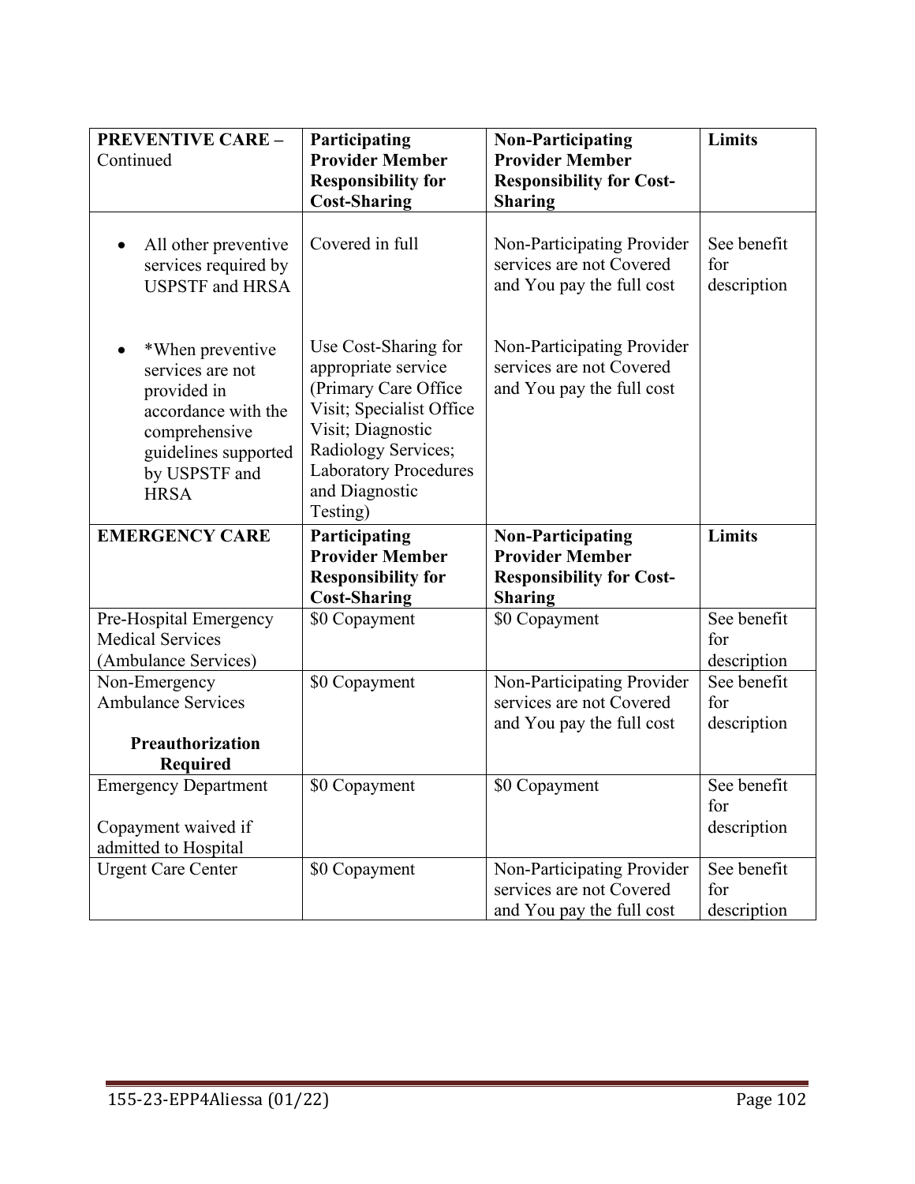| **PREVENTIVE CARE –** Continued | **Participating Provider Member Responsibility for Cost-Sharing** | **Non-Participating Provider Member Responsibility for Cost-Sharing** | **Limits** |
|---|---|---|---|
| • All other preventive services required by USPSTF and HRSA | Covered in full | Non-Participating Provider services are not Covered and You pay the full cost | See benefit for description |
| • *When preventive services are not provided in accordance with the comprehensive guidelines supported by USPSTF and HRSA | Use Cost-Sharing for appropriate service (Primary Care Office Visit; Specialist Office Visit; Diagnostic Radiology Services; Laboratory Procedures and Diagnostic Testing) | Non-Participating Provider services are not Covered and You pay the full cost | |
| **EMERGENCY CARE** | **Participating Provider Member Responsibility for Cost-Sharing** | **Non-Participating Provider Member Responsibility for Cost-Sharing** | **Limits** |
| Pre-Hospital Emergency Medical Services (Ambulance Services) | $0 Copayment | $0 Copayment | See benefit for description |
| Non-Emergency Ambulance Services<br><br>**Preauthorization Required** | $0 Copayment | Non-Participating Provider services are not Covered and You pay the full cost | See benefit for description |
| Emergency Department<br><br>Copayment waived if admitted to Hospital | $0 Copayment | $0 Copayment | See benefit for description |
| Urgent Care Center | $0 Copayment | Non-Participating Provider services are not Covered and You pay the full cost | See benefit for description |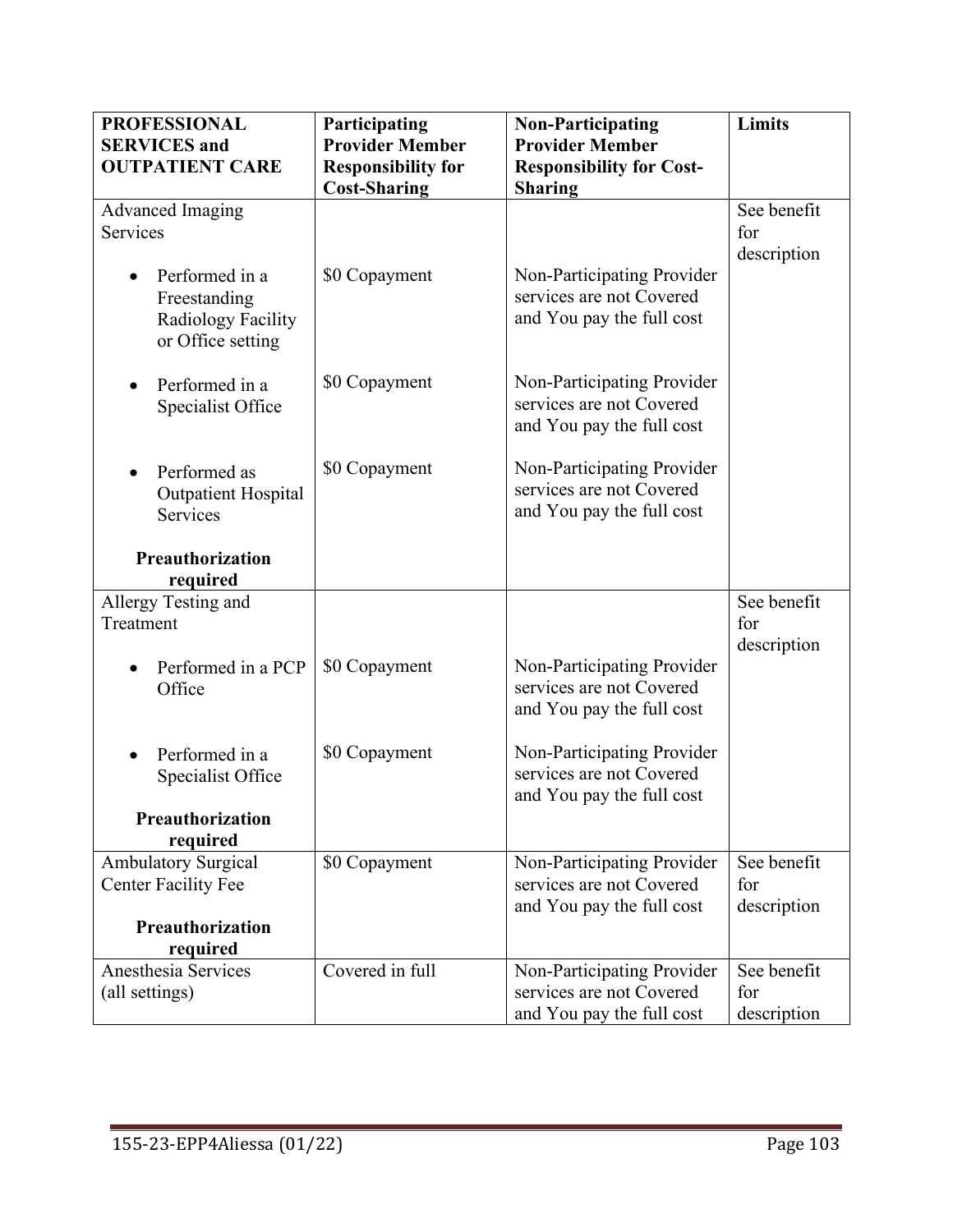| PROFESSIONAL SERVICES and OUTPATIENT CARE | Participating Provider Member Responsibility for Cost-Sharing | Non-Participating Provider Member Responsibility for Cost-Sharing | Limits |
|---|---|---|---|
| Advanced Imaging Services | | | See benefit for description |
| • Performed in a Freestanding Radiology Facility or Office setting | $0 Copayment | Non-Participating Provider services are not Covered and You pay the full cost | |
| • Performed in a Specialist Office | $0 Copayment | Non-Participating Provider services are not Covered and You pay the full cost | |
| • Performed as Outpatient Hospital Services | $0 Copayment | Non-Participating Provider services are not Covered and You pay the full cost | |
| **Preauthorization required** | | | |
| Allergy Testing and Treatment | | | See benefit for description |
| • Performed in a PCP Office | $0 Copayment | Non-Participating Provider services are not Covered and You pay the full cost | |
| • Performed in a Specialist Office | $0 Copayment | Non-Participating Provider services are not Covered and You pay the full cost | |
| **Preauthorization required** | | | |
| Ambulatory Surgical Center Facility Fee<br><br>**Preauthorization required** | $0 Copayment | Non-Participating Provider services are not Covered and You pay the full cost | See benefit for description |
| Anesthesia Services (all settings) | Covered in full | Non-Participating Provider services are not Covered and You pay the full cost | See benefit for description |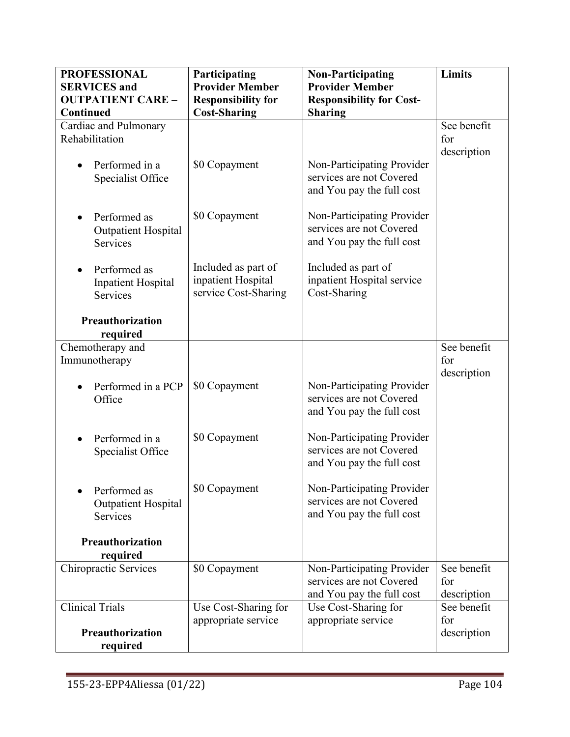| PROFESSIONAL SERVICES and OUTPATIENT CARE – Continued | Participating Provider Member Responsibility for Cost-Sharing | Non-Participating Provider Member Responsibility for Cost-Sharing | Limits |
|---|---|---|---|
| Cardiac and Pulmonary Rehabilitation | | | See benefit for description |
| • Performed in a Specialist Office | $0 Copayment | Non-Participating Provider services are not Covered and You pay the full cost | |
| • Performed as Outpatient Hospital Services | $0 Copayment | Non-Participating Provider services are not Covered and You pay the full cost | |
| • Performed as Inpatient Hospital Services | Included as part of inpatient Hospital service Cost-Sharing | Included as part of inpatient Hospital service Cost-Sharing | |
| **Preauthorization required** | | | |
| Chemotherapy and Immunotherapy | | | See benefit for description |
| • Performed in a PCP Office | $0 Copayment | Non-Participating Provider services are not Covered and You pay the full cost | |
| • Performed in a Specialist Office | $0 Copayment | Non-Participating Provider services are not Covered and You pay the full cost | |
| • Performed as Outpatient Hospital Services | $0 Copayment | Non-Participating Provider services are not Covered and You pay the full cost | |
| **Preauthorization required** | | | |
| Chiropractic Services | $0 Copayment | Non-Participating Provider services are not Covered and You pay the full cost | See benefit for description |
| Clinical Trials **Preauthorization required** | Use Cost-Sharing for appropriate service | Use Cost-Sharing for appropriate service | See benefit for description |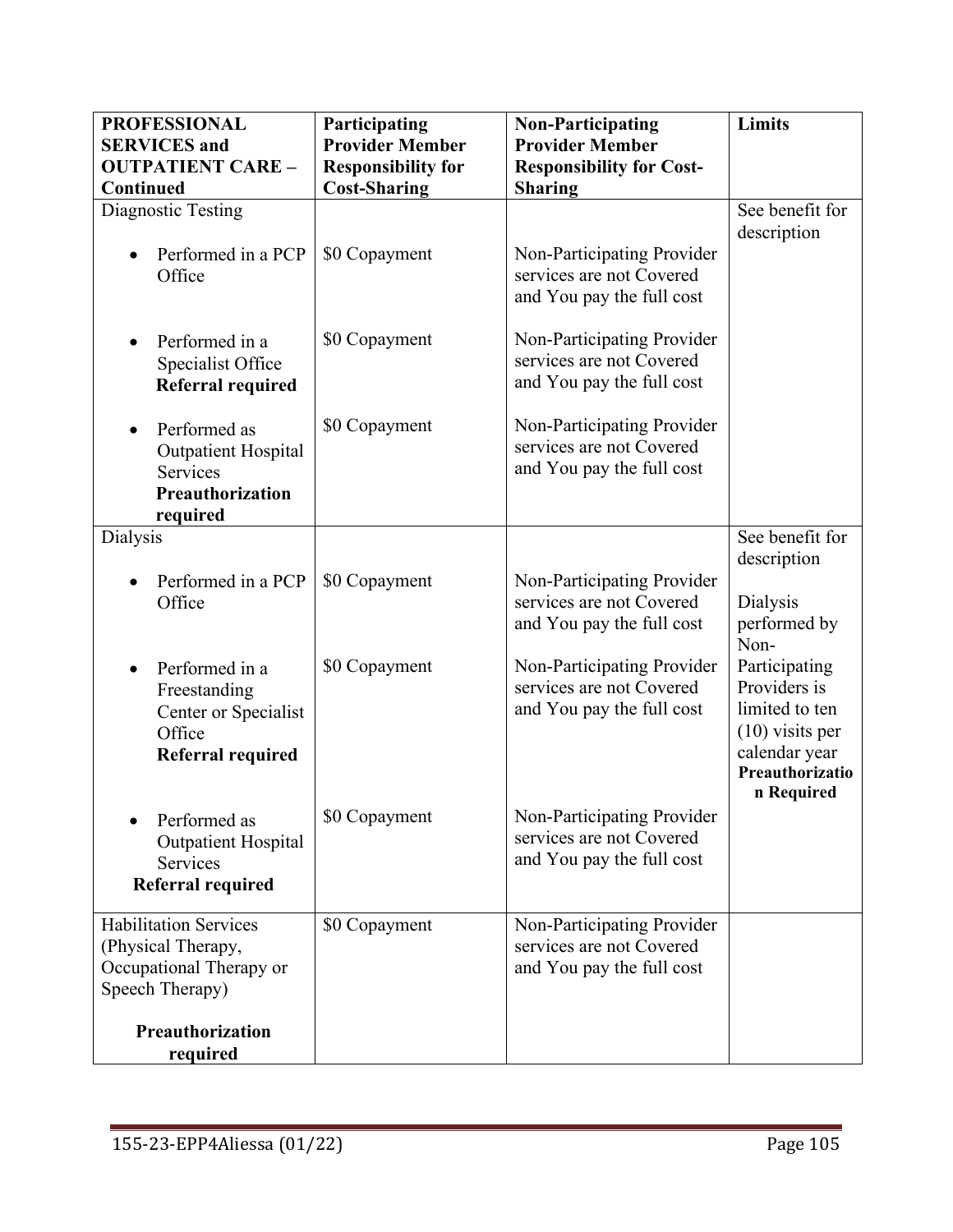| PROFESSIONAL SERVICES and OUTPATIENT CARE – Continued | Participating Provider Member Responsibility for Cost-Sharing | Non-Participating Provider Member Responsibility for Cost-Sharing | Limits |
|---|---|---|---|
| Diagnostic Testing | | | See benefit for description |
| • Performed in a PCP Office | $0 Copayment | Non-Participating Provider services are not Covered and You pay the full cost | |
| • Performed in a Specialist Office **Referral required** | $0 Copayment | Non-Participating Provider services are not Covered and You pay the full cost | |
| • Performed as Outpatient Hospital Services **Preauthorization required** | $0 Copayment | Non-Participating Provider services are not Covered and You pay the full cost | |
| Dialysis | | | See benefit for description<br><br>Dialysis performed by Non-Participating Providers is limited to ten (10) visits per calendar year **Preauthorization Required** |
| • Performed in a PCP Office | $0 Copayment | Non-Participating Provider services are not Covered and You pay the full cost | |
| • Performed in a Freestanding Center or Specialist Office **Referral required** | $0 Copayment | Non-Participating Provider services are not Covered and You pay the full cost | |
| • Performed as Outpatient Hospital Services **Referral required** | $0 Copayment | Non-Participating Provider services are not Covered and You pay the full cost | |
| Habilitation Services (Physical Therapy, Occupational Therapy or Speech Therapy) **Preauthorization required** | $0 Copayment | Non-Participating Provider services are not Covered and You pay the full cost | |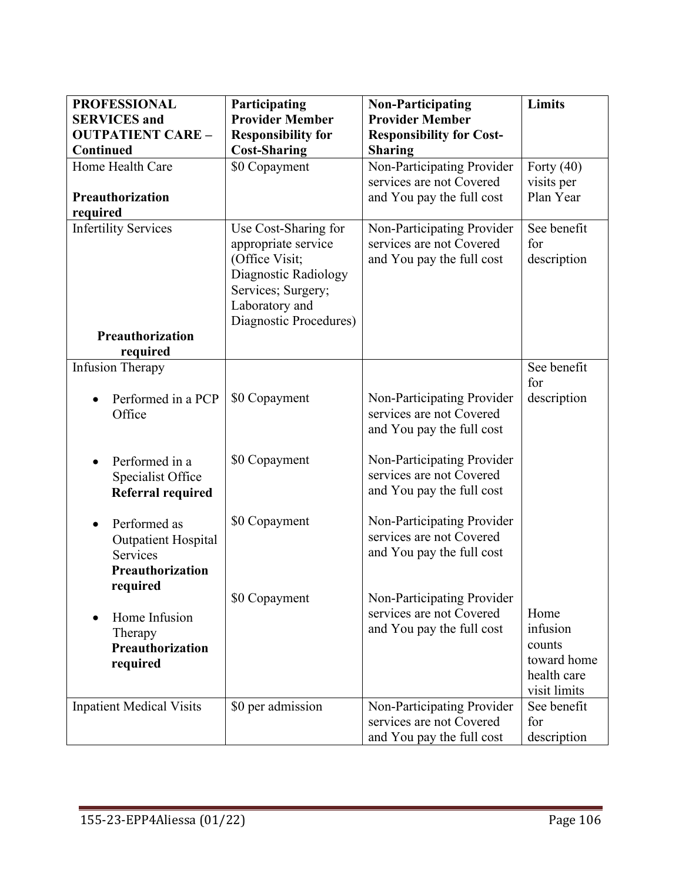| **PROFESSIONAL SERVICES and OUTPATIENT CARE – Continued** | **Participating Provider Member Responsibility for Cost-Sharing** | **Non-Participating Provider Member Responsibility for Cost-Sharing** | **Limits** |
|---|---|---|---|
| Home Health Care<br><br>**Preauthorization required** | $0 Copayment | Non-Participating Provider services are not Covered and You pay the full cost | Forty (40) visits per Plan Year |
| Infertility Services<br><br>**Preauthorization required** | Use Cost-Sharing for appropriate service (Office Visit; Diagnostic Radiology Services; Surgery; Laboratory and Diagnostic Procedures) | Non-Participating Provider services are not Covered and You pay the full cost | See benefit for description |
| Infusion Therapy | | | See benefit for description |
| • Performed in a PCP Office | $0 Copayment | Non-Participating Provider services are not Covered and You pay the full cost | |
| • Performed in a Specialist Office **Referral required** | $0 Copayment | Non-Participating Provider services are not Covered and You pay the full cost | |
| • Performed as Outpatient Hospital Services **Preauthorization required** | $0 Copayment | Non-Participating Provider services are not Covered and You pay the full cost | |
| • Home Infusion Therapy **Preauthorization required** | $0 Copayment | Non-Participating Provider services are not Covered and You pay the full cost | Home infusion counts toward home health care visit limits |
| Inpatient Medical Visits | $0 per admission | Non-Participating Provider services are not Covered and You pay the full cost | See benefit for description |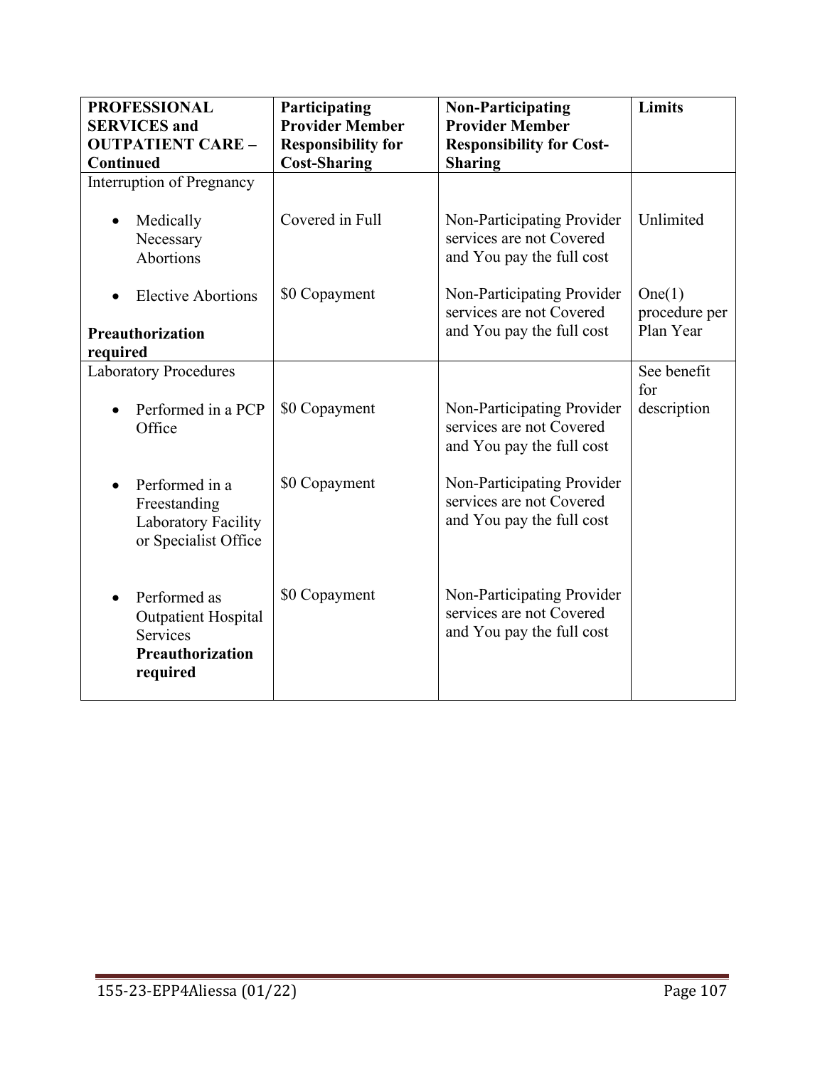| PROFESSIONAL SERVICES and OUTPATIENT CARE – Continued | Participating Provider Member Responsibility for Cost-Sharing | Non-Participating Provider Member Responsibility for Cost-Sharing | Limits |
|---|---|---|---|
| Interruption of Pregnancy | | | |
| • Medically Necessary Abortions | Covered in Full | Non-Participating Provider services are not Covered and You pay the full cost | Unlimited |
| • Elective Abortions<br><br>**Preauthorization required** | $0 Copayment | Non-Participating Provider services are not Covered and You pay the full cost | One(1) procedure per Plan Year |
| Laboratory Procedures | | | See benefit for description |
| • Performed in a PCP Office | $0 Copayment | Non-Participating Provider services are not Covered and You pay the full cost | |
| • Performed in a Freestanding Laboratory Facility or Specialist Office | $0 Copayment | Non-Participating Provider services are not Covered and You pay the full cost | |
| • Performed as Outpatient Hospital Services **Preauthorization required** | $0 Copayment | Non-Participating Provider services are not Covered and You pay the full cost | |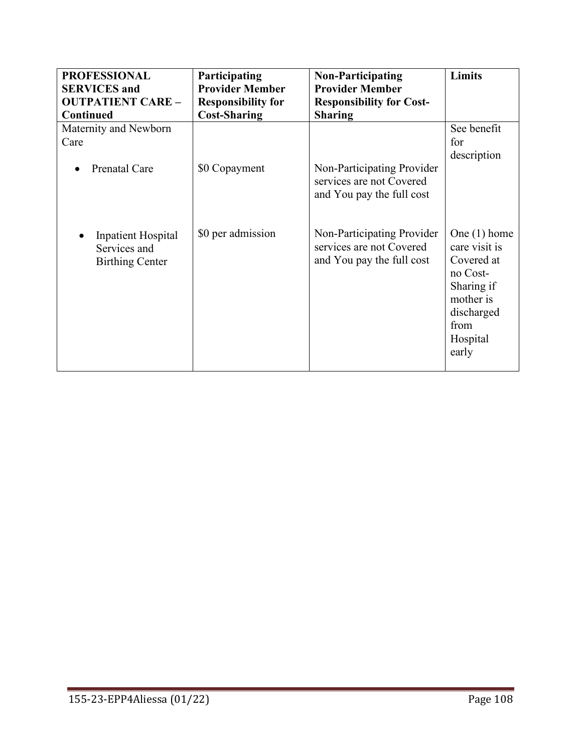| **PROFESSIONAL SERVICES and OUTPATIENT CARE – Continued** | **Participating Provider Member Responsibility for Cost-Sharing** | **Non-Participating Provider Member Responsibility for Cost-Sharing** | **Limits** |
|---|---|---|---|
| Maternity and Newborn Care | | | See benefit for description |
| • Prenatal Care | $0 Copayment | Non-Participating Provider services are not Covered and You pay the full cost | |
| • Inpatient Hospital Services and Birthing Center | $0 per admission | Non-Participating Provider services are not Covered and You pay the full cost | One (1) home care visit is Covered at no Cost-Sharing if mother is discharged from Hospital early |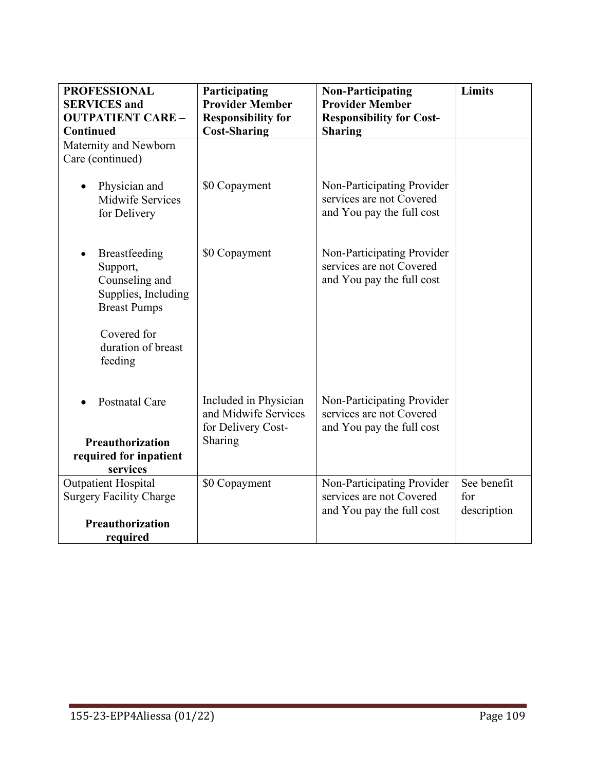| **PROFESSIONAL SERVICES and OUTPATIENT CARE – Continued** | **Participating Provider Member Responsibility for Cost-Sharing** | **Non-Participating Provider Member Responsibility for Cost-Sharing** | **Limits** |
|---|---|---|---|
| Maternity and Newborn Care (continued) | | | |
| • Physician and Midwife Services for Delivery | $0 Copayment | Non-Participating Provider services are not Covered and You pay the full cost | |
| • Breastfeeding Support, Counseling and Supplies, Including Breast Pumps<br><br>Covered for duration of breast feeding | $0 Copayment | Non-Participating Provider services are not Covered and You pay the full cost | |
| • Postnatal Care<br><br>**Preauthorization required for inpatient services** | Included in Physician and Midwife Services for Delivery Cost-Sharing | Non-Participating Provider services are not Covered and You pay the full cost | |
| Outpatient Hospital Surgery Facility Charge<br><br>**Preauthorization required** | $0 Copayment | Non-Participating Provider services are not Covered and You pay the full cost | See benefit for description |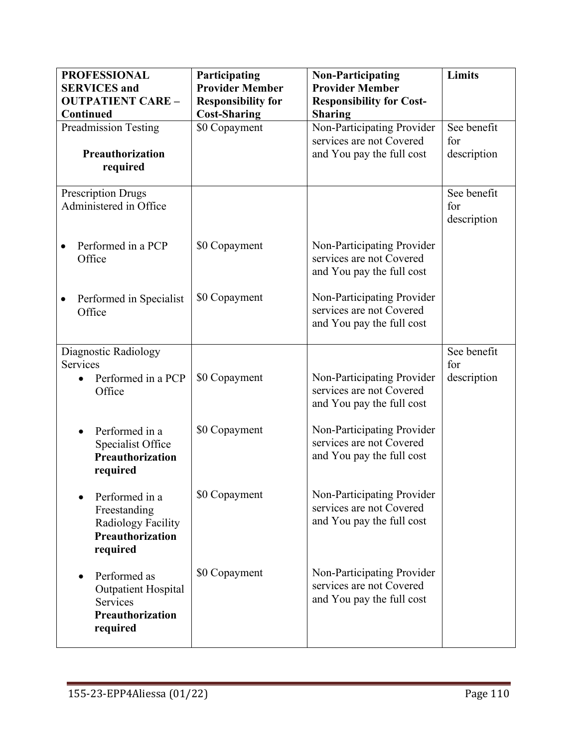| PROFESSIONAL SERVICES and OUTPATIENT CARE – Continued | Participating Provider Member Responsibility for Cost-Sharing | Non-Participating Provider Member Responsibility for Cost-Sharing | Limits |
|---|---|---|---|
| Preadmission Testing **Preauthorization required** | $0 Copayment | Non-Participating Provider services are not Covered and You pay the full cost | See benefit for description |
| Prescription Drugs Administered in Office | | | See benefit for description |
| • Performed in a PCP Office | $0 Copayment | Non-Participating Provider services are not Covered and You pay the full cost | |
| • Performed in Specialist Office | $0 Copayment | Non-Participating Provider services are not Covered and You pay the full cost | |
| Diagnostic Radiology Services | | | See benefit for description |
| • Performed in a PCP Office | $0 Copayment | Non-Participating Provider services are not Covered and You pay the full cost | |
| • Performed in a Specialist Office **Preauthorization required** | $0 Copayment | Non-Participating Provider services are not Covered and You pay the full cost | |
| • Performed in a Freestanding Radiology Facility **Preauthorization required** | $0 Copayment | Non-Participating Provider services are not Covered and You pay the full cost | |
| • Performed as Outpatient Hospital Services **Preauthorization required** | $0 Copayment | Non-Participating Provider services are not Covered and You pay the full cost | |

155-23-EPP4Aliessa (01/22)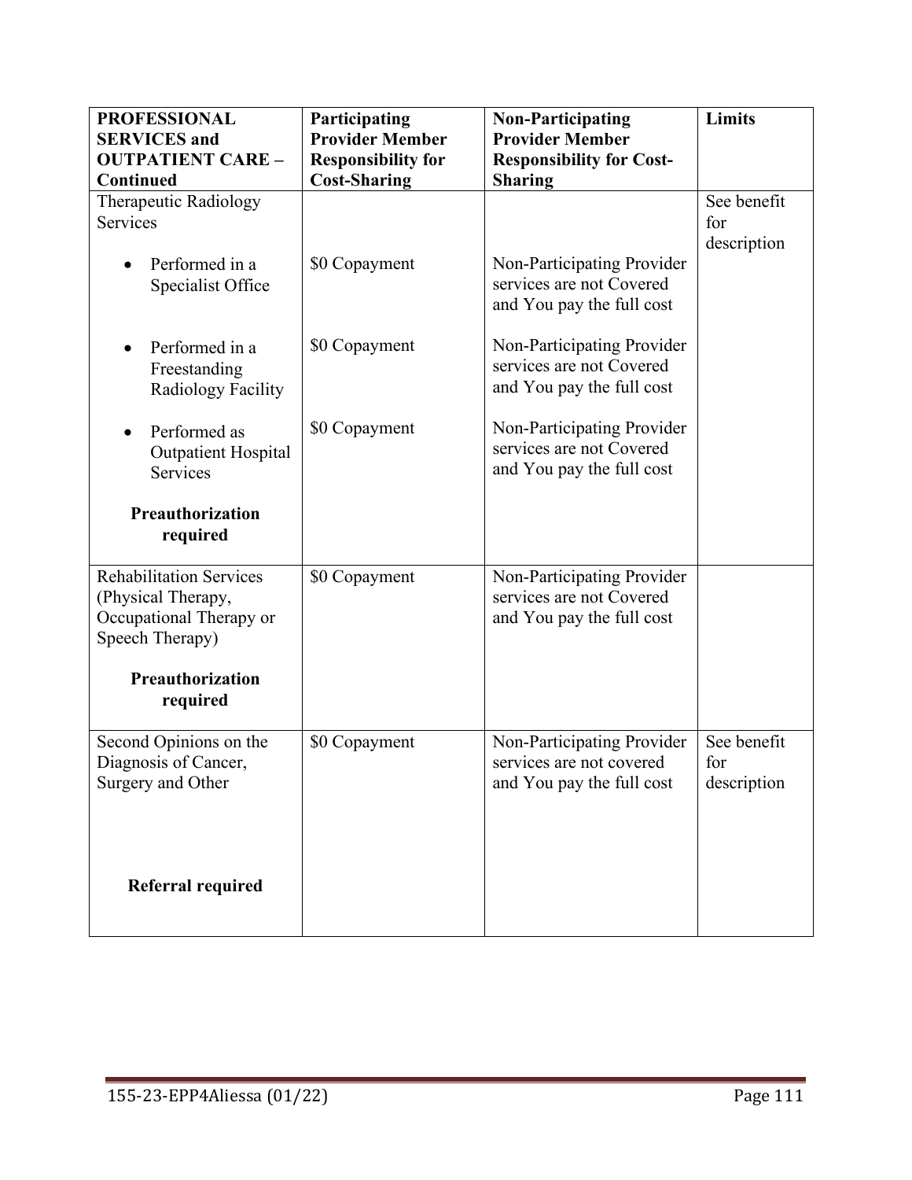| PROFESSIONAL SERVICES and OUTPATIENT CARE – Continued | Participating Provider Member Responsibility for Cost-Sharing | Non-Participating Provider Member Responsibility for Cost-Sharing | Limits |
|---|---|---|---|
| Therapeutic Radiology Services | | | See benefit for description |
| • Performed in a Specialist Office | $0 Copayment | Non-Participating Provider services are not Covered and You pay the full cost | |
| • Performed in a Freestanding Radiology Facility | $0 Copayment | Non-Participating Provider services are not Covered and You pay the full cost | |
| • Performed as Outpatient Hospital Services | $0 Copayment | Non-Participating Provider services are not Covered and You pay the full cost | |
| **Preauthorization required** | | | |
| Rehabilitation Services (Physical Therapy, Occupational Therapy or Speech Therapy)<br><br>**Preauthorization required** | $0 Copayment | Non-Participating Provider services are not Covered and You pay the full cost | |
| Second Opinions on the Diagnosis of Cancer, Surgery and Other<br><br>**Referral required** | $0 Copayment | Non-Participating Provider services are not covered and You pay the full cost | See benefit for description |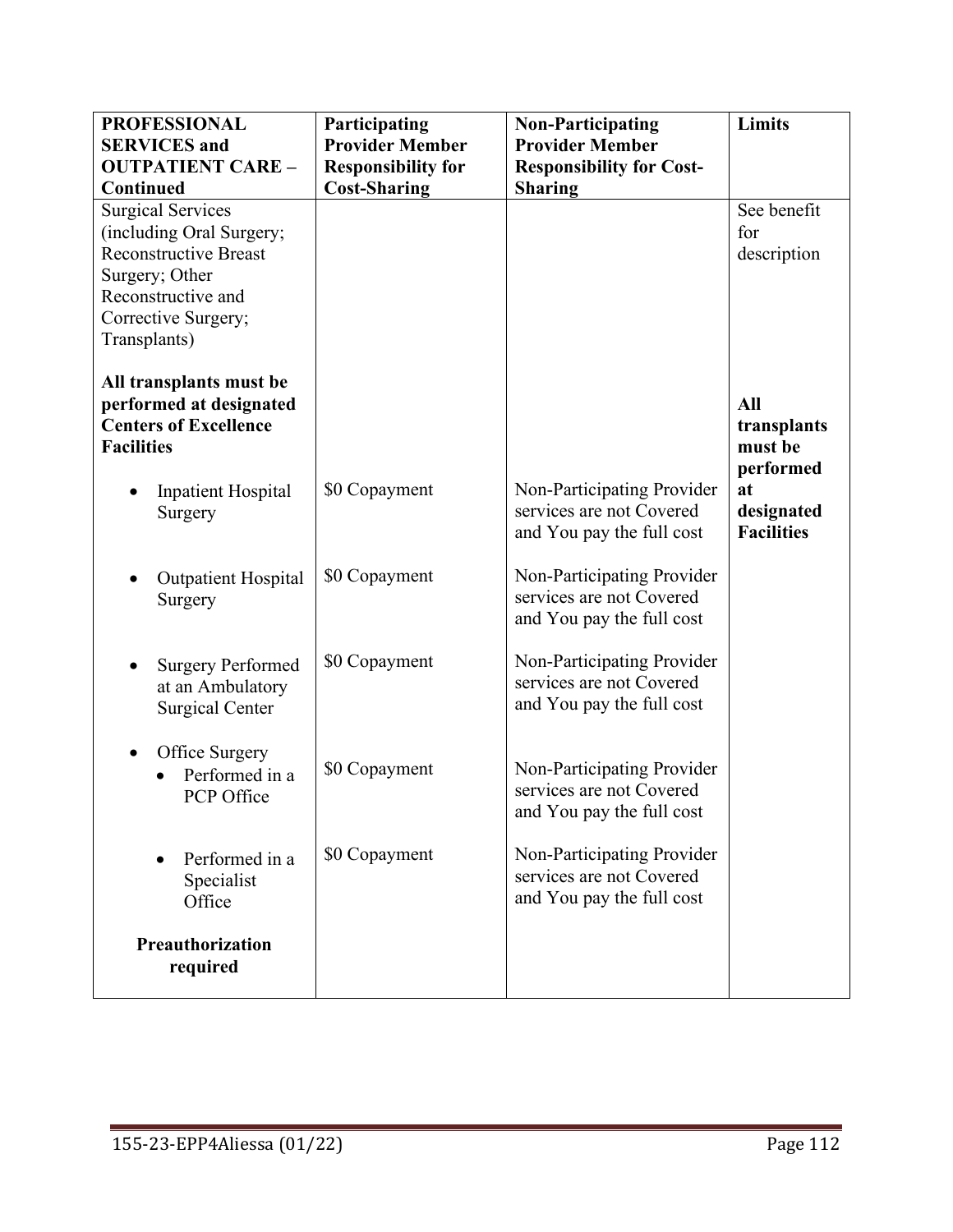| PROFESSIONAL SERVICES and OUTPATIENT CARE – Continued | Participating Provider Member Responsibility for Cost-Sharing | Non-Participating Provider Member Responsibility for Cost-Sharing | Limits |
|---|---|---|---|
| Surgical Services (including Oral Surgery; Reconstructive Breast Surgery; Other Reconstructive and Corrective Surgery; Transplants) | | | See benefit for description |
| **All transplants must be performed at designated Centers of Excellence Facilities** | | | **All transplants must be performed at designated Facilities** |
| • Inpatient Hospital Surgery | $0 Copayment | Non-Participating Provider services are not Covered and You pay the full cost | |
| • Outpatient Hospital Surgery | $0 Copayment | Non-Participating Provider services are not Covered and You pay the full cost | |
| • Surgery Performed at an Ambulatory Surgical Center | $0 Copayment | Non-Participating Provider services are not Covered and You pay the full cost | |
| • Office Surgery<br>• Performed in a PCP Office | $0 Copayment | Non-Participating Provider services are not Covered and You pay the full cost | |
| • Performed in a Specialist Office | $0 Copayment | Non-Participating Provider services are not Covered and You pay the full cost | |
| **Preauthorization required** | | | |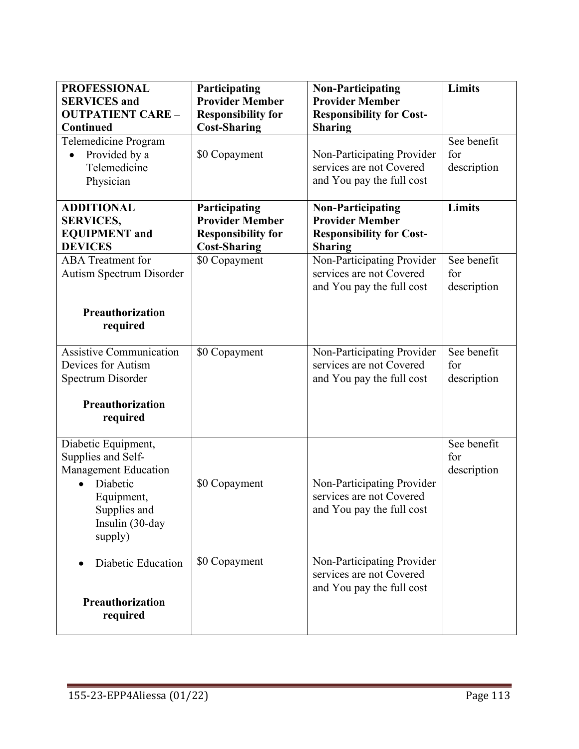| PROFESSIONAL SERVICES and OUTPATIENT CARE – Continued | Participating Provider Member Responsibility for Cost-Sharing | Non-Participating Provider Member Responsibility for Cost-Sharing | Limits |
|---|---|---|---|
| Telemedicine Program<br>• Provided by a Telemedicine Physician | $0 Copayment | Non-Participating Provider services are not Covered and You pay the full cost | See benefit for description |
| **ADDITIONAL SERVICES, EQUIPMENT and DEVICES** | **Participating Provider Member Responsibility for Cost-Sharing** | **Non-Participating Provider Member Responsibility for Cost-Sharing** | **Limits** |
| ABA Treatment for Autism Spectrum Disorder<br><br>**Preauthorization required** | $0 Copayment | Non-Participating Provider services are not Covered and You pay the full cost | See benefit for description |
| Assistive Communication Devices for Autism Spectrum Disorder<br><br>**Preauthorization required** | $0 Copayment | Non-Participating Provider services are not Covered and You pay the full cost | See benefit for description |
| Diabetic Equipment, Supplies and Self-Management Education<br>• Diabetic Equipment, Supplies and Insulin (30-day supply) | $0 Copayment | Non-Participating Provider services are not Covered and You pay the full cost | See benefit for description |
| • Diabetic Education<br><br>**Preauthorization required** | $0 Copayment | Non-Participating Provider services are not Covered and You pay the full cost | |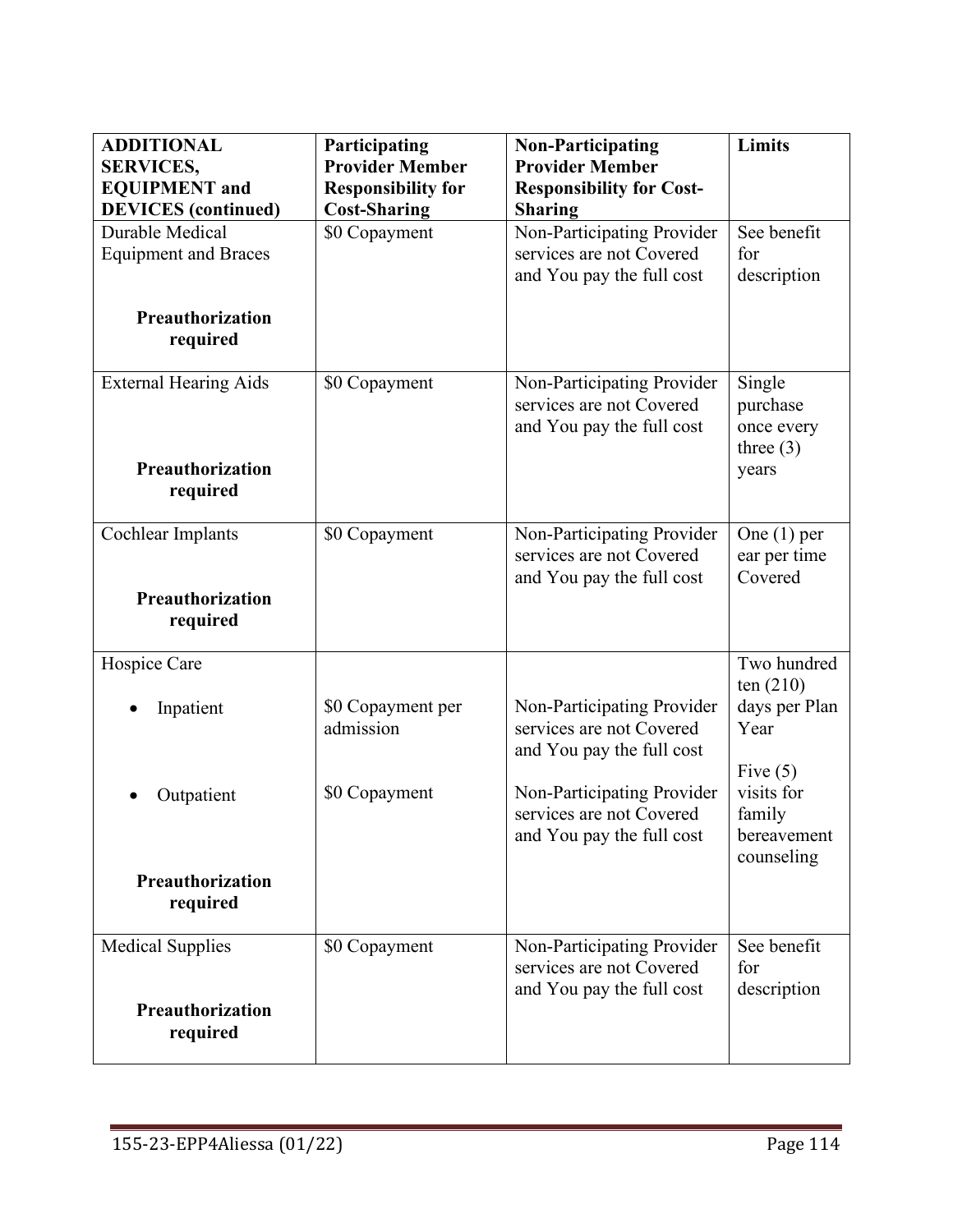| **ADDITIONAL SERVICES, EQUIPMENT and DEVICES (continued)** | **Participating Provider Member Responsibility for Cost-Sharing** | **Non-Participating Provider Member Responsibility for Cost-Sharing** | **Limits** |
|---|---|---|---|
| Durable Medical Equipment and Braces<br><br>**Preauthorization required** | $0 Copayment | Non-Participating Provider services are not Covered and You pay the full cost | See benefit for description |
| External Hearing Aids<br><br>**Preauthorization required** | $0 Copayment | Non-Participating Provider services are not Covered and You pay the full cost | Single purchase once every three (3) years |
| Cochlear Implants<br><br>**Preauthorization required** | $0 Copayment | Non-Participating Provider services are not Covered and You pay the full cost | One (1) per ear per time Covered |
| Hospice Care<br><br>• Inpatient<br><br>• Outpatient<br><br>**Preauthorization required** | <br><br>$0 Copayment per admission<br><br>$0 Copayment | <br><br>Non-Participating Provider services are not Covered and You pay the full cost<br><br>Non-Participating Provider services are not Covered and You pay the full cost | Two hundred ten (210) days per Plan Year<br><br>Five (5) visits for family bereavement counseling |
| Medical Supplies<br><br>**Preauthorization required** | $0 Copayment | Non-Participating Provider services are not Covered and You pay the full cost | See benefit for description |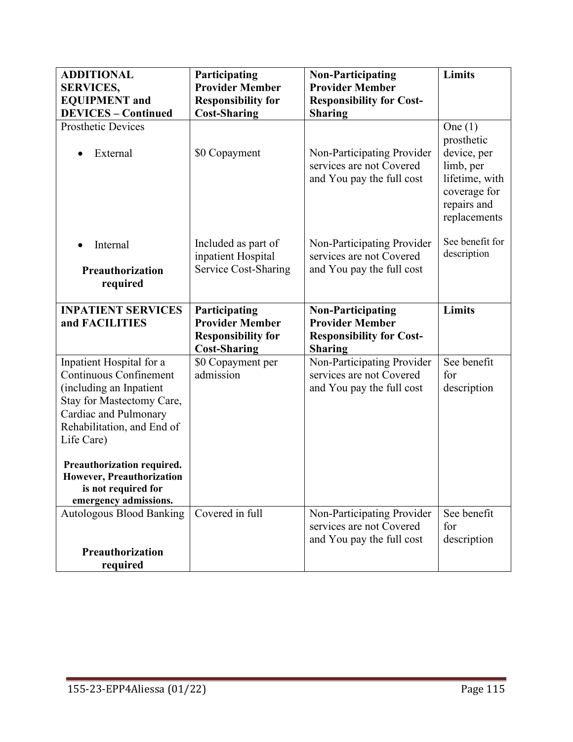| **ADDITIONAL SERVICES, EQUIPMENT and DEVICES – Continued** | **Participating Provider Member Responsibility for Cost-Sharing** | **Non-Participating Provider Member Responsibility for Cost-Sharing** | **Limits** |
|---|---|---|---|
| Prosthetic Devices<br><br>• External | <br><br>$0 Copayment | <br><br>Non-Participating Provider services are not Covered and You pay the full cost | One (1) prosthetic device, per limb, per lifetime, with coverage for repairs and replacements |
| • Internal<br><br>**Preauthorization required** | Included as part of inpatient Hospital Service Cost-Sharing | Non-Participating Provider services are not Covered and You pay the full cost | See benefit for description |
| **INPATIENT SERVICES and FACILITIES** | **Participating Provider Member Responsibility for Cost-Sharing** | **Non-Participating Provider Member Responsibility for Cost-Sharing** | **Limits** |
| Inpatient Hospital for a Continuous Confinement (including an Inpatient Stay for Mastectomy Care, Cardiac and Pulmonary Rehabilitation, and End of Life Care)<br><br>**Preauthorization required. However, Preauthorization is not required for emergency admissions.** | $0 Copayment per admission | Non-Participating Provider services are not Covered and You pay the full cost | See benefit for description |
| Autologous Blood Banking<br><br>**Preauthorization required** | Covered in full | Non-Participating Provider services are not Covered and You pay the full cost | See benefit for description |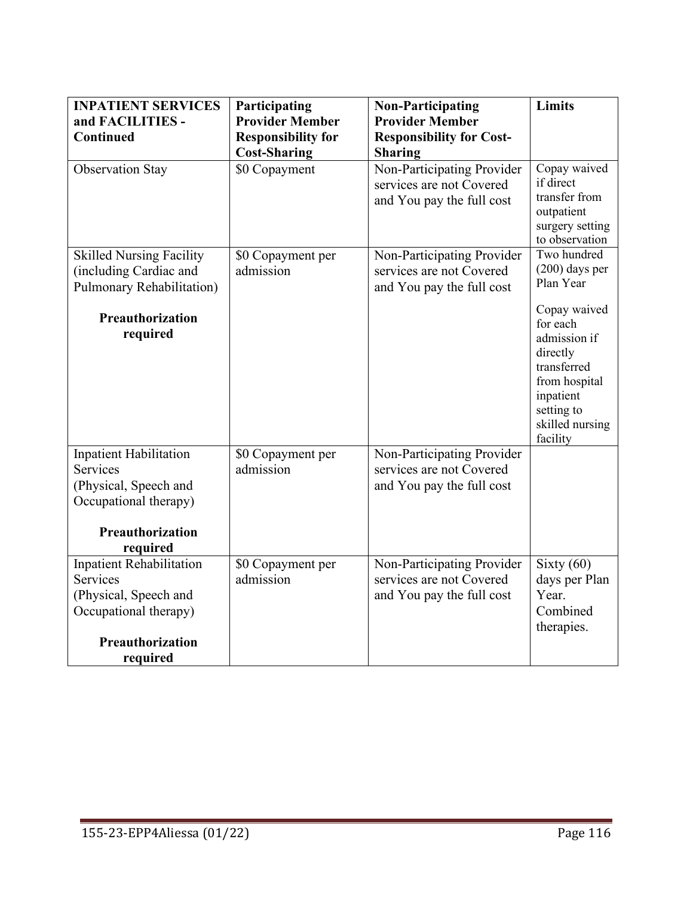| INPATIENT SERVICES and FACILITIES - Continued | Participating Provider Member Responsibility for Cost-Sharing | Non-Participating Provider Member Responsibility for Cost-Sharing | Limits |
|---|---|---|---|
| Observation Stay | $0 Copayment | Non-Participating Provider services are not Covered and You pay the full cost | Copay waived if direct transfer from outpatient surgery setting to observation |
| Skilled Nursing Facility (including Cardiac and Pulmonary Rehabilitation)<br><br>**Preauthorization required** | $0 Copayment per admission | Non-Participating Provider services are not Covered and You pay the full cost | Two hundred (200) days per Plan Year<br><br>Copay waived for each admission if directly transferred from hospital inpatient setting to skilled nursing facility |
| Inpatient Habilitation Services (Physical, Speech and Occupational therapy)<br><br>**Preauthorization required** | $0 Copayment per admission | Non-Participating Provider services are not Covered and You pay the full cost | |
| Inpatient Rehabilitation Services (Physical, Speech and Occupational therapy)<br><br>**Preauthorization required** | $0 Copayment per admission | Non-Participating Provider services are not Covered and You pay the full cost | Sixty (60) days per Plan Year. Combined therapies. |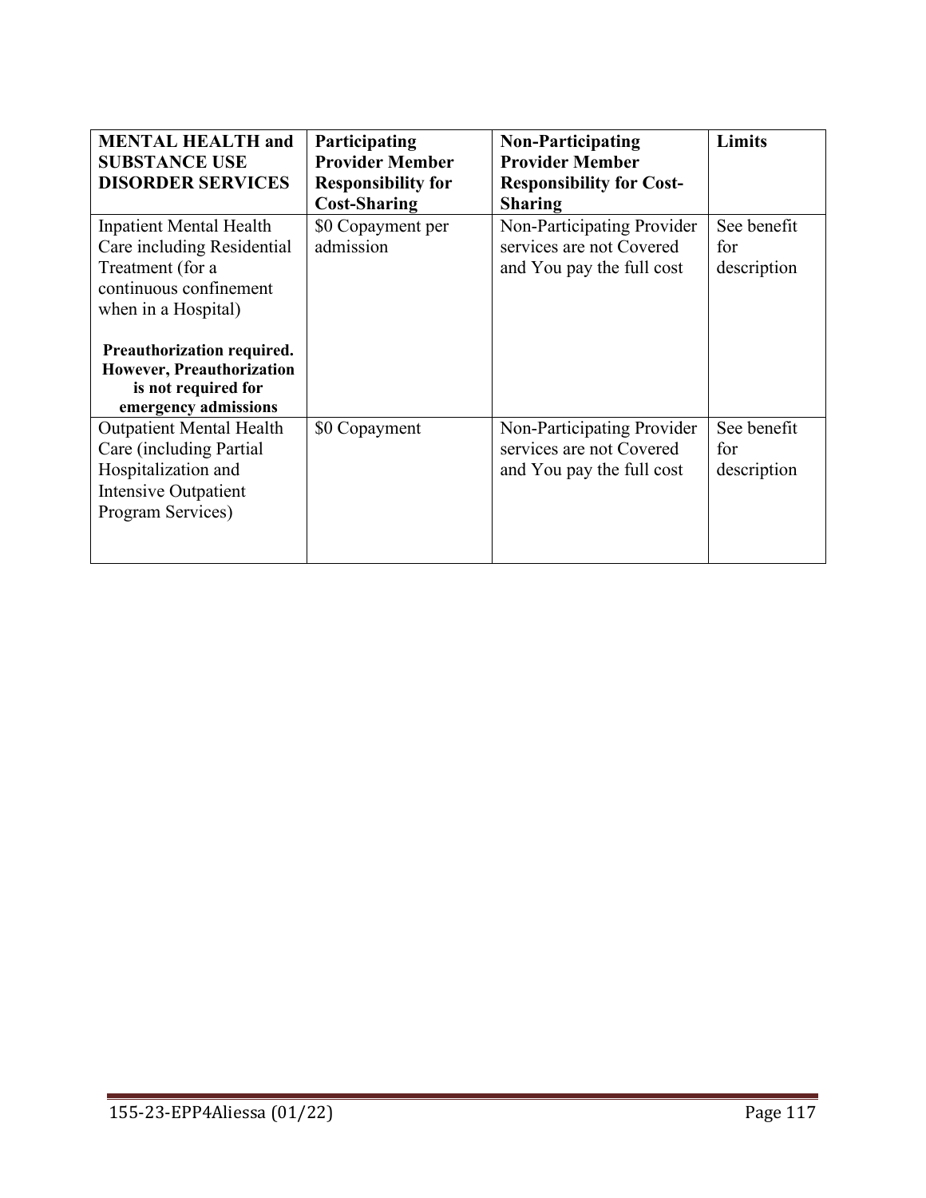| **MENTAL HEALTH and SUBSTANCE USE DISORDER SERVICES** | **Participating Provider Member Responsibility for Cost-Sharing** | **Non-Participating Provider Member Responsibility for Cost-Sharing** | **Limits** |
|---|---|---|---|
| Inpatient Mental Health Care including Residential Treatment (for a continuous confinement when in a Hospital)<br><br>**Preauthorization required. However, Preauthorization is not required for emergency admissions** | \$0 Copayment per admission | Non-Participating Provider services are not Covered and You pay the full cost | See benefit for description |
| Outpatient Mental Health Care (including Partial Hospitalization and Intensive Outpatient Program Services) | \$0 Copayment | Non-Participating Provider services are not Covered and You pay the full cost | See benefit for description |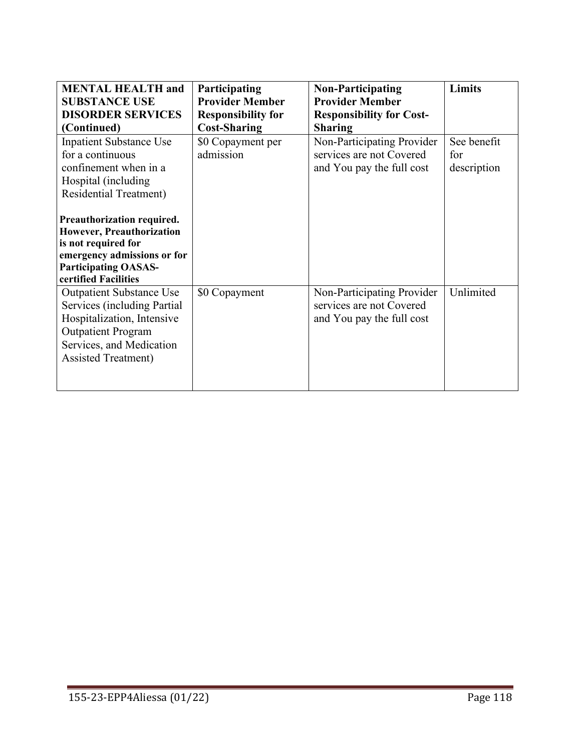| **MENTAL HEALTH and SUBSTANCE USE DISORDER SERVICES (Continued)** | **Participating Provider Member Responsibility for Cost-Sharing** | **Non-Participating Provider Member Responsibility for Cost-Sharing** | **Limits** |
|---|---|---|---|
| Inpatient Substance Use for a continuous confinement when in a Hospital (including Residential Treatment)<br><br>**Preauthorization required. However, Preauthorization is not required for emergency admissions or for Participating OASAS-certified Facilities** | \$0 Copayment per admission | Non-Participating Provider services are not Covered and You pay the full cost | See benefit for description |
| Outpatient Substance Use Services (including Partial Hospitalization, Intensive Outpatient Program Services, and Medication Assisted Treatment) | \$0 Copayment | Non-Participating Provider services are not Covered and You pay the full cost | Unlimited |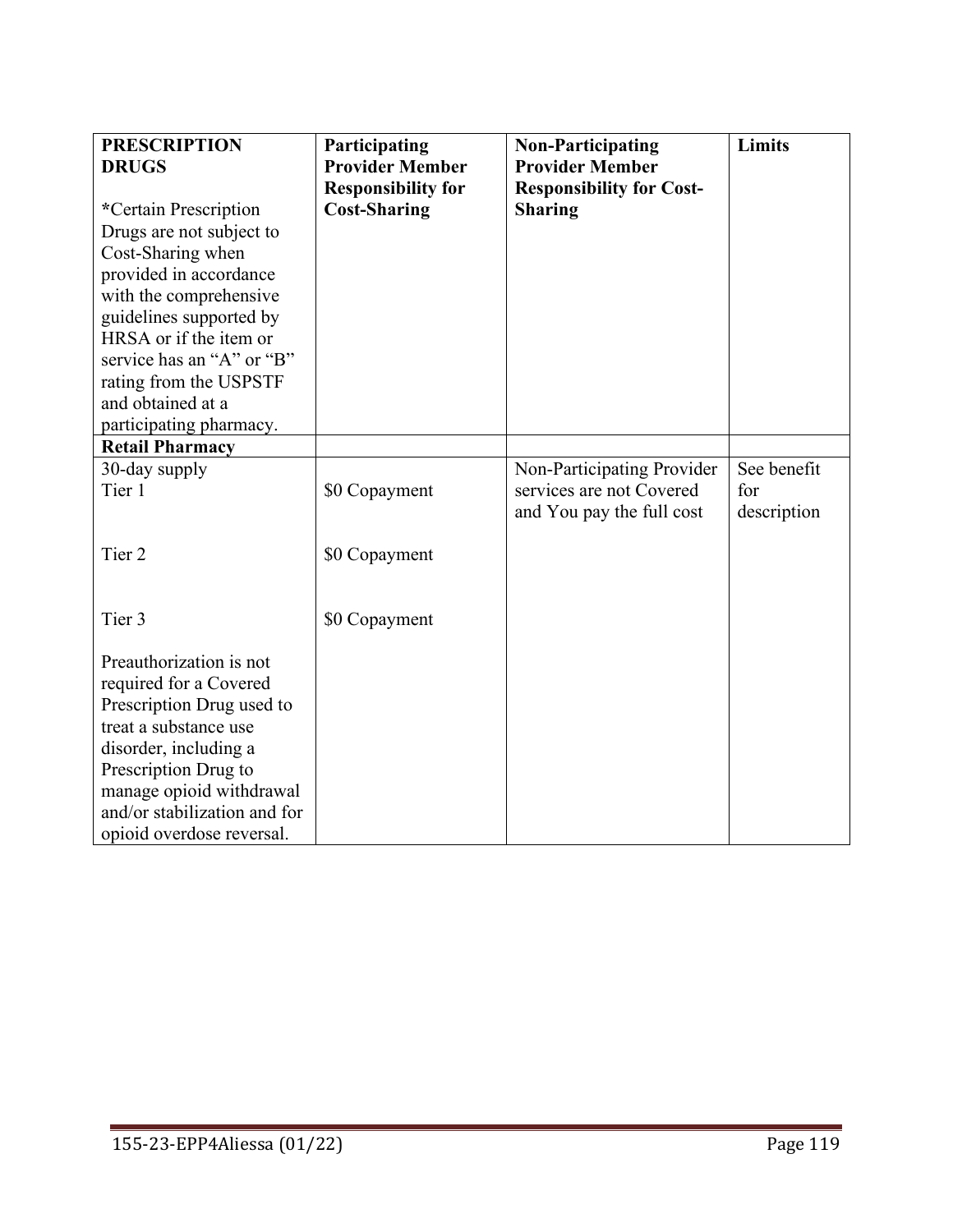| **PRESCRIPTION DRUGS**<br><br>**\***Certain Prescription Drugs are not subject to Cost-Sharing when provided in accordance with the comprehensive guidelines supported by HRSA or if the item or service has an "A" or "B" rating from the USPSTF and obtained at a participating pharmacy. | **Participating Provider Member Responsibility for Cost-Sharing** | **Non-Participating Provider Member Responsibility for Cost-Sharing** | **Limits** |
|---|---|---|---|
| **Retail Pharmacy** | | | |
| 30-day supply<br>Tier 1<br><br>Tier 2<br><br>Tier 3<br><br>Preauthorization is not required for a Covered Prescription Drug used to treat a substance use disorder, including a Prescription Drug to manage opioid withdrawal and/or stabilization and for opioid overdose reversal. | <br>$0 Copayment<br><br>$0 Copayment<br><br>$0 Copayment | Non-Participating Provider services are not Covered and You pay the full cost | See benefit for description |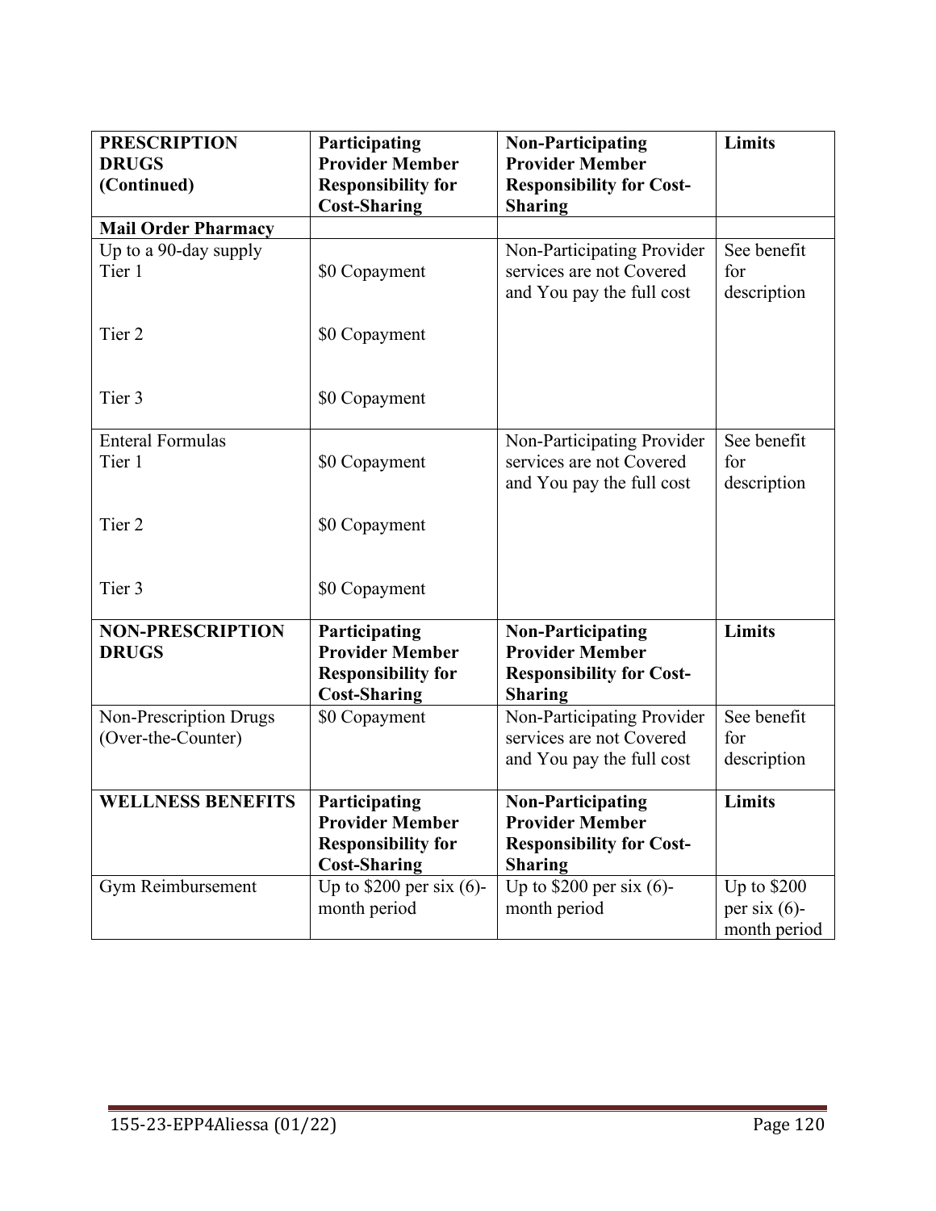| **PRESCRIPTION DRUGS (Continued)** | **Participating Provider Member Responsibility for Cost-Sharing** | **Non-Participating Provider Member Responsibility for Cost-Sharing** | **Limits** |
|---|---|---|---|
| **Mail Order Pharmacy** | | | |
| Up to a 90-day supply<br>Tier 1<br><br>Tier 2<br><br>Tier 3 | <br>$0 Copayment<br><br>$0 Copayment<br><br>$0 Copayment | Non-Participating Provider services are not Covered and You pay the full cost | See benefit for description |
| Enteral Formulas<br>Tier 1<br><br>Tier 2<br><br>Tier 3 | <br>$0 Copayment<br><br>$0 Copayment<br><br>$0 Copayment | Non-Participating Provider services are not Covered and You pay the full cost | See benefit for description |
| **NON-PRESCRIPTION DRUGS** | **Participating Provider Member Responsibility for Cost-Sharing** | **Non-Participating Provider Member Responsibility for Cost-Sharing** | **Limits** |
| Non-Prescription Drugs (Over-the-Counter) | $0 Copayment | Non-Participating Provider services are not Covered and You pay the full cost | See benefit for description |
| **WELLNESS BENEFITS** | **Participating Provider Member Responsibility for Cost-Sharing** | **Non-Participating Provider Member Responsibility for Cost-Sharing** | **Limits** |
| Gym Reimbursement | Up to $200 per six (6)-month period | Up to $200 per six (6)-month period | Up to $200 per six (6)-month period |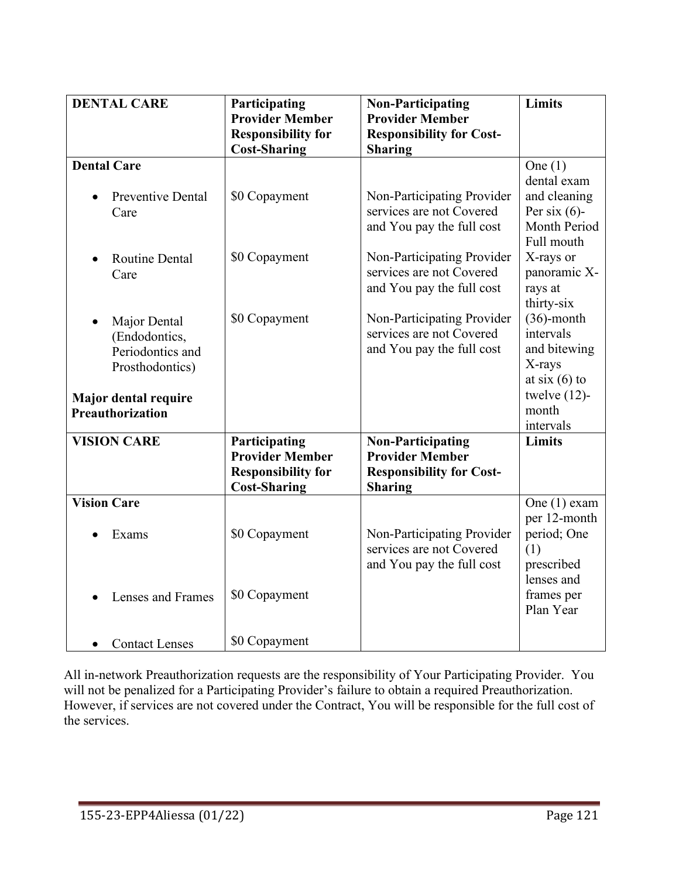| **DENTAL CARE** | **Participating Provider Member Responsibility for Cost-Sharing** | **Non-Participating Provider Member Responsibility for Cost-Sharing** | **Limits** |
| --- | --- | --- | --- |
| **Dental Care**<br><br>• Preventive Dental Care<br><br>• Routine Dental Care<br><br>• Major Dental (Endodontics, Periodontics and Prosthodontics)<br><br>**Major dental require Preauthorization** | <br><br>$0 Copayment<br><br>$0 Copayment<br><br>$0 Copayment | <br><br>Non-Participating Provider services are not Covered and You pay the full cost<br><br>Non-Participating Provider services are not Covered and You pay the full cost<br><br>Non-Participating Provider services are not Covered and You pay the full cost | One (1) dental exam and cleaning Per six (6)-Month Period Full mouth X-rays or panoramic X-rays at thirty-six (36)-month intervals and bitewing X-rays at six (6) to twelve (12)-month intervals |
| **VISION CARE** | **Participating Provider Member Responsibility for Cost-Sharing** | **Non-Participating Provider Member Responsibility for Cost-Sharing** | **Limits** |
| **Vision Care**<br><br>• Exams<br><br>• Lenses and Frames<br><br>• Contact Lenses | <br><br>$0 Copayment<br><br>$0 Copayment<br><br>$0 Copayment | <br><br>Non-Participating Provider services are not Covered and You pay the full cost | One (1) exam per 12-month period; One (1) prescribed lenses and frames per Plan Year |

All in-network Preauthorization requests are the responsibility of Your Participating Provider. You will not be penalized for a Participating Provider's failure to obtain a required Preauthorization. However, if services are not covered under the Contract, You will be responsible for the full cost of the services.